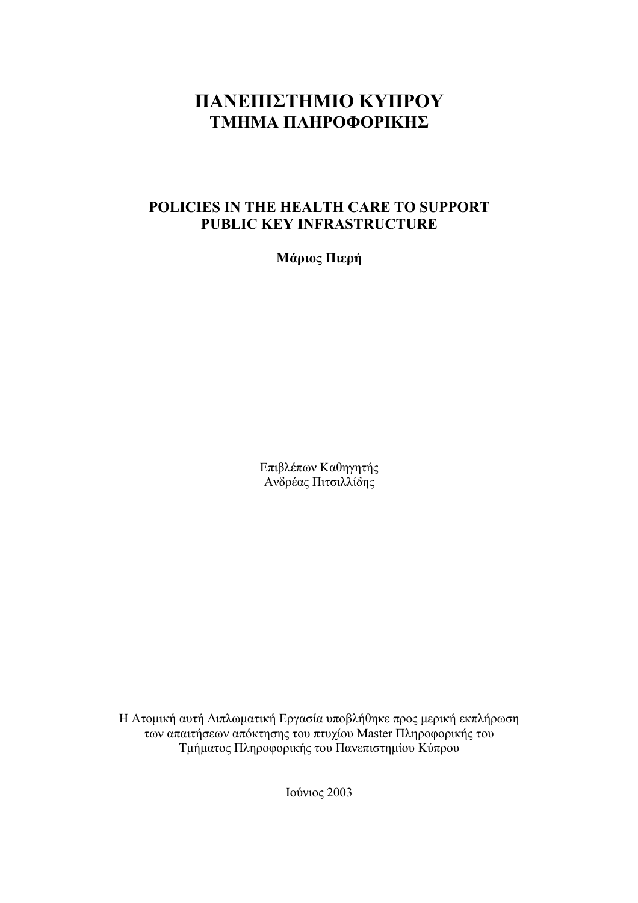# ΠΑΝΕΠΙΣΤΗΜΙΟ ΚΥΠΡΟΥ
## ΤΜΗΜΑ ΠΛΗΡΟΦΟΡΙΚΗΣ

## POLICIES IN THE HEALTH CARE TO SUPPORT PUBLIC KEY INFRASTRUCTURE

**Μάριος Πιερή**

Επιβλέπων Καθηγητής
Ανδρέας Πιτσιλλίδης

Η Ατομική αυτή Διπλωματική Εργασία υποβλήθηκε προς μερική εκπλήρωση των απαιτήσεων απόκτησης του πτυχίου Master Πληροφορικής του Τμήματος Πληροφορικής του Πανεπιστημίου Κύπρου

Ιούνιος 2003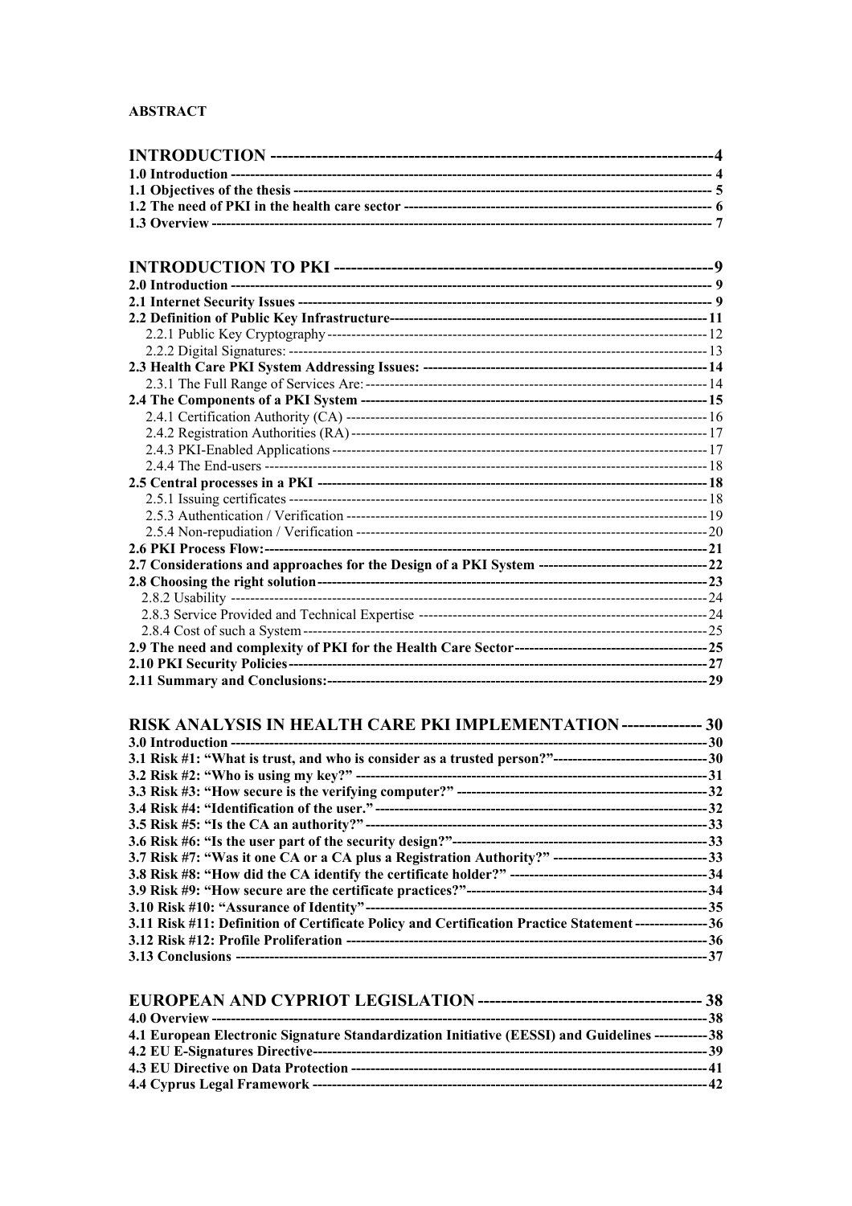**ABSTRACT**

**INTRODUCTION ---------------------------------------------------------------------------4**
**1.0 Introduction ---------------------------------------------------------------------------------------------------- 4**
**1.1 Objectives of the thesis ------------------------------------------------------------------------------------- 5**
**1.2 The need of PKI in the health care sector --------------------------------------------------------------- 6**
**1.3 Overview ------------------------------------------------------------------------------------------------------- 7**

**INTRODUCTION TO PKI ---------------------------------------------------------------9**
**2.0 Introduction ---------------------------------------------------------------------------------------------------- 9**
**2.1 Internet Security Issues -------------------------------------------------------------------------------------- 9**
**2.2 Definition of Public Key Infrastructure--------------------------------------------------------------------11**
2.2.1 Public Key Cryptography--------------------------------------------------------------------------------12
2.2.2 Digital Signatures: ---------------------------------------------------------------------------------------13
**2.3 Health Care PKI System Addressing Issues: ----------------------------------------------------------14**
2.3.1 The Full Range of Services Are:----------------------------------------------------------------------14
**2.4 The Components of a PKI System -----------------------------------------------------------------------15**
2.4.1 Certification Authority (CA) ---------------------------------------------------------------------------16
2.4.2 Registration Authorities (RA)--------------------------------------------------------------------------17
2.4.3 PKI-Enabled Applications------------------------------------------------------------------------------17
2.4.4 The End-users --------------------------------------------------------------------------------------------18
**2.5 Central processes in a PKI --------------------------------------------------------------------------------18**
2.5.1 Issuing certificates ---------------------------------------------------------------------------------------18
2.5.3 Authentication / Verification ---------------------------------------------------------------------------19
2.5.4 Non-repudiation / Verification -------------------------------------------------------------------------20
**2.6 PKI Process Flow:---------------------------------------------------------------------------------------------21**
**2.7 Considerations and approaches for the Design of a PKI System -----------------------------------22**
**2.8 Choosing the right solution----------------------------------------------------------------------------------23**
2.8.2 Usability ---------------------------------------------------------------------------------------------------24
2.8.3 Service Provided and Technical Expertise ----------------------------------------------------------24
2.8.4 Cost of such a System-----------------------------------------------------------------------------------25
**2.9 The need and complexity of PKI for the Health Care Sector-----------------------------------------25**
**2.10 PKI Security Policies-----------------------------------------------------------------------------------------27**
**2.11 Summary and Conclusions:--------------------------------------------------------------------------------29**

**RISK ANALYSIS IN HEALTH CARE PKI IMPLEMENTATION -------------- 30**
**3.0 Introduction ----------------------------------------------------------------------------------------------------30**
**3.1 Risk #1: "What is trust, and who is consider as a trusted person?"---------------------------------30**
**3.2 Risk #2: "Who is using my key?" --------------------------------------------------------------------------31**
**3.3 Risk #3: "How secure is the verifying computer?" -----------------------------------------------------32**
**3.4 Risk #4: "Identification of the user."-----------------------------------------------------------------------32**
**3.5 Risk #5: "Is the CA an authority?"-------------------------------------------------------------------------33**
**3.6 Risk #6: "Is the user part of the security design?"------------------------------------------------------33**
**3.7 Risk #7: "Was it one CA or a CA plus a Registration Authority?" ----------------------------------33**
**3.8 Risk #8: "How did the CA identify the certificate holder?" -------------------------------------------34**
**3.9 Risk #9: "How secure are the certificate practices?"---------------------------------------------------34**
**3.10 Risk #10: "Assurance of Identity"-------------------------------------------------------------------------35**
**3.11 Risk #11: Definition of Certificate Policy and Certification Practice Statement ---------------36**
**3.12 Risk #12: Profile Proliferation ----------------------------------------------------------------------------36**
**3.13 Conclusions ---------------------------------------------------------------------------------------------------37**

**EUROPEAN AND CYPRIOT LEGISLATION ------------------------------------ 38**
**4.0 Overview --------------------------------------------------------------------------------------------------------38**
**4.1 European Electronic Signature Standardization Initiative (EESSI) and Guidelines -----------38**
**4.2 EU E-Signatures Directive-----------------------------------------------------------------------------------39**
**4.3 EU Directive on Data Protection --------------------------------------------------------------------------41**
**4.4 Cyprus Legal Framework -----------------------------------------------------------------------------------42**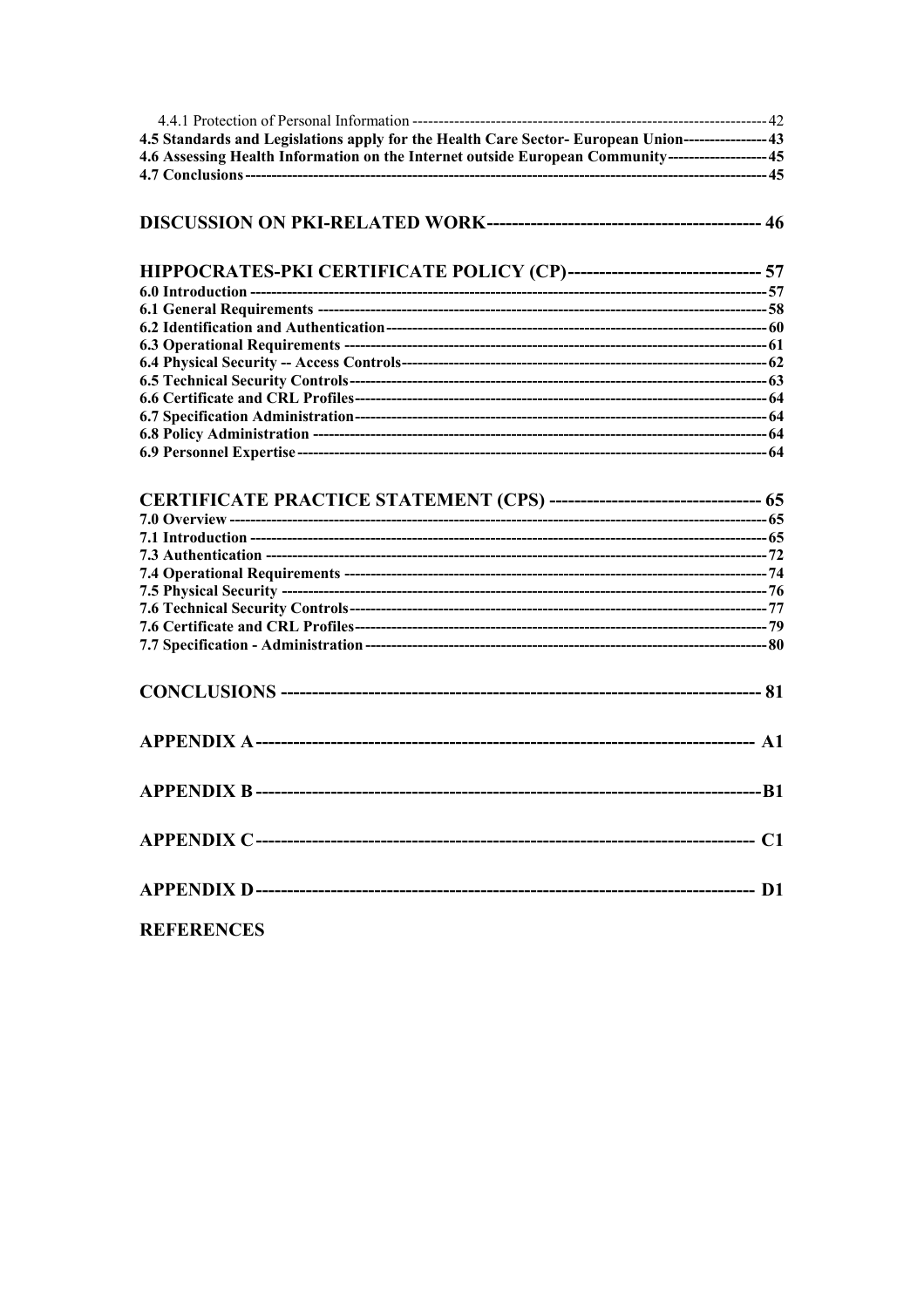4.4.1 Protection of Personal Information ---------------------------------------------------------------------- 42

**4.5 Standards and Legislations apply for the Health Care Sector- European Union---------------- 43**

**4.6 Assessing Health Information on the Internet outside European Community------------------- 45**

**4.7 Conclusions -------------------------------------------------------------------------------------------------- 45**

**DISCUSSION ON PKI-RELATED WORK------------------------------------------ 46**

**HIPPOCRATES-PKI CERTIFICATE POLICY (CP)------------------------------- 57**

**6.0 Introduction ------------------------------------------------------------------------------------------------ 57**

**6.1 General Requirements ---------------------------------------------------------------------------------- 58**

**6.2 Identification and Authentication ------------------------------------------------------------------ 60**

**6.3 Operational Requirements ---------------------------------------------------------------------------- 61**

**6.4 Physical Security -- Access Controls --------------------------------------------------------------- 62**

**6.5 Technical Security Controls -------------------------------------------------------------------------- 63**

**6.6 Certificate and CRL Profiles ------------------------------------------------------------------------- 64**

**6.7 Specification Administration ------------------------------------------------------------------------- 64**

**6.8 Policy Administration --------------------------------------------------------------------------------- 64**

**6.9 Personnel Expertise ------------------------------------------------------------------------------------ 64**

**CERTIFICATE PRACTICE STATEMENT (CPS) --------------------------------- 65**

**7.0 Overview ----------------------------------------------------------------------------------------------------- 65**

**7.1 Introduction ------------------------------------------------------------------------------------------------ 65**

**7.3 Authentication --------------------------------------------------------------------------------------------- 72**

**7.4 Operational Requirements ------------------------------------------------------------------------------ 74**

**7.5 Physical Security ------------------------------------------------------------------------------------------ 76**

**7.6 Technical Security Controls ---------------------------------------------------------------------------- 77**

**7.6 Certificate and CRL Profiles --------------------------------------------------------------------------- 79**

**7.7 Specification - Administration ------------------------------------------------------------------------ 80**

**CONCLUSIONS ----------------------------------------------------------------------- 81**

**APPENDIX A ------------------------------------------------------------------------- A1**

**APPENDIX B -------------------------------------------------------------------------B1**

**APPENDIX C ------------------------------------------------------------------------- C1**

**APPENDIX D ------------------------------------------------------------------------- D1**

**REFERENCES**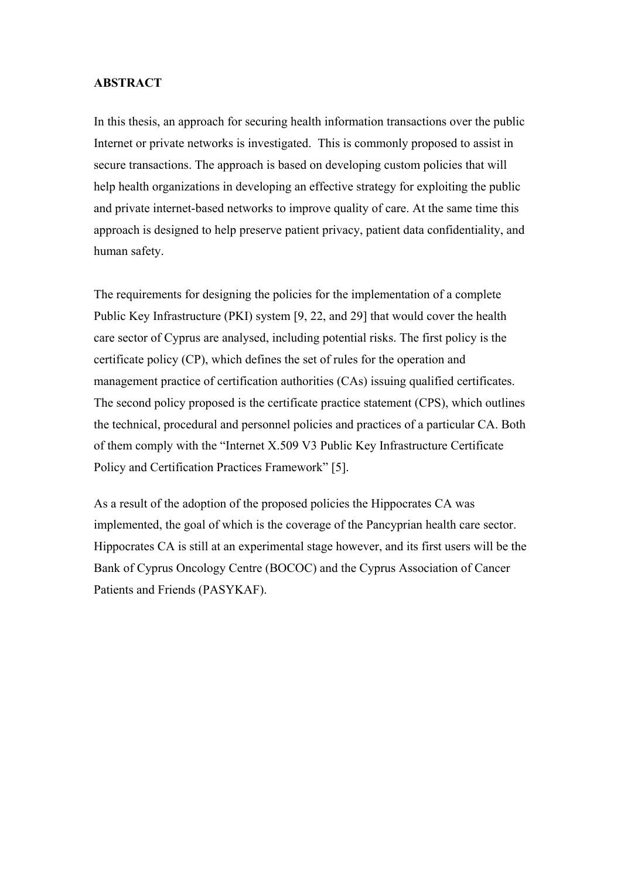**ABSTRACT**

In this thesis, an approach for securing health information transactions over the public Internet or private networks is investigated. This is commonly proposed to assist in secure transactions. The approach is based on developing custom policies that will help health organizations in developing an effective strategy for exploiting the public and private internet-based networks to improve quality of care. At the same time this approach is designed to help preserve patient privacy, patient data confidentiality, and human safety.

The requirements for designing the policies for the implementation of a complete Public Key Infrastructure (PKI) system [9, 22, and 29] that would cover the health care sector of Cyprus are analysed, including potential risks. The first policy is the certificate policy (CP), which defines the set of rules for the operation and management practice of certification authorities (CAs) issuing qualified certificates. The second policy proposed is the certificate practice statement (CPS), which outlines the technical, procedural and personnel policies and practices of a particular CA. Both of them comply with the "Internet X.509 V3 Public Key Infrastructure Certificate Policy and Certification Practices Framework" [5].

As a result of the adoption of the proposed policies the Hippocrates CA was implemented, the goal of which is the coverage of the Pancyprian health care sector. Hippocrates CA is still at an experimental stage however, and its first users will be the Bank of Cyprus Oncology Centre (BOCOC) and the Cyprus Association of Cancer Patients and Friends (PASYKAF).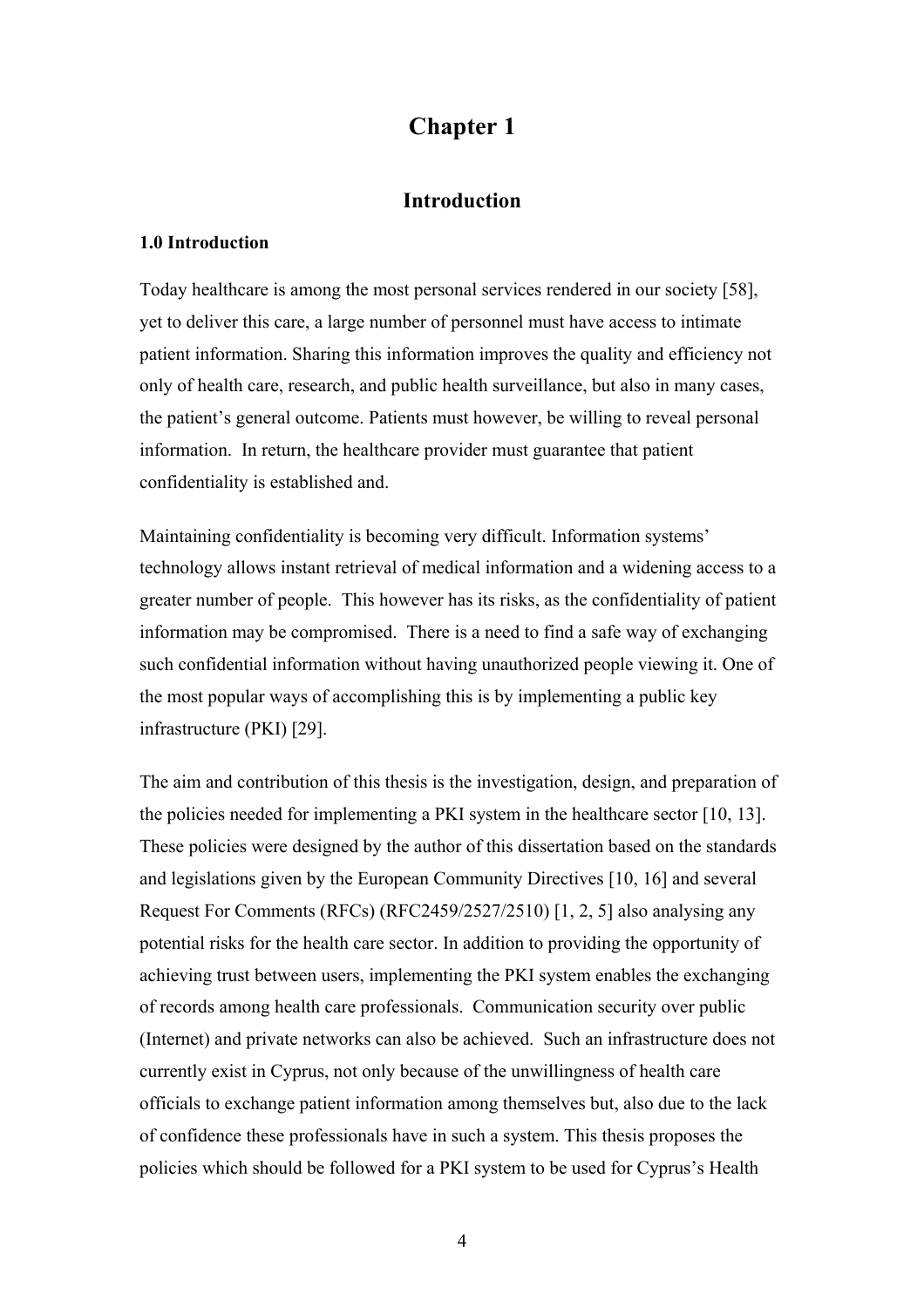# Chapter 1

## Introduction

### 1.0 Introduction

Today healthcare is among the most personal services rendered in our society [58], yet to deliver this care, a large number of personnel must have access to intimate patient information. Sharing this information improves the quality and efficiency not only of health care, research, and public health surveillance, but also in many cases, the patient's general outcome. Patients must however, be willing to reveal personal information. In return, the healthcare provider must guarantee that patient confidentiality is established and.

Maintaining confidentiality is becoming very difficult. Information systems' technology allows instant retrieval of medical information and a widening access to a greater number of people. This however has its risks, as the confidentiality of patient information may be compromised. There is a need to find a safe way of exchanging such confidential information without having unauthorized people viewing it. One of the most popular ways of accomplishing this is by implementing a public key infrastructure (PKI) [29].

The aim and contribution of this thesis is the investigation, design, and preparation of the policies needed for implementing a PKI system in the healthcare sector [10, 13]. These policies were designed by the author of this dissertation based on the standards and legislations given by the European Community Directives [10, 16] and several Request For Comments (RFCs) (RFC2459/2527/2510) [1, 2, 5] also analysing any potential risks for the health care sector. In addition to providing the opportunity of achieving trust between users, implementing the PKI system enables the exchanging of records among health care professionals. Communication security over public (Internet) and private networks can also be achieved. Such an infrastructure does not currently exist in Cyprus, not only because of the unwillingness of health care officials to exchange patient information among themselves but, also due to the lack of confidence these professionals have in such a system. This thesis proposes the policies which should be followed for a PKI system to be used for Cyprus's Health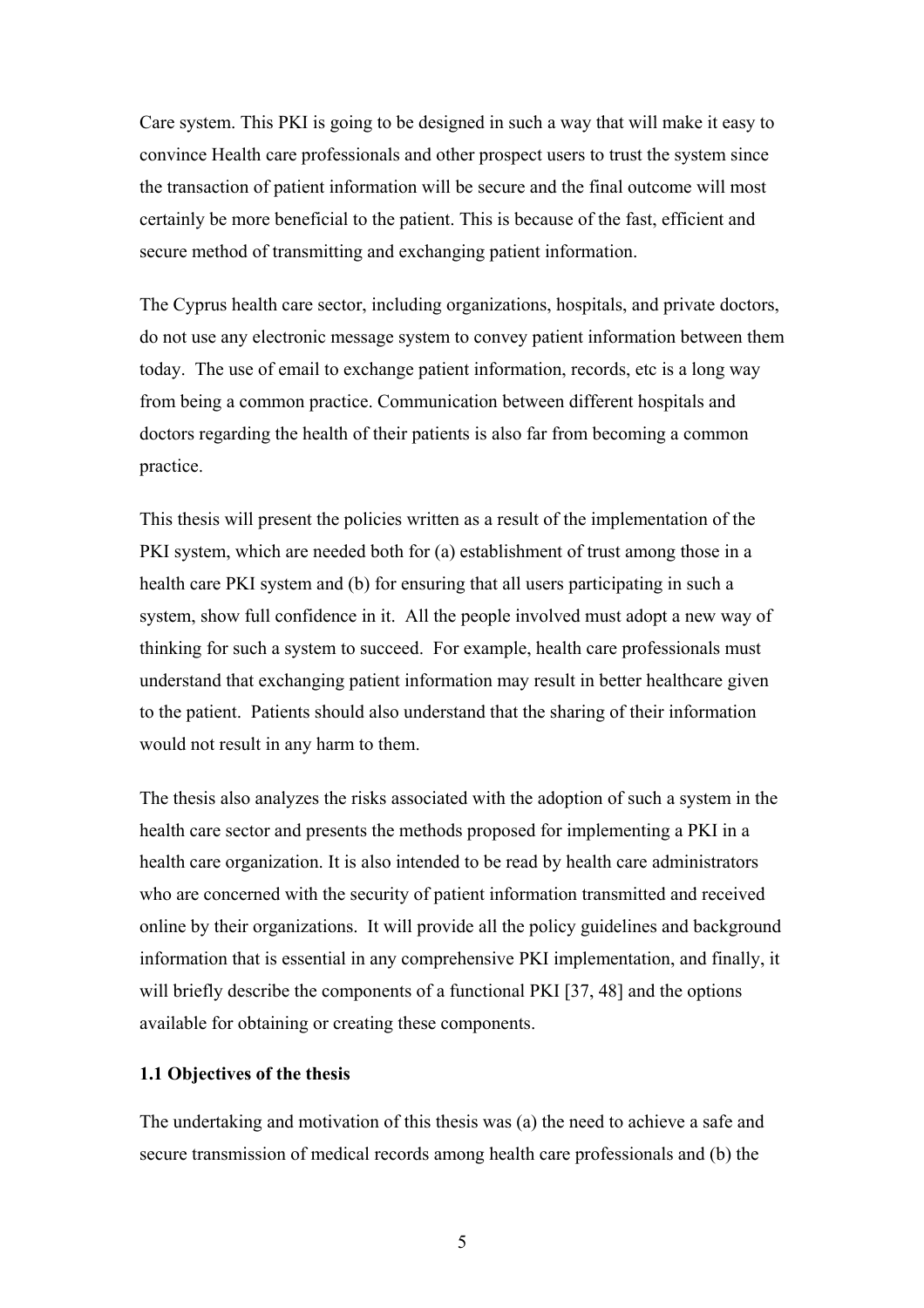Care system. This PKI is going to be designed in such a way that will make it easy to convince Health care professionals and other prospect users to trust the system since the transaction of patient information will be secure and the final outcome will most certainly be more beneficial to the patient. This is because of the fast, efficient and secure method of transmitting and exchanging patient information.

The Cyprus health care sector, including organizations, hospitals, and private doctors, do not use any electronic message system to convey patient information between them today. The use of email to exchange patient information, records, etc is a long way from being a common practice. Communication between different hospitals and doctors regarding the health of their patients is also far from becoming a common practice.

This thesis will present the policies written as a result of the implementation of the PKI system, which are needed both for (a) establishment of trust among those in a health care PKI system and (b) for ensuring that all users participating in such a system, show full confidence in it. All the people involved must adopt a new way of thinking for such a system to succeed. For example, health care professionals must understand that exchanging patient information may result in better healthcare given to the patient. Patients should also understand that the sharing of their information would not result in any harm to them.

The thesis also analyzes the risks associated with the adoption of such a system in the health care sector and presents the methods proposed for implementing a PKI in a health care organization. It is also intended to be read by health care administrators who are concerned with the security of patient information transmitted and received online by their organizations. It will provide all the policy guidelines and background information that is essential in any comprehensive PKI implementation, and finally, it will briefly describe the components of a functional PKI [37, 48] and the options available for obtaining or creating these components.

### 1.1 Objectives of the thesis

The undertaking and motivation of this thesis was (a) the need to achieve a safe and secure transmission of medical records among health care professionals and (b) the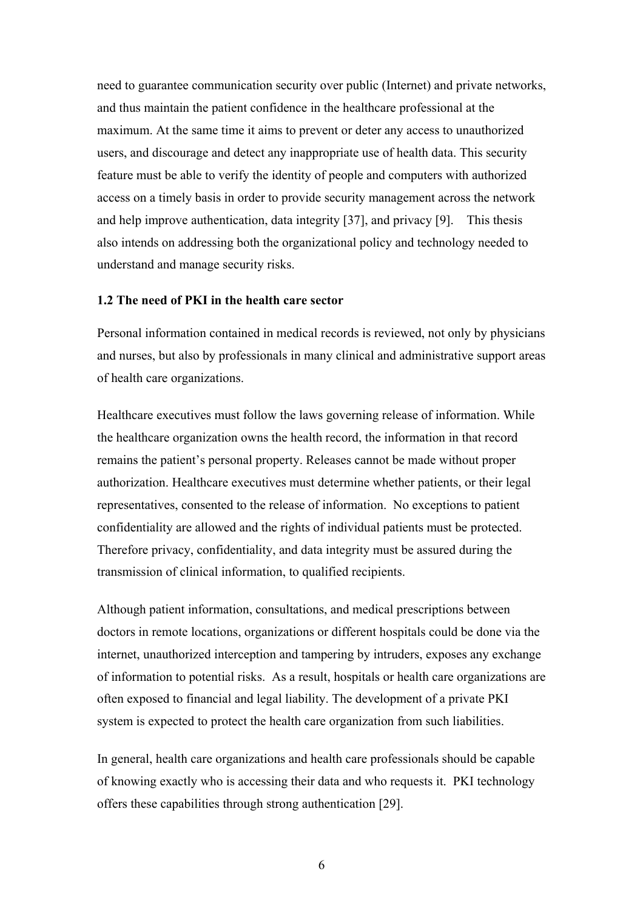need to guarantee communication security over public (Internet) and private networks, and thus maintain the patient confidence in the healthcare professional at the maximum. At the same time it aims to prevent or deter any access to unauthorized users, and discourage and detect any inappropriate use of health data. This security feature must be able to verify the identity of people and computers with authorized access on a timely basis in order to provide security management across the network and help improve authentication, data integrity [37], and privacy [9]. This thesis also intends on addressing both the organizational policy and technology needed to understand and manage security risks.

### 1.2 The need of PKI in the health care sector

Personal information contained in medical records is reviewed, not only by physicians and nurses, but also by professionals in many clinical and administrative support areas of health care organizations.

Healthcare executives must follow the laws governing release of information. While the healthcare organization owns the health record, the information in that record remains the patient's personal property. Releases cannot be made without proper authorization. Healthcare executives must determine whether patients, or their legal representatives, consented to the release of information. No exceptions to patient confidentiality are allowed and the rights of individual patients must be protected. Therefore privacy, confidentiality, and data integrity must be assured during the transmission of clinical information, to qualified recipients.

Although patient information, consultations, and medical prescriptions between doctors in remote locations, organizations or different hospitals could be done via the internet, unauthorized interception and tampering by intruders, exposes any exchange of information to potential risks. As a result, hospitals or health care organizations are often exposed to financial and legal liability. The development of a private PKI system is expected to protect the health care organization from such liabilities.

In general, health care organizations and health care professionals should be capable of knowing exactly who is accessing their data and who requests it. PKI technology offers these capabilities through strong authentication [29].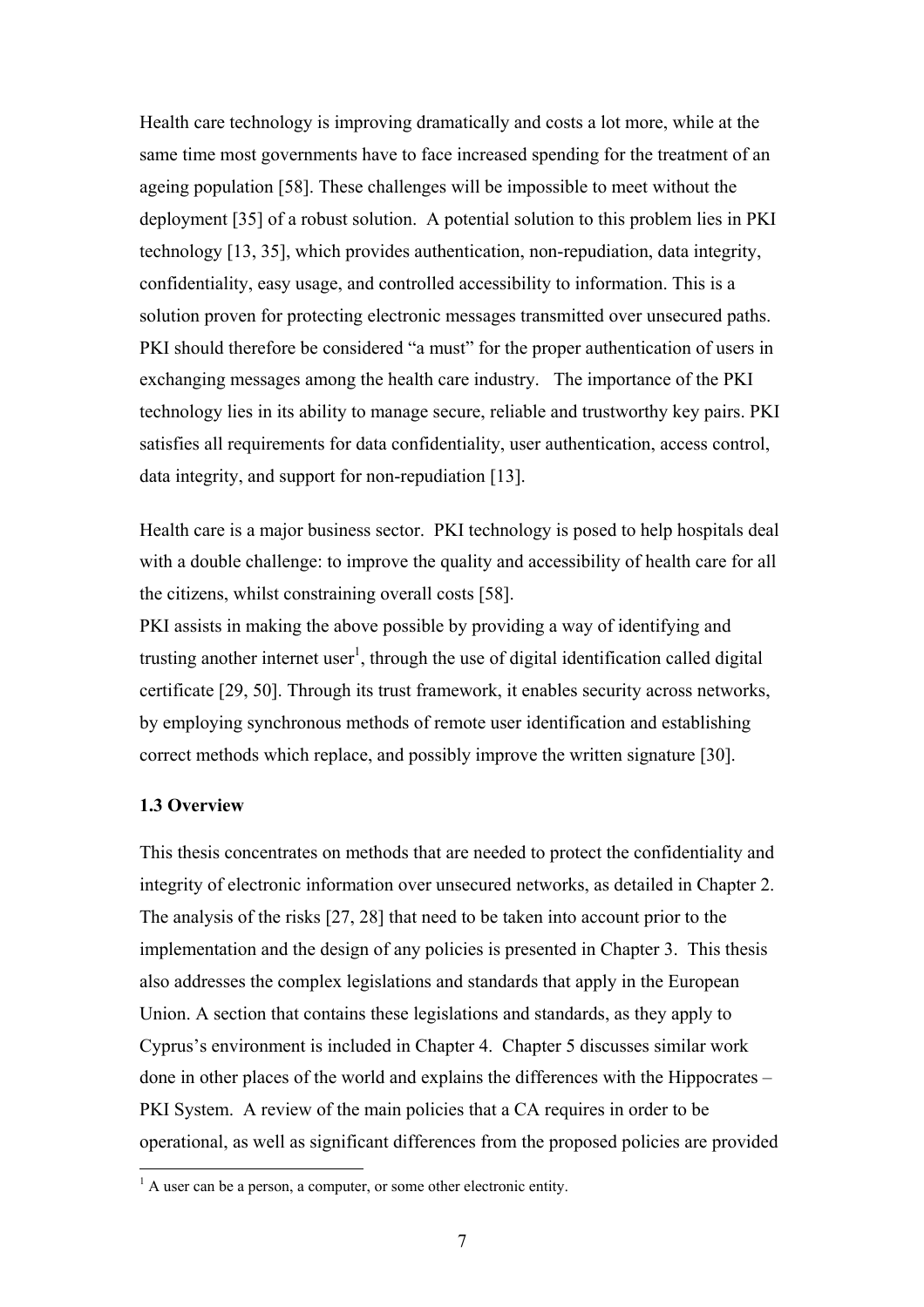Health care technology is improving dramatically and costs a lot more, while at the same time most governments have to face increased spending for the treatment of an ageing population [58]. These challenges will be impossible to meet without the deployment [35] of a robust solution. A potential solution to this problem lies in PKI technology [13, 35], which provides authentication, non-repudiation, data integrity, confidentiality, easy usage, and controlled accessibility to information. This is a solution proven for protecting electronic messages transmitted over unsecured paths. PKI should therefore be considered "a must" for the proper authentication of users in exchanging messages among the health care industry. The importance of the PKI technology lies in its ability to manage secure, reliable and trustworthy key pairs. PKI satisfies all requirements for data confidentiality, user authentication, access control, data integrity, and support for non-repudiation [13].

Health care is a major business sector. PKI technology is posed to help hospitals deal with a double challenge: to improve the quality and accessibility of health care for all the citizens, whilst constraining overall costs [58].

PKI assists in making the above possible by providing a way of identifying and trusting another internet user[1], through the use of digital identification called digital certificate [29, 50]. Through its trust framework, it enables security across networks, by employing synchronous methods of remote user identification and establishing correct methods which replace, and possibly improve the written signature [30].

### 1.3 Overview

This thesis concentrates on methods that are needed to protect the confidentiality and integrity of electronic information over unsecured networks, as detailed in Chapter 2. The analysis of the risks [27, 28] that need to be taken into account prior to the implementation and the design of any policies is presented in Chapter 3. This thesis also addresses the complex legislations and standards that apply in the European Union. A section that contains these legislations and standards, as they apply to Cyprus's environment is included in Chapter 4. Chapter 5 discusses similar work done in other places of the world and explains the differences with the Hippocrates – PKI System. A review of the main policies that a CA requires in order to be operational, as well as significant differences from the proposed policies are provided

[1] A user can be a person, a computer, or some other electronic entity.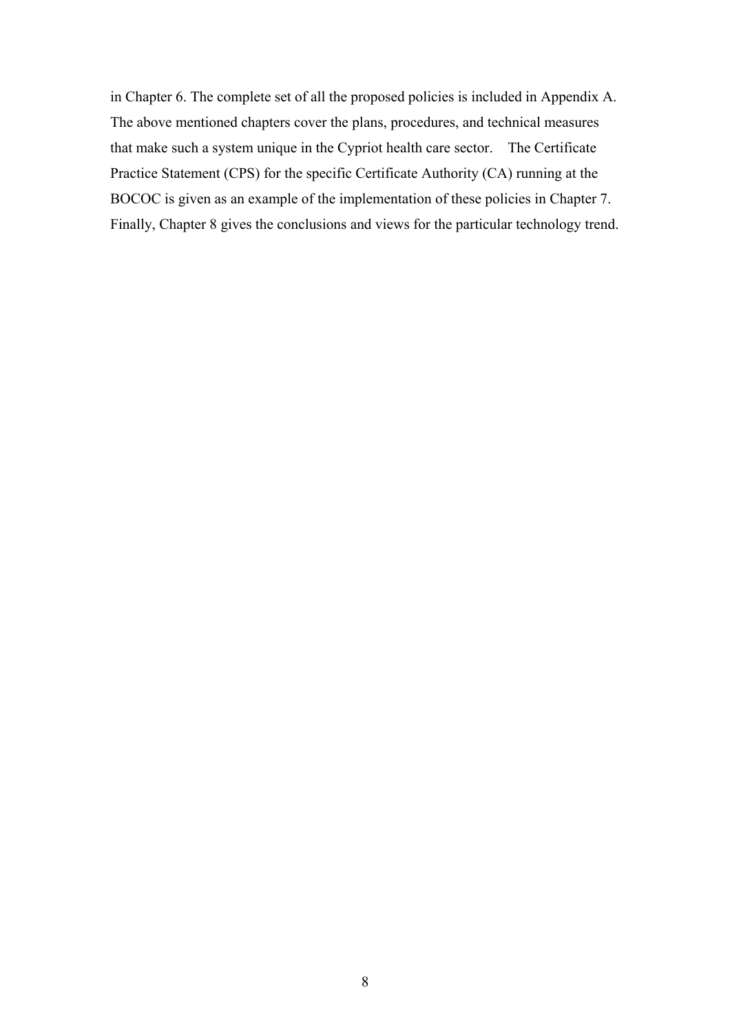in Chapter 6. The complete set of all the proposed policies is included in Appendix A. The above mentioned chapters cover the plans, procedures, and technical measures that make such a system unique in the Cypriot health care sector. The Certificate Practice Statement (CPS) for the specific Certificate Authority (CA) running at the BOCOC is given as an example of the implementation of these policies in Chapter 7. Finally, Chapter 8 gives the conclusions and views for the particular technology trend.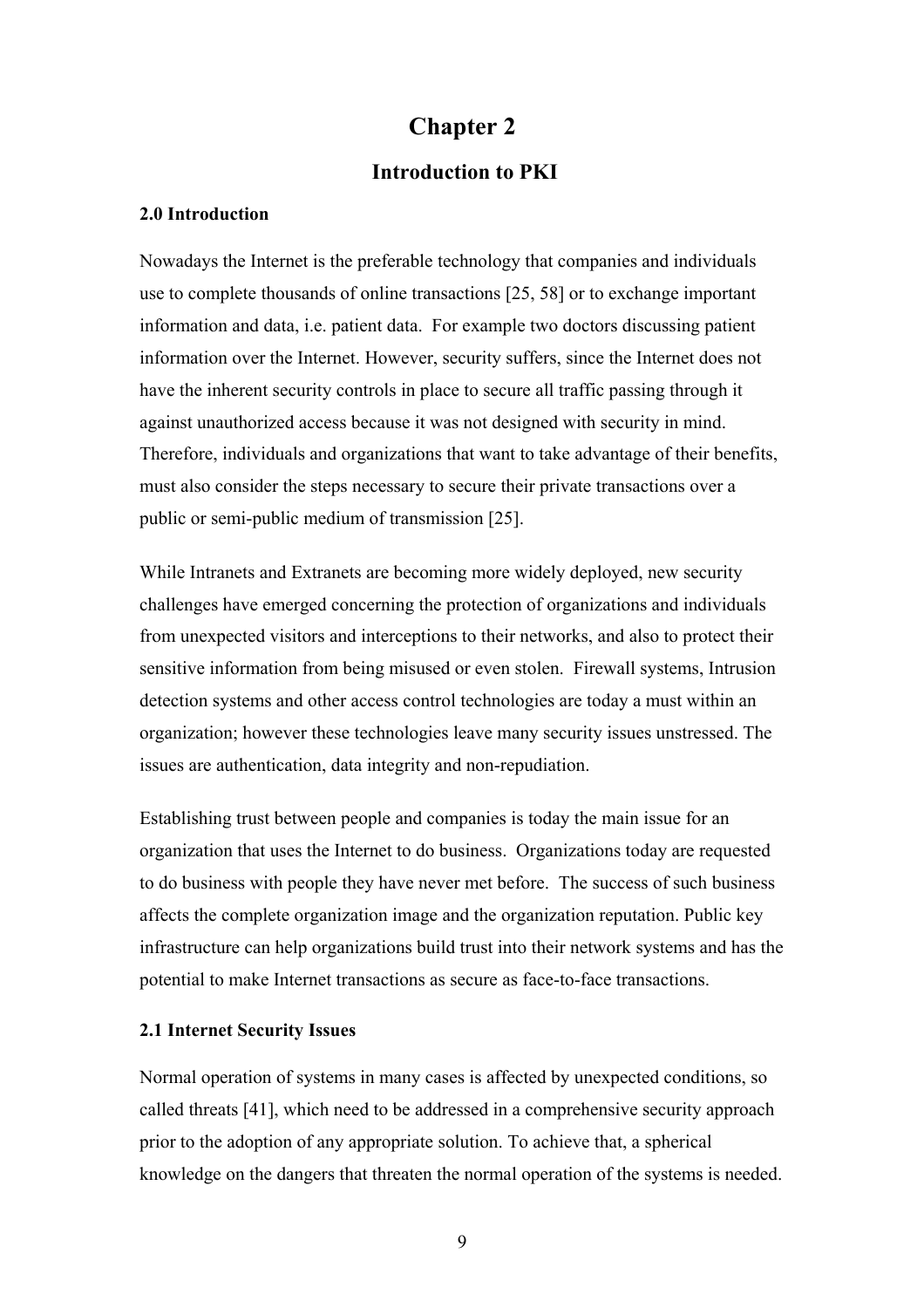# Chapter 2

## Introduction to PKI

### 2.0 Introduction

Nowadays the Internet is the preferable technology that companies and individuals use to complete thousands of online transactions [25, 58] or to exchange important information and data, i.e. patient data. For example two doctors discussing patient information over the Internet. However, security suffers, since the Internet does not have the inherent security controls in place to secure all traffic passing through it against unauthorized access because it was not designed with security in mind. Therefore, individuals and organizations that want to take advantage of their benefits, must also consider the steps necessary to secure their private transactions over a public or semi-public medium of transmission [25].

While Intranets and Extranets are becoming more widely deployed, new security challenges have emerged concerning the protection of organizations and individuals from unexpected visitors and interceptions to their networks, and also to protect their sensitive information from being misused or even stolen. Firewall systems, Intrusion detection systems and other access control technologies are today a must within an organization; however these technologies leave many security issues unstressed. The issues are authentication, data integrity and non-repudiation.

Establishing trust between people and companies is today the main issue for an organization that uses the Internet to do business. Organizations today are requested to do business with people they have never met before. The success of such business affects the complete organization image and the organization reputation. Public key infrastructure can help organizations build trust into their network systems and has the potential to make Internet transactions as secure as face-to-face transactions.

### 2.1 Internet Security Issues

Normal operation of systems in many cases is affected by unexpected conditions, so called threats [41], which need to be addressed in a comprehensive security approach prior to the adoption of any appropriate solution. To achieve that, a spherical knowledge on the dangers that threaten the normal operation of the systems is needed.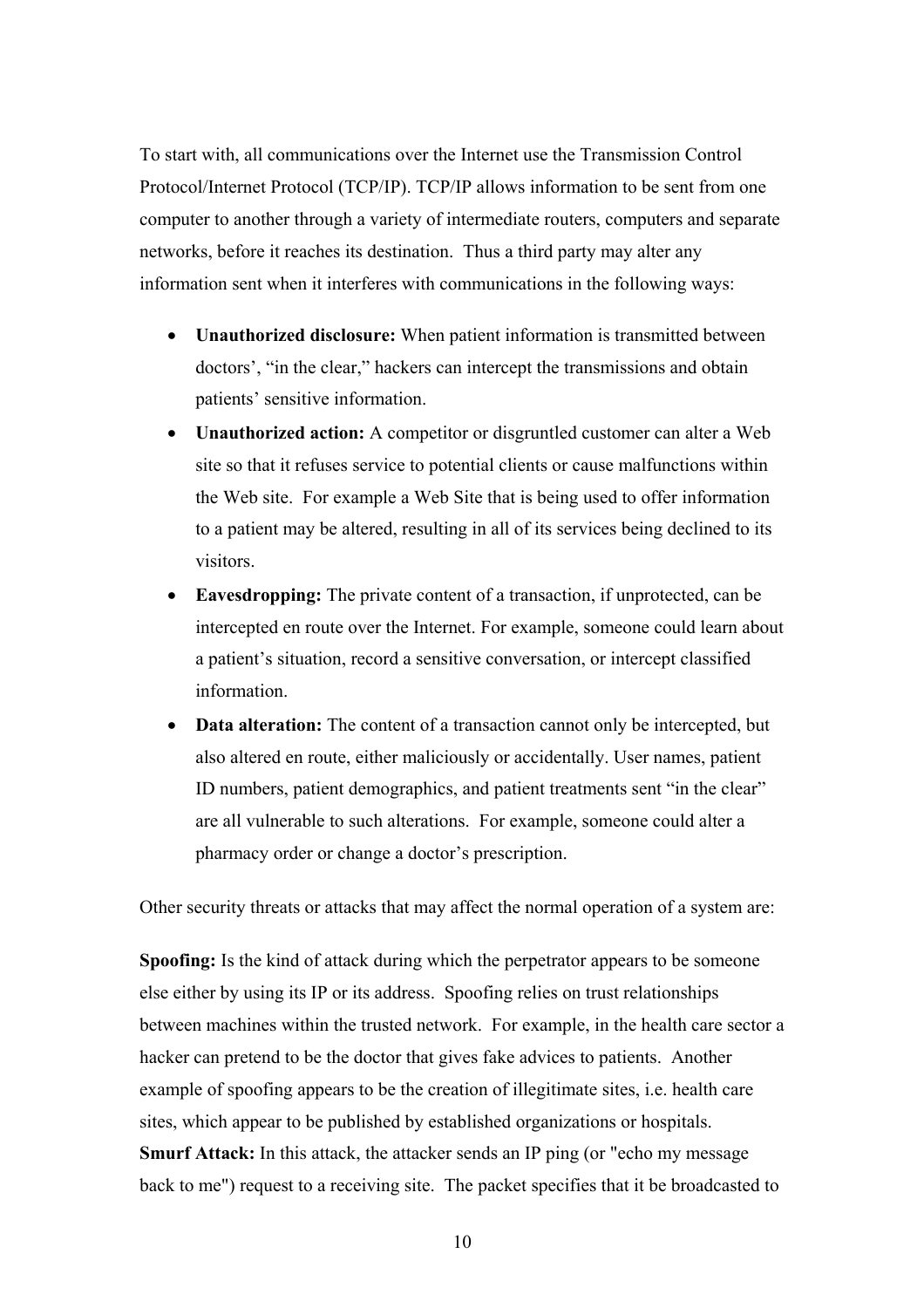To start with, all communications over the Internet use the Transmission Control Protocol/Internet Protocol (TCP/IP). TCP/IP allows information to be sent from one computer to another through a variety of intermediate routers, computers and separate networks, before it reaches its destination. Thus a third party may alter any information sent when it interferes with communications in the following ways:

- **Unauthorized disclosure:** When patient information is transmitted between doctors', "in the clear," hackers can intercept the transmissions and obtain patients' sensitive information.
- **Unauthorized action:** A competitor or disgruntled customer can alter a Web site so that it refuses service to potential clients or cause malfunctions within the Web site. For example a Web Site that is being used to offer information to a patient may be altered, resulting in all of its services being declined to its visitors.
- **Eavesdropping:** The private content of a transaction, if unprotected, can be intercepted en route over the Internet. For example, someone could learn about a patient's situation, record a sensitive conversation, or intercept classified information.
- **Data alteration:** The content of a transaction cannot only be intercepted, but also altered en route, either maliciously or accidentally. User names, patient ID numbers, patient demographics, and patient treatments sent "in the clear" are all vulnerable to such alterations. For example, someone could alter a pharmacy order or change a doctor's prescription.

Other security threats or attacks that may affect the normal operation of a system are:

**Spoofing:** Is the kind of attack during which the perpetrator appears to be someone else either by using its IP or its address. Spoofing relies on trust relationships between machines within the trusted network. For example, in the health care sector a hacker can pretend to be the doctor that gives fake advices to patients. Another example of spoofing appears to be the creation of illegitimate sites, i.e. health care sites, which appear to be published by established organizations or hospitals.

**Smurf Attack:** In this attack, the attacker sends an IP ping (or "echo my message back to me") request to a receiving site. The packet specifies that it be broadcasted to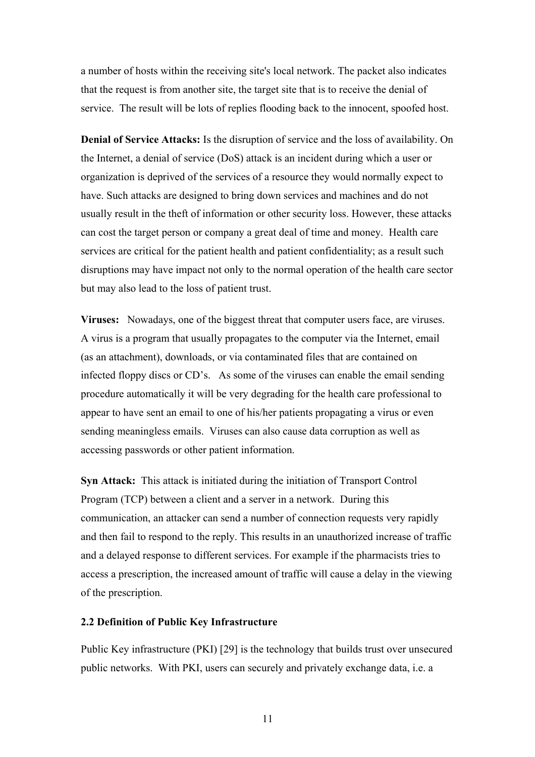a number of hosts within the receiving site's local network. The packet also indicates that the request is from another site, the target site that is to receive the denial of service. The result will be lots of replies flooding back to the innocent, spoofed host.

**Denial of Service Attacks:** Is the disruption of service and the loss of availability. On the Internet, a denial of service (DoS) attack is an incident during which a user or organization is deprived of the services of a resource they would normally expect to have. Such attacks are designed to bring down services and machines and do not usually result in the theft of information or other security loss. However, these attacks can cost the target person or company a great deal of time and money. Health care services are critical for the patient health and patient confidentiality; as a result such disruptions may have impact not only to the normal operation of the health care sector but may also lead to the loss of patient trust.

**Viruses:** Nowadays, one of the biggest threat that computer users face, are viruses. A virus is a program that usually propagates to the computer via the Internet, email (as an attachment), downloads, or via contaminated files that are contained on infected floppy discs or CD's. As some of the viruses can enable the email sending procedure automatically it will be very degrading for the health care professional to appear to have sent an email to one of his/her patients propagating a virus or even sending meaningless emails. Viruses can also cause data corruption as well as accessing passwords or other patient information.

**Syn Attack:** This attack is initiated during the initiation of Transport Control Program (TCP) between a client and a server in a network. During this communication, an attacker can send a number of connection requests very rapidly and then fail to respond to the reply. This results in an unauthorized increase of traffic and a delayed response to different services. For example if the pharmacists tries to access a prescription, the increased amount of traffic will cause a delay in the viewing of the prescription.

### 2.2 Definition of Public Key Infrastructure

Public Key infrastructure (PKI) [29] is the technology that builds trust over unsecured public networks. With PKI, users can securely and privately exchange data, i.e. a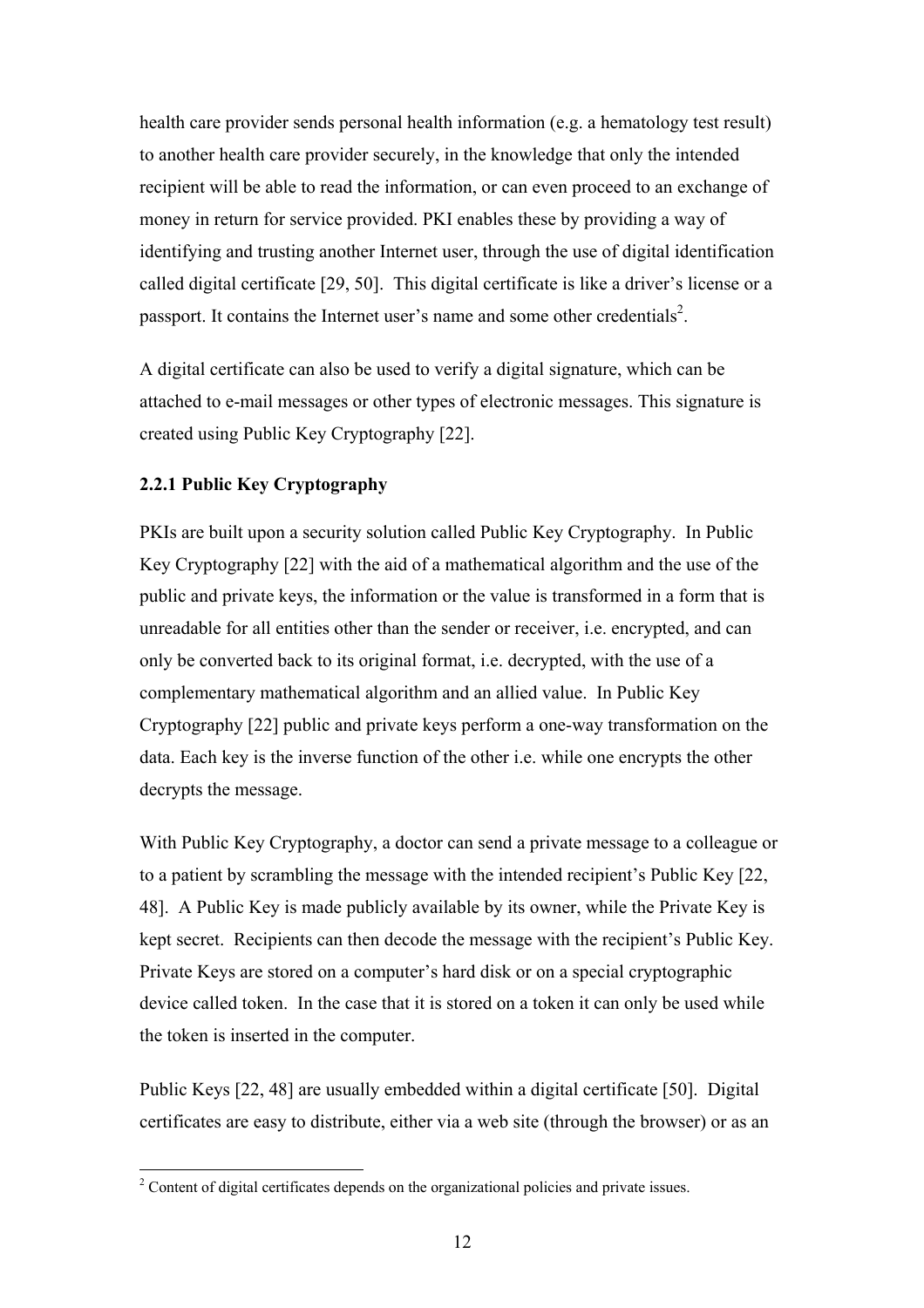health care provider sends personal health information (e.g. a hematology test result) to another health care provider securely, in the knowledge that only the intended recipient will be able to read the information, or can even proceed to an exchange of money in return for service provided. PKI enables these by providing a way of identifying and trusting another Internet user, through the use of digital identification called digital certificate [29, 50]. This digital certificate is like a driver's license or a passport. It contains the Internet user's name and some other credentials[2].

A digital certificate can also be used to verify a digital signature, which can be attached to e-mail messages or other types of electronic messages. This signature is created using Public Key Cryptography [22].

### 2.2.1 Public Key Cryptography

PKIs are built upon a security solution called Public Key Cryptography. In Public Key Cryptography [22] with the aid of a mathematical algorithm and the use of the public and private keys, the information or the value is transformed in a form that is unreadable for all entities other than the sender or receiver, i.e. encrypted, and can only be converted back to its original format, i.e. decrypted, with the use of a complementary mathematical algorithm and an allied value. In Public Key Cryptography [22] public and private keys perform a one-way transformation on the data. Each key is the inverse function of the other i.e. while one encrypts the other decrypts the message.

With Public Key Cryptography, a doctor can send a private message to a colleague or to a patient by scrambling the message with the intended recipient's Public Key [22, 48]. A Public Key is made publicly available by its owner, while the Private Key is kept secret. Recipients can then decode the message with the recipient's Public Key. Private Keys are stored on a computer's hard disk or on a special cryptographic device called token. In the case that it is stored on a token it can only be used while the token is inserted in the computer.

Public Keys [22, 48] are usually embedded within a digital certificate [50]. Digital certificates are easy to distribute, either via a web site (through the browser) or as an

[2] Content of digital certificates depends on the organizational policies and private issues.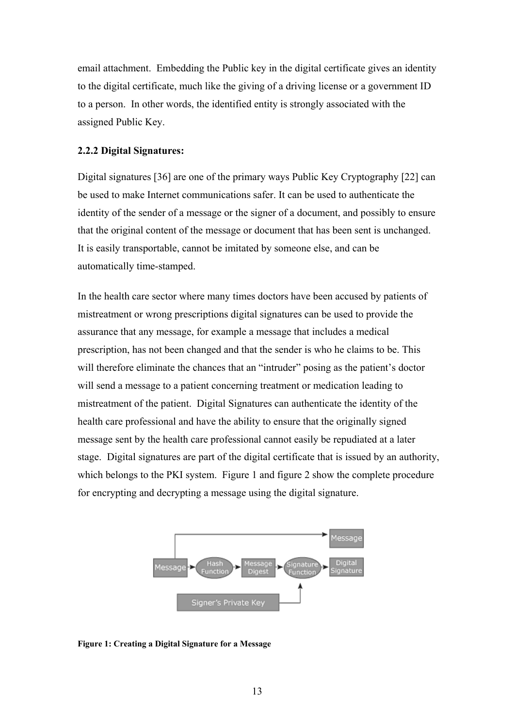email attachment. Embedding the Public key in the digital certificate gives an identity to the digital certificate, much like the giving of a driving license or a government ID to a person. In other words, the identified entity is strongly associated with the assigned Public Key.

### 2.2.2 Digital Signatures:

Digital signatures [36] are one of the primary ways Public Key Cryptography [22] can be used to make Internet communications safer. It can be used to authenticate the identity of the sender of a message or the signer of a document, and possibly to ensure that the original content of the message or document that has been sent is unchanged. It is easily transportable, cannot be imitated by someone else, and can be automatically time-stamped.

In the health care sector where many times doctors have been accused by patients of mistreatment or wrong prescriptions digital signatures can be used to provide the assurance that any message, for example a message that includes a medical prescription, has not been changed and that the sender is who he claims to be. This will therefore eliminate the chances that an "intruder" posing as the patient's doctor will send a message to a patient concerning treatment or medication leading to mistreatment of the patient. Digital Signatures can authenticate the identity of the health care professional and have the ability to ensure that the originally signed message sent by the health care professional cannot easily be repudiated at a later stage. Digital signatures are part of the digital certificate that is issued by an authority, which belongs to the PKI system. Figure 1 and figure 2 show the complete procedure for encrypting and decrypting a message using the digital signature.

**Figure 1: Creating a Digital Signature for a Message**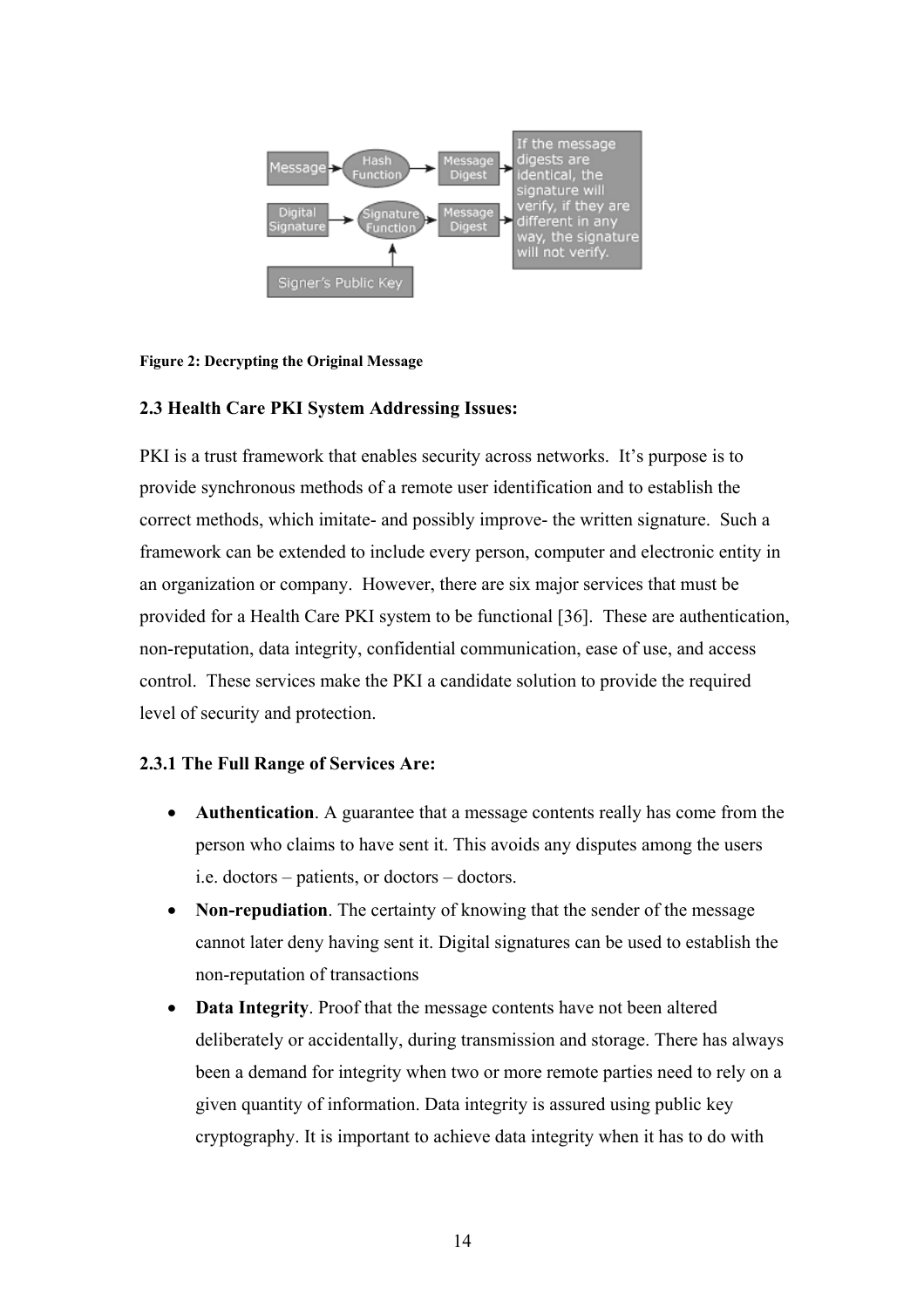Figure 2: Decrypting the Original Message

### 2.3 Health Care PKI System Addressing Issues:

PKI is a trust framework that enables security across networks. It's purpose is to provide synchronous methods of a remote user identification and to establish the correct methods, which imitate- and possibly improve- the written signature. Such a framework can be extended to include every person, computer and electronic entity in an organization or company. However, there are six major services that must be provided for a Health Care PKI system to be functional [36]. These are authentication, non-reputation, data integrity, confidential communication, ease of use, and access control. These services make the PKI a candidate solution to provide the required level of security and protection.

#### 2.3.1 The Full Range of Services Are:

- **Authentication**. A guarantee that a message contents really has come from the person who claims to have sent it. This avoids any disputes among the users i.e. doctors – patients, or doctors – doctors.
- **Non-repudiation**. The certainty of knowing that the sender of the message cannot later deny having sent it. Digital signatures can be used to establish the non-reputation of transactions
- **Data Integrity**. Proof that the message contents have not been altered deliberately or accidentally, during transmission and storage. There has always been a demand for integrity when two or more remote parties need to rely on a given quantity of information. Data integrity is assured using public key cryptography. It is important to achieve data integrity when it has to do with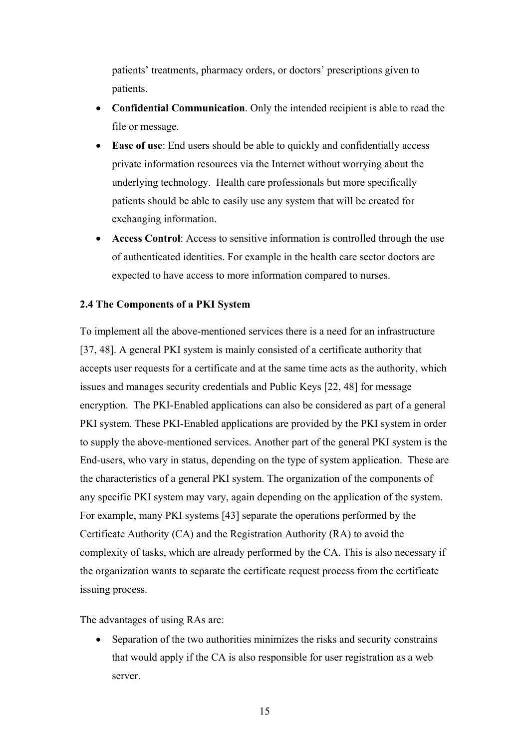patients' treatments, pharmacy orders, or doctors' prescriptions given to patients.

- **Confidential Communication**. Only the intended recipient is able to read the file or message.
- **Ease of use**: End users should be able to quickly and confidentially access private information resources via the Internet without worrying about the underlying technology. Health care professionals but more specifically patients should be able to easily use any system that will be created for exchanging information.
- **Access Control**: Access to sensitive information is controlled through the use of authenticated identities. For example in the health care sector doctors are expected to have access to more information compared to nurses.

### 2.4 The Components of a PKI System

To implement all the above-mentioned services there is a need for an infrastructure [37, 48]. A general PKI system is mainly consisted of a certificate authority that accepts user requests for a certificate and at the same time acts as the authority, which issues and manages security credentials and Public Keys [22, 48] for message encryption. The PKI-Enabled applications can also be considered as part of a general PKI system. These PKI-Enabled applications are provided by the PKI system in order to supply the above-mentioned services. Another part of the general PKI system is the End-users, who vary in status, depending on the type of system application. These are the characteristics of a general PKI system. The organization of the components of any specific PKI system may vary, again depending on the application of the system. For example, many PKI systems [43] separate the operations performed by the Certificate Authority (CA) and the Registration Authority (RA) to avoid the complexity of tasks, which are already performed by the CA. This is also necessary if the organization wants to separate the certificate request process from the certificate issuing process.

The advantages of using RAs are:

- Separation of the two authorities minimizes the risks and security constrains that would apply if the CA is also responsible for user registration as a web server.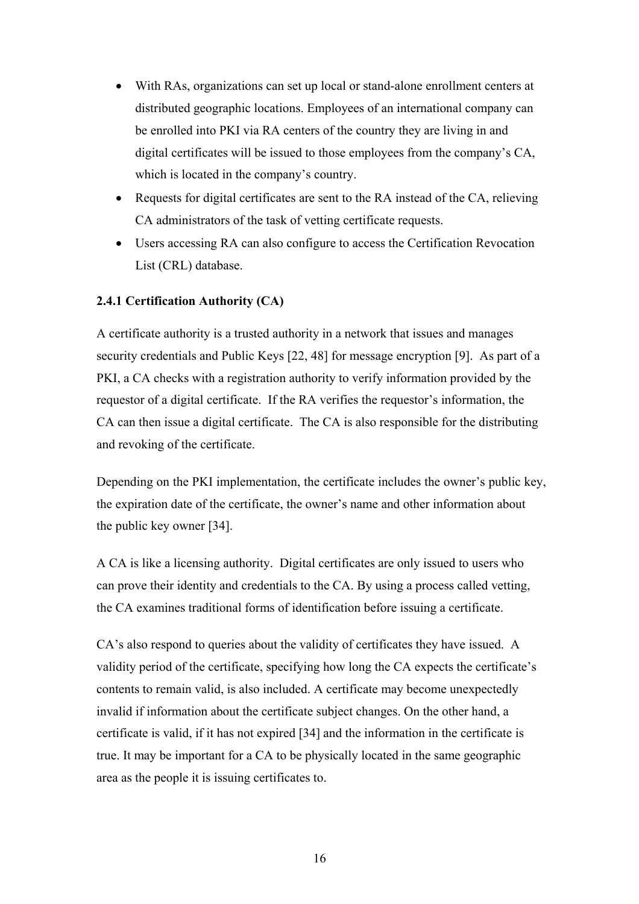- With RAs, organizations can set up local or stand-alone enrollment centers at distributed geographic locations. Employees of an international company can be enrolled into PKI via RA centers of the country they are living in and digital certificates will be issued to those employees from the company's CA, which is located in the company's country.
- Requests for digital certificates are sent to the RA instead of the CA, relieving CA administrators of the task of vetting certificate requests.
- Users accessing RA can also configure to access the Certification Revocation List (CRL) database.

### 2.4.1 Certification Authority (CA)

A certificate authority is a trusted authority in a network that issues and manages security credentials and Public Keys [22, 48] for message encryption [9]. As part of a PKI, a CA checks with a registration authority to verify information provided by the requestor of a digital certificate. If the RA verifies the requestor's information, the CA can then issue a digital certificate. The CA is also responsible for the distributing and revoking of the certificate.

Depending on the PKI implementation, the certificate includes the owner's public key, the expiration date of the certificate, the owner's name and other information about the public key owner [34].

A CA is like a licensing authority. Digital certificates are only issued to users who can prove their identity and credentials to the CA. By using a process called vetting, the CA examines traditional forms of identification before issuing a certificate.

CA's also respond to queries about the validity of certificates they have issued. A validity period of the certificate, specifying how long the CA expects the certificate's contents to remain valid, is also included. A certificate may become unexpectedly invalid if information about the certificate subject changes. On the other hand, a certificate is valid, if it has not expired [34] and the information in the certificate is true. It may be important for a CA to be physically located in the same geographic area as the people it is issuing certificates to.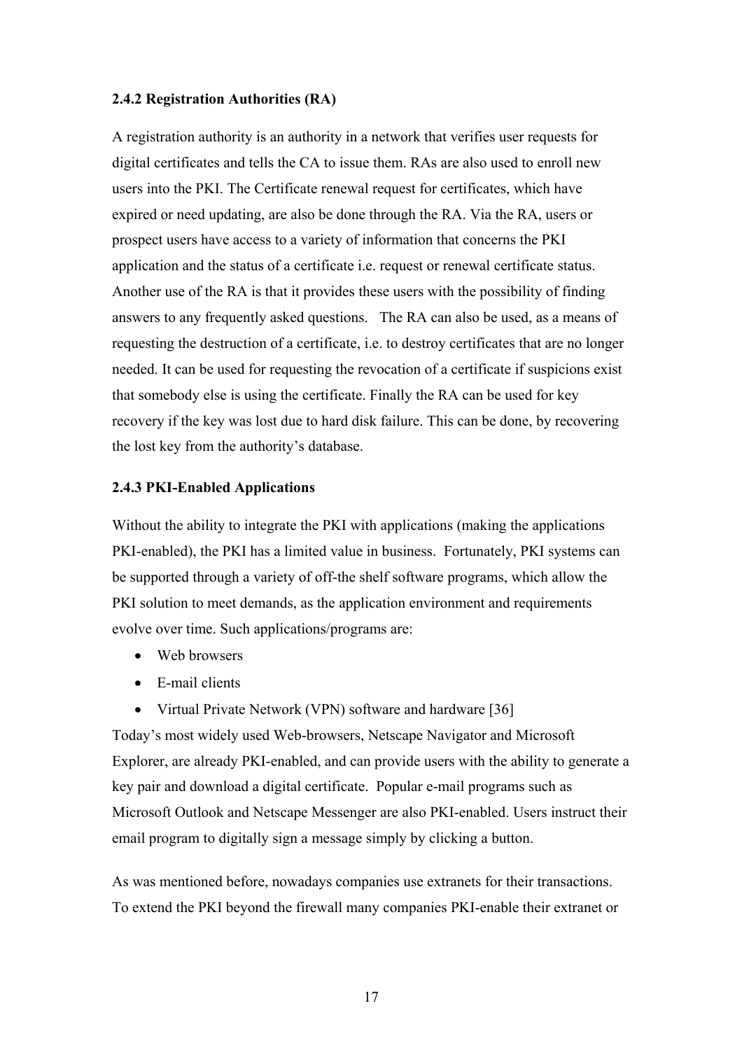### 2.4.2 Registration Authorities (RA)

A registration authority is an authority in a network that verifies user requests for digital certificates and tells the CA to issue them. RAs are also used to enroll new users into the PKI. The Certificate renewal request for certificates, which have expired or need updating, are also be done through the RA. Via the RA, users or prospect users have access to a variety of information that concerns the PKI application and the status of a certificate i.e. request or renewal certificate status. Another use of the RA is that it provides these users with the possibility of finding answers to any frequently asked questions. The RA can also be used, as a means of requesting the destruction of a certificate, i.e. to destroy certificates that are no longer needed. It can be used for requesting the revocation of a certificate if suspicions exist that somebody else is using the certificate. Finally the RA can be used for key recovery if the key was lost due to hard disk failure. This can be done, by recovering the lost key from the authority's database.

### 2.4.3 PKI-Enabled Applications

Without the ability to integrate the PKI with applications (making the applications PKI-enabled), the PKI has a limited value in business. Fortunately, PKI systems can be supported through a variety of off-the shelf software programs, which allow the PKI solution to meet demands, as the application environment and requirements evolve over time. Such applications/programs are:

- Web browsers
- E-mail clients
- Virtual Private Network (VPN) software and hardware [36]

Today's most widely used Web-browsers, Netscape Navigator and Microsoft Explorer, are already PKI-enabled, and can provide users with the ability to generate a key pair and download a digital certificate. Popular e-mail programs such as Microsoft Outlook and Netscape Messenger are also PKI-enabled. Users instruct their email program to digitally sign a message simply by clicking a button.

As was mentioned before, nowadays companies use extranets for their transactions. To extend the PKI beyond the firewall many companies PKI-enable their extranet or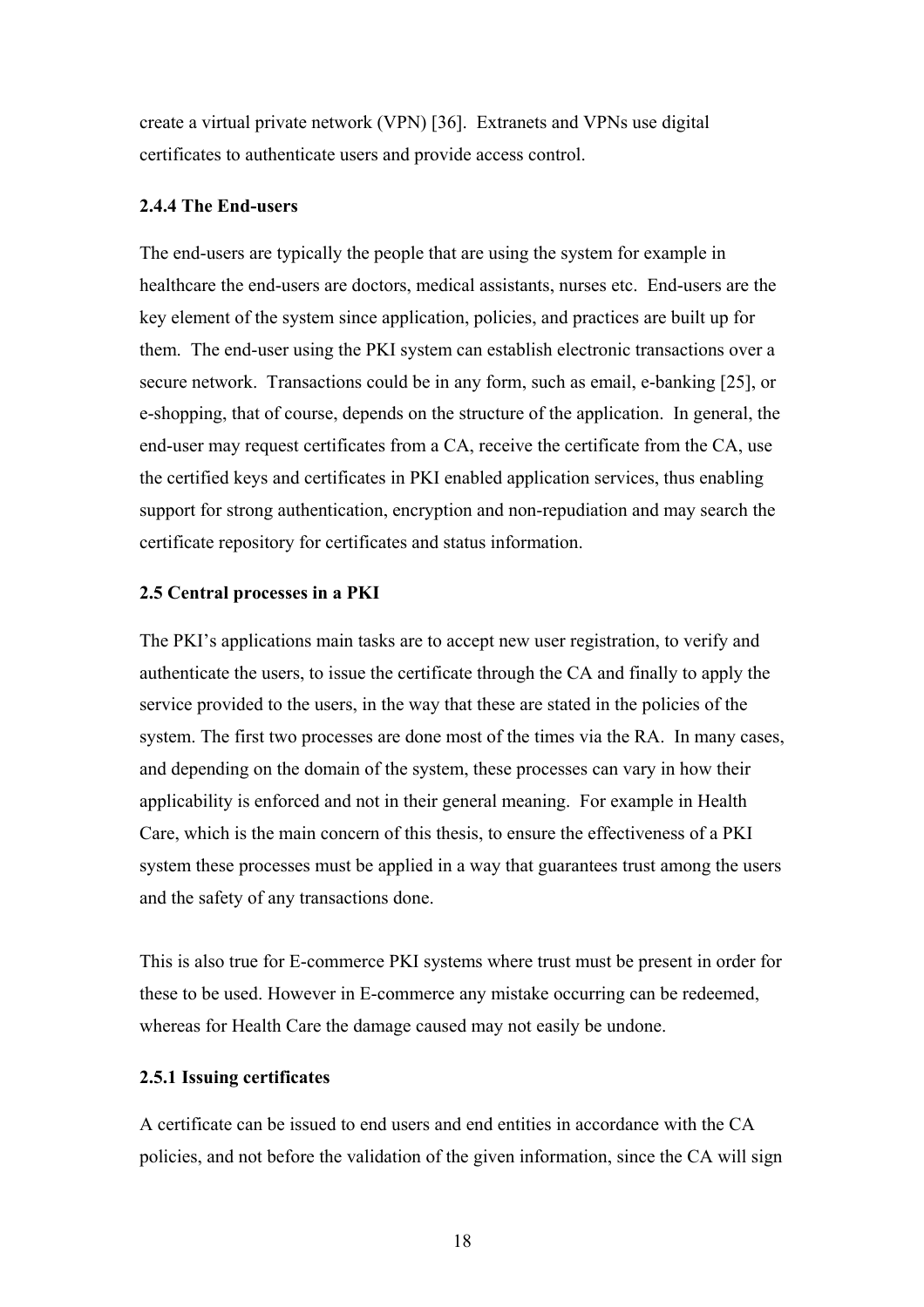create a virtual private network (VPN) [36]. Extranets and VPNs use digital certificates to authenticate users and provide access control.

### 2.4.4 The End-users

The end-users are typically the people that are using the system for example in healthcare the end-users are doctors, medical assistants, nurses etc. End-users are the key element of the system since application, policies, and practices are built up for them. The end-user using the PKI system can establish electronic transactions over a secure network. Transactions could be in any form, such as email, e-banking [25], or e-shopping, that of course, depends on the structure of the application. In general, the end-user may request certificates from a CA, receive the certificate from the CA, use the certified keys and certificates in PKI enabled application services, thus enabling support for strong authentication, encryption and non-repudiation and may search the certificate repository for certificates and status information.

## 2.5 Central processes in a PKI

The PKI's applications main tasks are to accept new user registration, to verify and authenticate the users, to issue the certificate through the CA and finally to apply the service provided to the users, in the way that these are stated in the policies of the system. The first two processes are done most of the times via the RA. In many cases, and depending on the domain of the system, these processes can vary in how their applicability is enforced and not in their general meaning. For example in Health Care, which is the main concern of this thesis, to ensure the effectiveness of a PKI system these processes must be applied in a way that guarantees trust among the users and the safety of any transactions done.

This is also true for E-commerce PKI systems where trust must be present in order for these to be used. However in E-commerce any mistake occurring can be redeemed, whereas for Health Care the damage caused may not easily be undone.

### 2.5.1 Issuing certificates

A certificate can be issued to end users and end entities in accordance with the CA policies, and not before the validation of the given information, since the CA will sign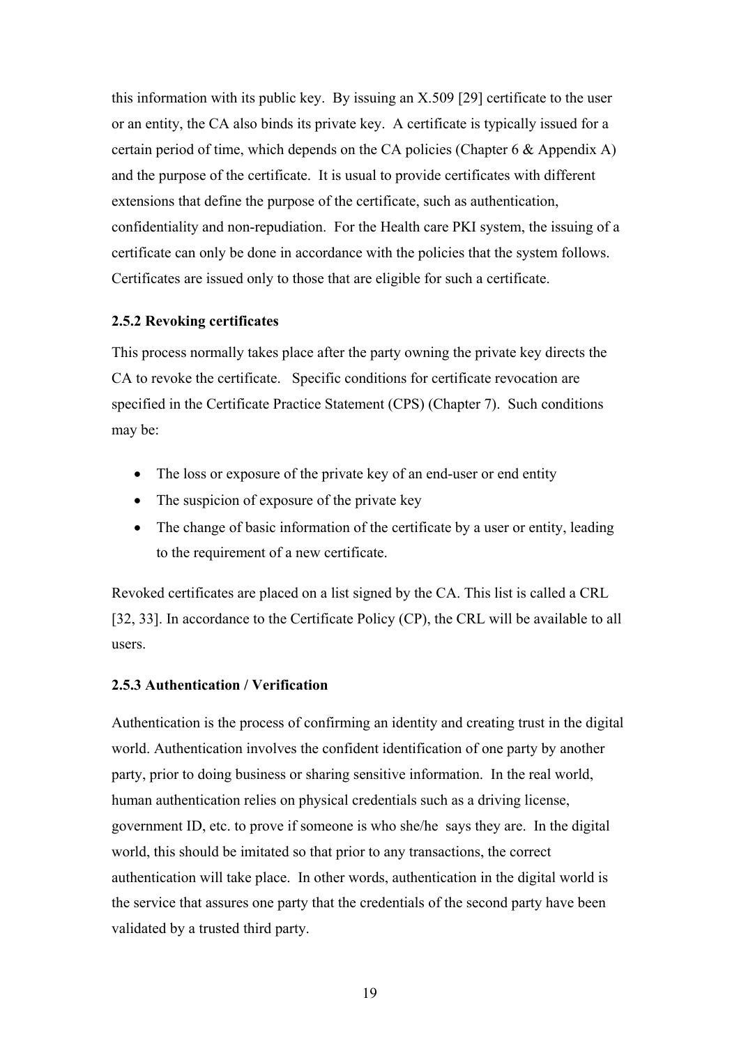this information with its public key. By issuing an X.509 [29] certificate to the user or an entity, the CA also binds its private key. A certificate is typically issued for a certain period of time, which depends on the CA policies (Chapter 6 & Appendix A) and the purpose of the certificate. It is usual to provide certificates with different extensions that define the purpose of the certificate, such as authentication, confidentiality and non-repudiation. For the Health care PKI system, the issuing of a certificate can only be done in accordance with the policies that the system follows. Certificates are issued only to those that are eligible for such a certificate.

### 2.5.2 Revoking certificates

This process normally takes place after the party owning the private key directs the CA to revoke the certificate. Specific conditions for certificate revocation are specified in the Certificate Practice Statement (CPS) (Chapter 7). Such conditions may be:

- The loss or exposure of the private key of an end-user or end entity
- The suspicion of exposure of the private key
- The change of basic information of the certificate by a user or entity, leading to the requirement of a new certificate.

Revoked certificates are placed on a list signed by the CA. This list is called a CRL [32, 33]. In accordance to the Certificate Policy (CP), the CRL will be available to all users.

### 2.5.3 Authentication / Verification

Authentication is the process of confirming an identity and creating trust in the digital world. Authentication involves the confident identification of one party by another party, prior to doing business or sharing sensitive information. In the real world, human authentication relies on physical credentials such as a driving license, government ID, etc. to prove if someone is who she/he says they are. In the digital world, this should be imitated so that prior to any transactions, the correct authentication will take place. In other words, authentication in the digital world is the service that assures one party that the credentials of the second party have been validated by a trusted third party.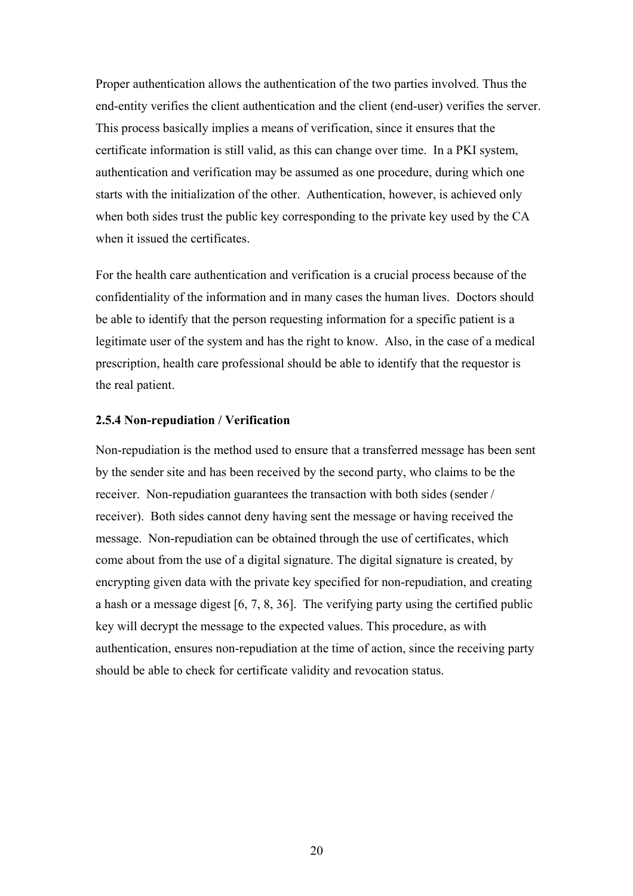Proper authentication allows the authentication of the two parties involved. Thus the end-entity verifies the client authentication and the client (end-user) verifies the server. This process basically implies a means of verification, since it ensures that the certificate information is still valid, as this can change over time. In a PKI system, authentication and verification may be assumed as one procedure, during which one starts with the initialization of the other. Authentication, however, is achieved only when both sides trust the public key corresponding to the private key used by the CA when it issued the certificates.

For the health care authentication and verification is a crucial process because of the confidentiality of the information and in many cases the human lives. Doctors should be able to identify that the person requesting information for a specific patient is a legitimate user of the system and has the right to know. Also, in the case of a medical prescription, health care professional should be able to identify that the requestor is the real patient.

### 2.5.4 Non-repudiation / Verification

Non-repudiation is the method used to ensure that a transferred message has been sent by the sender site and has been received by the second party, who claims to be the receiver. Non-repudiation guarantees the transaction with both sides (sender / receiver). Both sides cannot deny having sent the message or having received the message. Non-repudiation can be obtained through the use of certificates, which come about from the use of a digital signature. The digital signature is created, by encrypting given data with the private key specified for non-repudiation, and creating a hash or a message digest [6, 7, 8, 36]. The verifying party using the certified public key will decrypt the message to the expected values. This procedure, as with authentication, ensures non-repudiation at the time of action, since the receiving party should be able to check for certificate validity and revocation status.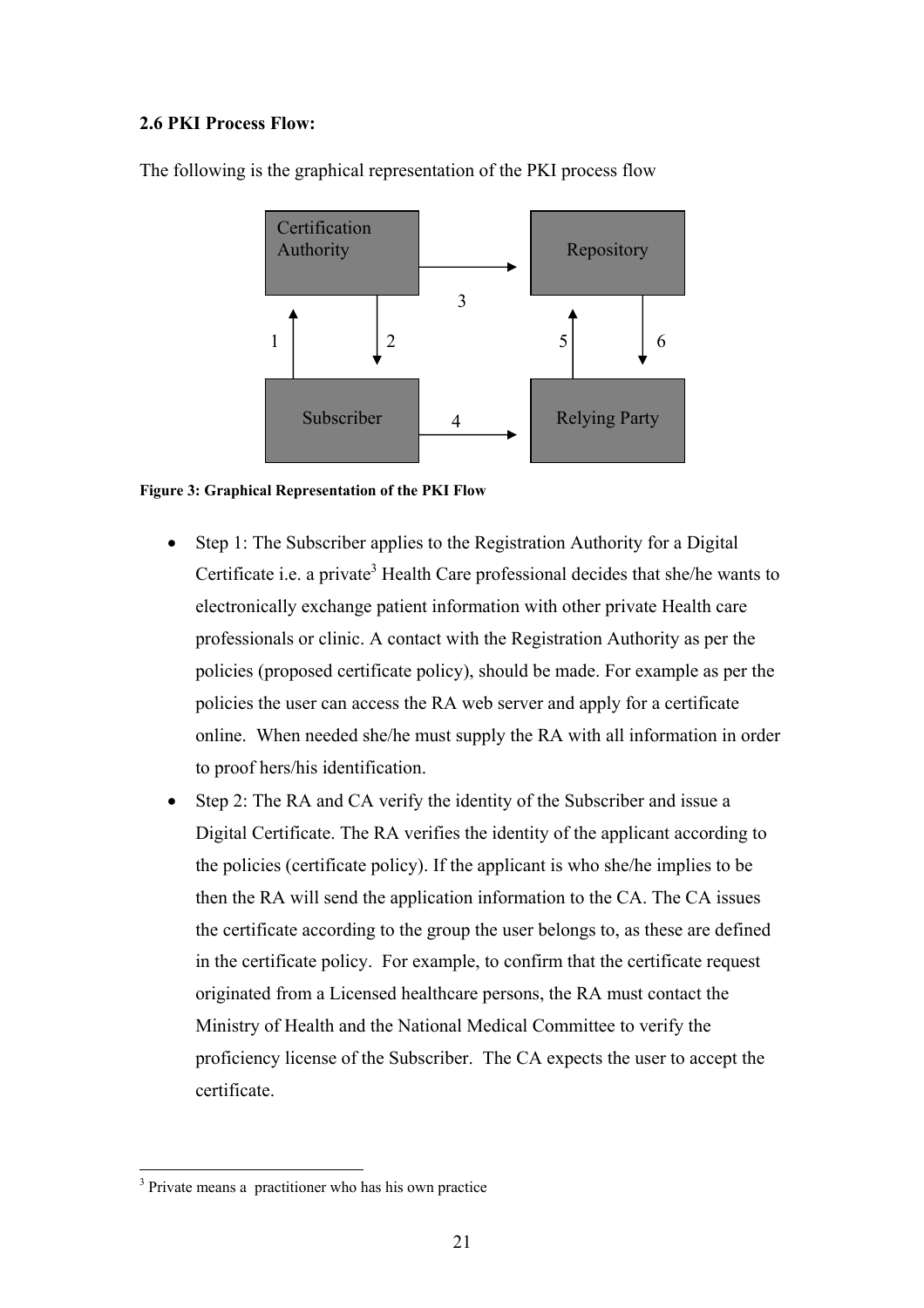**2.6 PKI Process Flow:**

The following is the graphical representation of the PKI process flow

**Figure 3: Graphical Representation of the PKI Flow**

- Step 1: The Subscriber applies to the Registration Authority for a Digital Certificate i.e. a private[3] Health Care professional decides that she/he wants to electronically exchange patient information with other private Health care professionals or clinic. A contact with the Registration Authority as per the policies (proposed certificate policy), should be made. For example as per the policies the user can access the RA web server and apply for a certificate online. When needed she/he must supply the RA with all information in order to proof hers/his identification.
- Step 2: The RA and CA verify the identity of the Subscriber and issue a Digital Certificate. The RA verifies the identity of the applicant according to the policies (certificate policy). If the applicant is who she/he implies to be then the RA will send the application information to the CA. The CA issues the certificate according to the group the user belongs to, as these are defined in the certificate policy. For example, to confirm that the certificate request originated from a Licensed healthcare persons, the RA must contact the Ministry of Health and the National Medical Committee to verify the proficiency license of the Subscriber. The CA expects the user to accept the certificate.

[3] Private means a practitioner who has his own practice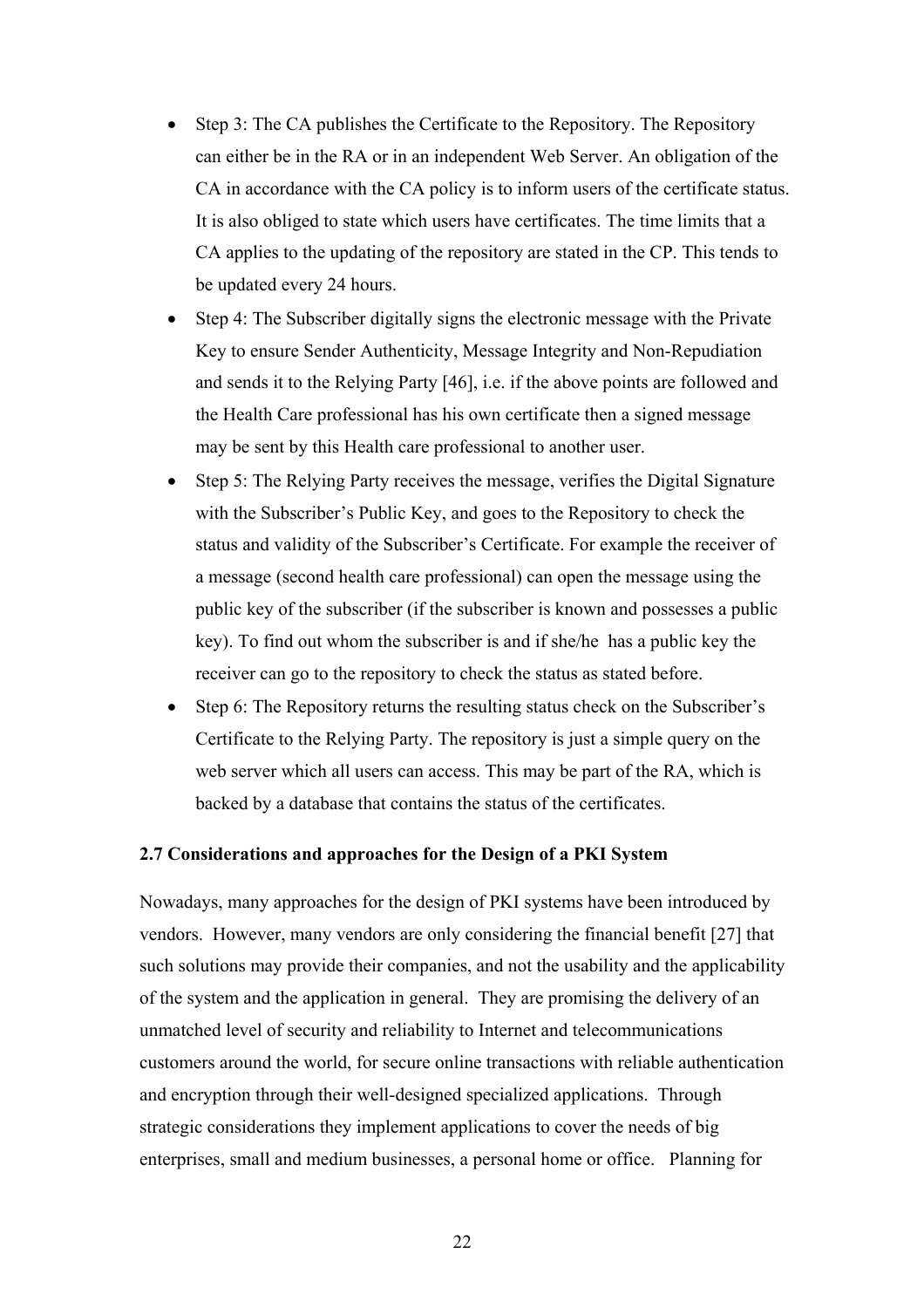- Step 3: The CA publishes the Certificate to the Repository. The Repository can either be in the RA or in an independent Web Server. An obligation of the CA in accordance with the CA policy is to inform users of the certificate status. It is also obliged to state which users have certificates. The time limits that a CA applies to the updating of the repository are stated in the CP. This tends to be updated every 24 hours.
- Step 4: The Subscriber digitally signs the electronic message with the Private Key to ensure Sender Authenticity, Message Integrity and Non-Repudiation and sends it to the Relying Party [46], i.e. if the above points are followed and the Health Care professional has his own certificate then a signed message may be sent by this Health care professional to another user.
- Step 5: The Relying Party receives the message, verifies the Digital Signature with the Subscriber's Public Key, and goes to the Repository to check the status and validity of the Subscriber's Certificate. For example the receiver of a message (second health care professional) can open the message using the public key of the subscriber (if the subscriber is known and possesses a public key). To find out whom the subscriber is and if she/he has a public key the receiver can go to the repository to check the status as stated before.
- Step 6: The Repository returns the resulting status check on the Subscriber's Certificate to the Relying Party. The repository is just a simple query on the web server which all users can access. This may be part of the RA, which is backed by a database that contains the status of the certificates.

**2.7 Considerations and approaches for the Design of a PKI System**

Nowadays, many approaches for the design of PKI systems have been introduced by vendors. However, many vendors are only considering the financial benefit [27] that such solutions may provide their companies, and not the usability and the applicability of the system and the application in general. They are promising the delivery of an unmatched level of security and reliability to Internet and telecommunications customers around the world, for secure online transactions with reliable authentication and encryption through their well-designed specialized applications. Through strategic considerations they implement applications to cover the needs of big enterprises, small and medium businesses, a personal home or office. Planning for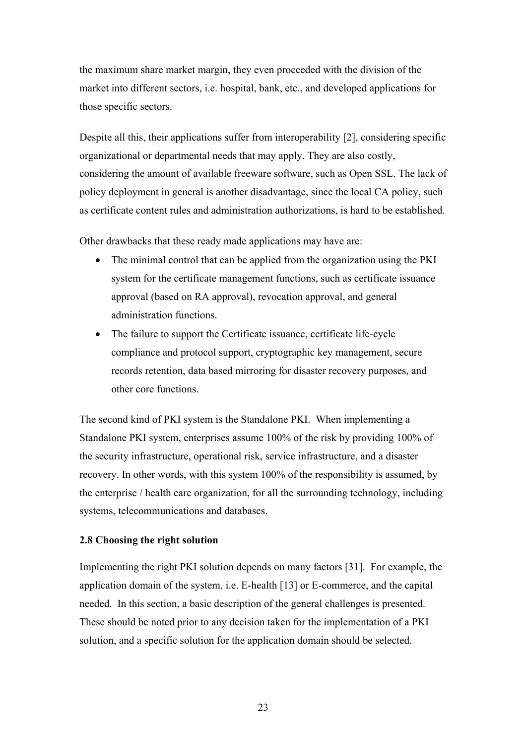the maximum share market margin, they even proceeded with the division of the market into different sectors, i.e. hospital, bank, etc., and developed applications for those specific sectors.

Despite all this, their applications suffer from interoperability [2], considering specific organizational or departmental needs that may apply. They are also costly, considering the amount of available freeware software, such as Open SSL. The lack of policy deployment in general is another disadvantage, since the local CA policy, such as certificate content rules and administration authorizations, is hard to be established.

Other drawbacks that these ready made applications may have are:

- The minimal control that can be applied from the organization using the PKI system for the certificate management functions, such as certificate issuance approval (based on RA approval), revocation approval, and general administration functions.
- The failure to support the Certificate issuance, certificate life-cycle compliance and protocol support, cryptographic key management, secure records retention, data based mirroring for disaster recovery purposes, and other core functions.

The second kind of PKI system is the Standalone PKI. When implementing a Standalone PKI system, enterprises assume 100% of the risk by providing 100% of the security infrastructure, operational risk, service infrastructure, and a disaster recovery. In other words, with this system 100% of the responsibility is assumed, by the enterprise / health care organization, for all the surrounding technology, including systems, telecommunications and databases.

### 2.8 Choosing the right solution

Implementing the right PKI solution depends on many factors [31]. For example, the application domain of the system, i.e. E-health [13] or E-commerce, and the capital needed. In this section, a basic description of the general challenges is presented. These should be noted prior to any decision taken for the implementation of a PKI solution, and a specific solution for the application domain should be selected.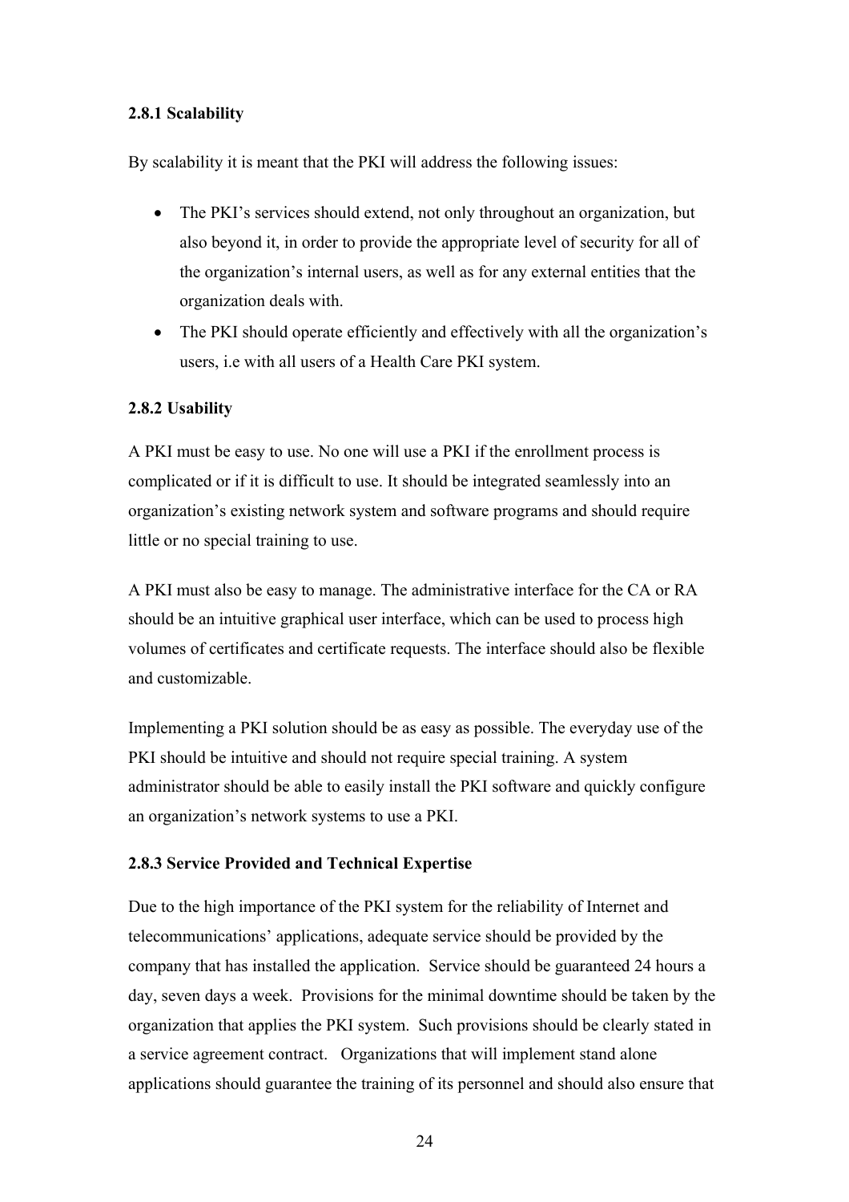### 2.8.1 Scalability

By scalability it is meant that the PKI will address the following issues:

- The PKI's services should extend, not only throughout an organization, but also beyond it, in order to provide the appropriate level of security for all of the organization's internal users, as well as for any external entities that the organization deals with.
- The PKI should operate efficiently and effectively with all the organization's users, i.e with all users of a Health Care PKI system.

### 2.8.2 Usability

A PKI must be easy to use. No one will use a PKI if the enrollment process is complicated or if it is difficult to use. It should be integrated seamlessly into an organization's existing network system and software programs and should require little or no special training to use.

A PKI must also be easy to manage. The administrative interface for the CA or RA should be an intuitive graphical user interface, which can be used to process high volumes of certificates and certificate requests. The interface should also be flexible and customizable.

Implementing a PKI solution should be as easy as possible. The everyday use of the PKI should be intuitive and should not require special training. A system administrator should be able to easily install the PKI software and quickly configure an organization's network systems to use a PKI.

### 2.8.3 Service Provided and Technical Expertise

Due to the high importance of the PKI system for the reliability of Internet and telecommunications' applications, adequate service should be provided by the company that has installed the application. Service should be guaranteed 24 hours a day, seven days a week. Provisions for the minimal downtime should be taken by the organization that applies the PKI system. Such provisions should be clearly stated in a service agreement contract. Organizations that will implement stand alone applications should guarantee the training of its personnel and should also ensure that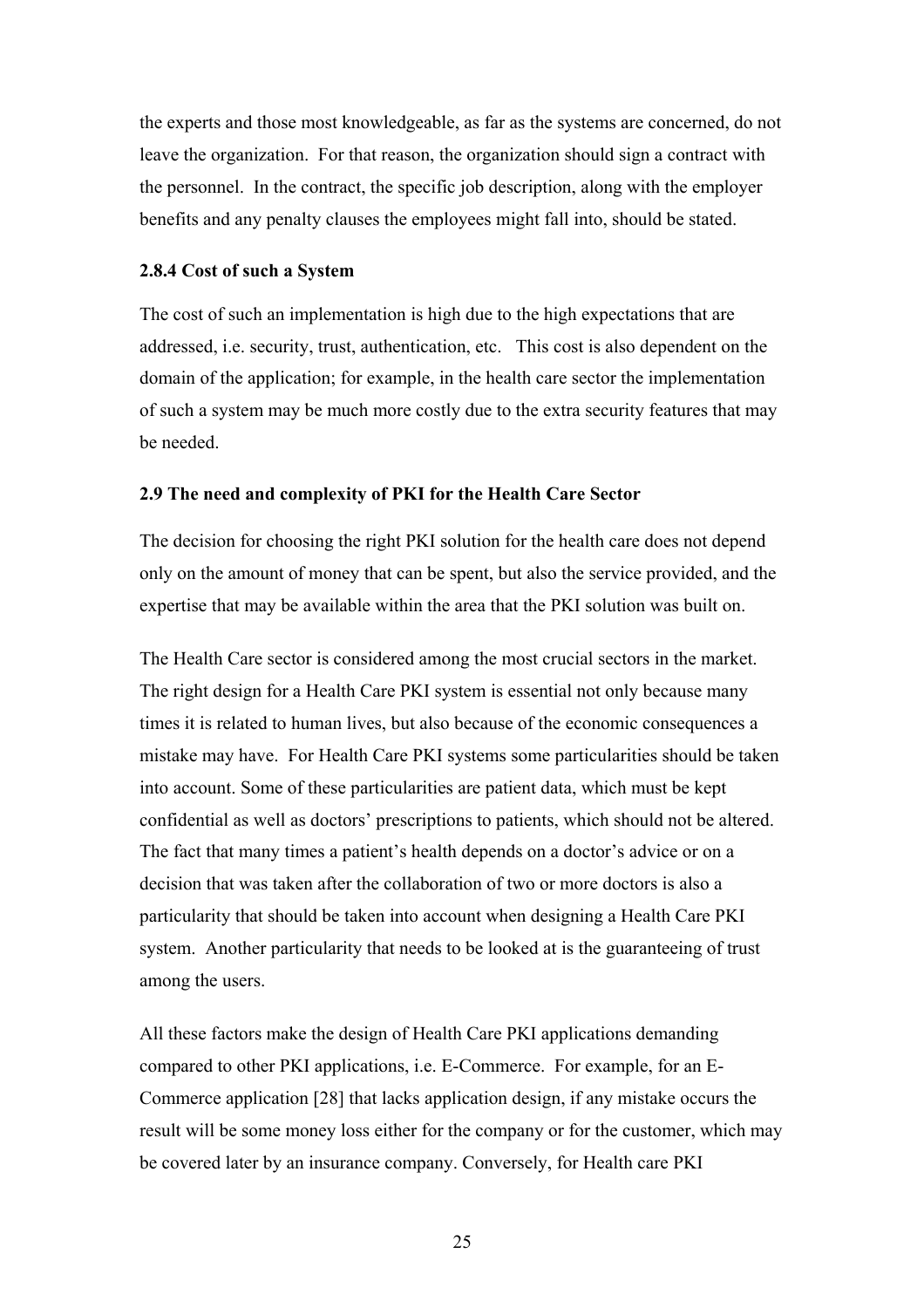the experts and those most knowledgeable, as far as the systems are concerned, do not leave the organization. For that reason, the organization should sign a contract with the personnel. In the contract, the specific job description, along with the employer benefits and any penalty clauses the employees might fall into, should be stated.

#### 2.8.4 Cost of such a System

The cost of such an implementation is high due to the high expectations that are addressed, i.e. security, trust, authentication, etc. This cost is also dependent on the domain of the application; for example, in the health care sector the implementation of such a system may be much more costly due to the extra security features that may be needed.

### 2.9 The need and complexity of PKI for the Health Care Sector

The decision for choosing the right PKI solution for the health care does not depend only on the amount of money that can be spent, but also the service provided, and the expertise that may be available within the area that the PKI solution was built on.

The Health Care sector is considered among the most crucial sectors in the market. The right design for a Health Care PKI system is essential not only because many times it is related to human lives, but also because of the economic consequences a mistake may have. For Health Care PKI systems some particularities should be taken into account. Some of these particularities are patient data, which must be kept confidential as well as doctors' prescriptions to patients, which should not be altered. The fact that many times a patient's health depends on a doctor's advice or on a decision that was taken after the collaboration of two or more doctors is also a particularity that should be taken into account when designing a Health Care PKI system. Another particularity that needs to be looked at is the guaranteeing of trust among the users.

All these factors make the design of Health Care PKI applications demanding compared to other PKI applications, i.e. E-Commerce. For example, for an E-Commerce application [28] that lacks application design, if any mistake occurs the result will be some money loss either for the company or for the customer, which may be covered later by an insurance company. Conversely, for Health care PKI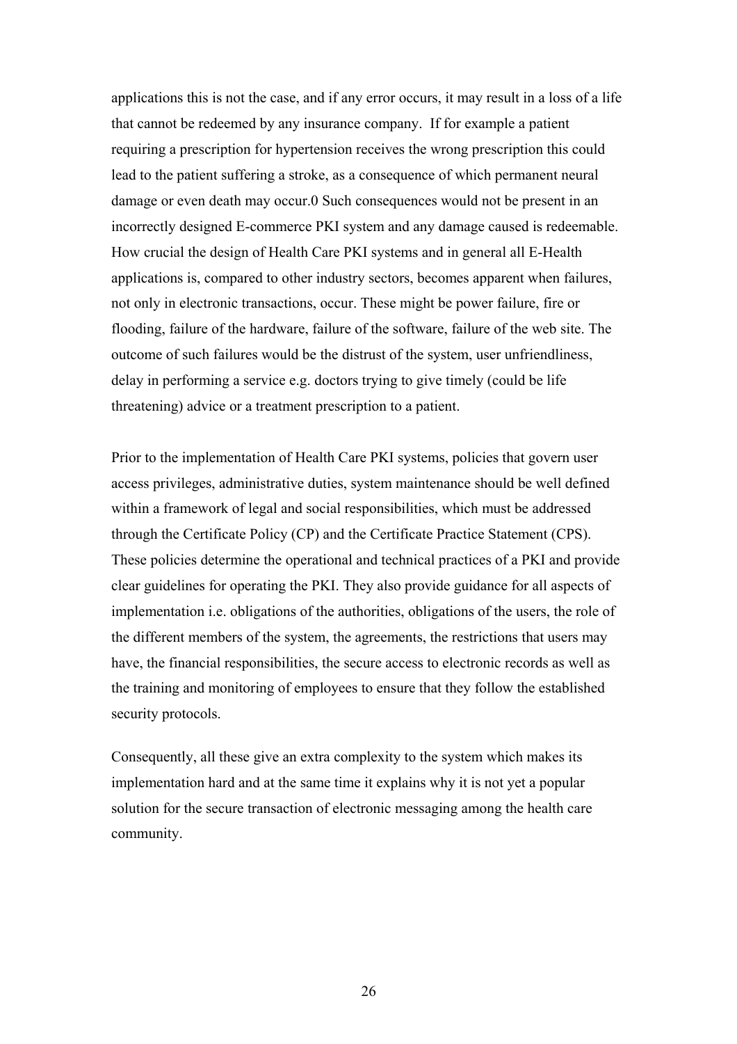applications this is not the case, and if any error occurs, it may result in a loss of a life that cannot be redeemed by any insurance company. If for example a patient requiring a prescription for hypertension receives the wrong prescription this could lead to the patient suffering a stroke, as a consequence of which permanent neural damage or even death may occur.0 Such consequences would not be present in an incorrectly designed E-commerce PKI system and any damage caused is redeemable. How crucial the design of Health Care PKI systems and in general all E-Health applications is, compared to other industry sectors, becomes apparent when failures, not only in electronic transactions, occur. These might be power failure, fire or flooding, failure of the hardware, failure of the software, failure of the web site. The outcome of such failures would be the distrust of the system, user unfriendliness, delay in performing a service e.g. doctors trying to give timely (could be life threatening) advice or a treatment prescription to a patient.

Prior to the implementation of Health Care PKI systems, policies that govern user access privileges, administrative duties, system maintenance should be well defined within a framework of legal and social responsibilities, which must be addressed through the Certificate Policy (CP) and the Certificate Practice Statement (CPS). These policies determine the operational and technical practices of a PKI and provide clear guidelines for operating the PKI. They also provide guidance for all aspects of implementation i.e. obligations of the authorities, obligations of the users, the role of the different members of the system, the agreements, the restrictions that users may have, the financial responsibilities, the secure access to electronic records as well as the training and monitoring of employees to ensure that they follow the established security protocols.

Consequently, all these give an extra complexity to the system which makes its implementation hard and at the same time it explains why it is not yet a popular solution for the secure transaction of electronic messaging among the health care community.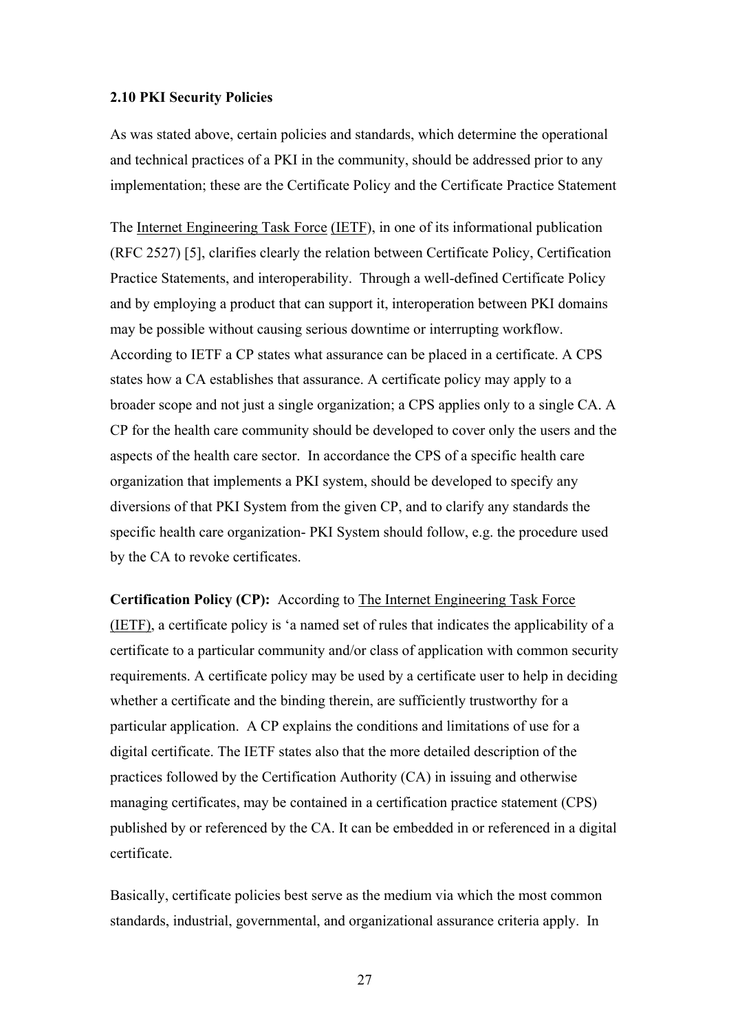**2.10 PKI Security Policies**

As was stated above, certain policies and standards, which determine the operational and technical practices of a PKI in the community, should be addressed prior to any implementation; these are the Certificate Policy and the Certificate Practice Statement

The Internet Engineering Task Force (IETF), in one of its informational publication (RFC 2527) [5], clarifies clearly the relation between Certificate Policy, Certification Practice Statements, and interoperability. Through a well-defined Certificate Policy and by employing a product that can support it, interoperation between PKI domains may be possible without causing serious downtime or interrupting workflow. According to IETF a CP states what assurance can be placed in a certificate. A CPS states how a CA establishes that assurance. A certificate policy may apply to a broader scope and not just a single organization; a CPS applies only to a single CA. A CP for the health care community should be developed to cover only the users and the aspects of the health care sector. In accordance the CPS of a specific health care organization that implements a PKI system, should be developed to specify any diversions of that PKI System from the given CP, and to clarify any standards the specific health care organization- PKI System should follow, e.g. the procedure used by the CA to revoke certificates.

**Certification Policy (CP):** According to The Internet Engineering Task Force (IETF), a certificate policy is 'a named set of rules that indicates the applicability of a certificate to a particular community and/or class of application with common security requirements. A certificate policy may be used by a certificate user to help in deciding whether a certificate and the binding therein, are sufficiently trustworthy for a particular application. A CP explains the conditions and limitations of use for a digital certificate. The IETF states also that the more detailed description of the practices followed by the Certification Authority (CA) in issuing and otherwise managing certificates, may be contained in a certification practice statement (CPS) published by or referenced by the CA. It can be embedded in or referenced in a digital certificate.

Basically, certificate policies best serve as the medium via which the most common standards, industrial, governmental, and organizational assurance criteria apply. In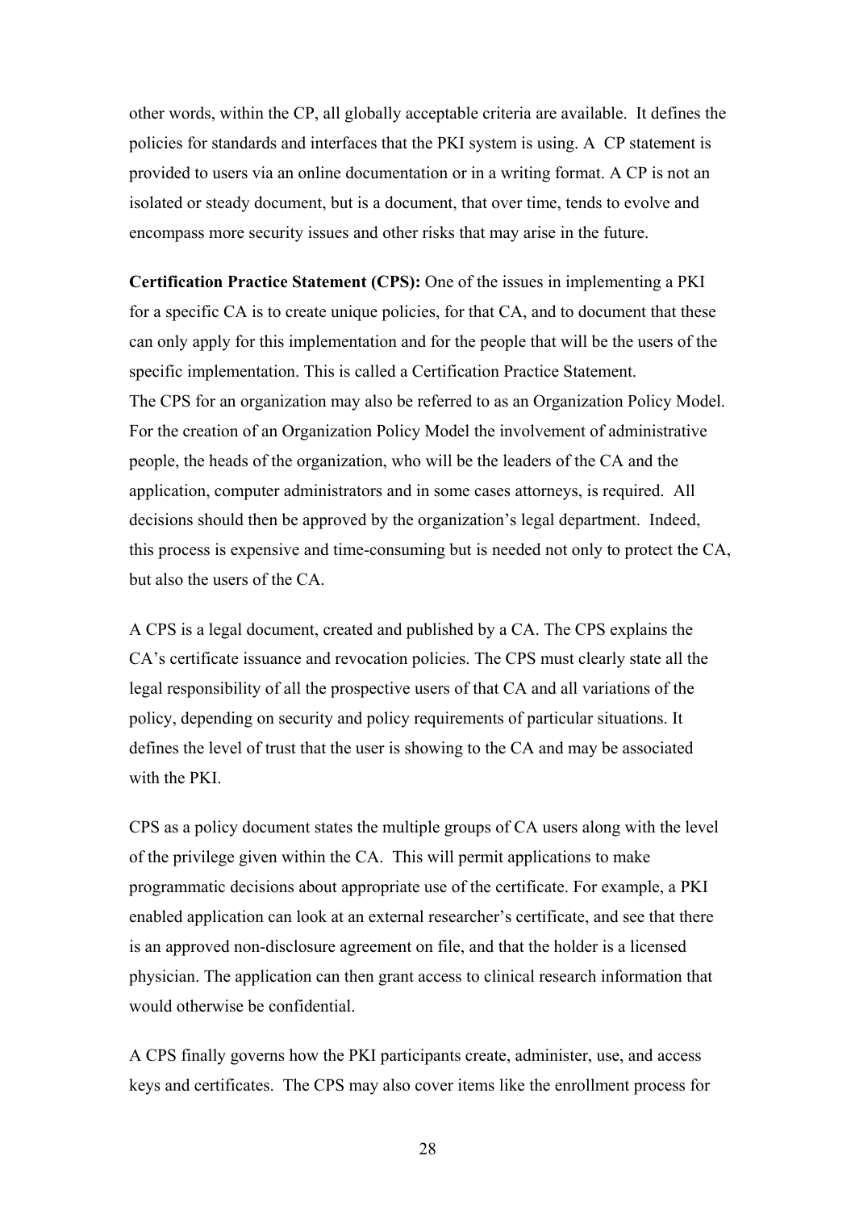other words, within the CP, all globally acceptable criteria are available. It defines the policies for standards and interfaces that the PKI system is using. A CP statement is provided to users via an online documentation or in a writing format. A CP is not an isolated or steady document, but is a document, that over time, tends to evolve and encompass more security issues and other risks that may arise in the future.

**Certification Practice Statement (CPS):** One of the issues in implementing a PKI for a specific CA is to create unique policies, for that CA, and to document that these can only apply for this implementation and for the people that will be the users of the specific implementation. This is called a Certification Practice Statement. The CPS for an organization may also be referred to as an Organization Policy Model. For the creation of an Organization Policy Model the involvement of administrative people, the heads of the organization, who will be the leaders of the CA and the application, computer administrators and in some cases attorneys, is required. All decisions should then be approved by the organization's legal department. Indeed, this process is expensive and time-consuming but is needed not only to protect the CA, but also the users of the CA.

A CPS is a legal document, created and published by a CA. The CPS explains the CA's certificate issuance and revocation policies. The CPS must clearly state all the legal responsibility of all the prospective users of that CA and all variations of the policy, depending on security and policy requirements of particular situations. It defines the level of trust that the user is showing to the CA and may be associated with the PKI.

CPS as a policy document states the multiple groups of CA users along with the level of the privilege given within the CA. This will permit applications to make programmatic decisions about appropriate use of the certificate. For example, a PKI enabled application can look at an external researcher's certificate, and see that there is an approved non-disclosure agreement on file, and that the holder is a licensed physician. The application can then grant access to clinical research information that would otherwise be confidential.

A CPS finally governs how the PKI participants create, administer, use, and access keys and certificates. The CPS may also cover items like the enrollment process for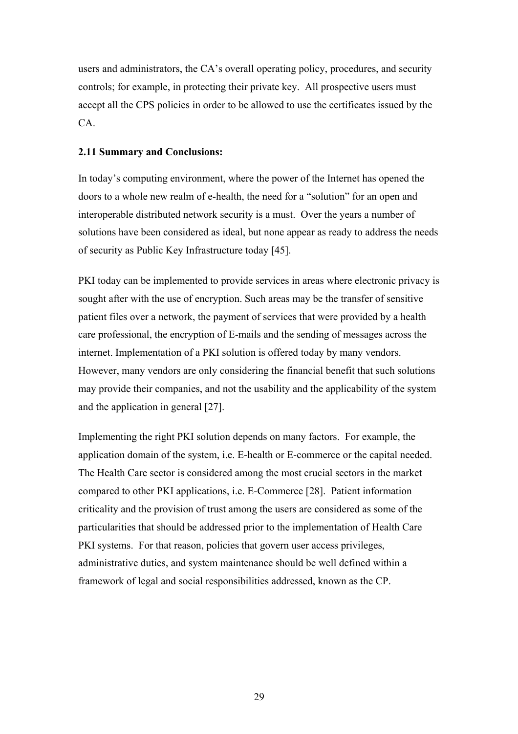users and administrators, the CA's overall operating policy, procedures, and security controls; for example, in protecting their private key. All prospective users must accept all the CPS policies in order to be allowed to use the certificates issued by the CA.

### 2.11 Summary and Conclusions:

In today's computing environment, where the power of the Internet has opened the doors to a whole new realm of e-health, the need for a "solution" for an open and interoperable distributed network security is a must. Over the years a number of solutions have been considered as ideal, but none appear as ready to address the needs of security as Public Key Infrastructure today [45].

PKI today can be implemented to provide services in areas where electronic privacy is sought after with the use of encryption. Such areas may be the transfer of sensitive patient files over a network, the payment of services that were provided by a health care professional, the encryption of E-mails and the sending of messages across the internet. Implementation of a PKI solution is offered today by many vendors. However, many vendors are only considering the financial benefit that such solutions may provide their companies, and not the usability and the applicability of the system and the application in general [27].

Implementing the right PKI solution depends on many factors. For example, the application domain of the system, i.e. E-health or E-commerce or the capital needed. The Health Care sector is considered among the most crucial sectors in the market compared to other PKI applications, i.e. E-Commerce [28]. Patient information criticality and the provision of trust among the users are considered as some of the particularities that should be addressed prior to the implementation of Health Care PKI systems. For that reason, policies that govern user access privileges, administrative duties, and system maintenance should be well defined within a framework of legal and social responsibilities addressed, known as the CP.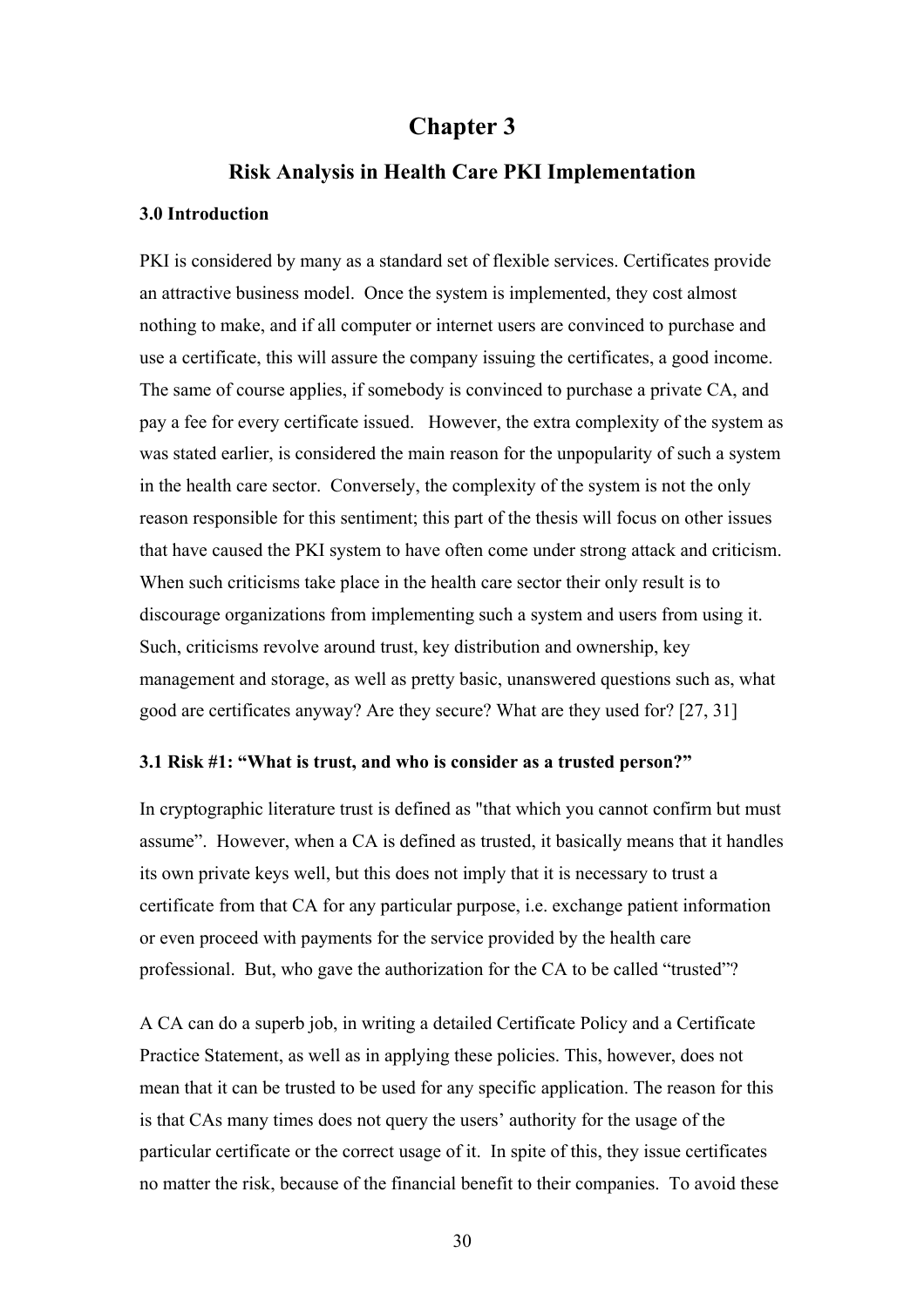# Chapter 3

## Risk Analysis in Health Care PKI Implementation

### 3.0 Introduction

PKI is considered by many as a standard set of flexible services. Certificates provide an attractive business model. Once the system is implemented, they cost almost nothing to make, and if all computer or internet users are convinced to purchase and use a certificate, this will assure the company issuing the certificates, a good income. The same of course applies, if somebody is convinced to purchase a private CA, and pay a fee for every certificate issued. However, the extra complexity of the system as was stated earlier, is considered the main reason for the unpopularity of such a system in the health care sector. Conversely, the complexity of the system is not the only reason responsible for this sentiment; this part of the thesis will focus on other issues that have caused the PKI system to have often come under strong attack and criticism. When such criticisms take place in the health care sector their only result is to discourage organizations from implementing such a system and users from using it. Such, criticisms revolve around trust, key distribution and ownership, key management and storage, as well as pretty basic, unanswered questions such as, what good are certificates anyway? Are they secure? What are they used for? [27, 31]

### 3.1 Risk #1: "What is trust, and who is consider as a trusted person?"

In cryptographic literature trust is defined as "that which you cannot confirm but must assume". However, when a CA is defined as trusted, it basically means that it handles its own private keys well, but this does not imply that it is necessary to trust a certificate from that CA for any particular purpose, i.e. exchange patient information or even proceed with payments for the service provided by the health care professional. But, who gave the authorization for the CA to be called "trusted"?

A CA can do a superb job, in writing a detailed Certificate Policy and a Certificate Practice Statement, as well as in applying these policies. This, however, does not mean that it can be trusted to be used for any specific application. The reason for this is that CAs many times does not query the users' authority for the usage of the particular certificate or the correct usage of it. In spite of this, they issue certificates no matter the risk, because of the financial benefit to their companies. To avoid these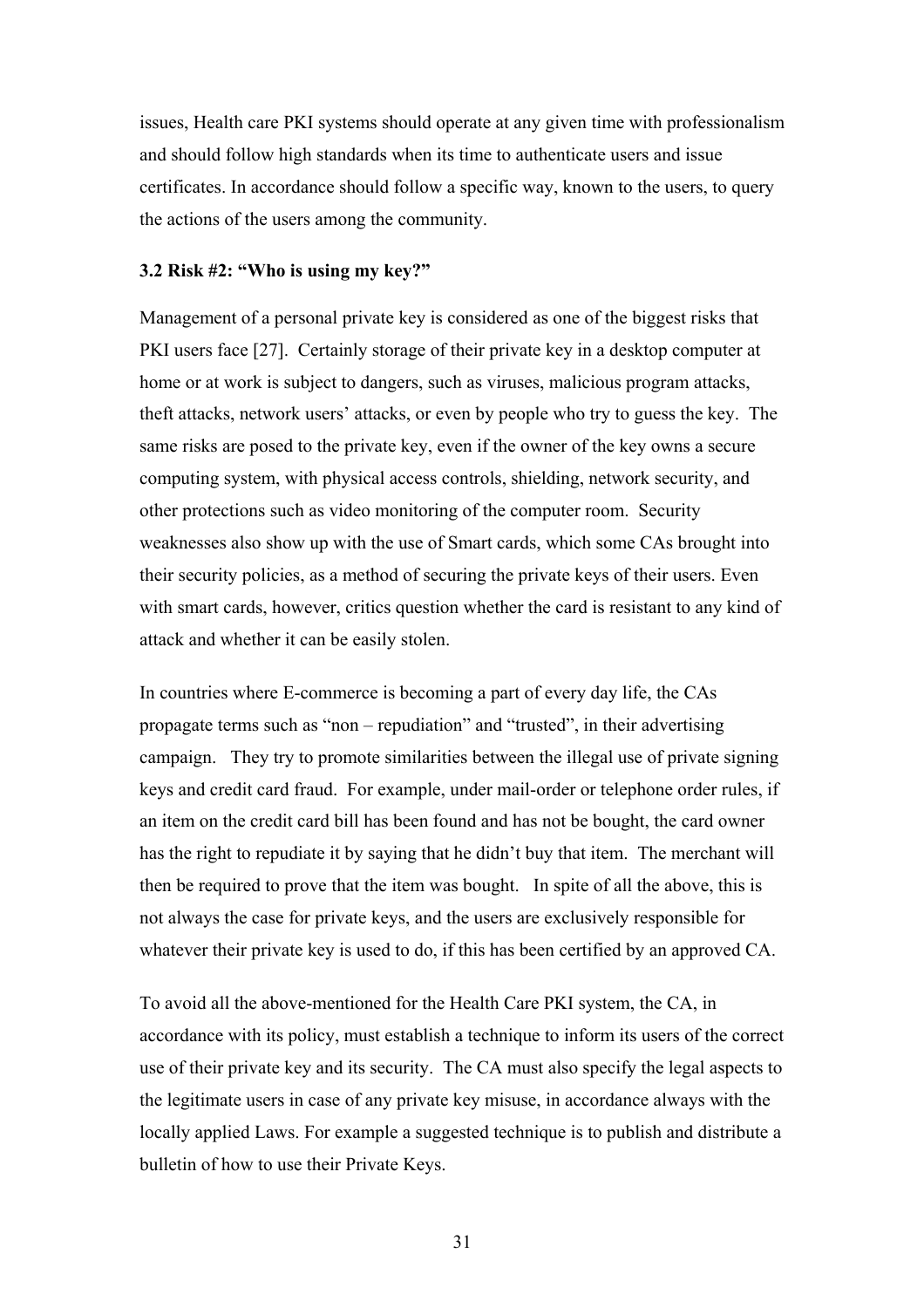issues, Health care PKI systems should operate at any given time with professionalism and should follow high standards when its time to authenticate users and issue certificates. In accordance should follow a specific way, known to the users, to query the actions of the users among the community.

### 3.2 Risk #2: "Who is using my key?"

Management of a personal private key is considered as one of the biggest risks that PKI users face [27]. Certainly storage of their private key in a desktop computer at home or at work is subject to dangers, such as viruses, malicious program attacks, theft attacks, network users' attacks, or even by people who try to guess the key. The same risks are posed to the private key, even if the owner of the key owns a secure computing system, with physical access controls, shielding, network security, and other protections such as video monitoring of the computer room. Security weaknesses also show up with the use of Smart cards, which some CAs brought into their security policies, as a method of securing the private keys of their users. Even with smart cards, however, critics question whether the card is resistant to any kind of attack and whether it can be easily stolen.

In countries where E-commerce is becoming a part of every day life, the CAs propagate terms such as "non – repudiation" and "trusted", in their advertising campaign. They try to promote similarities between the illegal use of private signing keys and credit card fraud. For example, under mail-order or telephone order rules, if an item on the credit card bill has been found and has not be bought, the card owner has the right to repudiate it by saying that he didn't buy that item. The merchant will then be required to prove that the item was bought. In spite of all the above, this is not always the case for private keys, and the users are exclusively responsible for whatever their private key is used to do, if this has been certified by an approved CA.

To avoid all the above-mentioned for the Health Care PKI system, the CA, in accordance with its policy, must establish a technique to inform its users of the correct use of their private key and its security. The CA must also specify the legal aspects to the legitimate users in case of any private key misuse, in accordance always with the locally applied Laws. For example a suggested technique is to publish and distribute a bulletin of how to use their Private Keys.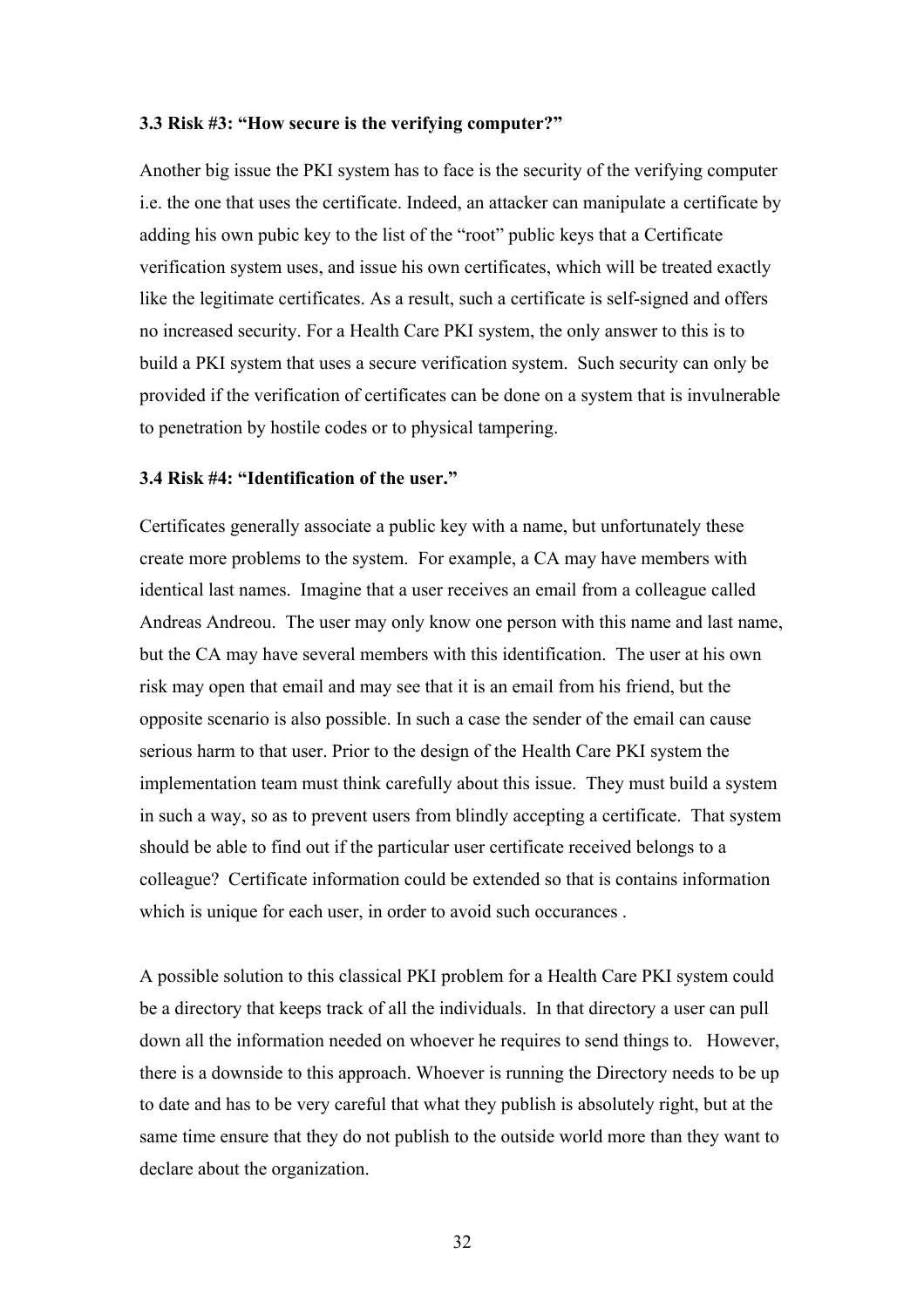### 3.3 Risk #3: "How secure is the verifying computer?"

Another big issue the PKI system has to face is the security of the verifying computer i.e. the one that uses the certificate. Indeed, an attacker can manipulate a certificate by adding his own pubic key to the list of the "root" public keys that a Certificate verification system uses, and issue his own certificates, which will be treated exactly like the legitimate certificates. As a result, such a certificate is self-signed and offers no increased security. For a Health Care PKI system, the only answer to this is to build a PKI system that uses a secure verification system. Such security can only be provided if the verification of certificates can be done on a system that is invulnerable to penetration by hostile codes or to physical tampering.

### 3.4 Risk #4: "Identification of the user."

Certificates generally associate a public key with a name, but unfortunately these create more problems to the system. For example, a CA may have members with identical last names. Imagine that a user receives an email from a colleague called Andreas Andreou. The user may only know one person with this name and last name, but the CA may have several members with this identification. The user at his own risk may open that email and may see that it is an email from his friend, but the opposite scenario is also possible. In such a case the sender of the email can cause serious harm to that user. Prior to the design of the Health Care PKI system the implementation team must think carefully about this issue. They must build a system in such a way, so as to prevent users from blindly accepting a certificate. That system should be able to find out if the particular user certificate received belongs to a colleague? Certificate information could be extended so that is contains information which is unique for each user, in order to avoid such occurances .

A possible solution to this classical PKI problem for a Health Care PKI system could be a directory that keeps track of all the individuals. In that directory a user can pull down all the information needed on whoever he requires to send things to. However, there is a downside to this approach. Whoever is running the Directory needs to be up to date and has to be very careful that what they publish is absolutely right, but at the same time ensure that they do not publish to the outside world more than they want to declare about the organization.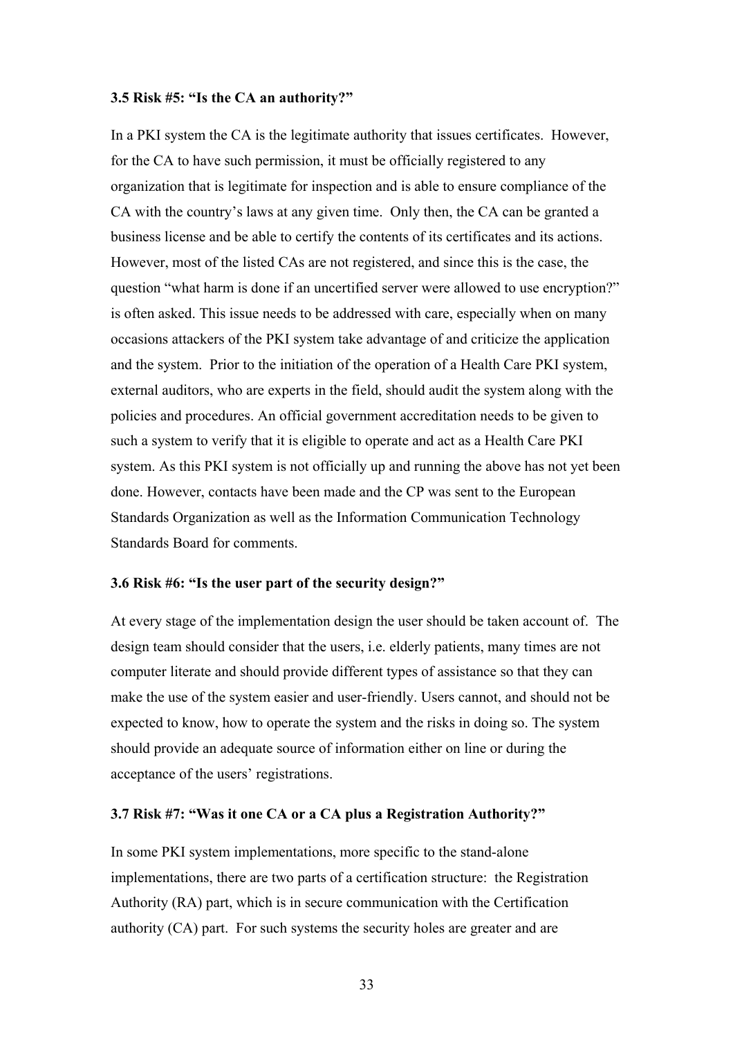### 3.5 Risk #5: "Is the CA an authority?"

In a PKI system the CA is the legitimate authority that issues certificates. However, for the CA to have such permission, it must be officially registered to any organization that is legitimate for inspection and is able to ensure compliance of the CA with the country's laws at any given time. Only then, the CA can be granted a business license and be able to certify the contents of its certificates and its actions. However, most of the listed CAs are not registered, and since this is the case, the question "what harm is done if an uncertified server were allowed to use encryption?" is often asked. This issue needs to be addressed with care, especially when on many occasions attackers of the PKI system take advantage of and criticize the application and the system. Prior to the initiation of the operation of a Health Care PKI system, external auditors, who are experts in the field, should audit the system along with the policies and procedures. An official government accreditation needs to be given to such a system to verify that it is eligible to operate and act as a Health Care PKI system. As this PKI system is not officially up and running the above has not yet been done. However, contacts have been made and the CP was sent to the European Standards Organization as well as the Information Communication Technology Standards Board for comments.

### 3.6 Risk #6: "Is the user part of the security design?"

At every stage of the implementation design the user should be taken account of. The design team should consider that the users, i.e. elderly patients, many times are not computer literate and should provide different types of assistance so that they can make the use of the system easier and user-friendly. Users cannot, and should not be expected to know, how to operate the system and the risks in doing so. The system should provide an adequate source of information either on line or during the acceptance of the users' registrations.

### 3.7 Risk #7: "Was it one CA or a CA plus a Registration Authority?"

In some PKI system implementations, more specific to the stand-alone implementations, there are two parts of a certification structure: the Registration Authority (RA) part, which is in secure communication with the Certification authority (CA) part. For such systems the security holes are greater and are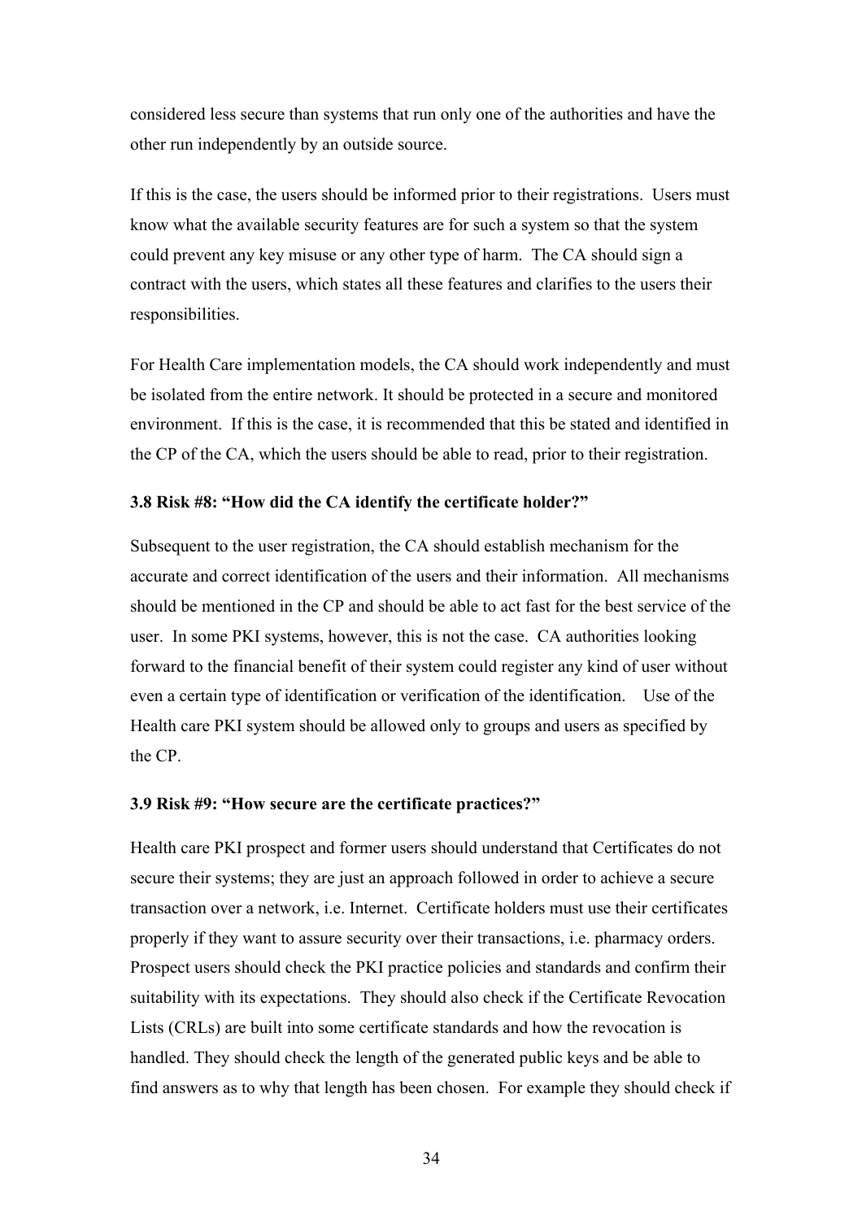considered less secure than systems that run only one of the authorities and have the other run independently by an outside source.

If this is the case, the users should be informed prior to their registrations. Users must know what the available security features are for such a system so that the system could prevent any key misuse or any other type of harm. The CA should sign a contract with the users, which states all these features and clarifies to the users their responsibilities.

For Health Care implementation models, the CA should work independently and must be isolated from the entire network. It should be protected in a secure and monitored environment. If this is the case, it is recommended that this be stated and identified in the CP of the CA, which the users should be able to read, prior to their registration.

### 3.8 Risk #8: "How did the CA identify the certificate holder?"

Subsequent to the user registration, the CA should establish mechanism for the accurate and correct identification of the users and their information. All mechanisms should be mentioned in the CP and should be able to act fast for the best service of the user. In some PKI systems, however, this is not the case. CA authorities looking forward to the financial benefit of their system could register any kind of user without even a certain type of identification or verification of the identification. Use of the Health care PKI system should be allowed only to groups and users as specified by the CP.

### 3.9 Risk #9: "How secure are the certificate practices?"

Health care PKI prospect and former users should understand that Certificates do not secure their systems; they are just an approach followed in order to achieve a secure transaction over a network, i.e. Internet. Certificate holders must use their certificates properly if they want to assure security over their transactions, i.e. pharmacy orders. Prospect users should check the PKI practice policies and standards and confirm their suitability with its expectations. They should also check if the Certificate Revocation Lists (CRLs) are built into some certificate standards and how the revocation is handled. They should check the length of the generated public keys and be able to find answers as to why that length has been chosen. For example they should check if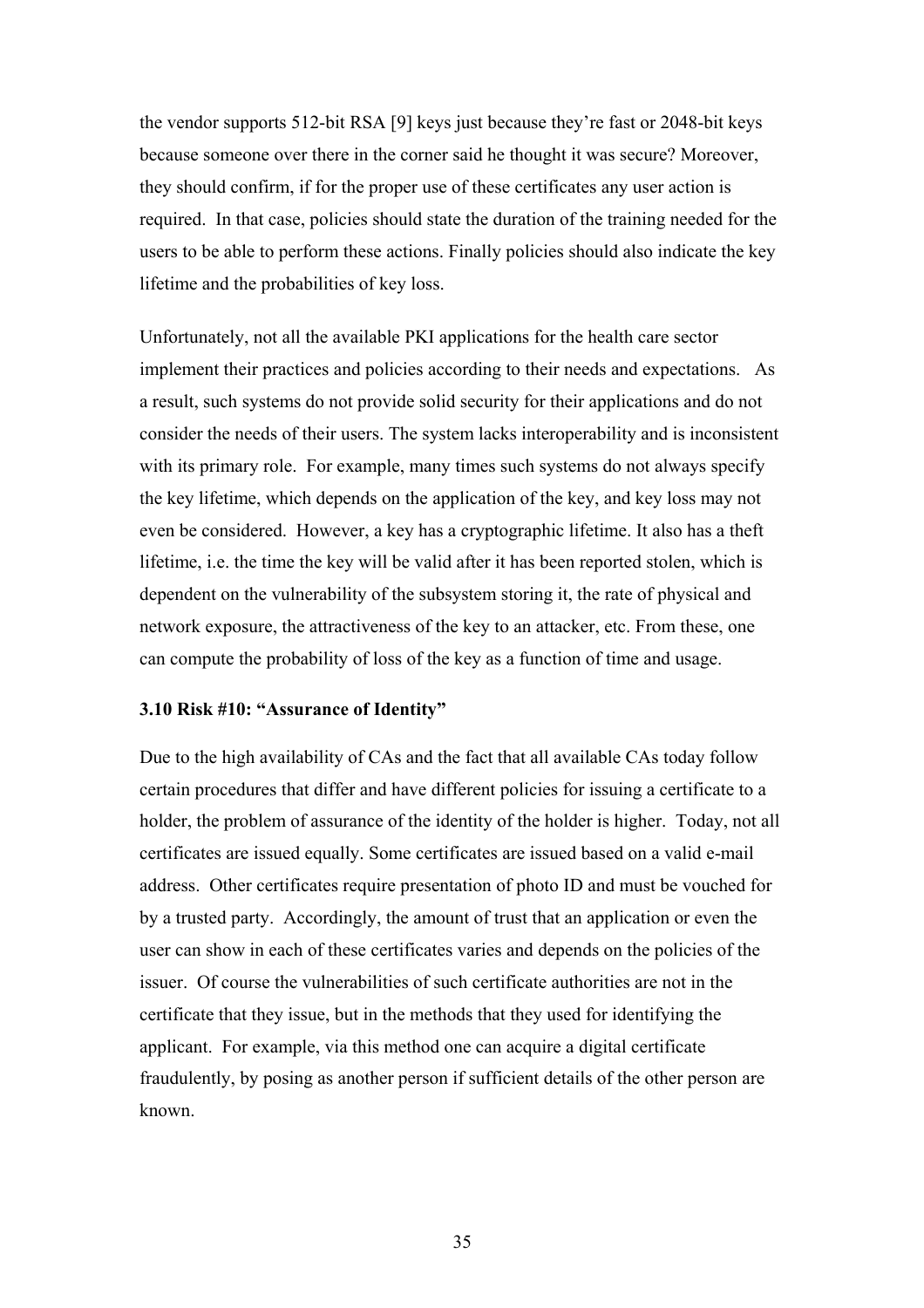the vendor supports 512-bit RSA [9] keys just because they're fast or 2048-bit keys because someone over there in the corner said he thought it was secure? Moreover, they should confirm, if for the proper use of these certificates any user action is required. In that case, policies should state the duration of the training needed for the users to be able to perform these actions. Finally policies should also indicate the key lifetime and the probabilities of key loss.

Unfortunately, not all the available PKI applications for the health care sector implement their practices and policies according to their needs and expectations. As a result, such systems do not provide solid security for their applications and do not consider the needs of their users. The system lacks interoperability and is inconsistent with its primary role. For example, many times such systems do not always specify the key lifetime, which depends on the application of the key, and key loss may not even be considered. However, a key has a cryptographic lifetime. It also has a theft lifetime, i.e. the time the key will be valid after it has been reported stolen, which is dependent on the vulnerability of the subsystem storing it, the rate of physical and network exposure, the attractiveness of the key to an attacker, etc. From these, one can compute the probability of loss of the key as a function of time and usage.

### 3.10 Risk #10: "Assurance of Identity"

Due to the high availability of CAs and the fact that all available CAs today follow certain procedures that differ and have different policies for issuing a certificate to a holder, the problem of assurance of the identity of the holder is higher. Today, not all certificates are issued equally. Some certificates are issued based on a valid e-mail address. Other certificates require presentation of photo ID and must be vouched for by a trusted party. Accordingly, the amount of trust that an application or even the user can show in each of these certificates varies and depends on the policies of the issuer. Of course the vulnerabilities of such certificate authorities are not in the certificate that they issue, but in the methods that they used for identifying the applicant. For example, via this method one can acquire a digital certificate fraudulently, by posing as another person if sufficient details of the other person are known.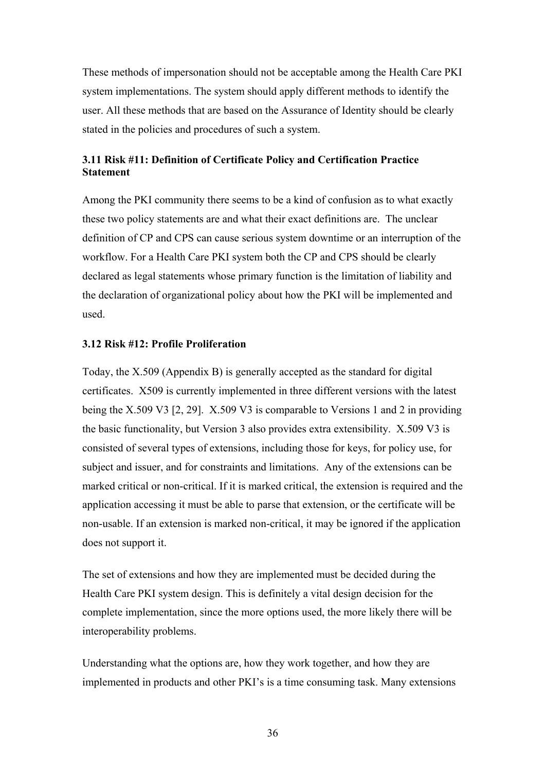These methods of impersonation should not be acceptable among the Health Care PKI system implementations. The system should apply different methods to identify the user. All these methods that are based on the Assurance of Identity should be clearly stated in the policies and procedures of such a system.

### 3.11 Risk #11: Definition of Certificate Policy and Certification Practice Statement

Among the PKI community there seems to be a kind of confusion as to what exactly these two policy statements are and what their exact definitions are. The unclear definition of CP and CPS can cause serious system downtime or an interruption of the workflow. For a Health Care PKI system both the CP and CPS should be clearly declared as legal statements whose primary function is the limitation of liability and the declaration of organizational policy about how the PKI will be implemented and used.

### 3.12 Risk #12: Profile Proliferation

Today, the X.509 (Appendix B) is generally accepted as the standard for digital certificates. X509 is currently implemented in three different versions with the latest being the X.509 V3 [2, 29]. X.509 V3 is comparable to Versions 1 and 2 in providing the basic functionality, but Version 3 also provides extra extensibility. X.509 V3 is consisted of several types of extensions, including those for keys, for policy use, for subject and issuer, and for constraints and limitations. Any of the extensions can be marked critical or non-critical. If it is marked critical, the extension is required and the application accessing it must be able to parse that extension, or the certificate will be non-usable. If an extension is marked non-critical, it may be ignored if the application does not support it.

The set of extensions and how they are implemented must be decided during the Health Care PKI system design. This is definitely a vital design decision for the complete implementation, since the more options used, the more likely there will be interoperability problems.

Understanding what the options are, how they work together, and how they are implemented in products and other PKI's is a time consuming task. Many extensions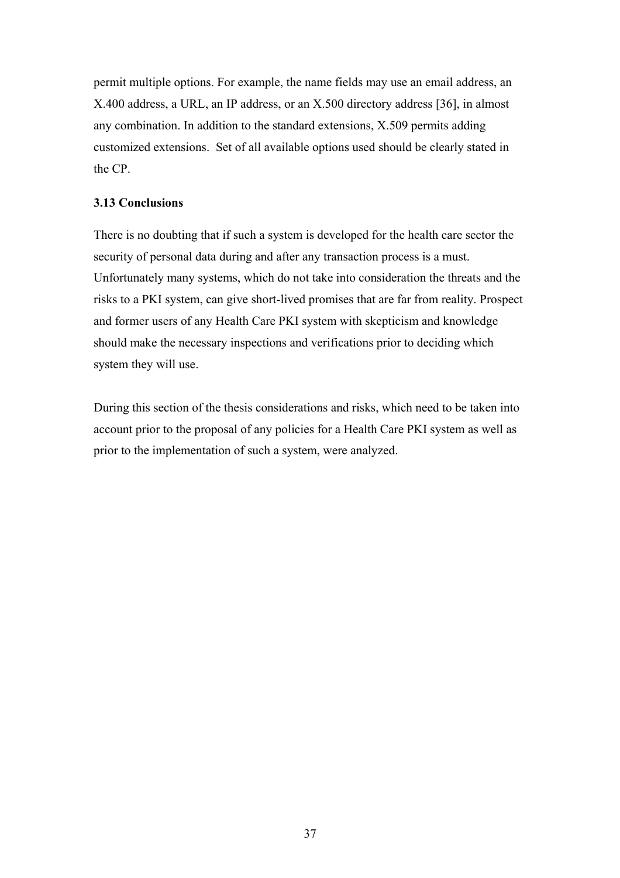permit multiple options. For example, the name fields may use an email address, an X.400 address, a URL, an IP address, or an X.500 directory address [36], in almost any combination. In addition to the standard extensions, X.509 permits adding customized extensions. Set of all available options used should be clearly stated in the CP.

### 3.13 Conclusions

There is no doubting that if such a system is developed for the health care sector the security of personal data during and after any transaction process is a must. Unfortunately many systems, which do not take into consideration the threats and the risks to a PKI system, can give short-lived promises that are far from reality. Prospect and former users of any Health Care PKI system with skepticism and knowledge should make the necessary inspections and verifications prior to deciding which system they will use.

During this section of the thesis considerations and risks, which need to be taken into account prior to the proposal of any policies for a Health Care PKI system as well as prior to the implementation of such a system, were analyzed.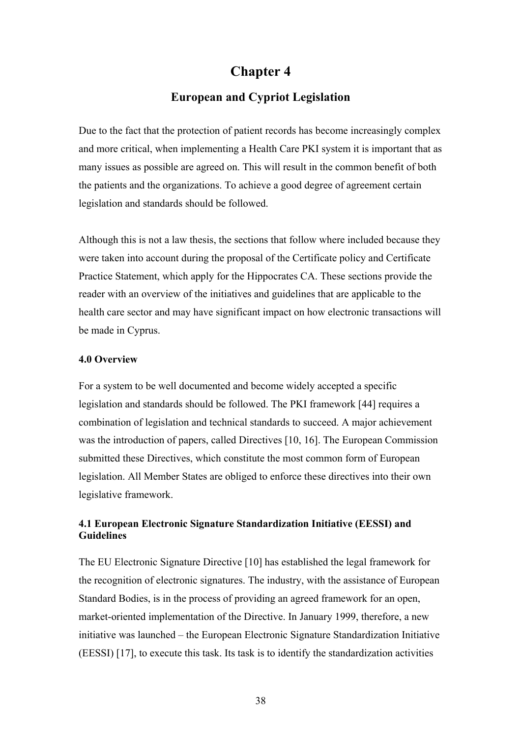# Chapter 4

## European and Cypriot Legislation

Due to the fact that the protection of patient records has become increasingly complex and more critical, when implementing a Health Care PKI system it is important that as many issues as possible are agreed on. This will result in the common benefit of both the patients and the organizations. To achieve a good degree of agreement certain legislation and standards should be followed.

Although this is not a law thesis, the sections that follow where included because they were taken into account during the proposal of the Certificate policy and Certificate Practice Statement, which apply for the Hippocrates CA. These sections provide the reader with an overview of the initiatives and guidelines that are applicable to the health care sector and may have significant impact on how electronic transactions will be made in Cyprus.

### 4.0 Overview

For a system to be well documented and become widely accepted a specific legislation and standards should be followed. The PKI framework [44] requires a combination of legislation and technical standards to succeed. A major achievement was the introduction of papers, called Directives [10, 16]. The European Commission submitted these Directives, which constitute the most common form of European legislation. All Member States are obliged to enforce these directives into their own legislative framework.

### 4.1 European Electronic Signature Standardization Initiative (EESSI) and Guidelines

The EU Electronic Signature Directive [10] has established the legal framework for the recognition of electronic signatures. The industry, with the assistance of European Standard Bodies, is in the process of providing an agreed framework for an open, market-oriented implementation of the Directive. In January 1999, therefore, a new initiative was launched – the European Electronic Signature Standardization Initiative (EESSI) [17], to execute this task. Its task is to identify the standardization activities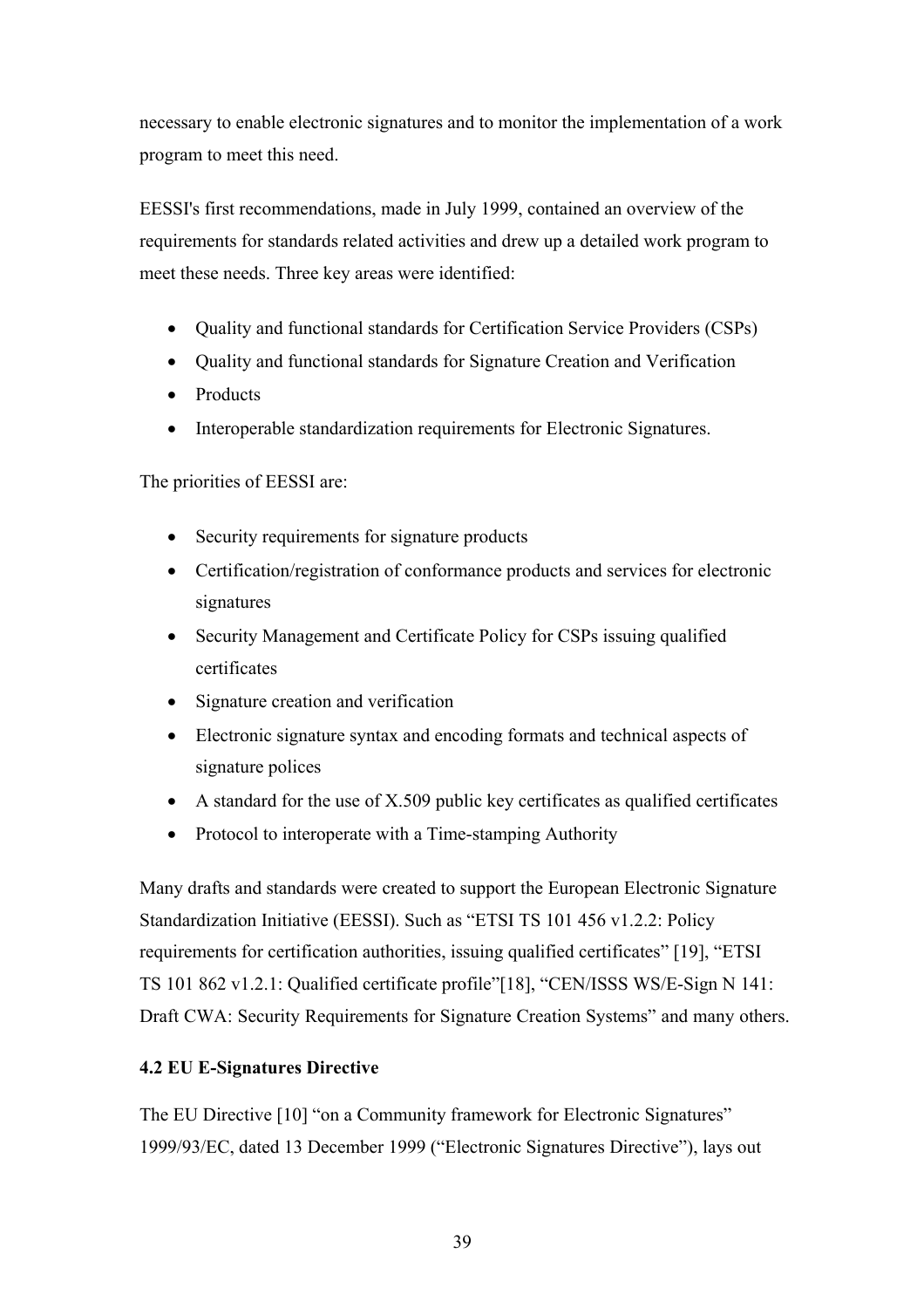necessary to enable electronic signatures and to monitor the implementation of a work program to meet this need.

EESSI's first recommendations, made in July 1999, contained an overview of the requirements for standards related activities and drew up a detailed work program to meet these needs. Three key areas were identified:

- Quality and functional standards for Certification Service Providers (CSPs)
- Quality and functional standards for Signature Creation and Verification
- Products
- Interoperable standardization requirements for Electronic Signatures.

The priorities of EESSI are:

- Security requirements for signature products
- Certification/registration of conformance products and services for electronic signatures
- Security Management and Certificate Policy for CSPs issuing qualified certificates
- Signature creation and verification
- Electronic signature syntax and encoding formats and technical aspects of signature polices
- A standard for the use of X.509 public key certificates as qualified certificates
- Protocol to interoperate with a Time-stamping Authority

Many drafts and standards were created to support the European Electronic Signature Standardization Initiative (EESSI). Such as “ETSI TS 101 456 v1.2.2: Policy requirements for certification authorities, issuing qualified certificates” [19], “ETSI TS 101 862 v1.2.1: Qualified certificate profile”[18], “CEN/ISSS WS/E-Sign N 141: Draft CWA: Security Requirements for Signature Creation Systems” and many others.

### 4.2 EU E-Signatures Directive

The EU Directive [10] “on a Community framework for Electronic Signatures” 1999/93/EC, dated 13 December 1999 (“Electronic Signatures Directive”), lays out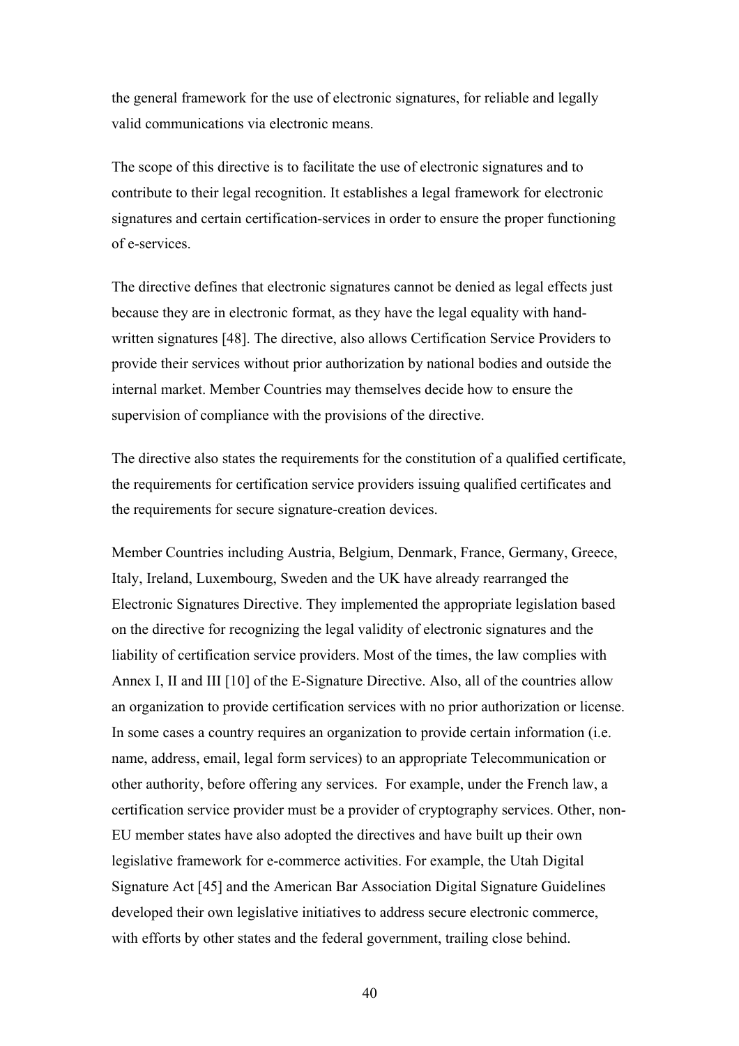the general framework for the use of electronic signatures, for reliable and legally valid communications via electronic means.

The scope of this directive is to facilitate the use of electronic signatures and to contribute to their legal recognition. It establishes a legal framework for electronic signatures and certain certification-services in order to ensure the proper functioning of e-services.

The directive defines that electronic signatures cannot be denied as legal effects just because they are in electronic format, as they have the legal equality with hand-written signatures [48]. The directive, also allows Certification Service Providers to provide their services without prior authorization by national bodies and outside the internal market. Member Countries may themselves decide how to ensure the supervision of compliance with the provisions of the directive.

The directive also states the requirements for the constitution of a qualified certificate, the requirements for certification service providers issuing qualified certificates and the requirements for secure signature-creation devices.

Member Countries including Austria, Belgium, Denmark, France, Germany, Greece, Italy, Ireland, Luxembourg, Sweden and the UK have already rearranged the Electronic Signatures Directive. They implemented the appropriate legislation based on the directive for recognizing the legal validity of electronic signatures and the liability of certification service providers. Most of the times, the law complies with Annex I, II and III [10] of the E-Signature Directive. Also, all of the countries allow an organization to provide certification services with no prior authorization or license. In some cases a country requires an organization to provide certain information (i.e. name, address, email, legal form services) to an appropriate Telecommunication or other authority, before offering any services. For example, under the French law, a certification service provider must be a provider of cryptography services. Other, non-EU member states have also adopted the directives and have built up their own legislative framework for e-commerce activities. For example, the Utah Digital Signature Act [45] and the American Bar Association Digital Signature Guidelines developed their own legislative initiatives to address secure electronic commerce, with efforts by other states and the federal government, trailing close behind.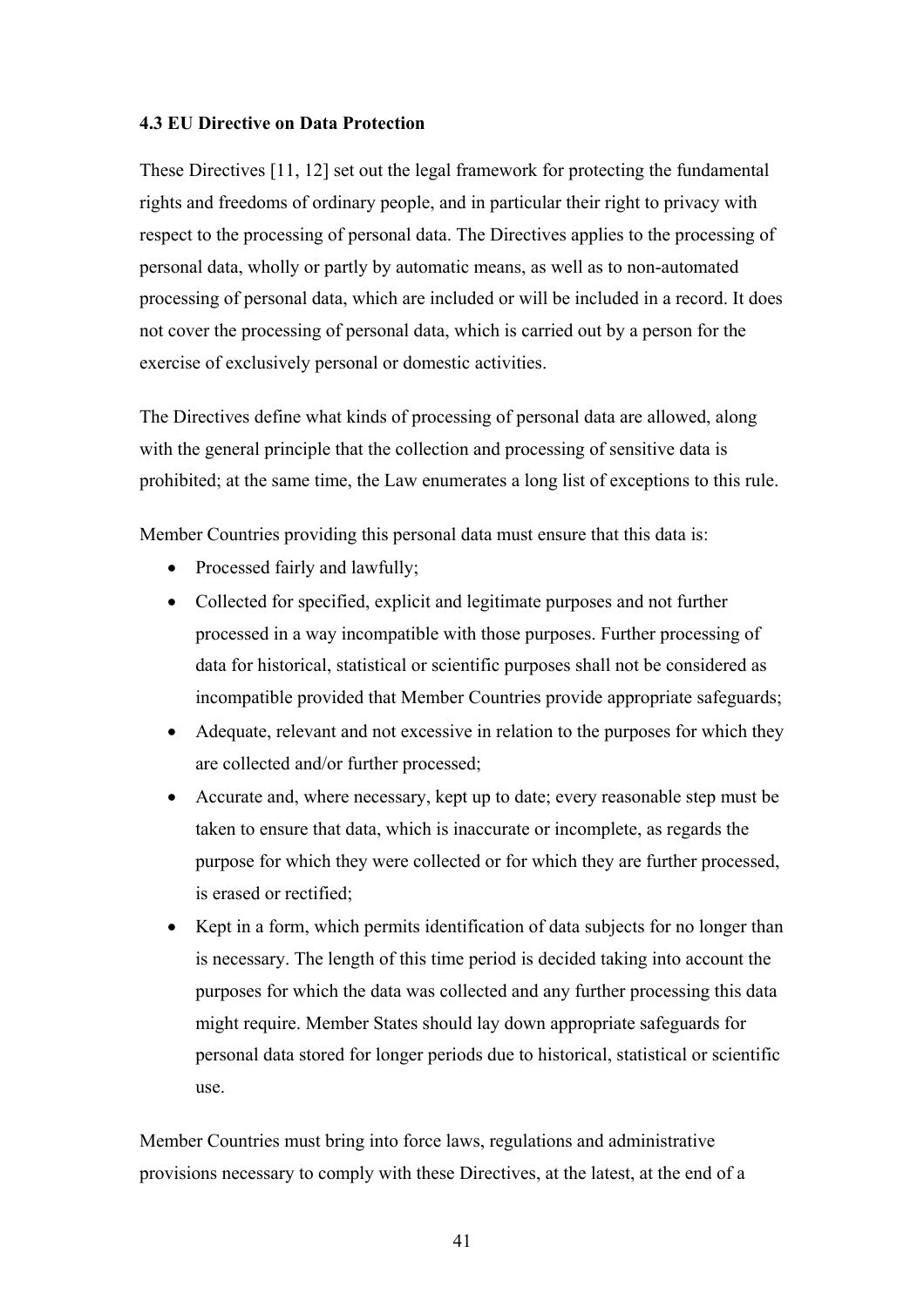### 4.3 EU Directive on Data Protection

These Directives [11, 12] set out the legal framework for protecting the fundamental rights and freedoms of ordinary people, and in particular their right to privacy with respect to the processing of personal data. The Directives applies to the processing of personal data, wholly or partly by automatic means, as well as to non-automated processing of personal data, which are included or will be included in a record. It does not cover the processing of personal data, which is carried out by a person for the exercise of exclusively personal or domestic activities.

The Directives define what kinds of processing of personal data are allowed, along with the general principle that the collection and processing of sensitive data is prohibited; at the same time, the Law enumerates a long list of exceptions to this rule.

Member Countries providing this personal data must ensure that this data is:

- Processed fairly and lawfully;
- Collected for specified, explicit and legitimate purposes and not further processed in a way incompatible with those purposes. Further processing of data for historical, statistical or scientific purposes shall not be considered as incompatible provided that Member Countries provide appropriate safeguards;
- Adequate, relevant and not excessive in relation to the purposes for which they are collected and/or further processed;
- Accurate and, where necessary, kept up to date; every reasonable step must be taken to ensure that data, which is inaccurate or incomplete, as regards the purpose for which they were collected or for which they are further processed, is erased or rectified;
- Kept in a form, which permits identification of data subjects for no longer than is necessary. The length of this time period is decided taking into account the purposes for which the data was collected and any further processing this data might require. Member States should lay down appropriate safeguards for personal data stored for longer periods due to historical, statistical or scientific use.

Member Countries must bring into force laws, regulations and administrative provisions necessary to comply with these Directives, at the latest, at the end of a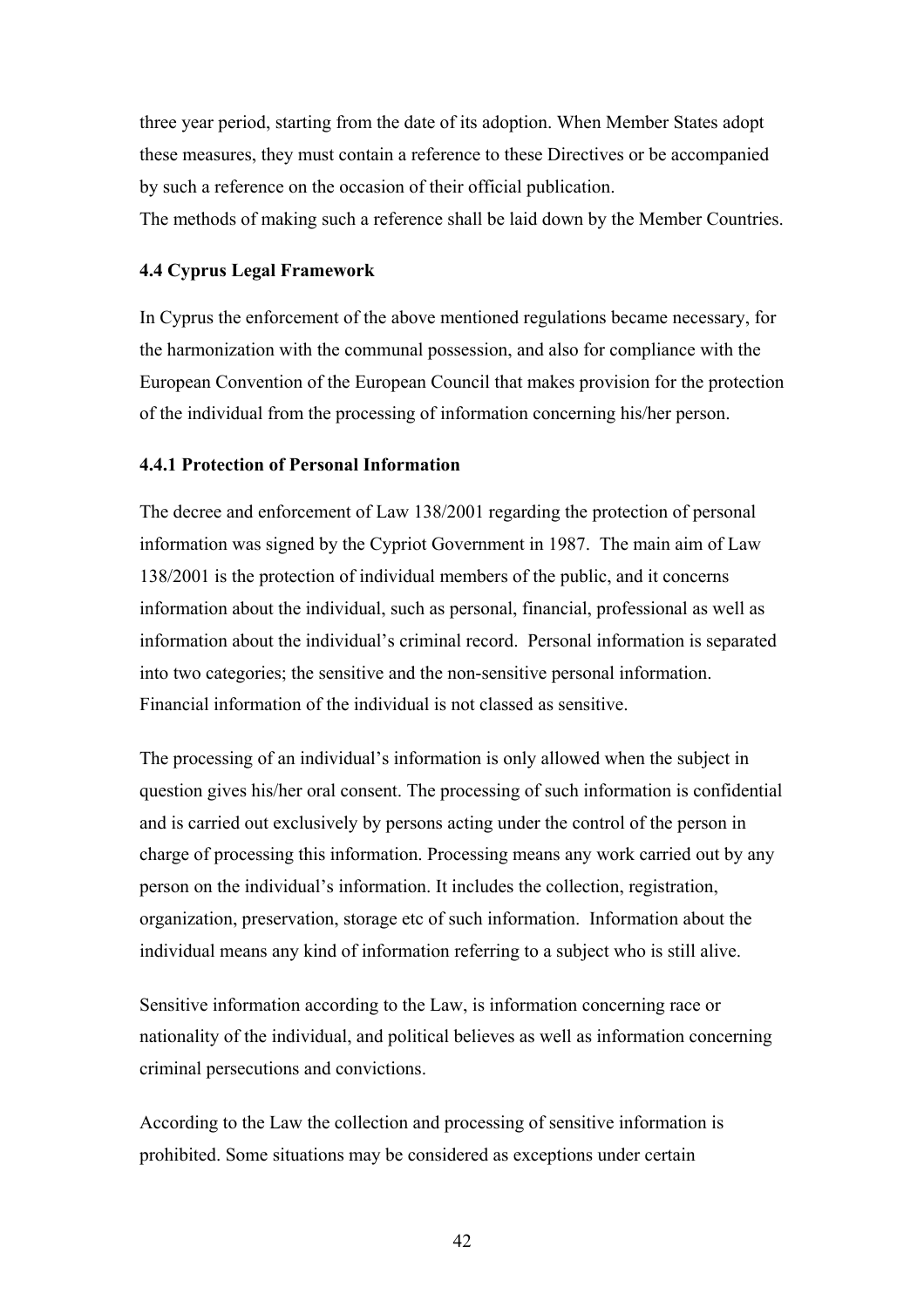three year period, starting from the date of its adoption. When Member States adopt these measures, they must contain a reference to these Directives or be accompanied by such a reference on the occasion of their official publication.
The methods of making such a reference shall be laid down by the Member Countries.

### 4.4 Cyprus Legal Framework

In Cyprus the enforcement of the above mentioned regulations became necessary, for the harmonization with the communal possession, and also for compliance with the European Convention of the European Council that makes provision for the protection of the individual from the processing of information concerning his/her person.

#### 4.4.1 Protection of Personal Information

The decree and enforcement of Law 138/2001 regarding the protection of personal information was signed by the Cypriot Government in 1987. The main aim of Law 138/2001 is the protection of individual members of the public, and it concerns information about the individual, such as personal, financial, professional as well as information about the individual's criminal record. Personal information is separated into two categories; the sensitive and the non-sensitive personal information. Financial information of the individual is not classed as sensitive.

The processing of an individual's information is only allowed when the subject in question gives his/her oral consent. The processing of such information is confidential and is carried out exclusively by persons acting under the control of the person in charge of processing this information. Processing means any work carried out by any person on the individual's information. It includes the collection, registration, organization, preservation, storage etc of such information. Information about the individual means any kind of information referring to a subject who is still alive.

Sensitive information according to the Law, is information concerning race or nationality of the individual, and political believes as well as information concerning criminal persecutions and convictions.

According to the Law the collection and processing of sensitive information is prohibited. Some situations may be considered as exceptions under certain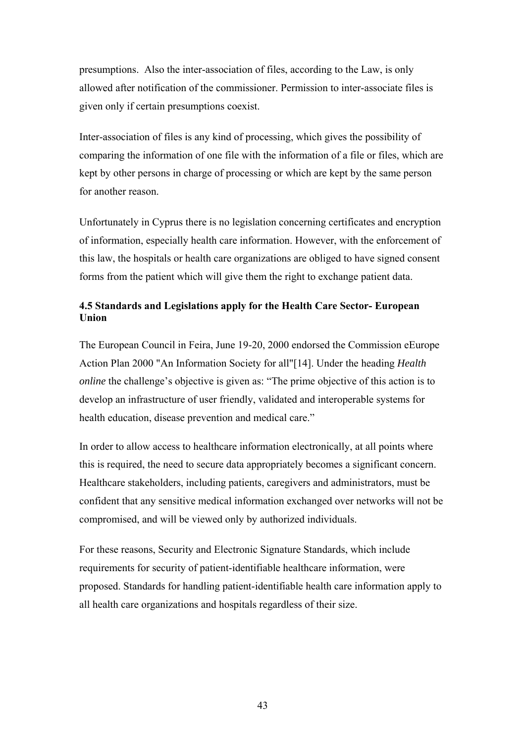presumptions. Also the inter-association of files, according to the Law, is only allowed after notification of the commissioner. Permission to inter-associate files is given only if certain presumptions coexist.

Inter-association of files is any kind of processing, which gives the possibility of comparing the information of one file with the information of a file or files, which are kept by other persons in charge of processing or which are kept by the same person for another reason.

Unfortunately in Cyprus there is no legislation concerning certificates and encryption of information, especially health care information. However, with the enforcement of this law, the hospitals or health care organizations are obliged to have signed consent forms from the patient which will give them the right to exchange patient data.

### 4.5 Standards and Legislations apply for the Health Care Sector- European Union

The European Council in Feira, June 19-20, 2000 endorsed the Commission eEurope Action Plan 2000 "An Information Society for all"[14]. Under the heading *Health online* the challenge's objective is given as: "The prime objective of this action is to develop an infrastructure of user friendly, validated and interoperable systems for health education, disease prevention and medical care."

In order to allow access to healthcare information electronically, at all points where this is required, the need to secure data appropriately becomes a significant concern. Healthcare stakeholders, including patients, caregivers and administrators, must be confident that any sensitive medical information exchanged over networks will not be compromised, and will be viewed only by authorized individuals.

For these reasons, Security and Electronic Signature Standards, which include requirements for security of patient-identifiable healthcare information, were proposed. Standards for handling patient-identifiable health care information apply to all health care organizations and hospitals regardless of their size.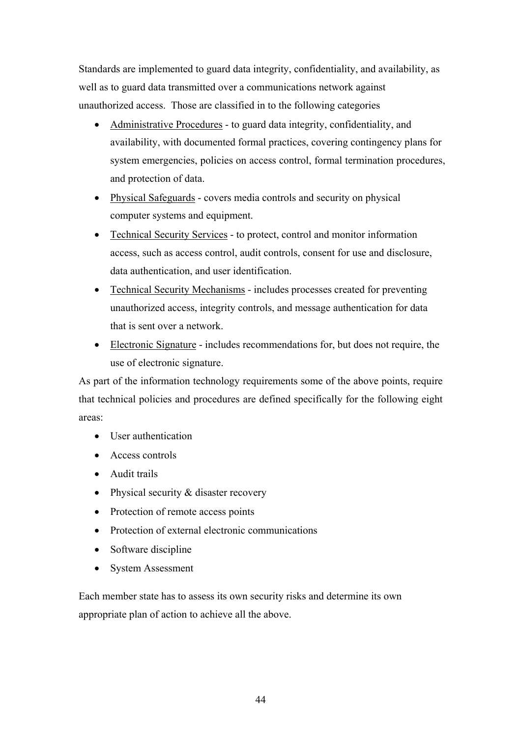Standards are implemented to guard data integrity, confidentiality, and availability, as well as to guard data transmitted over a communications network against unauthorized access. Those are classified in to the following categories

- <u>Administrative Procedures</u> - to guard data integrity, confidentiality, and availability, with documented formal practices, covering contingency plans for system emergencies, policies on access control, formal termination procedures, and protection of data.
- <u>Physical Safeguards</u> - covers media controls and security on physical computer systems and equipment.
- <u>Technical Security Services</u> - to protect, control and monitor information access, such as access control, audit controls, consent for use and disclosure, data authentication, and user identification.
- <u>Technical Security Mechanisms</u> - includes processes created for preventing unauthorized access, integrity controls, and message authentication for data that is sent over a network.
- <u>Electronic Signature</u> - includes recommendations for, but does not require, the use of electronic signature.

As part of the information technology requirements some of the above points, require that technical policies and procedures are defined specifically for the following eight areas:

- User authentication
- Access controls
- Audit trails
- Physical security & disaster recovery
- Protection of remote access points
- Protection of external electronic communications
- Software discipline
- System Assessment

Each member state has to assess its own security risks and determine its own appropriate plan of action to achieve all the above.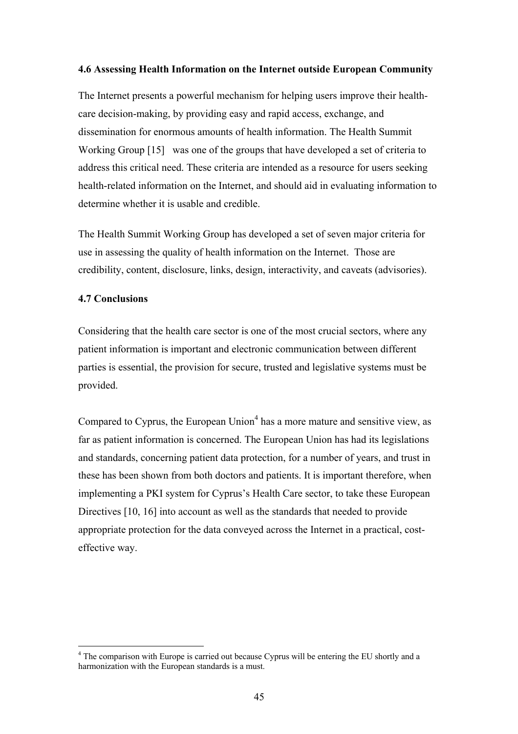### 4.6 Assessing Health Information on the Internet outside European Community

The Internet presents a powerful mechanism for helping users improve their health-care decision-making, by providing easy and rapid access, exchange, and dissemination for enormous amounts of health information. The Health Summit Working Group [15] was one of the groups that have developed a set of criteria to address this critical need. These criteria are intended as a resource for users seeking health-related information on the Internet, and should aid in evaluating information to determine whether it is usable and credible.

The Health Summit Working Group has developed a set of seven major criteria for use in assessing the quality of health information on the Internet. Those are credibility, content, disclosure, links, design, interactivity, and caveats (advisories).

### 4.7 Conclusions

Considering that the health care sector is one of the most crucial sectors, where any patient information is important and electronic communication between different parties is essential, the provision for secure, trusted and legislative systems must be provided.

Compared to Cyprus, the European Union[4] has a more mature and sensitive view, as far as patient information is concerned. The European Union has had its legislations and standards, concerning patient data protection, for a number of years, and trust in these has been shown from both doctors and patients. It is important therefore, when implementing a PKI system for Cyprus's Health Care sector, to take these European Directives [10, 16] into account as well as the standards that needed to provide appropriate protection for the data conveyed across the Internet in a practical, cost-effective way.

[4] The comparison with Europe is carried out because Cyprus will be entering the EU shortly and a harmonization with the European standards is a must.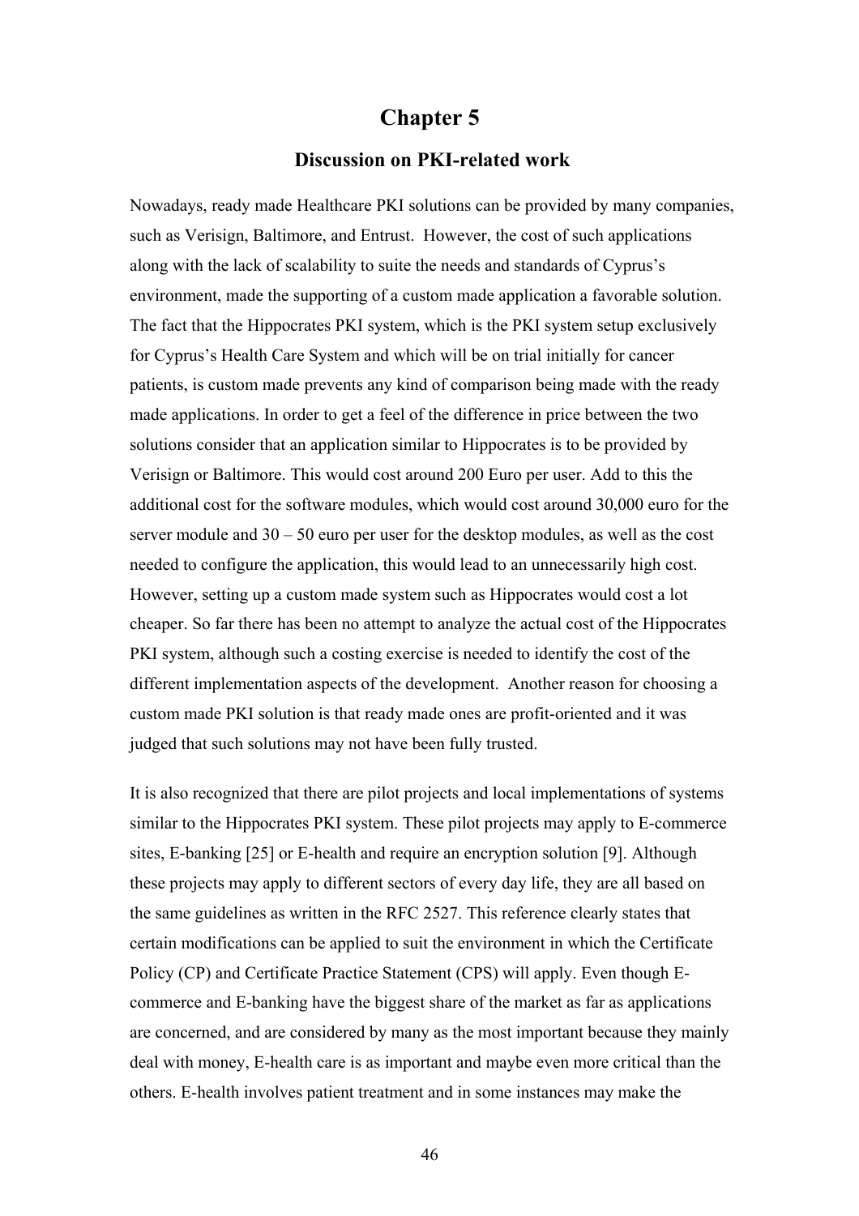# Chapter 5

## Discussion on PKI-related work

Nowadays, ready made Healthcare PKI solutions can be provided by many companies, such as Verisign, Baltimore, and Entrust. However, the cost of such applications along with the lack of scalability to suite the needs and standards of Cyprus's environment, made the supporting of a custom made application a favorable solution. The fact that the Hippocrates PKI system, which is the PKI system setup exclusively for Cyprus's Health Care System and which will be on trial initially for cancer patients, is custom made prevents any kind of comparison being made with the ready made applications. In order to get a feel of the difference in price between the two solutions consider that an application similar to Hippocrates is to be provided by Verisign or Baltimore. This would cost around 200 Euro per user. Add to this the additional cost for the software modules, which would cost around 30,000 euro for the server module and 30 – 50 euro per user for the desktop modules, as well as the cost needed to configure the application, this would lead to an unnecessarily high cost. However, setting up a custom made system such as Hippocrates would cost a lot cheaper. So far there has been no attempt to analyze the actual cost of the Hippocrates PKI system, although such a costing exercise is needed to identify the cost of the different implementation aspects of the development. Another reason for choosing a custom made PKI solution is that ready made ones are profit-oriented and it was judged that such solutions may not have been fully trusted.

It is also recognized that there are pilot projects and local implementations of systems similar to the Hippocrates PKI system. These pilot projects may apply to E-commerce sites, E-banking [25] or E-health and require an encryption solution [9]. Although these projects may apply to different sectors of every day life, they are all based on the same guidelines as written in the RFC 2527. This reference clearly states that certain modifications can be applied to suit the environment in which the Certificate Policy (CP) and Certificate Practice Statement (CPS) will apply. Even though E-commerce and E-banking have the biggest share of the market as far as applications are concerned, and are considered by many as the most important because they mainly deal with money, E-health care is as important and maybe even more critical than the others. E-health involves patient treatment and in some instances may make the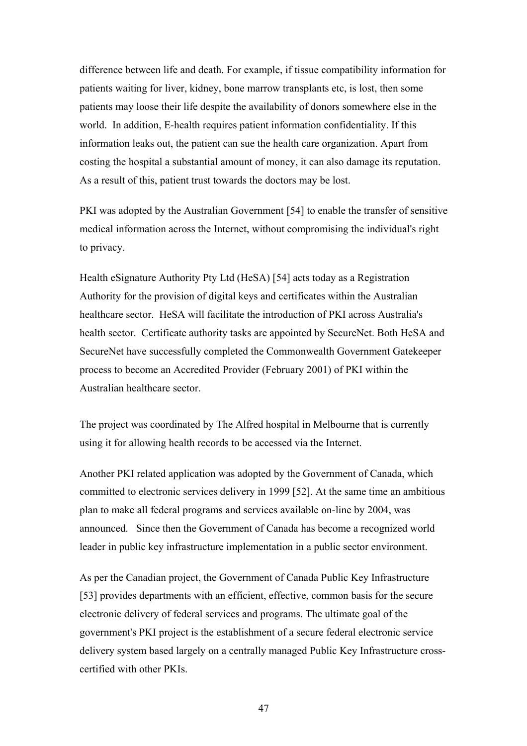difference between life and death. For example, if tissue compatibility information for patients waiting for liver, kidney, bone marrow transplants etc, is lost, then some patients may loose their life despite the availability of donors somewhere else in the world. In addition, E-health requires patient information confidentiality. If this information leaks out, the patient can sue the health care organization. Apart from costing the hospital a substantial amount of money, it can also damage its reputation. As a result of this, patient trust towards the doctors may be lost.

PKI was adopted by the Australian Government [54] to enable the transfer of sensitive medical information across the Internet, without compromising the individual's right to privacy.

Health eSignature Authority Pty Ltd (HeSA) [54] acts today as a Registration Authority for the provision of digital keys and certificates within the Australian healthcare sector. HeSA will facilitate the introduction of PKI across Australia's health sector. Certificate authority tasks are appointed by SecureNet. Both HeSA and SecureNet have successfully completed the Commonwealth Government Gatekeeper process to become an Accredited Provider (February 2001) of PKI within the Australian healthcare sector.

The project was coordinated by The Alfred hospital in Melbourne that is currently using it for allowing health records to be accessed via the Internet.

Another PKI related application was adopted by the Government of Canada, which committed to electronic services delivery in 1999 [52]. At the same time an ambitious plan to make all federal programs and services available on-line by 2004, was announced. Since then the Government of Canada has become a recognized world leader in public key infrastructure implementation in a public sector environment.

As per the Canadian project, the Government of Canada Public Key Infrastructure [53] provides departments with an efficient, effective, common basis for the secure electronic delivery of federal services and programs. The ultimate goal of the government's PKI project is the establishment of a secure federal electronic service delivery system based largely on a centrally managed Public Key Infrastructure cross-certified with other PKIs.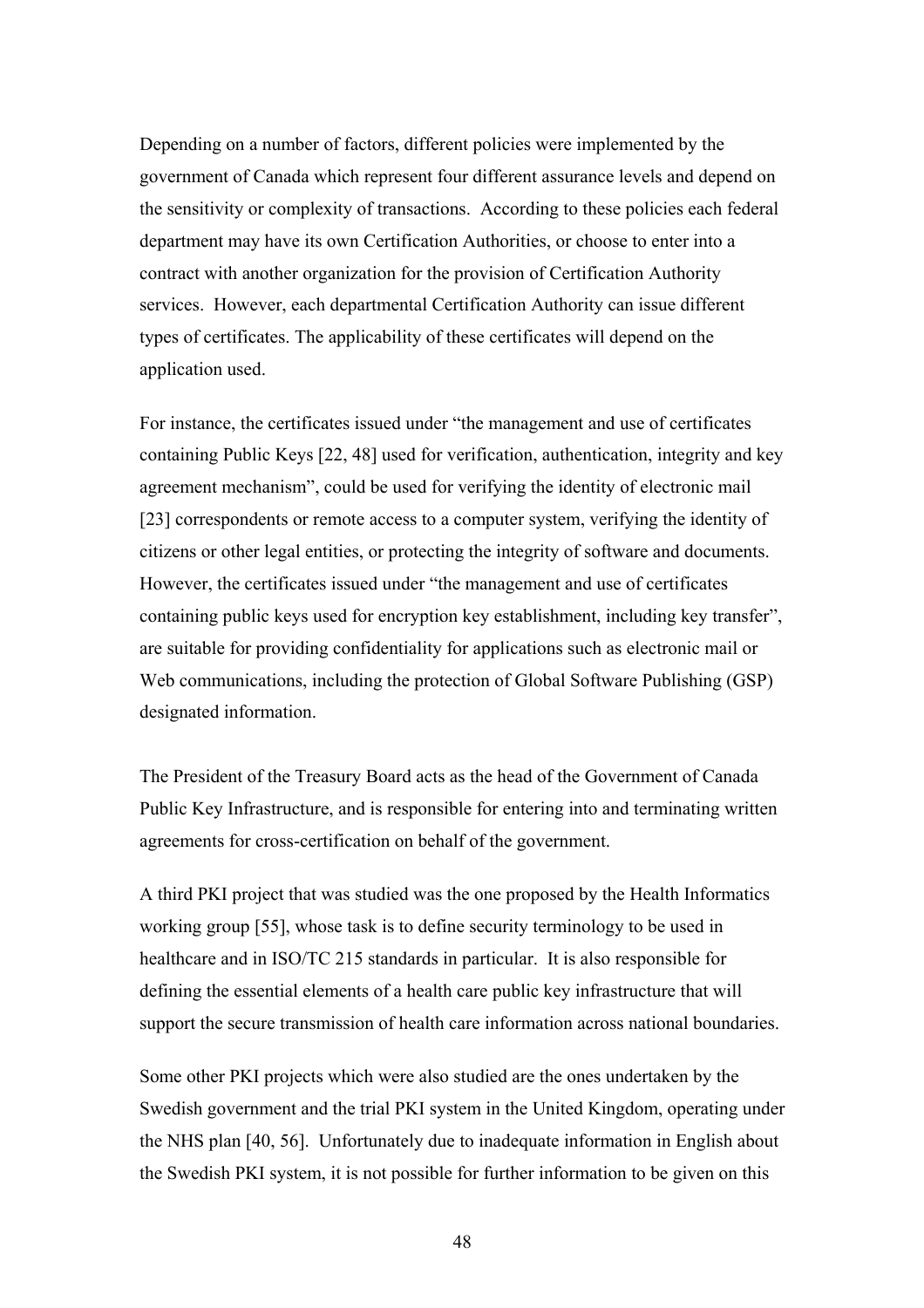Depending on a number of factors, different policies were implemented by the government of Canada which represent four different assurance levels and depend on the sensitivity or complexity of transactions. According to these policies each federal department may have its own Certification Authorities, or choose to enter into a contract with another organization for the provision of Certification Authority services. However, each departmental Certification Authority can issue different types of certificates. The applicability of these certificates will depend on the application used.

For instance, the certificates issued under "the management and use of certificates containing Public Keys [22, 48] used for verification, authentication, integrity and key agreement mechanism", could be used for verifying the identity of electronic mail [23] correspondents or remote access to a computer system, verifying the identity of citizens or other legal entities, or protecting the integrity of software and documents. However, the certificates issued under "the management and use of certificates containing public keys used for encryption key establishment, including key transfer", are suitable for providing confidentiality for applications such as electronic mail or Web communications, including the protection of Global Software Publishing (GSP) designated information.

The President of the Treasury Board acts as the head of the Government of Canada Public Key Infrastructure, and is responsible for entering into and terminating written agreements for cross-certification on behalf of the government.

A third PKI project that was studied was the one proposed by the Health Informatics working group [55], whose task is to define security terminology to be used in healthcare and in ISO/TC 215 standards in particular. It is also responsible for defining the essential elements of a health care public key infrastructure that will support the secure transmission of health care information across national boundaries.

Some other PKI projects which were also studied are the ones undertaken by the Swedish government and the trial PKI system in the United Kingdom, operating under the NHS plan [40, 56]. Unfortunately due to inadequate information in English about the Swedish PKI system, it is not possible for further information to be given on this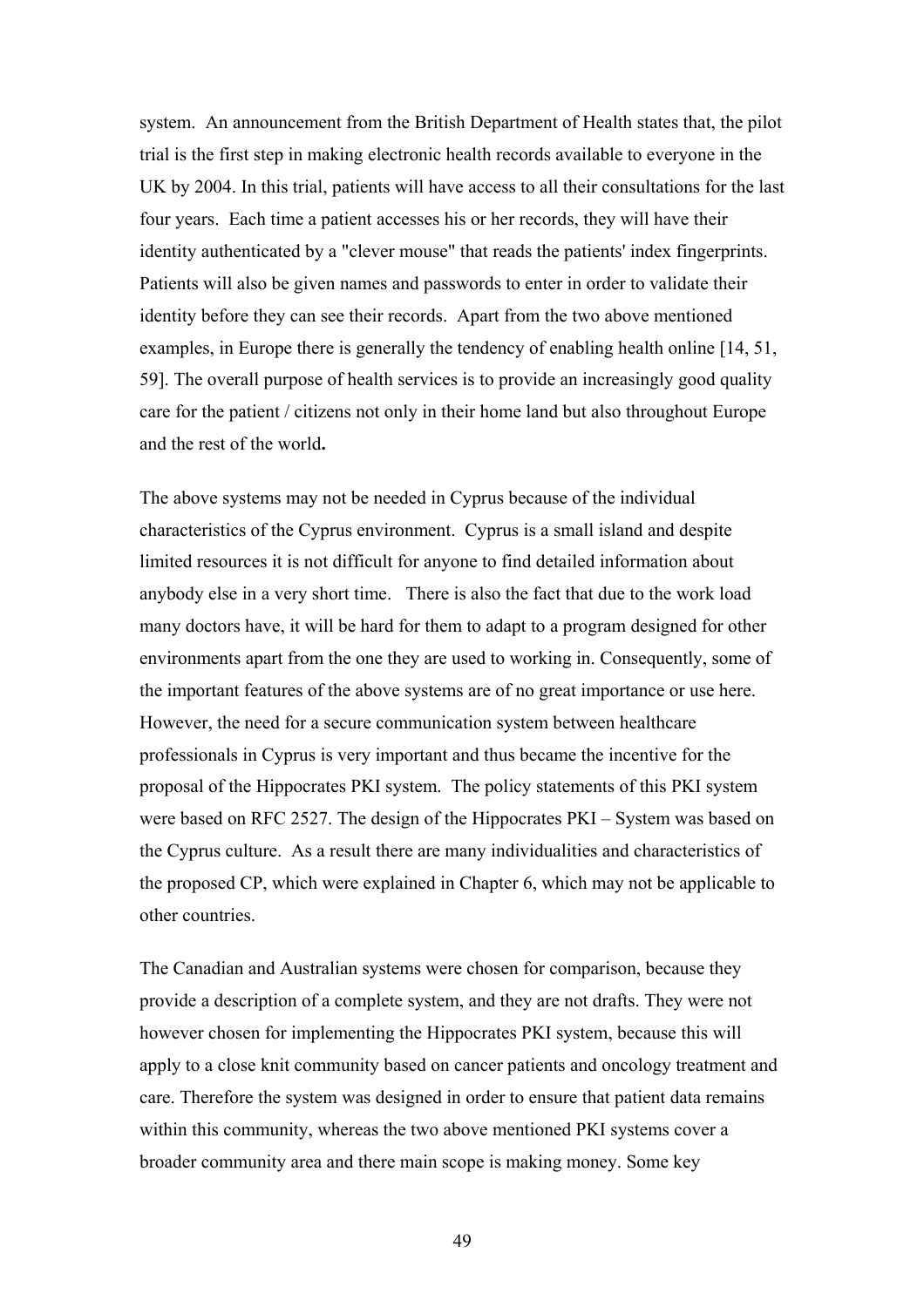system. An announcement from the British Department of Health states that, the pilot trial is the first step in making electronic health records available to everyone in the UK by 2004. In this trial, patients will have access to all their consultations for the last four years. Each time a patient accesses his or her records, they will have their identity authenticated by a "clever mouse" that reads the patients' index fingerprints. Patients will also be given names and passwords to enter in order to validate their identity before they can see their records. Apart from the two above mentioned examples, in Europe there is generally the tendency of enabling health online [14, 51, 59]. The overall purpose of health services is to provide an increasingly good quality care for the patient / citizens not only in their home land but also throughout Europe and the rest of the world**.**

The above systems may not be needed in Cyprus because of the individual characteristics of the Cyprus environment. Cyprus is a small island and despite limited resources it is not difficult for anyone to find detailed information about anybody else in a very short time. There is also the fact that due to the work load many doctors have, it will be hard for them to adapt to a program designed for other environments apart from the one they are used to working in. Consequently, some of the important features of the above systems are of no great importance or use here. However, the need for a secure communication system between healthcare professionals in Cyprus is very important and thus became the incentive for the proposal of the Hippocrates PKI system. The policy statements of this PKI system were based on RFC 2527. The design of the Hippocrates PKI – System was based on the Cyprus culture. As a result there are many individualities and characteristics of the proposed CP, which were explained in Chapter 6, which may not be applicable to other countries.

The Canadian and Australian systems were chosen for comparison, because they provide a description of a complete system, and they are not drafts. They were not however chosen for implementing the Hippocrates PKI system, because this will apply to a close knit community based on cancer patients and oncology treatment and care. Therefore the system was designed in order to ensure that patient data remains within this community, whereas the two above mentioned PKI systems cover a broader community area and there main scope is making money. Some key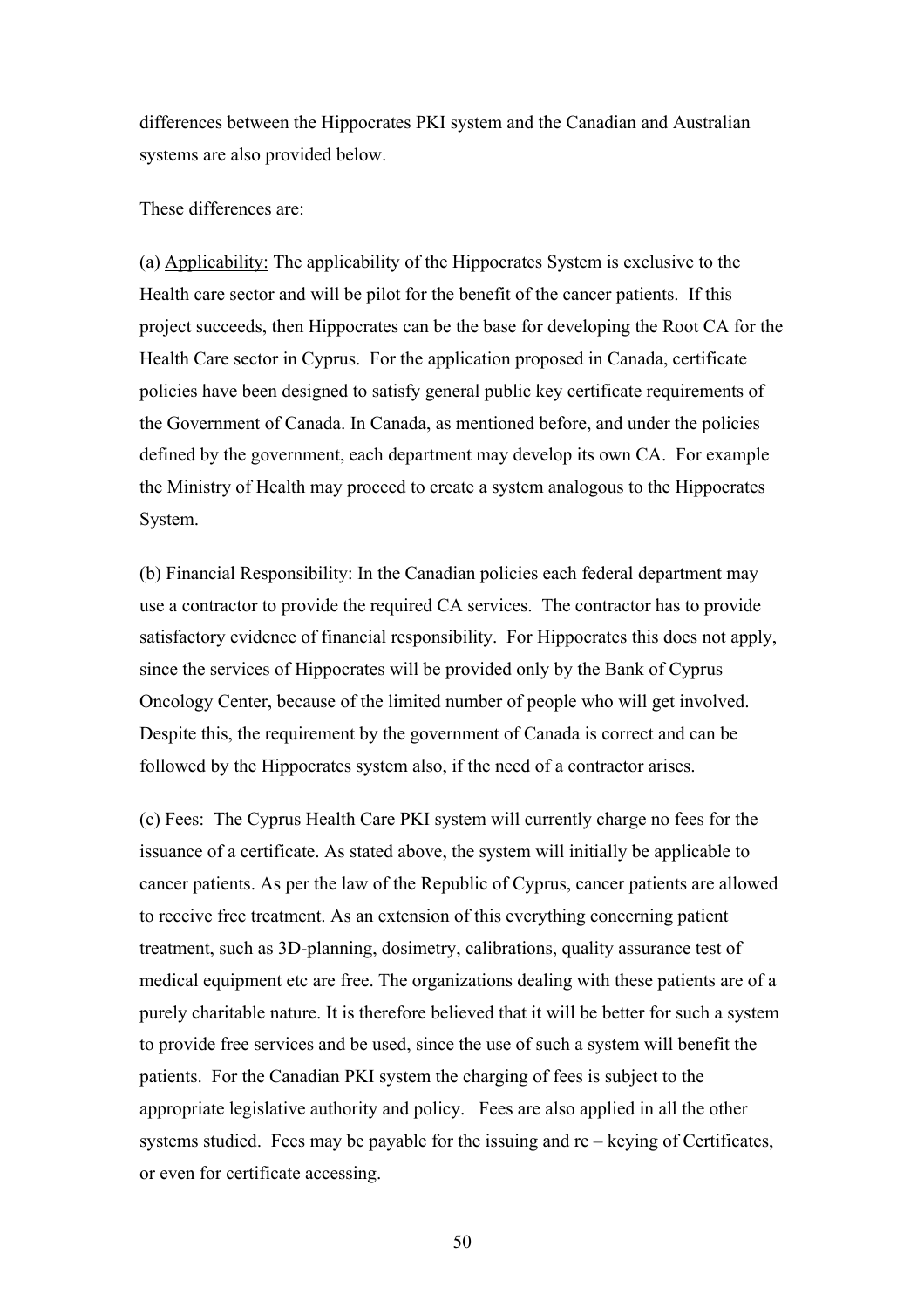differences between the Hippocrates PKI system and the Canadian and Australian systems are also provided below.

These differences are:

(a) Applicability: The applicability of the Hippocrates System is exclusive to the Health care sector and will be pilot for the benefit of the cancer patients. If this project succeeds, then Hippocrates can be the base for developing the Root CA for the Health Care sector in Cyprus. For the application proposed in Canada, certificate policies have been designed to satisfy general public key certificate requirements of the Government of Canada. In Canada, as mentioned before, and under the policies defined by the government, each department may develop its own CA. For example the Ministry of Health may proceed to create a system analogous to the Hippocrates System.

(b) Financial Responsibility: In the Canadian policies each federal department may use a contractor to provide the required CA services. The contractor has to provide satisfactory evidence of financial responsibility. For Hippocrates this does not apply, since the services of Hippocrates will be provided only by the Bank of Cyprus Oncology Center, because of the limited number of people who will get involved. Despite this, the requirement by the government of Canada is correct and can be followed by the Hippocrates system also, if the need of a contractor arises.

(c) Fees: The Cyprus Health Care PKI system will currently charge no fees for the issuance of a certificate. As stated above, the system will initially be applicable to cancer patients. As per the law of the Republic of Cyprus, cancer patients are allowed to receive free treatment. As an extension of this everything concerning patient treatment, such as 3D-planning, dosimetry, calibrations, quality assurance test of medical equipment etc are free. The organizations dealing with these patients are of a purely charitable nature. It is therefore believed that it will be better for such a system to provide free services and be used, since the use of such a system will benefit the patients. For the Canadian PKI system the charging of fees is subject to the appropriate legislative authority and policy. Fees are also applied in all the other systems studied. Fees may be payable for the issuing and re – keying of Certificates, or even for certificate accessing.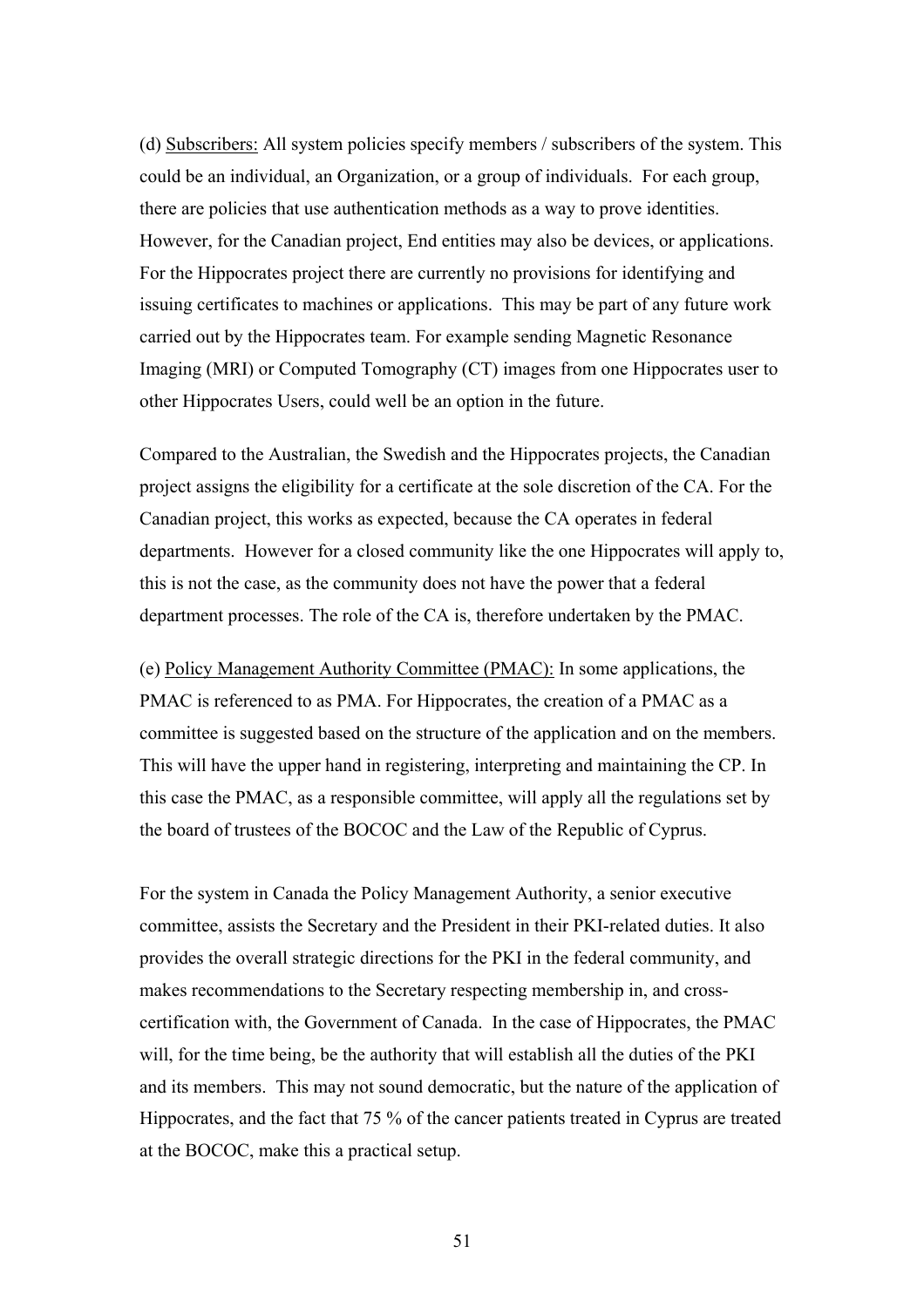(d) Subscribers: All system policies specify members / subscribers of the system. This could be an individual, an Organization, or a group of individuals. For each group, there are policies that use authentication methods as a way to prove identities. However, for the Canadian project, End entities may also be devices, or applications. For the Hippocrates project there are currently no provisions for identifying and issuing certificates to machines or applications. This may be part of any future work carried out by the Hippocrates team. For example sending Magnetic Resonance Imaging (MRI) or Computed Tomography (CT) images from one Hippocrates user to other Hippocrates Users, could well be an option in the future.

Compared to the Australian, the Swedish and the Hippocrates projects, the Canadian project assigns the eligibility for a certificate at the sole discretion of the CA. For the Canadian project, this works as expected, because the CA operates in federal departments. However for a closed community like the one Hippocrates will apply to, this is not the case, as the community does not have the power that a federal department processes. The role of the CA is, therefore undertaken by the PMAC.

(e) Policy Management Authority Committee (PMAC): In some applications, the PMAC is referenced to as PMA. For Hippocrates, the creation of a PMAC as a committee is suggested based on the structure of the application and on the members. This will have the upper hand in registering, interpreting and maintaining the CP. In this case the PMAC, as a responsible committee, will apply all the regulations set by the board of trustees of the BOCOC and the Law of the Republic of Cyprus.

For the system in Canada the Policy Management Authority, a senior executive committee, assists the Secretary and the President in their PKI-related duties. It also provides the overall strategic directions for the PKI in the federal community, and makes recommendations to the Secretary respecting membership in, and cross-certification with, the Government of Canada. In the case of Hippocrates, the PMAC will, for the time being, be the authority that will establish all the duties of the PKI and its members. This may not sound democratic, but the nature of the application of Hippocrates, and the fact that 75 % of the cancer patients treated in Cyprus are treated at the BOCOC, make this a practical setup.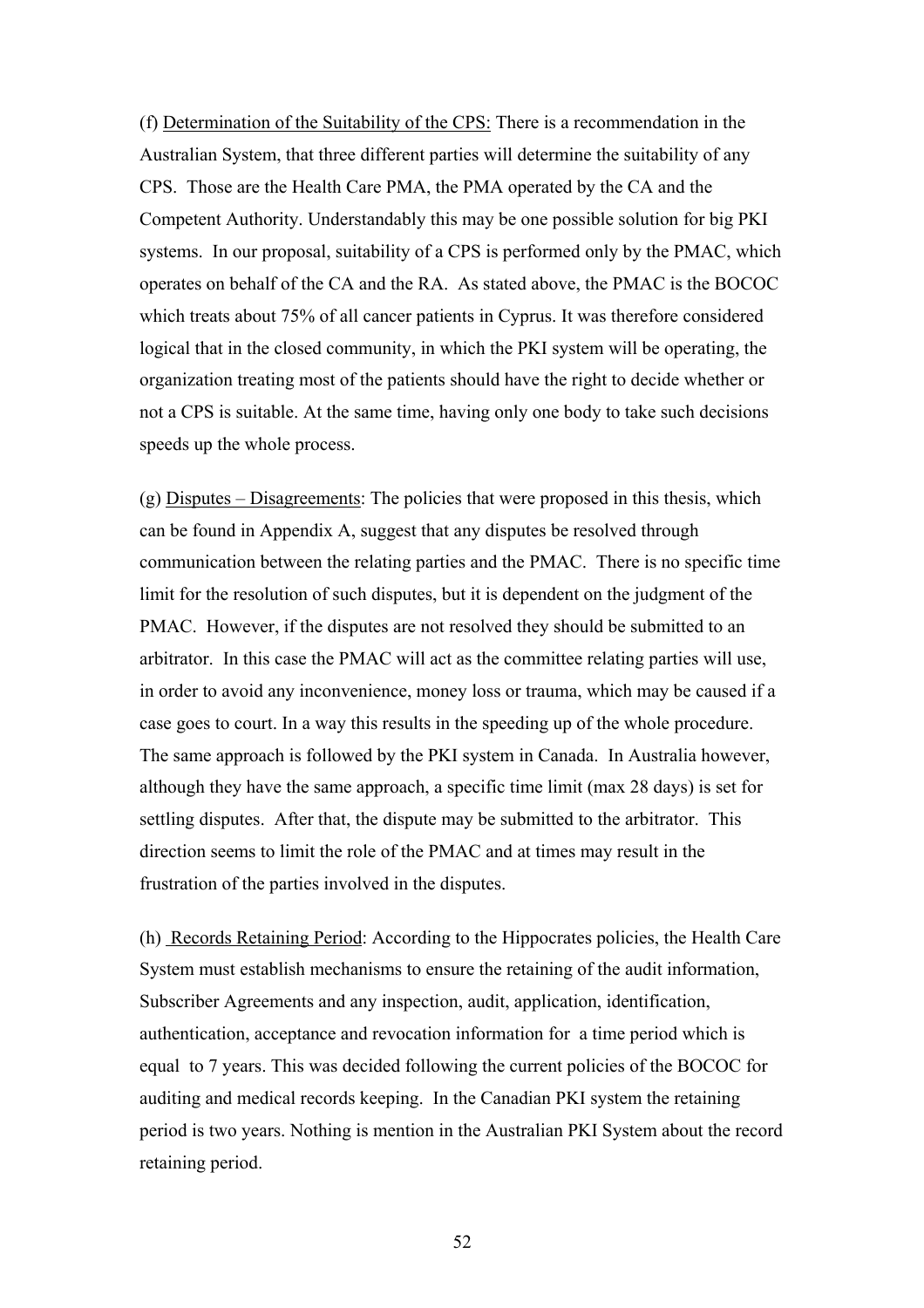(f) <u>Determination of the Suitability of the CPS:</u> There is a recommendation in the Australian System, that three different parties will determine the suitability of any CPS. Those are the Health Care PMA, the PMA operated by the CA and the Competent Authority. Understandably this may be one possible solution for big PKI systems. In our proposal, suitability of a CPS is performed only by the PMAC, which operates on behalf of the CA and the RA. As stated above, the PMAC is the BOCOC which treats about 75% of all cancer patients in Cyprus. It was therefore considered logical that in the closed community, in which the PKI system will be operating, the organization treating most of the patients should have the right to decide whether or not a CPS is suitable. At the same time, having only one body to take such decisions speeds up the whole process.

(g) <u>Disputes – Disagreements</u>: The policies that were proposed in this thesis, which can be found in Appendix A, suggest that any disputes be resolved through communication between the relating parties and the PMAC. There is no specific time limit for the resolution of such disputes, but it is dependent on the judgment of the PMAC. However, if the disputes are not resolved they should be submitted to an arbitrator. In this case the PMAC will act as the committee relating parties will use, in order to avoid any inconvenience, money loss or trauma, which may be caused if a case goes to court. In a way this results in the speeding up of the whole procedure. The same approach is followed by the PKI system in Canada. In Australia however, although they have the same approach, a specific time limit (max 28 days) is set for settling disputes. After that, the dispute may be submitted to the arbitrator. This direction seems to limit the role of the PMAC and at times may result in the frustration of the parties involved in the disputes.

(h) <u>Records Retaining Period</u>: According to the Hippocrates policies, the Health Care System must establish mechanisms to ensure the retaining of the audit information, Subscriber Agreements and any inspection, audit, application, identification, authentication, acceptance and revocation information for a time period which is equal to 7 years. This was decided following the current policies of the BOCOC for auditing and medical records keeping. In the Canadian PKI system the retaining period is two years. Nothing is mention in the Australian PKI System about the record retaining period.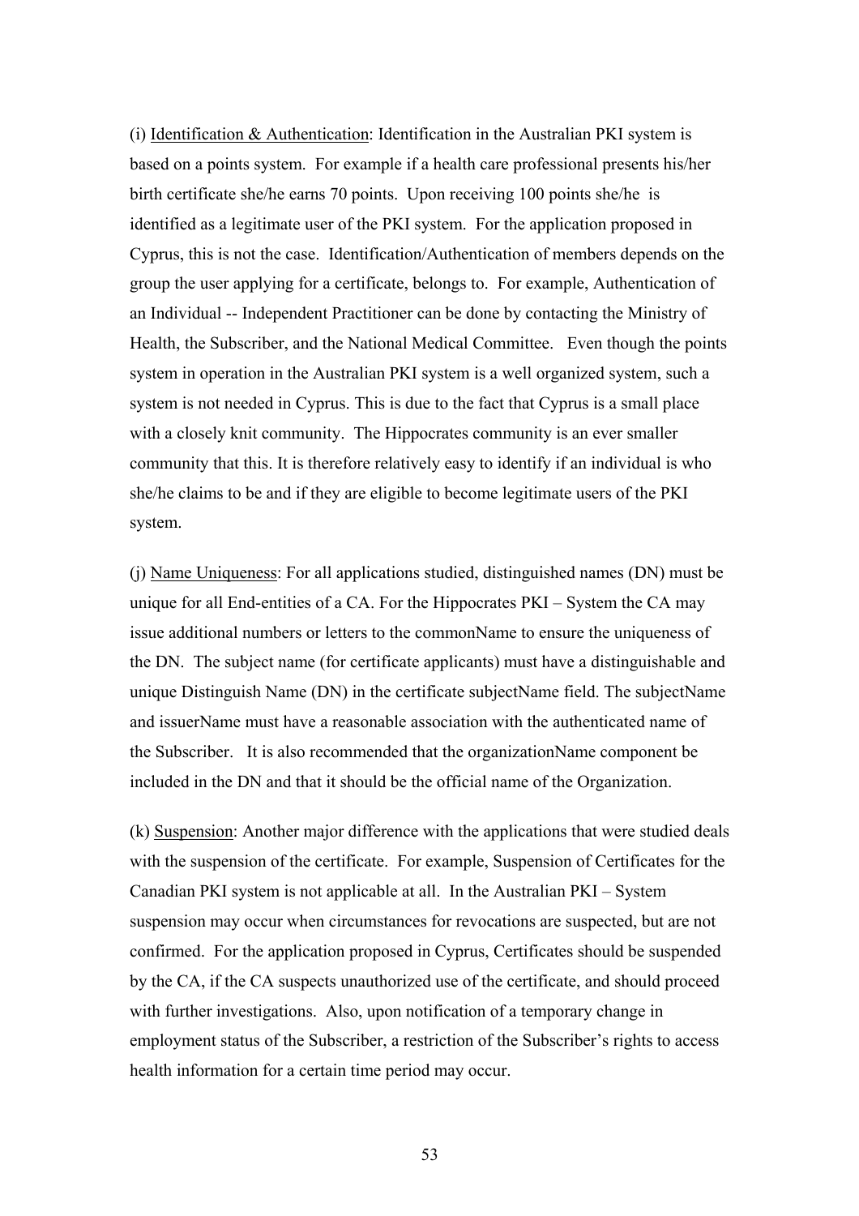(i) <u>Identification & Authentication</u>: Identification in the Australian PKI system is based on a points system. For example if a health care professional presents his/her birth certificate she/he earns 70 points. Upon receiving 100 points she/he is identified as a legitimate user of the PKI system. For the application proposed in Cyprus, this is not the case. Identification/Authentication of members depends on the group the user applying for a certificate, belongs to. For example, Authentication of an Individual -- Independent Practitioner can be done by contacting the Ministry of Health, the Subscriber, and the National Medical Committee. Even though the points system in operation in the Australian PKI system is a well organized system, such a system is not needed in Cyprus. This is due to the fact that Cyprus is a small place with a closely knit community. The Hippocrates community is an ever smaller community that this. It is therefore relatively easy to identify if an individual is who she/he claims to be and if they are eligible to become legitimate users of the PKI system.

(j) <u>Name Uniqueness</u>: For all applications studied, distinguished names (DN) must be unique for all End-entities of a CA. For the Hippocrates PKI – System the CA may issue additional numbers or letters to the commonName to ensure the uniqueness of the DN. The subject name (for certificate applicants) must have a distinguishable and unique Distinguish Name (DN) in the certificate subjectName field. The subjectName and issuerName must have a reasonable association with the authenticated name of the Subscriber. It is also recommended that the organizationName component be included in the DN and that it should be the official name of the Organization.

(k) <u>Suspension</u>: Another major difference with the applications that were studied deals with the suspension of the certificate. For example, Suspension of Certificates for the Canadian PKI system is not applicable at all. In the Australian PKI – System suspension may occur when circumstances for revocations are suspected, but are not confirmed. For the application proposed in Cyprus, Certificates should be suspended by the CA, if the CA suspects unauthorized use of the certificate, and should proceed with further investigations. Also, upon notification of a temporary change in employment status of the Subscriber, a restriction of the Subscriber's rights to access health information for a certain time period may occur.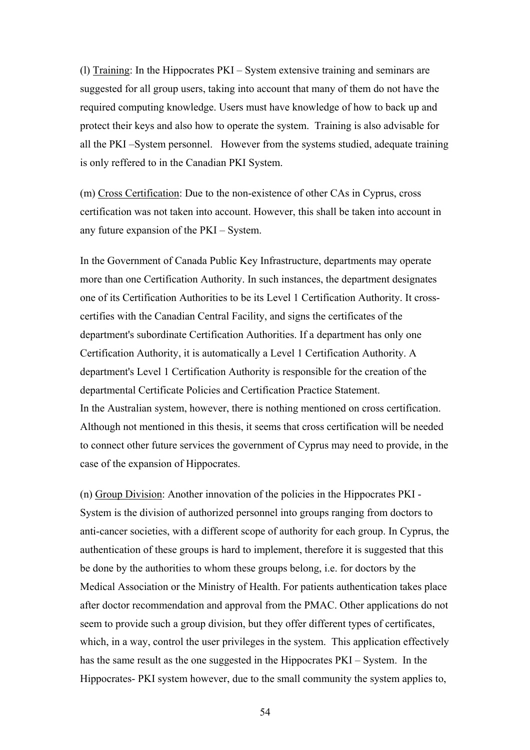(l) <u>Training</u>: In the Hippocrates PKI – System extensive training and seminars are suggested for all group users, taking into account that many of them do not have the required computing knowledge. Users must have knowledge of how to back up and protect their keys and also how to operate the system. Training is also advisable for all the PKI –System personnel. However from the systems studied, adequate training is only reffered to in the Canadian PKI System.

(m) <u>Cross Certification</u>: Due to the non-existence of other CAs in Cyprus, cross certification was not taken into account. However, this shall be taken into account in any future expansion of the PKI – System.

In the Government of Canada Public Key Infrastructure, departments may operate more than one Certification Authority. In such instances, the department designates one of its Certification Authorities to be its Level 1 Certification Authority. It cross-certifies with the Canadian Central Facility, and signs the certificates of the department's subordinate Certification Authorities. If a department has only one Certification Authority, it is automatically a Level 1 Certification Authority. A department's Level 1 Certification Authority is responsible for the creation of the departmental Certificate Policies and Certification Practice Statement.
In the Australian system, however, there is nothing mentioned on cross certification. Although not mentioned in this thesis, it seems that cross certification will be needed to connect other future services the government of Cyprus may need to provide, in the case of the expansion of Hippocrates.

(n) <u>Group Division</u>: Another innovation of the policies in the Hippocrates PKI - System is the division of authorized personnel into groups ranging from doctors to anti-cancer societies, with a different scope of authority for each group. In Cyprus, the authentication of these groups is hard to implement, therefore it is suggested that this be done by the authorities to whom these groups belong, i.e. for doctors by the Medical Association or the Ministry of Health. For patients authentication takes place after doctor recommendation and approval from the PMAC. Other applications do not seem to provide such a group division, but they offer different types of certificates, which, in a way, control the user privileges in the system. This application effectively has the same result as the one suggested in the Hippocrates PKI – System. In the Hippocrates- PKI system however, due to the small community the system applies to,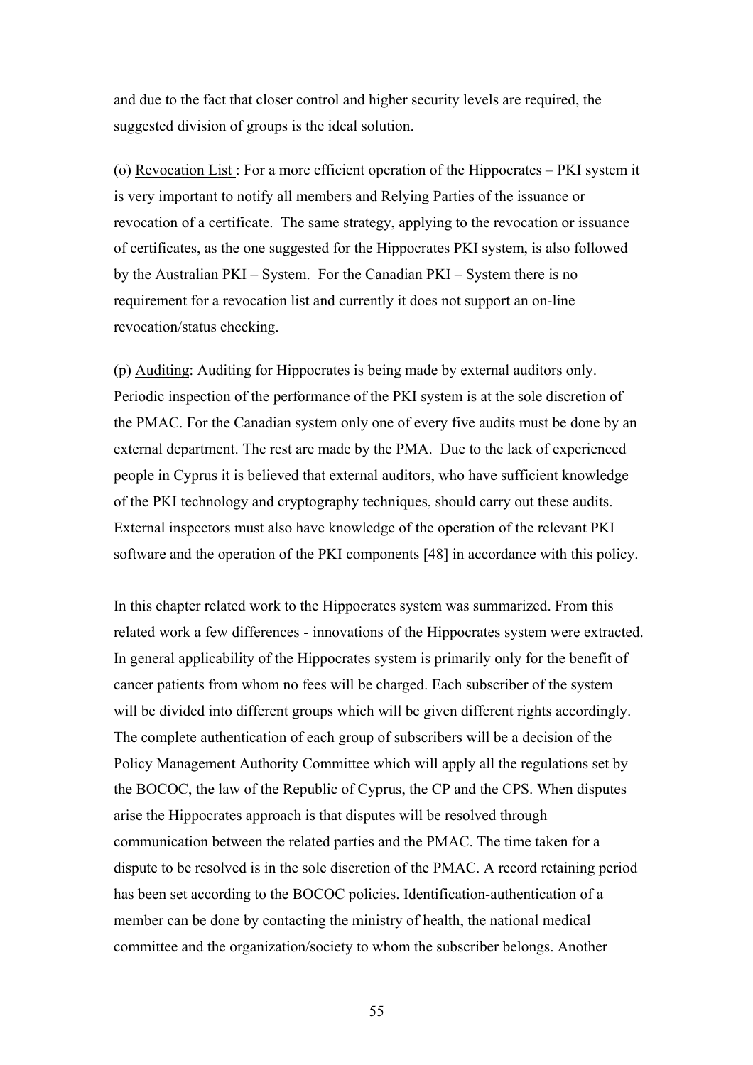and due to the fact that closer control and higher security levels are required, the suggested division of groups is the ideal solution.

(o) <u>Revocation List</u> : For a more efficient operation of the Hippocrates – PKI system it is very important to notify all members and Relying Parties of the issuance or revocation of a certificate. The same strategy, applying to the revocation or issuance of certificates, as the one suggested for the Hippocrates PKI system, is also followed by the Australian PKI – System. For the Canadian PKI – System there is no requirement for a revocation list and currently it does not support an on-line revocation/status checking.

(p) <u>Auditing</u>: Auditing for Hippocrates is being made by external auditors only. Periodic inspection of the performance of the PKI system is at the sole discretion of the PMAC. For the Canadian system only one of every five audits must be done by an external department. The rest are made by the PMA. Due to the lack of experienced people in Cyprus it is believed that external auditors, who have sufficient knowledge of the PKI technology and cryptography techniques, should carry out these audits. External inspectors must also have knowledge of the operation of the relevant PKI software and the operation of the PKI components [48] in accordance with this policy.

In this chapter related work to the Hippocrates system was summarized. From this related work a few differences - innovations of the Hippocrates system were extracted. In general applicability of the Hippocrates system is primarily only for the benefit of cancer patients from whom no fees will be charged. Each subscriber of the system will be divided into different groups which will be given different rights accordingly. The complete authentication of each group of subscribers will be a decision of the Policy Management Authority Committee which will apply all the regulations set by the BOCOC, the law of the Republic of Cyprus, the CP and the CPS. When disputes arise the Hippocrates approach is that disputes will be resolved through communication between the related parties and the PMAC. The time taken for a dispute to be resolved is in the sole discretion of the PMAC. A record retaining period has been set according to the BOCOC policies. Identification-authentication of a member can be done by contacting the ministry of health, the national medical committee and the organization/society to whom the subscriber belongs. Another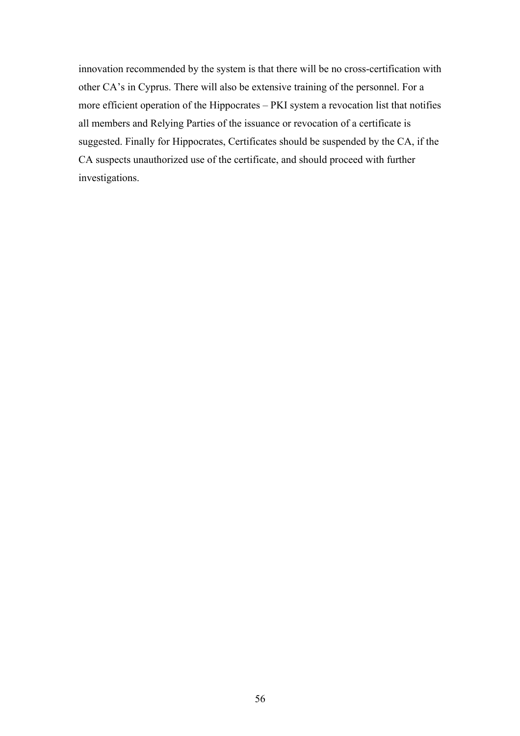innovation recommended by the system is that there will be no cross-certification with other CA's in Cyprus. There will also be extensive training of the personnel. For a more efficient operation of the Hippocrates – PKI system a revocation list that notifies all members and Relying Parties of the issuance or revocation of a certificate is suggested. Finally for Hippocrates, Certificates should be suspended by the CA, if the CA suspects unauthorized use of the certificate, and should proceed with further investigations.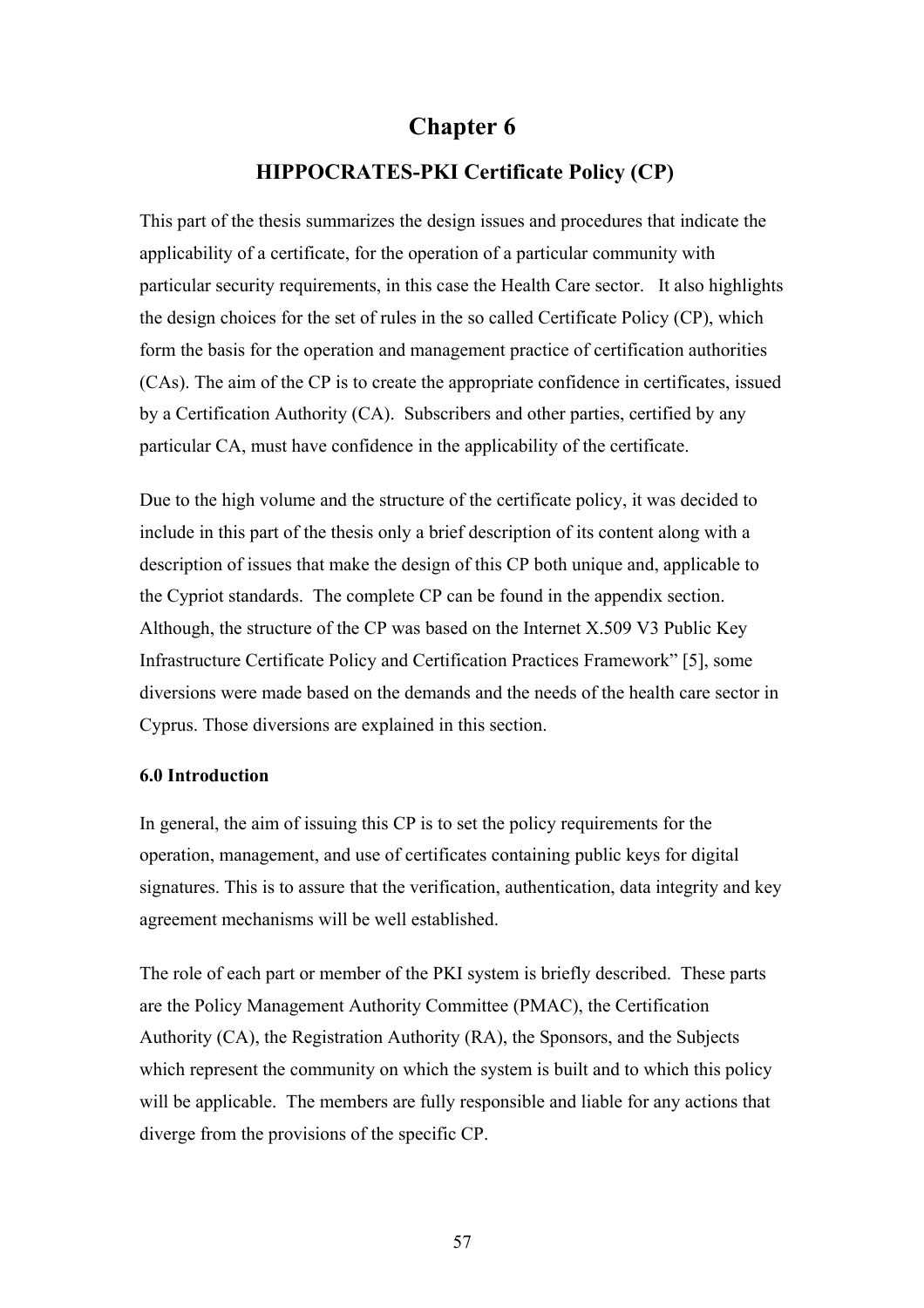# Chapter 6

## HIPPOCRATES-PKI Certificate Policy (CP)

This part of the thesis summarizes the design issues and procedures that indicate the applicability of a certificate, for the operation of a particular community with particular security requirements, in this case the Health Care sector. It also highlights the design choices for the set of rules in the so called Certificate Policy (CP), which form the basis for the operation and management practice of certification authorities (CAs). The aim of the CP is to create the appropriate confidence in certificates, issued by a Certification Authority (CA). Subscribers and other parties, certified by any particular CA, must have confidence in the applicability of the certificate.

Due to the high volume and the structure of the certificate policy, it was decided to include in this part of the thesis only a brief description of its content along with a description of issues that make the design of this CP both unique and, applicable to the Cypriot standards. The complete CP can be found in the appendix section. Although, the structure of the CP was based on the Internet X.509 V3 Public Key Infrastructure Certificate Policy and Certification Practices Framework" [5], some diversions were made based on the demands and the needs of the health care sector in Cyprus. Those diversions are explained in this section.

### 6.0 Introduction

In general, the aim of issuing this CP is to set the policy requirements for the operation, management, and use of certificates containing public keys for digital signatures. This is to assure that the verification, authentication, data integrity and key agreement mechanisms will be well established.

The role of each part or member of the PKI system is briefly described. These parts are the Policy Management Authority Committee (PMAC), the Certification Authority (CA), the Registration Authority (RA), the Sponsors, and the Subjects which represent the community on which the system is built and to which this policy will be applicable. The members are fully responsible and liable for any actions that diverge from the provisions of the specific CP.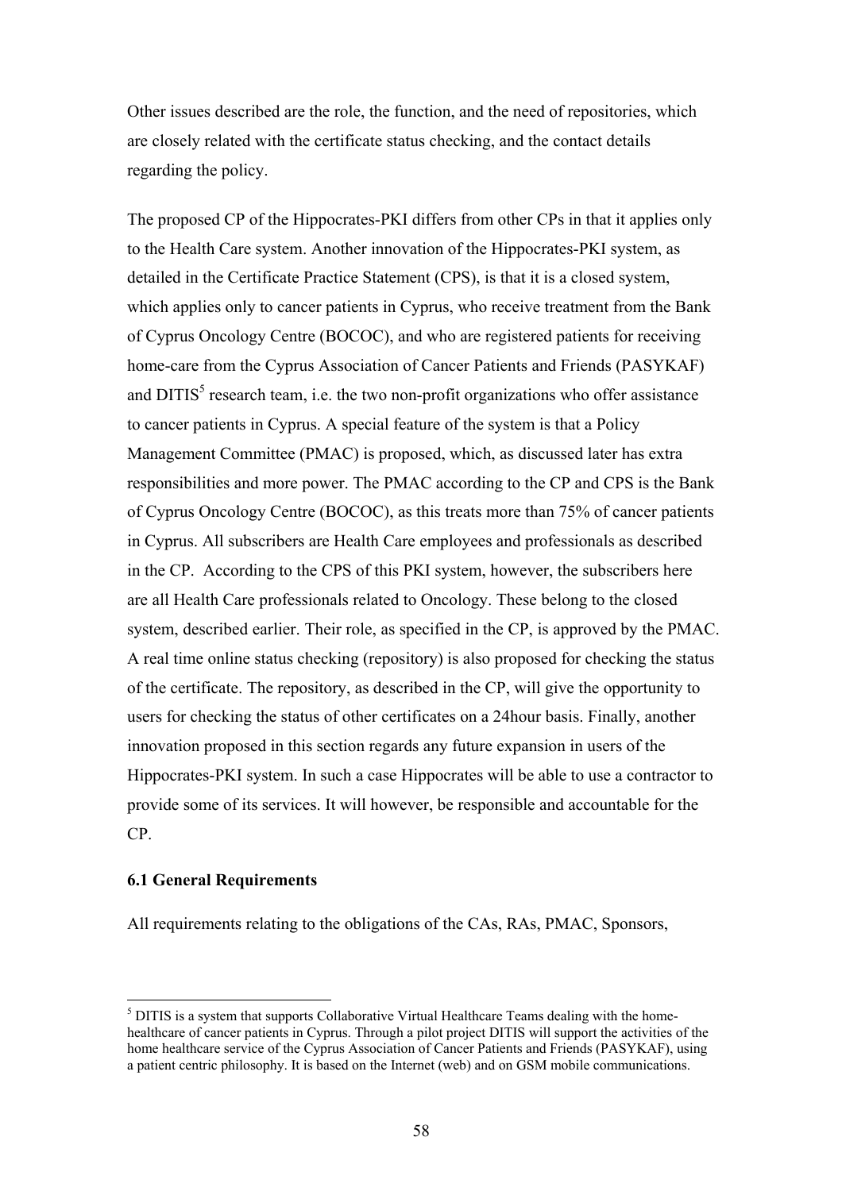Other issues described are the role, the function, and the need of repositories, which are closely related with the certificate status checking, and the contact details regarding the policy.

The proposed CP of the Hippocrates-PKI differs from other CPs in that it applies only to the Health Care system. Another innovation of the Hippocrates-PKI system, as detailed in the Certificate Practice Statement (CPS), is that it is a closed system, which applies only to cancer patients in Cyprus, who receive treatment from the Bank of Cyprus Oncology Centre (BOCOC), and who are registered patients for receiving home-care from the Cyprus Association of Cancer Patients and Friends (PASYKAF) and DITIS[5] research team, i.e. the two non-profit organizations who offer assistance to cancer patients in Cyprus. A special feature of the system is that a Policy Management Committee (PMAC) is proposed, which, as discussed later has extra responsibilities and more power. The PMAC according to the CP and CPS is the Bank of Cyprus Oncology Centre (BOCOC), as this treats more than 75% of cancer patients in Cyprus. All subscribers are Health Care employees and professionals as described in the CP. According to the CPS of this PKI system, however, the subscribers here are all Health Care professionals related to Oncology. These belong to the closed system, described earlier. Their role, as specified in the CP, is approved by the PMAC. A real time online status checking (repository) is also proposed for checking the status of the certificate. The repository, as described in the CP, will give the opportunity to users for checking the status of other certificates on a 24hour basis. Finally, another innovation proposed in this section regards any future expansion in users of the Hippocrates-PKI system. In such a case Hippocrates will be able to use a contractor to provide some of its services. It will however, be responsible and accountable for the CP.

### 6.1 General Requirements

All requirements relating to the obligations of the CAs, RAs, PMAC, Sponsors,

[5] DITIS is a system that supports Collaborative Virtual Healthcare Teams dealing with the home-healthcare of cancer patients in Cyprus. Through a pilot project DITIS will support the activities of the home healthcare service of the Cyprus Association of Cancer Patients and Friends (PASYKAF), using a patient centric philosophy. It is based on the Internet (web) and on GSM mobile communications.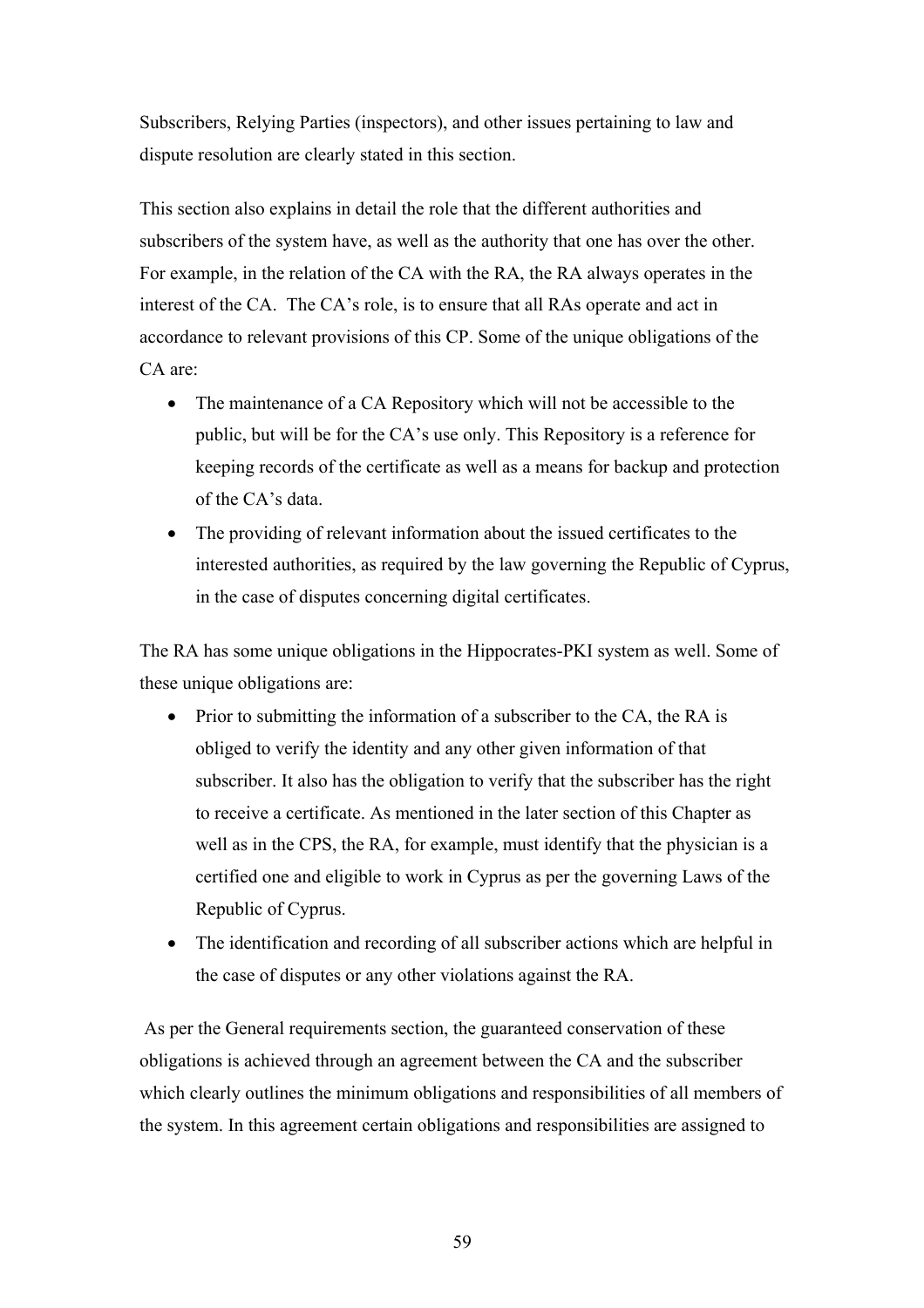Subscribers, Relying Parties (inspectors), and other issues pertaining to law and dispute resolution are clearly stated in this section.

This section also explains in detail the role that the different authorities and subscribers of the system have, as well as the authority that one has over the other. For example, in the relation of the CA with the RA, the RA always operates in the interest of the CA. The CA's role, is to ensure that all RAs operate and act in accordance to relevant provisions of this CP. Some of the unique obligations of the CA are:

- The maintenance of a CA Repository which will not be accessible to the public, but will be for the CA's use only. This Repository is a reference for keeping records of the certificate as well as a means for backup and protection of the CA's data.
- The providing of relevant information about the issued certificates to the interested authorities, as required by the law governing the Republic of Cyprus, in the case of disputes concerning digital certificates.

The RA has some unique obligations in the Hippocrates-PKI system as well. Some of these unique obligations are:

- Prior to submitting the information of a subscriber to the CA, the RA is obliged to verify the identity and any other given information of that subscriber. It also has the obligation to verify that the subscriber has the right to receive a certificate. As mentioned in the later section of this Chapter as well as in the CPS, the RA, for example, must identify that the physician is a certified one and eligible to work in Cyprus as per the governing Laws of the Republic of Cyprus.
- The identification and recording of all subscriber actions which are helpful in the case of disputes or any other violations against the RA.

As per the General requirements section, the guaranteed conservation of these obligations is achieved through an agreement between the CA and the subscriber which clearly outlines the minimum obligations and responsibilities of all members of the system. In this agreement certain obligations and responsibilities are assigned to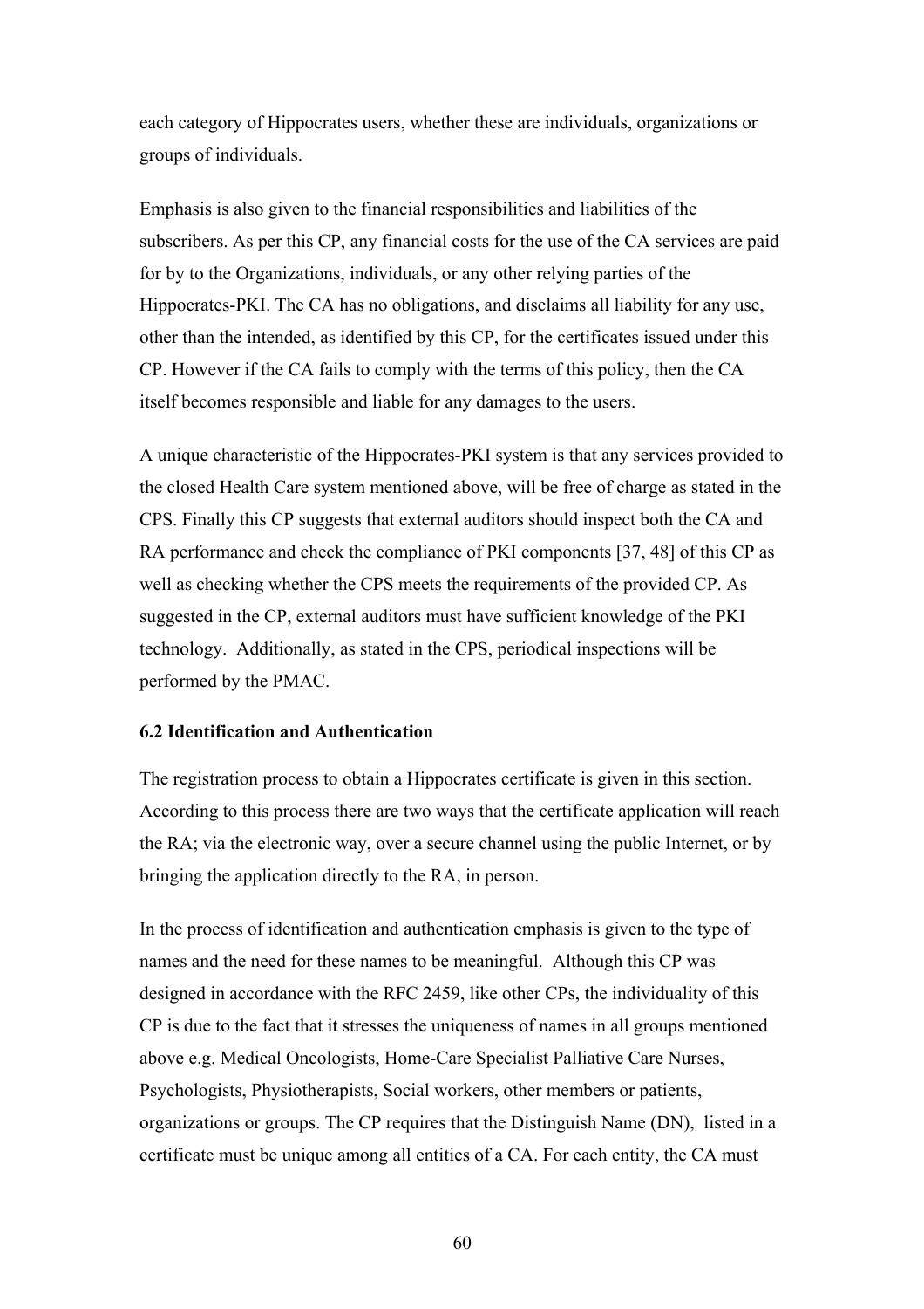each category of Hippocrates users, whether these are individuals, organizations or groups of individuals.

Emphasis is also given to the financial responsibilities and liabilities of the subscribers. As per this CP, any financial costs for the use of the CA services are paid for by to the Organizations, individuals, or any other relying parties of the Hippocrates-PKI. The CA has no obligations, and disclaims all liability for any use, other than the intended, as identified by this CP, for the certificates issued under this CP. However if the CA fails to comply with the terms of this policy, then the CA itself becomes responsible and liable for any damages to the users.

A unique characteristic of the Hippocrates-PKI system is that any services provided to the closed Health Care system mentioned above, will be free of charge as stated in the CPS. Finally this CP suggests that external auditors should inspect both the CA and RA performance and check the compliance of PKI components [37, 48] of this CP as well as checking whether the CPS meets the requirements of the provided CP. As suggested in the CP, external auditors must have sufficient knowledge of the PKI technology. Additionally, as stated in the CPS, periodical inspections will be performed by the PMAC.

### 6.2 Identification and Authentication

The registration process to obtain a Hippocrates certificate is given in this section. According to this process there are two ways that the certificate application will reach the RA; via the electronic way, over a secure channel using the public Internet, or by bringing the application directly to the RA, in person.

In the process of identification and authentication emphasis is given to the type of names and the need for these names to be meaningful. Although this CP was designed in accordance with the RFC 2459, like other CPs, the individuality of this CP is due to the fact that it stresses the uniqueness of names in all groups mentioned above e.g. Medical Oncologists, Home-Care Specialist Palliative Care Nurses, Psychologists, Physiotherapists, Social workers, other members or patients, organizations or groups. The CP requires that the Distinguish Name (DN), listed in a certificate must be unique among all entities of a CA. For each entity, the CA must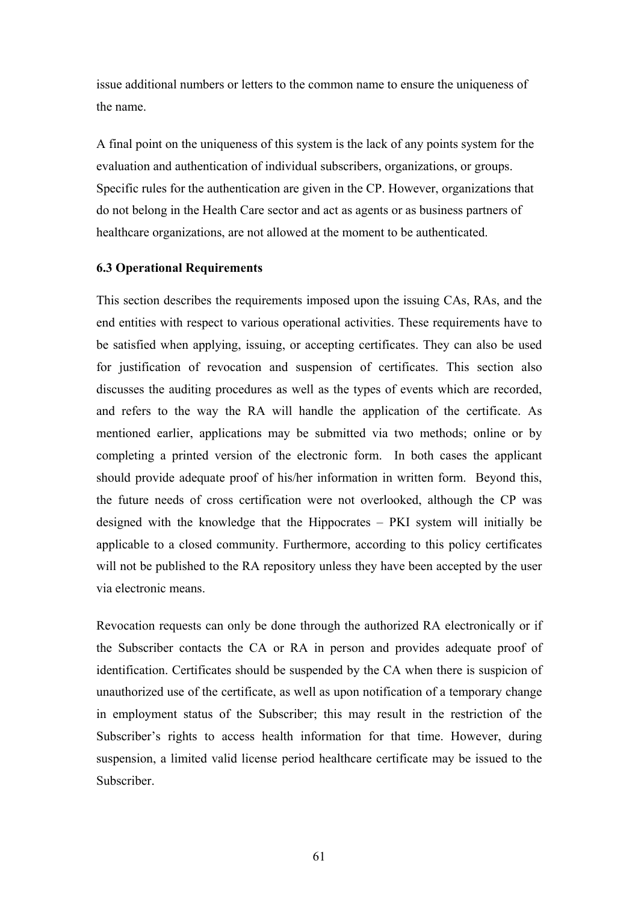issue additional numbers or letters to the common name to ensure the uniqueness of the name.

A final point on the uniqueness of this system is the lack of any points system for the evaluation and authentication of individual subscribers, organizations, or groups. Specific rules for the authentication are given in the CP. However, organizations that do not belong in the Health Care sector and act as agents or as business partners of healthcare organizations, are not allowed at the moment to be authenticated.

### 6.3 Operational Requirements

This section describes the requirements imposed upon the issuing CAs, RAs, and the end entities with respect to various operational activities. These requirements have to be satisfied when applying, issuing, or accepting certificates. They can also be used for justification of revocation and suspension of certificates. This section also discusses the auditing procedures as well as the types of events which are recorded, and refers to the way the RA will handle the application of the certificate. As mentioned earlier, applications may be submitted via two methods; online or by completing a printed version of the electronic form. In both cases the applicant should provide adequate proof of his/her information in written form. Beyond this, the future needs of cross certification were not overlooked, although the CP was designed with the knowledge that the Hippocrates – PKI system will initially be applicable to a closed community. Furthermore, according to this policy certificates will not be published to the RA repository unless they have been accepted by the user via electronic means.

Revocation requests can only be done through the authorized RA electronically or if the Subscriber contacts the CA or RA in person and provides adequate proof of identification. Certificates should be suspended by the CA when there is suspicion of unauthorized use of the certificate, as well as upon notification of a temporary change in employment status of the Subscriber; this may result in the restriction of the Subscriber's rights to access health information for that time. However, during suspension, a limited valid license period healthcare certificate may be issued to the Subscriber.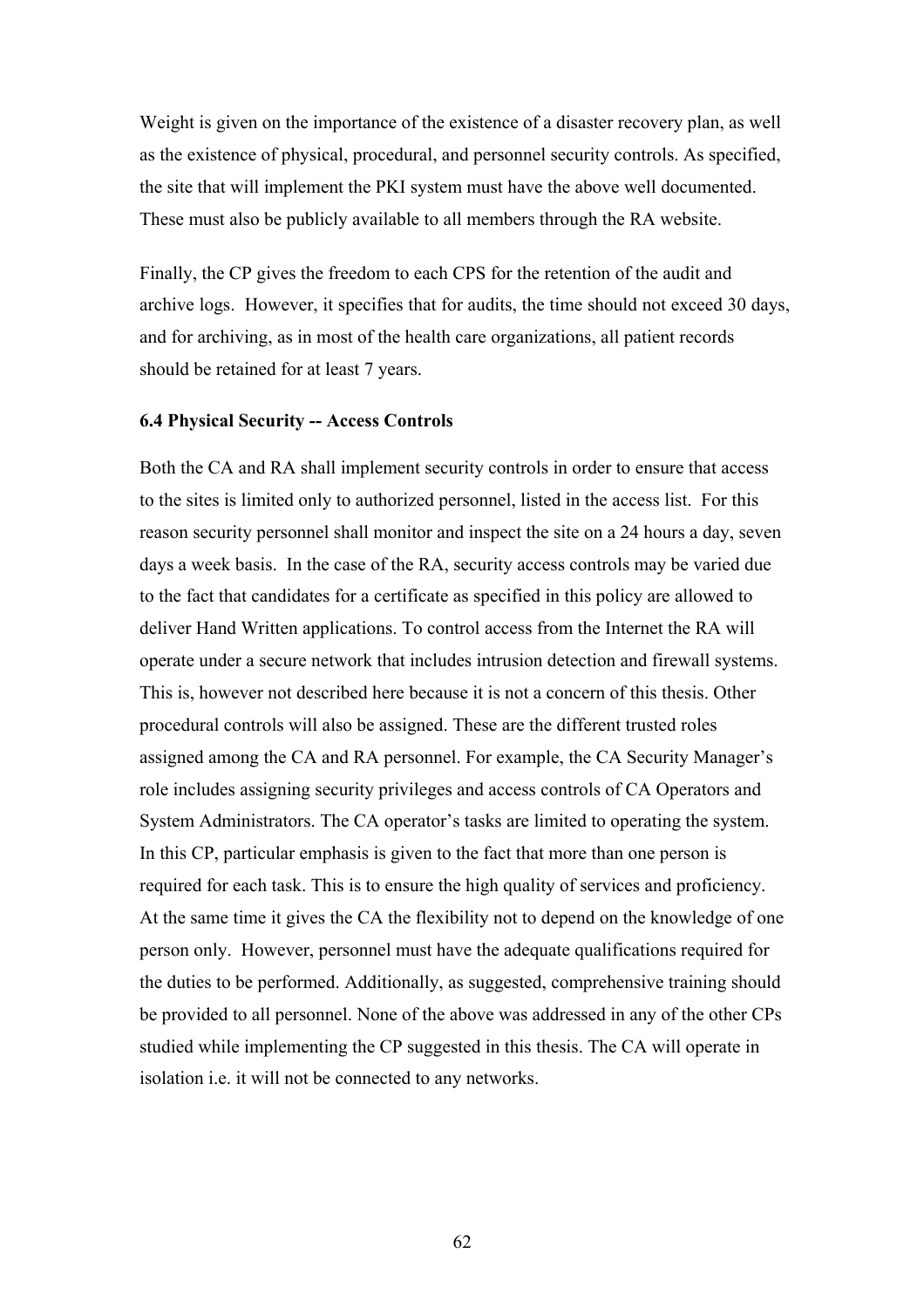Weight is given on the importance of the existence of a disaster recovery plan, as well as the existence of physical, procedural, and personnel security controls. As specified, the site that will implement the PKI system must have the above well documented. These must also be publicly available to all members through the RA website.

Finally, the CP gives the freedom to each CPS for the retention of the audit and archive logs. However, it specifies that for audits, the time should not exceed 30 days, and for archiving, as in most of the health care organizations, all patient records should be retained for at least 7 years.

**6.4 Physical Security -- Access Controls**

Both the CA and RA shall implement security controls in order to ensure that access to the sites is limited only to authorized personnel, listed in the access list. For this reason security personnel shall monitor and inspect the site on a 24 hours a day, seven days a week basis. In the case of the RA, security access controls may be varied due to the fact that candidates for a certificate as specified in this policy are allowed to deliver Hand Written applications. To control access from the Internet the RA will operate under a secure network that includes intrusion detection and firewall systems. This is, however not described here because it is not a concern of this thesis. Other procedural controls will also be assigned. These are the different trusted roles assigned among the CA and RA personnel. For example, the CA Security Manager's role includes assigning security privileges and access controls of CA Operators and System Administrators. The CA operator's tasks are limited to operating the system. In this CP, particular emphasis is given to the fact that more than one person is required for each task. This is to ensure the high quality of services and proficiency. At the same time it gives the CA the flexibility not to depend on the knowledge of one person only. However, personnel must have the adequate qualifications required for the duties to be performed. Additionally, as suggested, comprehensive training should be provided to all personnel. None of the above was addressed in any of the other CPs studied while implementing the CP suggested in this thesis. The CA will operate in isolation i.e. it will not be connected to any networks.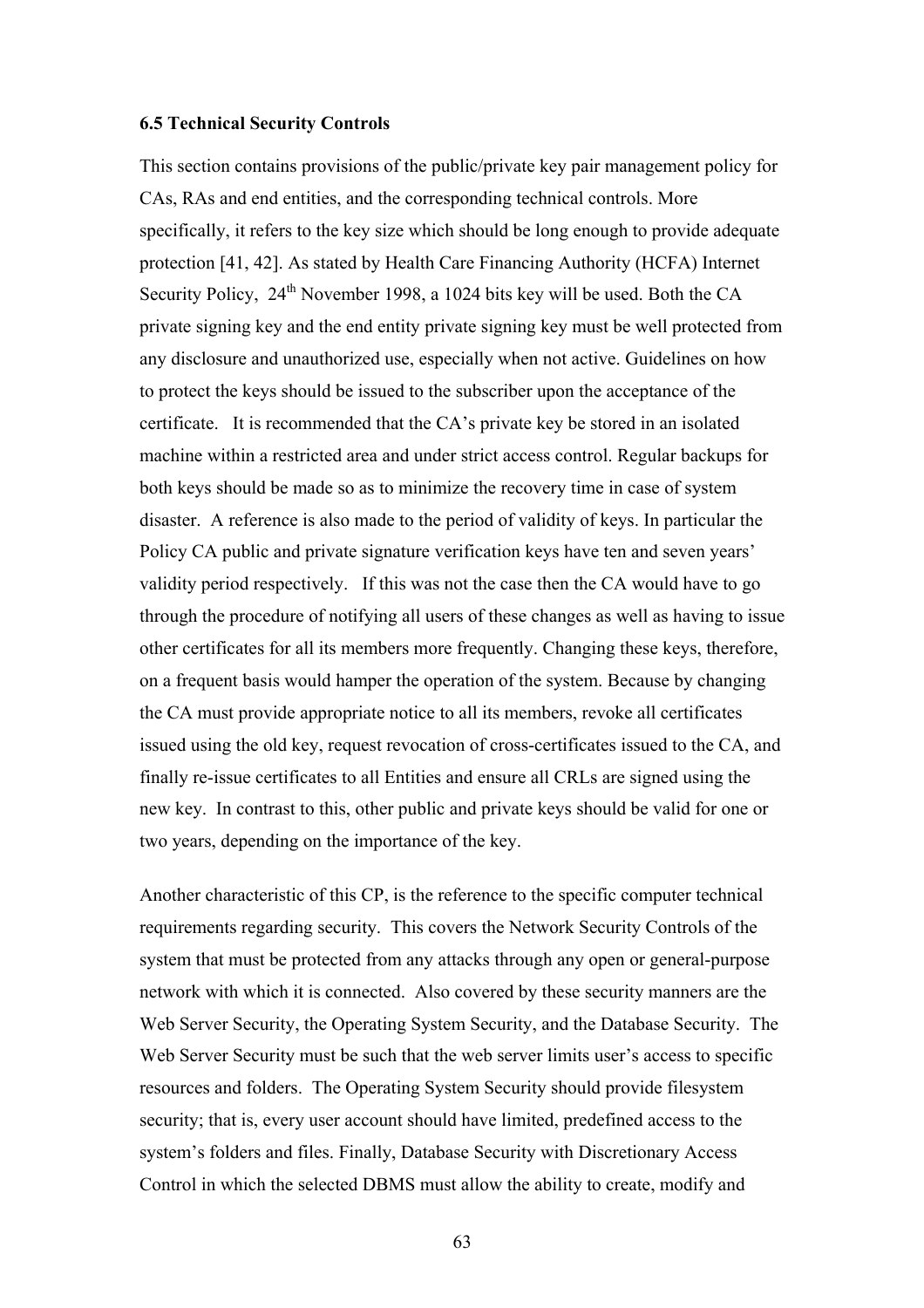#### 6.5 Technical Security Controls

This section contains provisions of the public/private key pair management policy for CAs, RAs and end entities, and the corresponding technical controls. More specifically, it refers to the key size which should be long enough to provide adequate protection [41, 42]. As stated by Health Care Financing Authority (HCFA) Internet Security Policy, 24th November 1998, a 1024 bits key will be used. Both the CA private signing key and the end entity private signing key must be well protected from any disclosure and unauthorized use, especially when not active. Guidelines on how to protect the keys should be issued to the subscriber upon the acceptance of the certificate. It is recommended that the CA's private key be stored in an isolated machine within a restricted area and under strict access control. Regular backups for both keys should be made so as to minimize the recovery time in case of system disaster. A reference is also made to the period of validity of keys. In particular the Policy CA public and private signature verification keys have ten and seven years' validity period respectively. If this was not the case then the CA would have to go through the procedure of notifying all users of these changes as well as having to issue other certificates for all its members more frequently. Changing these keys, therefore, on a frequent basis would hamper the operation of the system. Because by changing the CA must provide appropriate notice to all its members, revoke all certificates issued using the old key, request revocation of cross-certificates issued to the CA, and finally re-issue certificates to all Entities and ensure all CRLs are signed using the new key. In contrast to this, other public and private keys should be valid for one or two years, depending on the importance of the key.

Another characteristic of this CP, is the reference to the specific computer technical requirements regarding security. This covers the Network Security Controls of the system that must be protected from any attacks through any open or general-purpose network with which it is connected. Also covered by these security manners are the Web Server Security, the Operating System Security, and the Database Security. The Web Server Security must be such that the web server limits user's access to specific resources and folders. The Operating System Security should provide filesystem security; that is, every user account should have limited, predefined access to the system's folders and files. Finally, Database Security with Discretionary Access Control in which the selected DBMS must allow the ability to create, modify and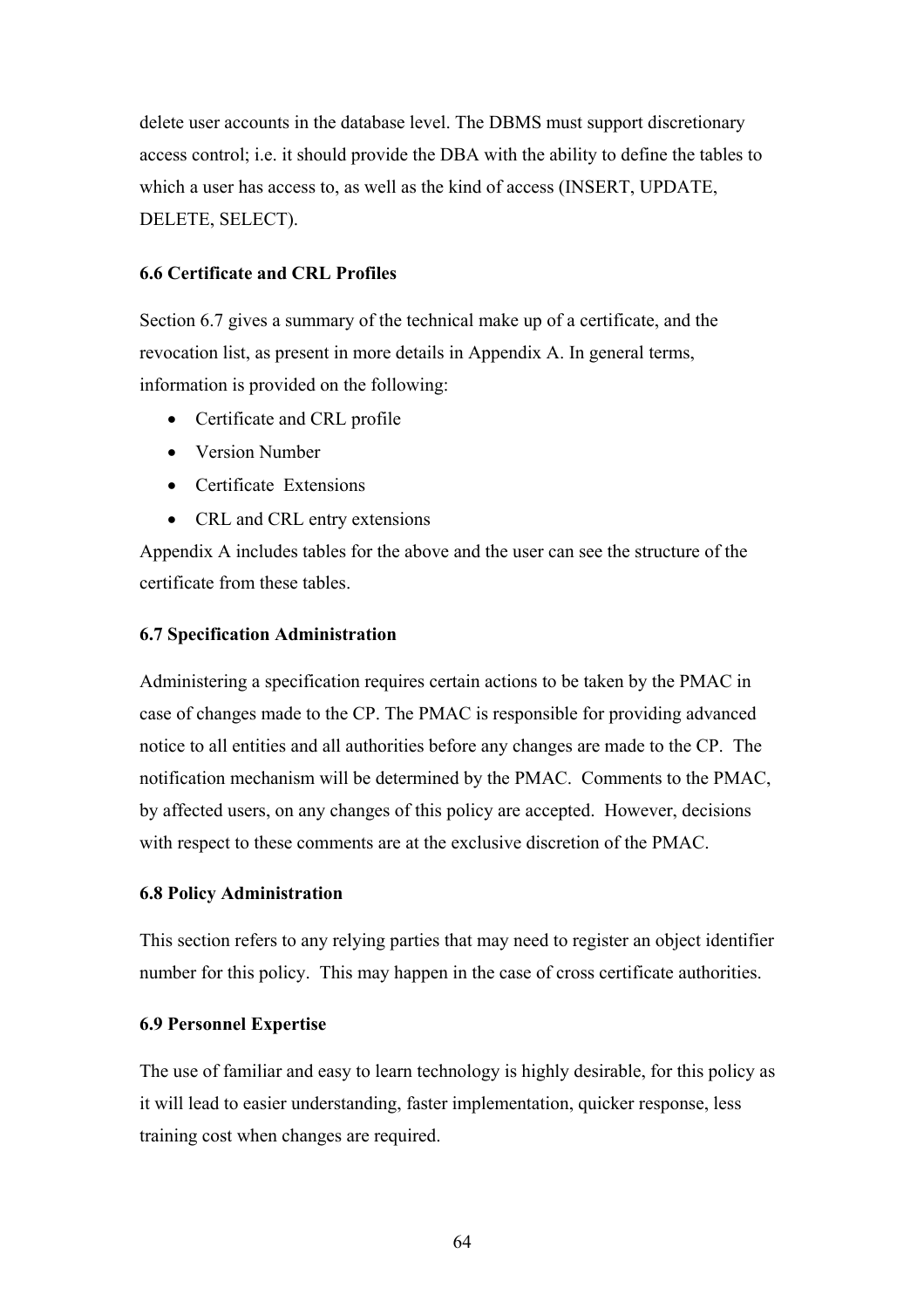delete user accounts in the database level. The DBMS must support discretionary access control; i.e. it should provide the DBA with the ability to define the tables to which a user has access to, as well as the kind of access (INSERT, UPDATE, DELETE, SELECT).

### 6.6 Certificate and CRL Profiles

Section 6.7 gives a summary of the technical make up of a certificate, and the revocation list, as present in more details in Appendix A. In general terms, information is provided on the following:

- Certificate and CRL profile
- Version Number
- Certificate Extensions
- CRL and CRL entry extensions

Appendix A includes tables for the above and the user can see the structure of the certificate from these tables.

### 6.7 Specification Administration

Administering a specification requires certain actions to be taken by the PMAC in case of changes made to the CP. The PMAC is responsible for providing advanced notice to all entities and all authorities before any changes are made to the CP. The notification mechanism will be determined by the PMAC. Comments to the PMAC, by affected users, on any changes of this policy are accepted. However, decisions with respect to these comments are at the exclusive discretion of the PMAC.

### 6.8 Policy Administration

This section refers to any relying parties that may need to register an object identifier number for this policy. This may happen in the case of cross certificate authorities.

### 6.9 Personnel Expertise

The use of familiar and easy to learn technology is highly desirable, for this policy as it will lead to easier understanding, faster implementation, quicker response, less training cost when changes are required.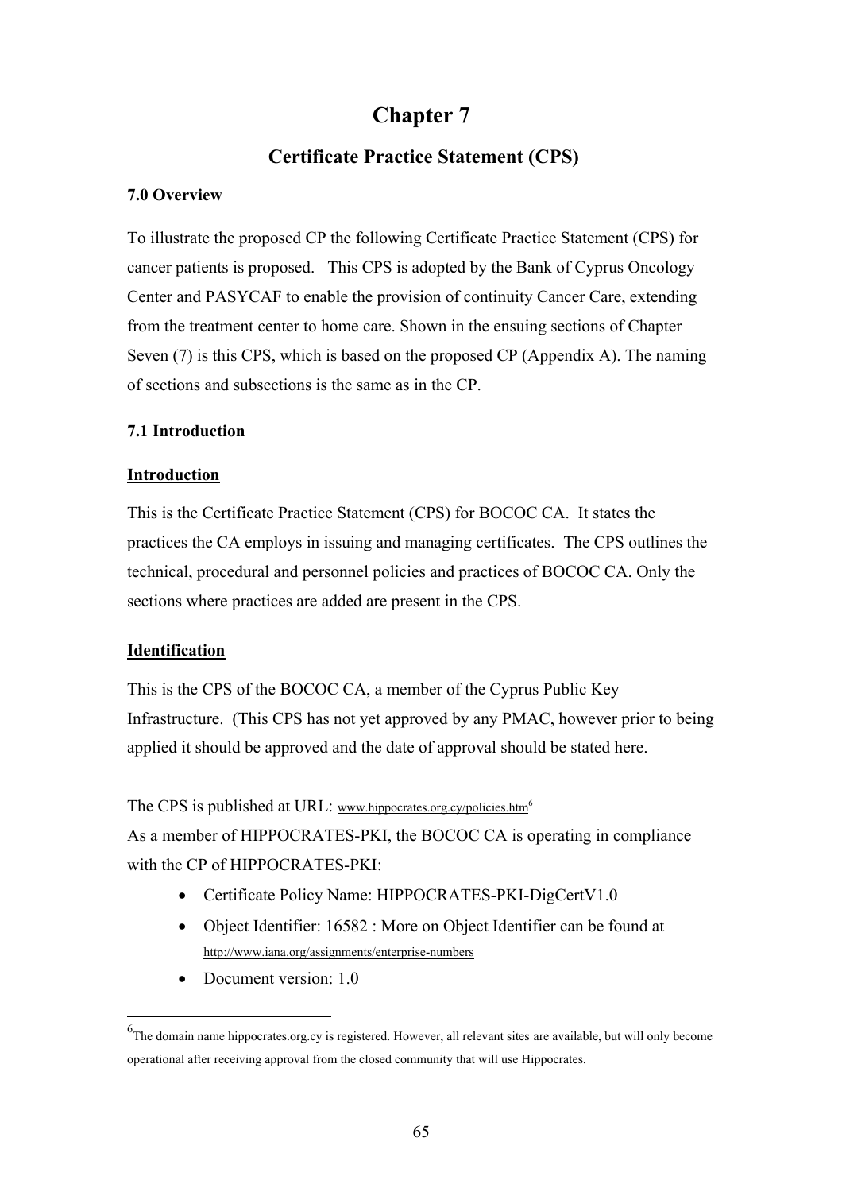# Chapter 7

## Certificate Practice Statement (CPS)

### 7.0 Overview

To illustrate the proposed CP the following Certificate Practice Statement (CPS) for cancer patients is proposed. This CPS is adopted by the Bank of Cyprus Oncology Center and PASYCAF to enable the provision of continuity Cancer Care, extending from the treatment center to home care. Shown in the ensuing sections of Chapter Seven (7) is this CPS, which is based on the proposed CP (Appendix A). The naming of sections and subsections is the same as in the CP.

### 7.1 Introduction

**Introduction**

This is the Certificate Practice Statement (CPS) for BOCOC CA. It states the practices the CA employs in issuing and managing certificates. The CPS outlines the technical, procedural and personnel policies and practices of BOCOC CA. Only the sections where practices are added are present in the CPS.

**Identification**

This is the CPS of the BOCOC CA, a member of the Cyprus Public Key Infrastructure. (This CPS has not yet approved by any PMAC, however prior to being applied it should be approved and the date of approval should be stated here.

The CPS is published at URL: www.hippocrates.org.cy/policies.htm[6]

As a member of HIPPOCRATES-PKI, the BOCOC CA is operating in compliance with the CP of HIPPOCRATES-PKI:

- Certificate Policy Name: HIPPOCRATES-PKI-DigCertV1.0
- Object Identifier: 16582 : More on Object Identifier can be found at http://www.iana.org/assignments/enterprise-numbers
- Document version: 1.0

[6] The domain name hippocrates.org.cy is registered. However, all relevant sites are available, but will only become operational after receiving approval from the closed community that will use Hippocrates.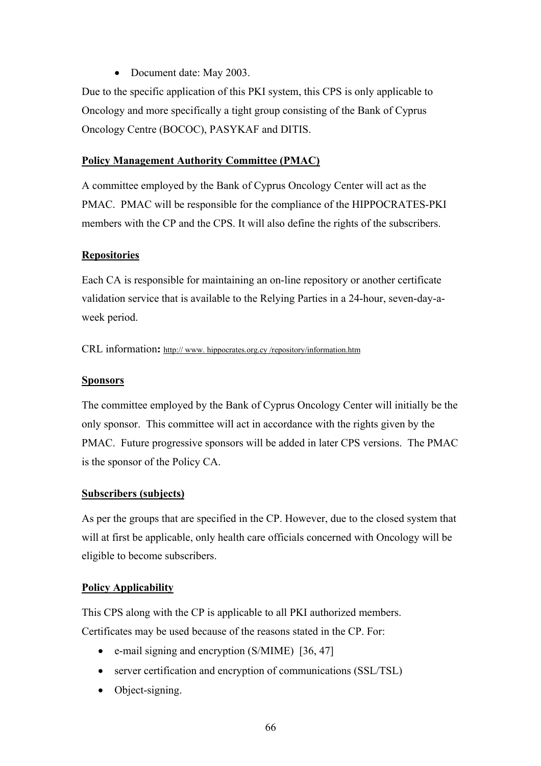- Document date: May 2003.

Due to the specific application of this PKI system, this CPS is only applicable to Oncology and more specifically a tight group consisting of the Bank of Cyprus Oncology Centre (BOCOC), PASYKAF and DITIS.

**Policy Management Authority Committee (PMAC)**

A committee employed by the Bank of Cyprus Oncology Center will act as the PMAC. PMAC will be responsible for the compliance of the HIPPOCRATES-PKI members with the CP and the CPS. It will also define the rights of the subscribers.

**Repositories**

Each CA is responsible for maintaining an on-line repository or another certificate validation service that is available to the Relying Parties in a 24-hour, seven-day-a-week period.

CRL information**:** http:// www. hippocrates.org.cy /repository/information.htm

**Sponsors**

The committee employed by the Bank of Cyprus Oncology Center will initially be the only sponsor. This committee will act in accordance with the rights given by the PMAC. Future progressive sponsors will be added in later CPS versions. The PMAC is the sponsor of the Policy CA.

**Subscribers (subjects)**

As per the groups that are specified in the CP. However, due to the closed system that will at first be applicable, only health care officials concerned with Oncology will be eligible to become subscribers.

**Policy Applicability**

This CPS along with the CP is applicable to all PKI authorized members. Certificates may be used because of the reasons stated in the CP. For:

- e-mail signing and encryption (S/MIME) [36, 47]
- server certification and encryption of communications (SSL/TSL)
- Object-signing.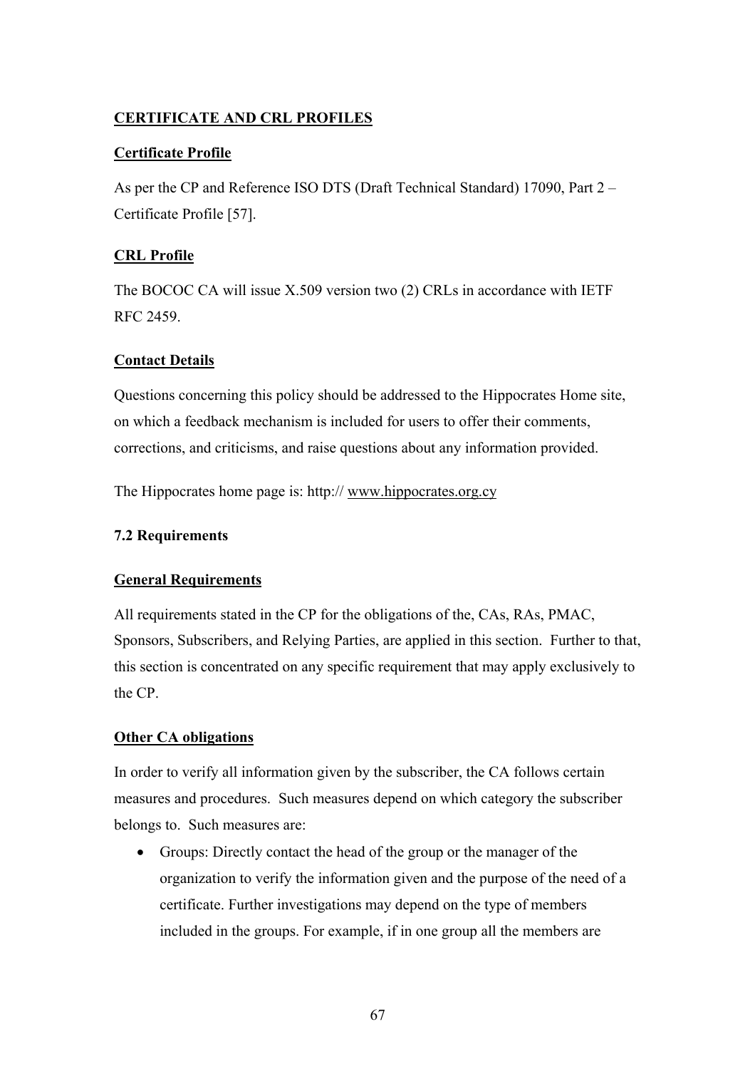### CERTIFICATE AND CRL PROFILES

#### Certificate Profile

As per the CP and Reference ISO DTS (Draft Technical Standard) 17090, Part 2 – Certificate Profile [57].

#### CRL Profile

The BOCOC CA will issue X.509 version two (2) CRLs in accordance with IETF RFC 2459.

#### Contact Details

Questions concerning this policy should be addressed to the Hippocrates Home site, on which a feedback mechanism is included for users to offer their comments, corrections, and criticisms, and raise questions about any information provided.

The Hippocrates home page is: http:// www.hippocrates.org.cy

### 7.2 Requirements

#### General Requirements

All requirements stated in the CP for the obligations of the, CAs, RAs, PMAC, Sponsors, Subscribers, and Relying Parties, are applied in this section. Further to that, this section is concentrated on any specific requirement that may apply exclusively to the CP.

#### Other CA obligations

In order to verify all information given by the subscriber, the CA follows certain measures and procedures. Such measures depend on which category the subscriber belongs to. Such measures are:

- Groups: Directly contact the head of the group or the manager of the organization to verify the information given and the purpose of the need of a certificate. Further investigations may depend on the type of members included in the groups. For example, if in one group all the members are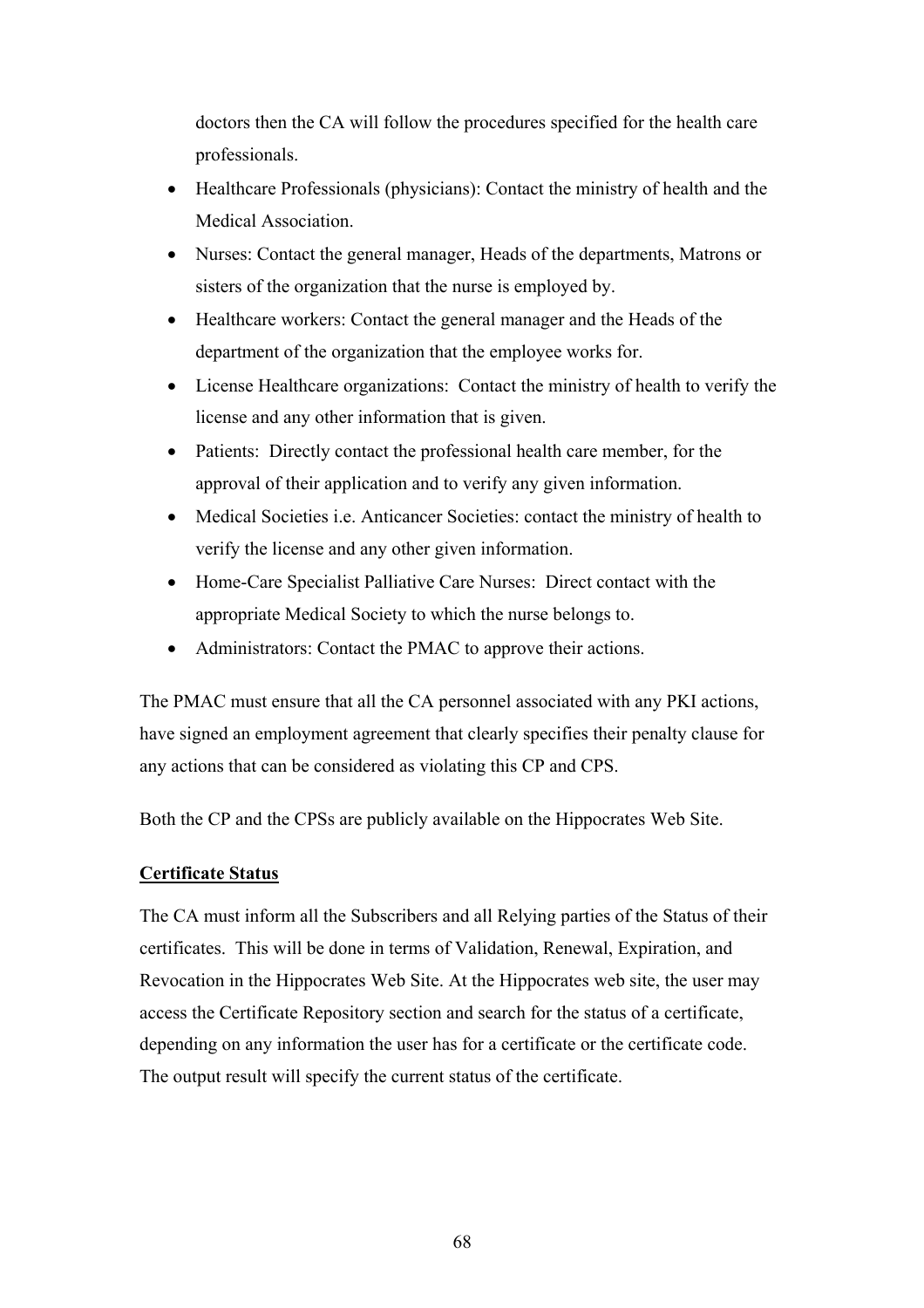doctors then the CA will follow the procedures specified for the health care professionals.

- Healthcare Professionals (physicians): Contact the ministry of health and the Medical Association.
- Nurses: Contact the general manager, Heads of the departments, Matrons or sisters of the organization that the nurse is employed by.
- Healthcare workers: Contact the general manager and the Heads of the department of the organization that the employee works for.
- License Healthcare organizations: Contact the ministry of health to verify the license and any other information that is given.
- Patients: Directly contact the professional health care member, for the approval of their application and to verify any given information.
- Medical Societies i.e. Anticancer Societies: contact the ministry of health to verify the license and any other given information.
- Home-Care Specialist Palliative Care Nurses: Direct contact with the appropriate Medical Society to which the nurse belongs to.
- Administrators: Contact the PMAC to approve their actions.

The PMAC must ensure that all the CA personnel associated with any PKI actions, have signed an employment agreement that clearly specifies their penalty clause for any actions that can be considered as violating this CP and CPS.

Both the CP and the CPSs are publicly available on the Hippocrates Web Site.

**Certificate Status**

The CA must inform all the Subscribers and all Relying parties of the Status of their certificates. This will be done in terms of Validation, Renewal, Expiration, and Revocation in the Hippocrates Web Site. At the Hippocrates web site, the user may access the Certificate Repository section and search for the status of a certificate, depending on any information the user has for a certificate or the certificate code. The output result will specify the current status of the certificate.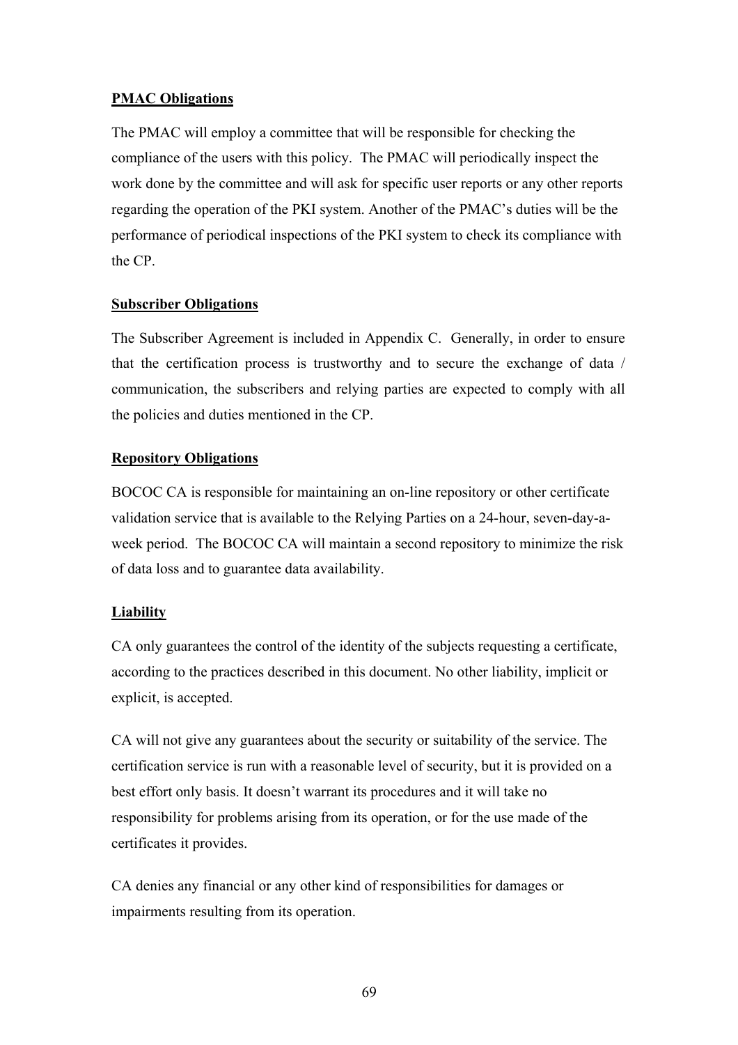**PMAC Obligations**

The PMAC will employ a committee that will be responsible for checking the compliance of the users with this policy. The PMAC will periodically inspect the work done by the committee and will ask for specific user reports or any other reports regarding the operation of the PKI system. Another of the PMAC's duties will be the performance of periodical inspections of the PKI system to check its compliance with the CP.

**Subscriber Obligations**

The Subscriber Agreement is included in Appendix C. Generally, in order to ensure that the certification process is trustworthy and to secure the exchange of data / communication, the subscribers and relying parties are expected to comply with all the policies and duties mentioned in the CP.

**Repository Obligations**

BOCOC CA is responsible for maintaining an on-line repository or other certificate validation service that is available to the Relying Parties on a 24-hour, seven-day-a-week period. The BOCOC CA will maintain a second repository to minimize the risk of data loss and to guarantee data availability.

**Liability**

CA only guarantees the control of the identity of the subjects requesting a certificate, according to the practices described in this document. No other liability, implicit or explicit, is accepted.

CA will not give any guarantees about the security or suitability of the service. The certification service is run with a reasonable level of security, but it is provided on a best effort only basis. It doesn't warrant its procedures and it will take no responsibility for problems arising from its operation, or for the use made of the certificates it provides.

CA denies any financial or any other kind of responsibilities for damages or impairments resulting from its operation.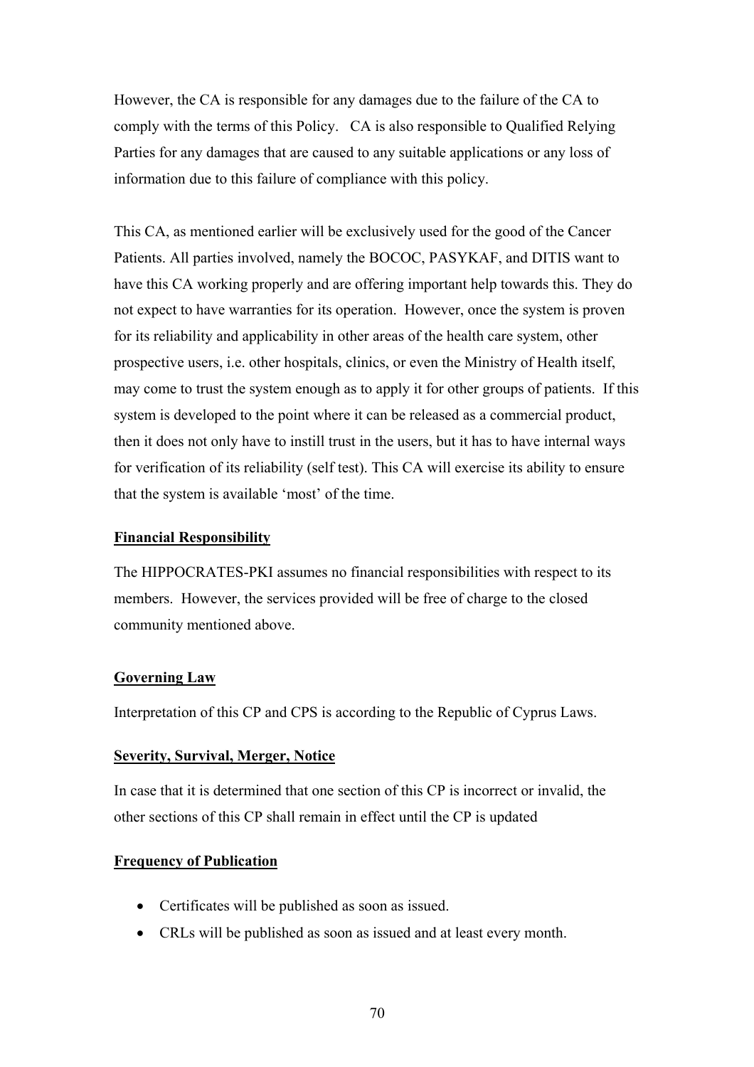However, the CA is responsible for any damages due to the failure of the CA to comply with the terms of this Policy.   CA is also responsible to Qualified Relying Parties for any damages that are caused to any suitable applications or any loss of information due to this failure of compliance with this policy.

This CA, as mentioned earlier will be exclusively used for the good of the Cancer Patients. All parties involved, namely the BOCOC, PASYKAF, and DITIS want to have this CA working properly and are offering important help towards this. They do not expect to have warranties for its operation.  However, once the system is proven for its reliability and applicability in other areas of the health care system, other prospective users, i.e. other hospitals, clinics, or even the Ministry of Health itself, may come to trust the system enough as to apply it for other groups of patients.  If this system is developed to the point where it can be released as a commercial product, then it does not only have to instill trust in the users, but it has to have internal ways for verification of its reliability (self test). This CA will exercise its ability to ensure that the system is available 'most' of the time.

**Financial Responsibility**

The HIPPOCRATES-PKI assumes no financial responsibilities with respect to its members.  However, the services provided will be free of charge to the closed community mentioned above.

**Governing Law**

Interpretation of this CP and CPS is according to the Republic of Cyprus Laws.

**Severity, Survival, Merger, Notice**

In case that it is determined that one section of this CP is incorrect or invalid, the other sections of this CP shall remain in effect until the CP is updated

**Frequency of Publication**

- Certificates will be published as soon as issued.
- CRLs will be published as soon as issued and at least every month.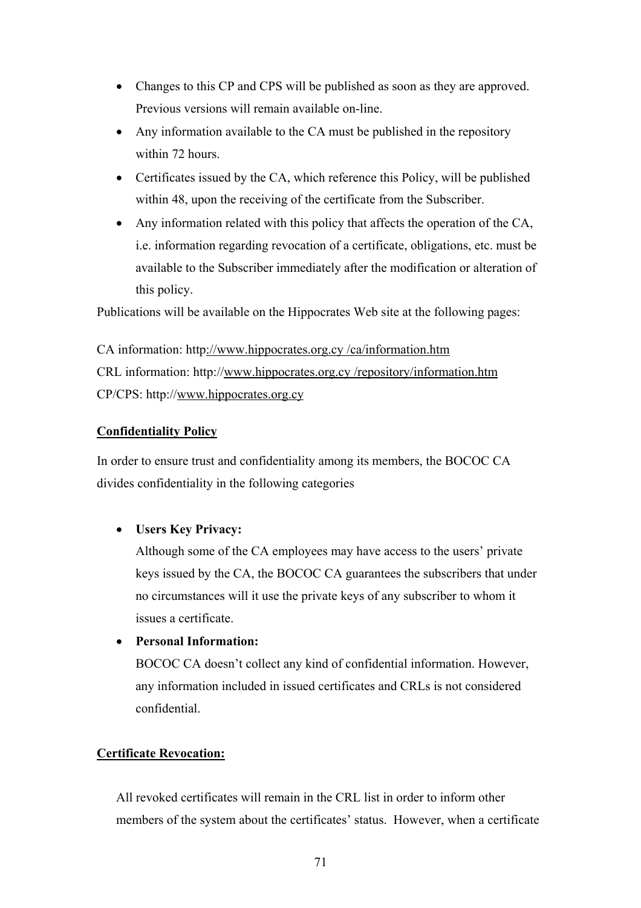- Changes to this CP and CPS will be published as soon as they are approved. Previous versions will remain available on-line.
- Any information available to the CA must be published in the repository within 72 hours.
- Certificates issued by the CA, which reference this Policy, will be published within 48, upon the receiving of the certificate from the Subscriber.
- Any information related with this policy that affects the operation of the CA, i.e. information regarding revocation of a certificate, obligations, etc. must be available to the Subscriber immediately after the modification or alteration of this policy.

Publications will be available on the Hippocrates Web site at the following pages:

CA information: http://www.hippocrates.org.cy /ca/information.htm
CRL information: http://www.hippocrates.org.cy /repository/information.htm
CP/CPS: http://www.hippocrates.org.cy

**Confidentiality Policy**

In order to ensure trust and confidentiality among its members, the BOCOC CA divides confidentiality in the following categories

- **Users Key Privacy:**
  Although some of the CA employees may have access to the users' private keys issued by the CA, the BOCOC CA guarantees the subscribers that under no circumstances will it use the private keys of any subscriber to whom it issues a certificate.
- **Personal Information:**
  BOCOC CA doesn't collect any kind of confidential information. However, any information included in issued certificates and CRLs is not considered confidential.

**Certificate Revocation:**

All revoked certificates will remain in the CRL list in order to inform other members of the system about the certificates' status. However, when a certificate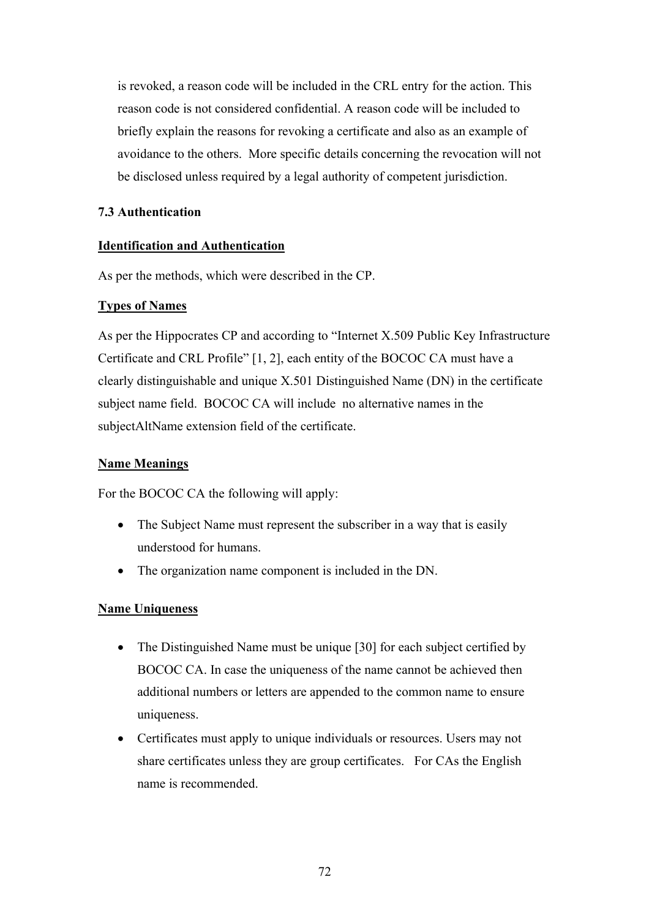is revoked, a reason code will be included in the CRL entry for the action. This reason code is not considered confidential. A reason code will be included to briefly explain the reasons for revoking a certificate and also as an example of avoidance to the others. More specific details concerning the revocation will not be disclosed unless required by a legal authority of competent jurisdiction.

### 7.3 Authentication

**Identification and Authentication**

As per the methods, which were described in the CP.

**Types of Names**

As per the Hippocrates CP and according to "Internet X.509 Public Key Infrastructure Certificate and CRL Profile" [1, 2], each entity of the BOCOC CA must have a clearly distinguishable and unique X.501 Distinguished Name (DN) in the certificate subject name field. BOCOC CA will include no alternative names in the subjectAltName extension field of the certificate.

**Name Meanings**

For the BOCOC CA the following will apply:

- The Subject Name must represent the subscriber in a way that is easily understood for humans.
- The organization name component is included in the DN.

**Name Uniqueness**

- The Distinguished Name must be unique [30] for each subject certified by BOCOC CA. In case the uniqueness of the name cannot be achieved then additional numbers or letters are appended to the common name to ensure uniqueness.
- Certificates must apply to unique individuals or resources. Users may not share certificates unless they are group certificates. For CAs the English name is recommended.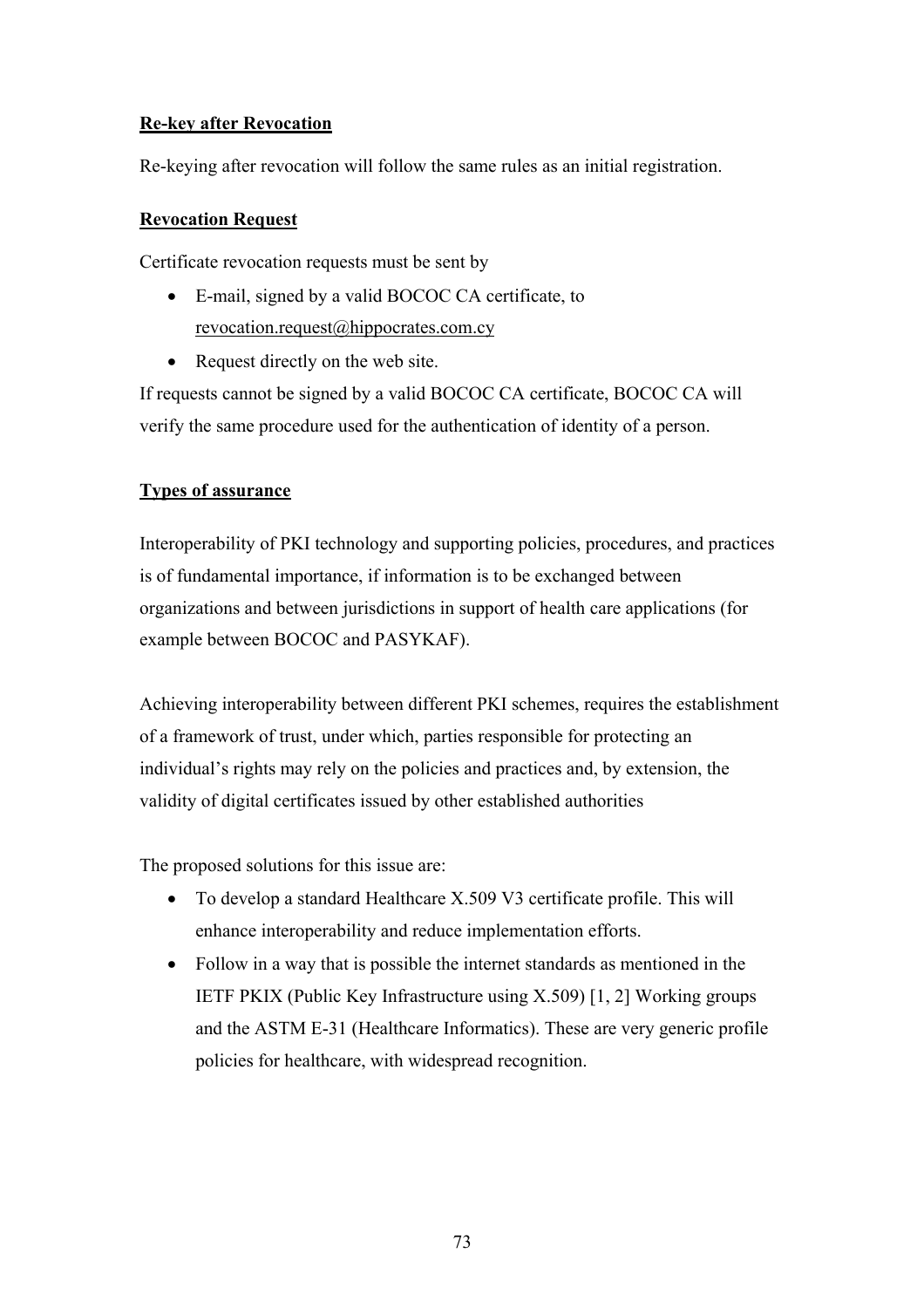**Re-key after Revocation**

Re-keying after revocation will follow the same rules as an initial registration.

**Revocation Request**

Certificate revocation requests must be sent by

- E-mail, signed by a valid BOCOC CA certificate, to revocation.request@hippocrates.com.cy
- Request directly on the web site.

If requests cannot be signed by a valid BOCOC CA certificate, BOCOC CA will verify the same procedure used for the authentication of identity of a person.

**Types of assurance**

Interoperability of PKI technology and supporting policies, procedures, and practices is of fundamental importance, if information is to be exchanged between organizations and between jurisdictions in support of health care applications (for example between BOCOC and PASYKAF).

Achieving interoperability between different PKI schemes, requires the establishment of a framework of trust, under which, parties responsible for protecting an individual's rights may rely on the policies and practices and, by extension, the validity of digital certificates issued by other established authorities

The proposed solutions for this issue are:

- To develop a standard Healthcare X.509 V3 certificate profile. This will enhance interoperability and reduce implementation efforts.
- Follow in a way that is possible the internet standards as mentioned in the IETF PKIX (Public Key Infrastructure using X.509) [1, 2] Working groups and the ASTM E-31 (Healthcare Informatics). These are very generic profile policies for healthcare, with widespread recognition.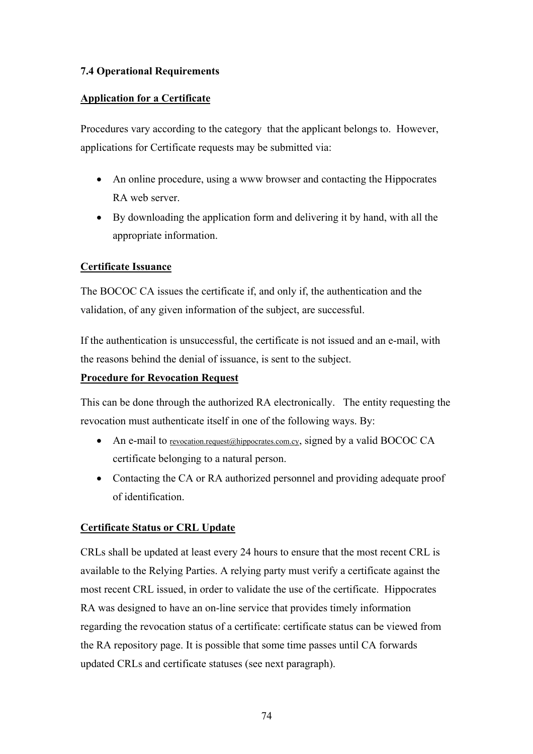### 7.4 Operational Requirements

**Application for a Certificate**

Procedures vary according to the category that the applicant belongs to. However, applications for Certificate requests may be submitted via:

- An online procedure, using a www browser and contacting the Hippocrates RA web server.
- By downloading the application form and delivering it by hand, with all the appropriate information.

**Certificate Issuance**

The BOCOC CA issues the certificate if, and only if, the authentication and the validation, of any given information of the subject, are successful.

If the authentication is unsuccessful, the certificate is not issued and an e-mail, with the reasons behind the denial of issuance, is sent to the subject.

**Procedure for Revocation Request**

This can be done through the authorized RA electronically. The entity requesting the revocation must authenticate itself in one of the following ways. By:

- An e-mail to revocation.request@hippocrates.com.cy, signed by a valid BOCOC CA certificate belonging to a natural person.
- Contacting the CA or RA authorized personnel and providing adequate proof of identification.

**Certificate Status or CRL Update**

CRLs shall be updated at least every 24 hours to ensure that the most recent CRL is available to the Relying Parties. A relying party must verify a certificate against the most recent CRL issued, in order to validate the use of the certificate. Hippocrates RA was designed to have an on-line service that provides timely information regarding the revocation status of a certificate: certificate status can be viewed from the RA repository page. It is possible that some time passes until CA forwards updated CRLs and certificate statuses (see next paragraph).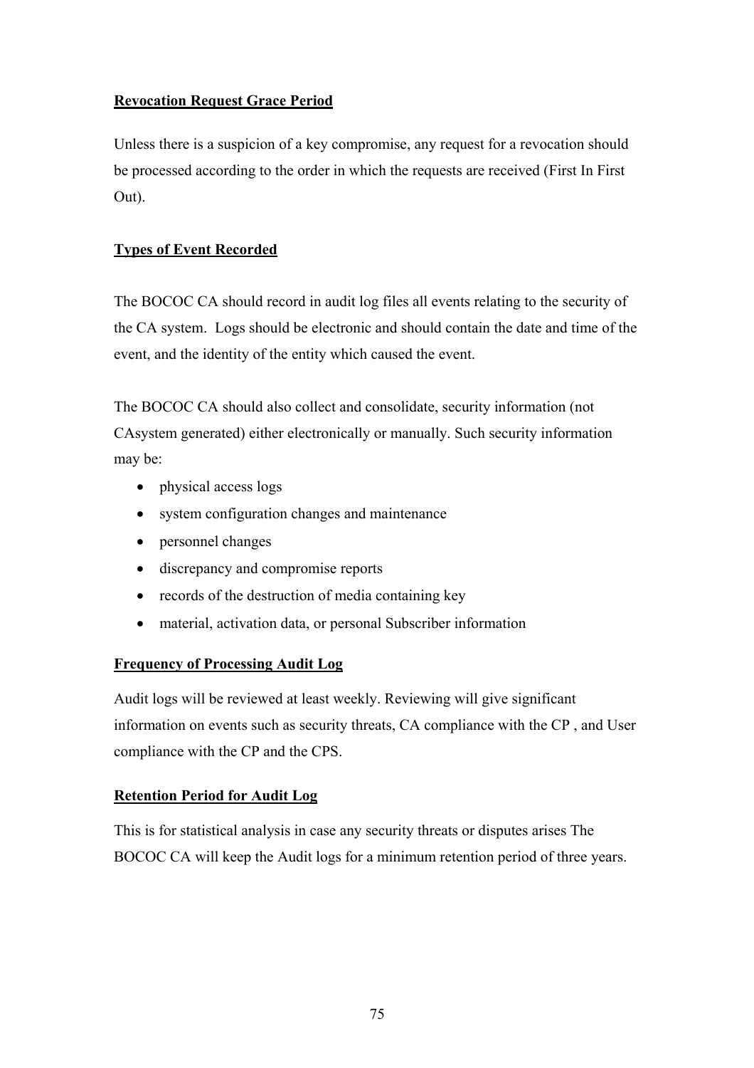**Revocation Request Grace Period**

Unless there is a suspicion of a key compromise, any request for a revocation should be processed according to the order in which the requests are received (First In First Out).

**Types of Event Recorded**

The BOCOC CA should record in audit log files all events relating to the security of the CA system. Logs should be electronic and should contain the date and time of the event, and the identity of the entity which caused the event.

The BOCOC CA should also collect and consolidate, security information (not CAsystem generated) either electronically or manually. Such security information may be:

- physical access logs
- system configuration changes and maintenance
- personnel changes
- discrepancy and compromise reports
- records of the destruction of media containing key
- material, activation data, or personal Subscriber information

**Frequency of Processing Audit Log**

Audit logs will be reviewed at least weekly. Reviewing will give significant information on events such as security threats, CA compliance with the CP , and User compliance with the CP and the CPS.

**Retention Period for Audit Log**

This is for statistical analysis in case any security threats or disputes arises The BOCOC CA will keep the Audit logs for a minimum retention period of three years.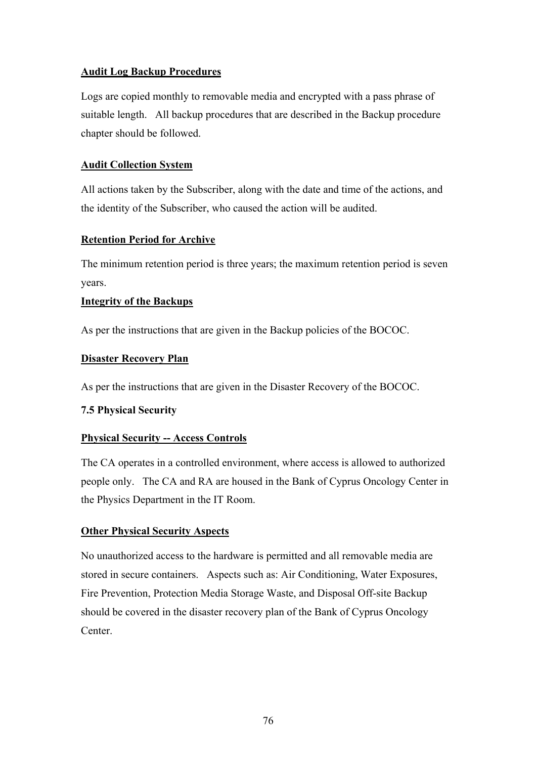**Audit Log Backup Procedures**

Logs are copied monthly to removable media and encrypted with a pass phrase of suitable length. All backup procedures that are described in the Backup procedure chapter should be followed.

**Audit Collection System**

All actions taken by the Subscriber, along with the date and time of the actions, and the identity of the Subscriber, who caused the action will be audited.

**Retention Period for Archive**

The minimum retention period is three years; the maximum retention period is seven years.

**Integrity of the Backups**

As per the instructions that are given in the Backup policies of the BOCOC.

**Disaster Recovery Plan**

As per the instructions that are given in the Disaster Recovery of the BOCOC.

### 7.5 Physical Security

**Physical Security -- Access Controls**

The CA operates in a controlled environment, where access is allowed to authorized people only. The CA and RA are housed in the Bank of Cyprus Oncology Center in the Physics Department in the IT Room.

**Other Physical Security Aspects**

No unauthorized access to the hardware is permitted and all removable media are stored in secure containers. Aspects such as: Air Conditioning, Water Exposures, Fire Prevention, Protection Media Storage Waste, and Disposal Off-site Backup should be covered in the disaster recovery plan of the Bank of Cyprus Oncology Center.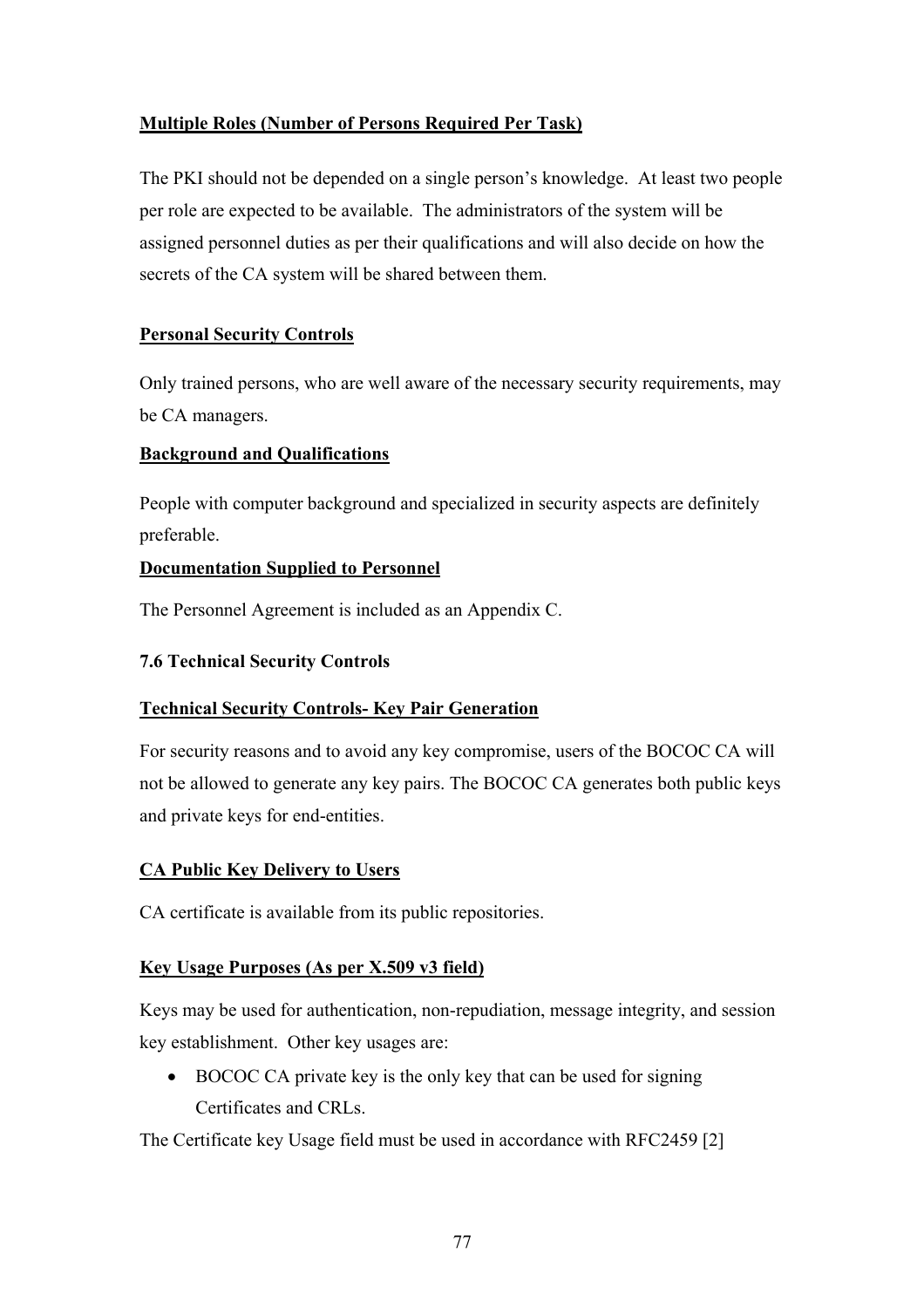**Multiple Roles (Number of Persons Required Per Task)**

The PKI should not be depended on a single person's knowledge. At least two people per role are expected to be available. The administrators of the system will be assigned personnel duties as per their qualifications and will also decide on how the secrets of the CA system will be shared between them.

**Personal Security Controls**

Only trained persons, who are well aware of the necessary security requirements, may be CA managers.

**Background and Qualifications**

People with computer background and specialized in security aspects are definitely preferable.

**Documentation Supplied to Personnel**

The Personnel Agreement is included as an Appendix C.

### 7.6 Technical Security Controls

**Technical Security Controls- Key Pair Generation**

For security reasons and to avoid any key compromise, users of the BOCOC CA will not be allowed to generate any key pairs. The BOCOC CA generates both public keys and private keys for end-entities.

**CA Public Key Delivery to Users**

CA certificate is available from its public repositories.

**Key Usage Purposes (As per X.509 v3 field)**

Keys may be used for authentication, non-repudiation, message integrity, and session key establishment. Other key usages are:

- BOCOC CA private key is the only key that can be used for signing Certificates and CRLs.

The Certificate key Usage field must be used in accordance with RFC2459 [2]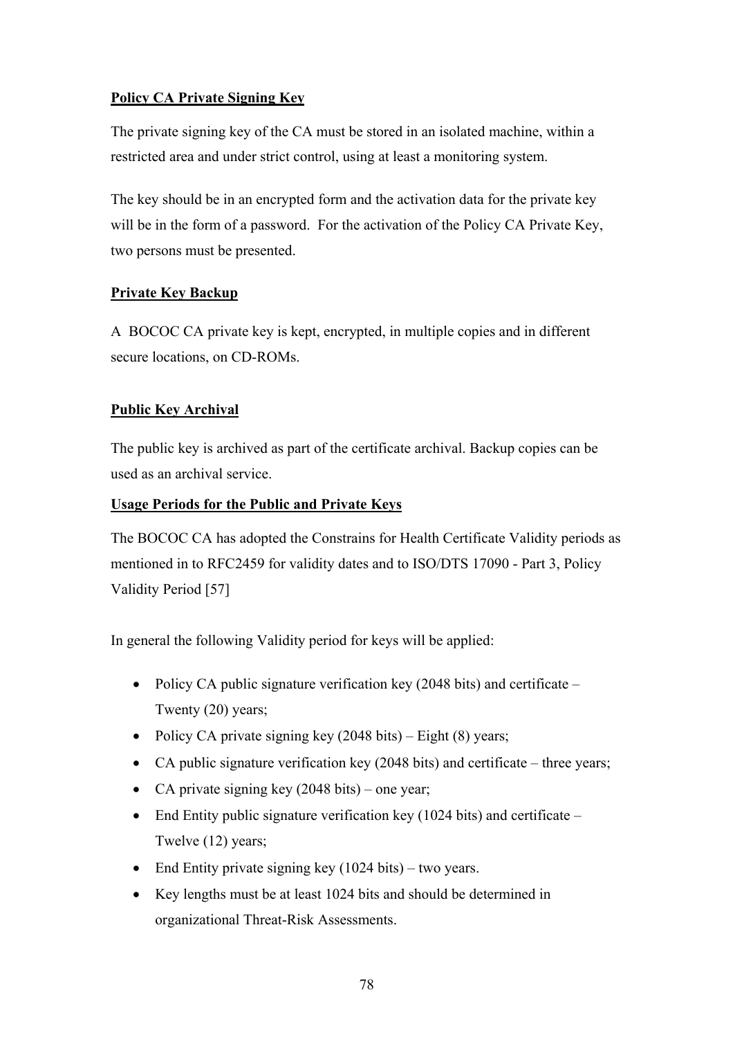**Policy CA Private Signing Key**

The private signing key of the CA must be stored in an isolated machine, within a restricted area and under strict control, using at least a monitoring system.

The key should be in an encrypted form and the activation data for the private key will be in the form of a password. For the activation of the Policy CA Private Key, two persons must be presented.

**Private Key Backup**

A BOCOC CA private key is kept, encrypted, in multiple copies and in different secure locations, on CD-ROMs.

**Public Key Archival**

The public key is archived as part of the certificate archival. Backup copies can be used as an archival service.

**Usage Periods for the Public and Private Keys**

The BOCOC CA has adopted the Constrains for Health Certificate Validity periods as mentioned in to RFC2459 for validity dates and to ISO/DTS 17090 - Part 3, Policy Validity Period [57]

In general the following Validity period for keys will be applied:

- Policy CA public signature verification key (2048 bits) and certificate – Twenty (20) years;
- Policy CA private signing key (2048 bits) – Eight (8) years;
- CA public signature verification key (2048 bits) and certificate – three years;
- CA private signing key (2048 bits) – one year;
- End Entity public signature verification key (1024 bits) and certificate – Twelve (12) years;
- End Entity private signing key (1024 bits) – two years.
- Key lengths must be at least 1024 bits and should be determined in organizational Threat-Risk Assessments.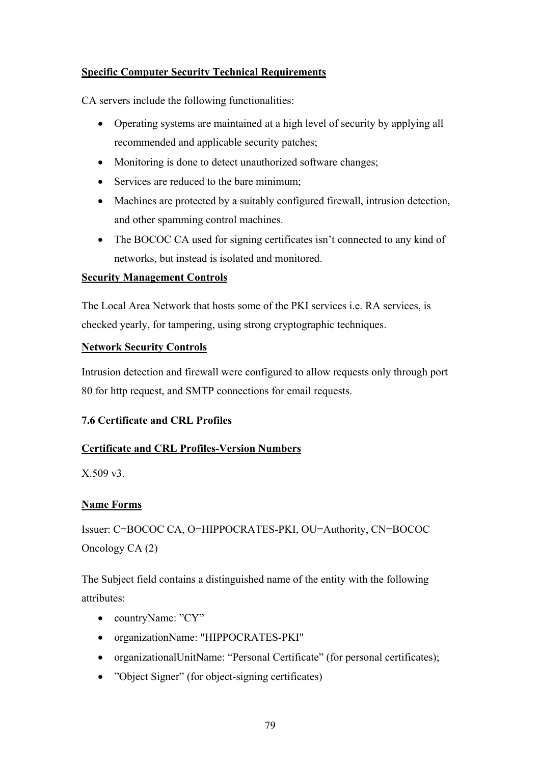**Specific Computer Security Technical Requirements**

CA servers include the following functionalities:

- Operating systems are maintained at a high level of security by applying all recommended and applicable security patches;
- Monitoring is done to detect unauthorized software changes;
- Services are reduced to the bare minimum;
- Machines are protected by a suitably configured firewall, intrusion detection, and other spamming control machines.
- The BOCOC CA used for signing certificates isn't connected to any kind of networks, but instead is isolated and monitored.

**Security Management Controls**

The Local Area Network that hosts some of the PKI services i.e. RA services, is checked yearly, for tampering, using strong cryptographic techniques.

**Network Security Controls**

Intrusion detection and firewall were configured to allow requests only through port 80 for http request, and SMTP connections for email requests.

### 7.6 Certificate and CRL Profiles

**Certificate and CRL Profiles-Version Numbers**

X.509 v3.

**Name Forms**

Issuer: C=BOCOC CA, O=HIPPOCRATES-PKI, OU=Authority, CN=BOCOC Oncology CA (2)

The Subject field contains a distinguished name of the entity with the following attributes:

- countryName: ”CY”
- organizationName: "HIPPOCRATES-PKI"
- organizationalUnitName: “Personal Certificate” (for personal certificates);
- ”Object Signer” (for object-signing certificates)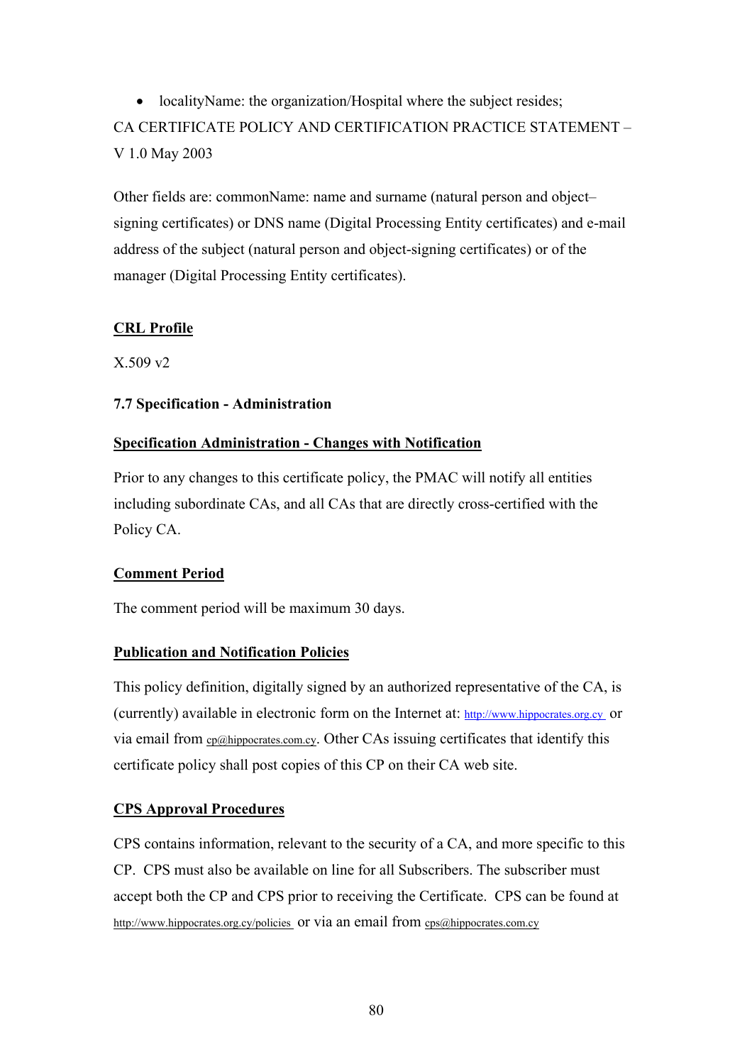- localityName: the organization/Hospital where the subject resides;

CA CERTIFICATE POLICY AND CERTIFICATION PRACTICE STATEMENT – V 1.0 May 2003

Other fields are: commonName: name and surname (natural person and object–signing certificates) or DNS name (Digital Processing Entity certificates) and e-mail address of the subject (natural person and object-signing certificates) or of the manager (Digital Processing Entity certificates).

**CRL Profile**

X.509 v2

**7.7 Specification - Administration**

**Specification Administration - Changes with Notification**

Prior to any changes to this certificate policy, the PMAC will notify all entities including subordinate CAs, and all CAs that are directly cross-certified with the Policy CA.

**Comment Period**

The comment period will be maximum 30 days.

**Publication and Notification Policies**

This policy definition, digitally signed by an authorized representative of the CA, is (currently) available in electronic form on the Internet at: http://www.hippocrates.org.cy or via email from cp@hippocrates.com.cy. Other CAs issuing certificates that identify this certificate policy shall post copies of this CP on their CA web site.

**CPS Approval Procedures**

CPS contains information, relevant to the security of a CA, and more specific to this CP. CPS must also be available on line for all Subscribers. The subscriber must accept both the CP and CPS prior to receiving the Certificate. CPS can be found at http://www.hippocrates.org.cy/policies or via an email from cps@hippocrates.com.cy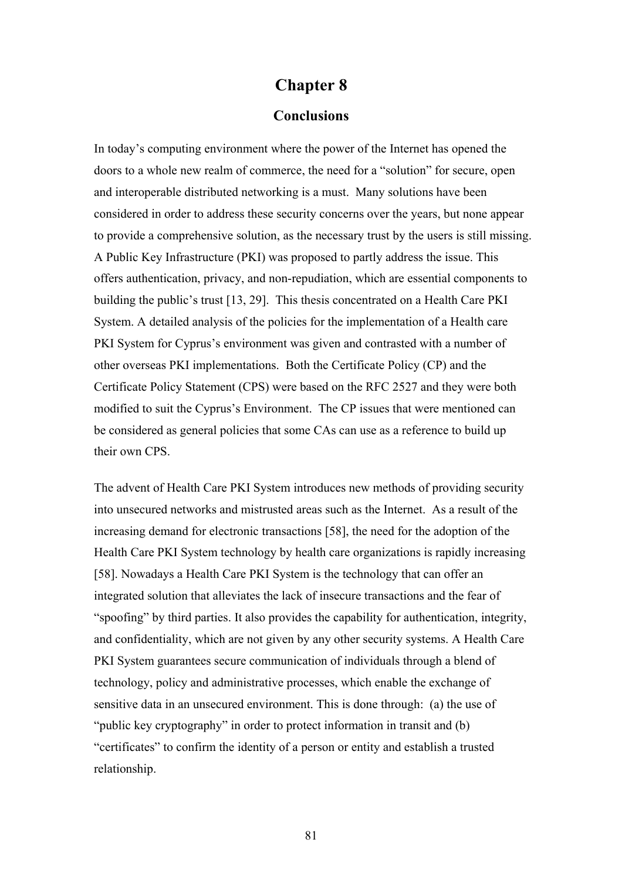# Chapter 8

## Conclusions

In today's computing environment where the power of the Internet has opened the doors to a whole new realm of commerce, the need for a "solution" for secure, open and interoperable distributed networking is a must. Many solutions have been considered in order to address these security concerns over the years, but none appear to provide a comprehensive solution, as the necessary trust by the users is still missing. A Public Key Infrastructure (PKI) was proposed to partly address the issue. This offers authentication, privacy, and non-repudiation, which are essential components to building the public's trust [13, 29]. This thesis concentrated on a Health Care PKI System. A detailed analysis of the policies for the implementation of a Health care PKI System for Cyprus's environment was given and contrasted with a number of other overseas PKI implementations. Both the Certificate Policy (CP) and the Certificate Policy Statement (CPS) were based on the RFC 2527 and they were both modified to suit the Cyprus's Environment. The CP issues that were mentioned can be considered as general policies that some CAs can use as a reference to build up their own CPS.

The advent of Health Care PKI System introduces new methods of providing security into unsecured networks and mistrusted areas such as the Internet. As a result of the increasing demand for electronic transactions [58], the need for the adoption of the Health Care PKI System technology by health care organizations is rapidly increasing [58]. Nowadays a Health Care PKI System is the technology that can offer an integrated solution that alleviates the lack of insecure transactions and the fear of "spoofing" by third parties. It also provides the capability for authentication, integrity, and confidentiality, which are not given by any other security systems. A Health Care PKI System guarantees secure communication of individuals through a blend of technology, policy and administrative processes, which enable the exchange of sensitive data in an unsecured environment. This is done through: (a) the use of "public key cryptography" in order to protect information in transit and (b) "certificates" to confirm the identity of a person or entity and establish a trusted relationship.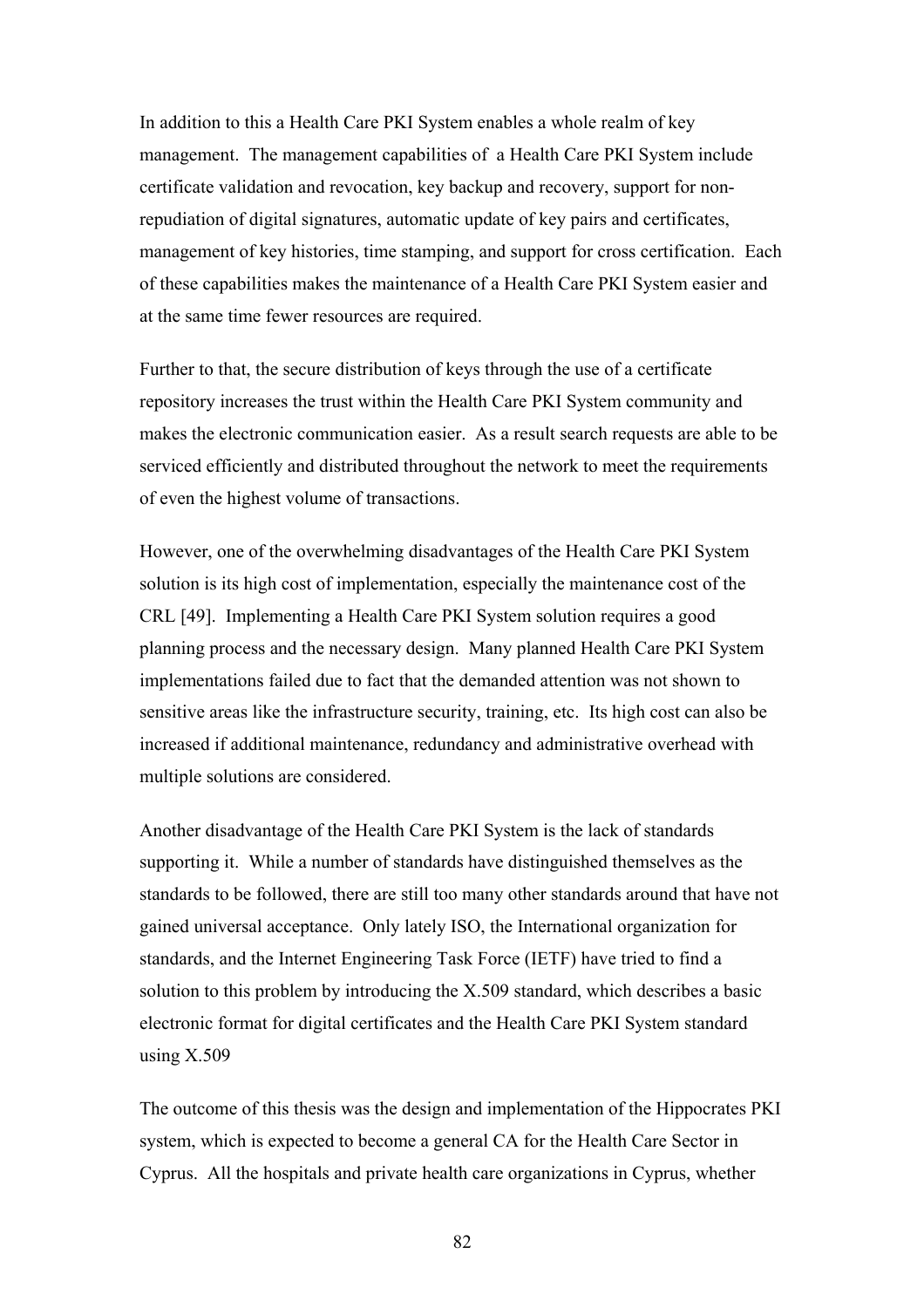In addition to this a Health Care PKI System enables a whole realm of key management. The management capabilities of a Health Care PKI System include certificate validation and revocation, key backup and recovery, support for non-repudiation of digital signatures, automatic update of key pairs and certificates, management of key histories, time stamping, and support for cross certification. Each of these capabilities makes the maintenance of a Health Care PKI System easier and at the same time fewer resources are required.

Further to that, the secure distribution of keys through the use of a certificate repository increases the trust within the Health Care PKI System community and makes the electronic communication easier. As a result search requests are able to be serviced efficiently and distributed throughout the network to meet the requirements of even the highest volume of transactions.

However, one of the overwhelming disadvantages of the Health Care PKI System solution is its high cost of implementation, especially the maintenance cost of the CRL [49]. Implementing a Health Care PKI System solution requires a good planning process and the necessary design. Many planned Health Care PKI System implementations failed due to fact that the demanded attention was not shown to sensitive areas like the infrastructure security, training, etc. Its high cost can also be increased if additional maintenance, redundancy and administrative overhead with multiple solutions are considered.

Another disadvantage of the Health Care PKI System is the lack of standards supporting it. While a number of standards have distinguished themselves as the standards to be followed, there are still too many other standards around that have not gained universal acceptance. Only lately ISO, the International organization for standards, and the Internet Engineering Task Force (IETF) have tried to find a solution to this problem by introducing the X.509 standard, which describes a basic electronic format for digital certificates and the Health Care PKI System standard using X.509

The outcome of this thesis was the design and implementation of the Hippocrates PKI system, which is expected to become a general CA for the Health Care Sector in Cyprus. All the hospitals and private health care organizations in Cyprus, whether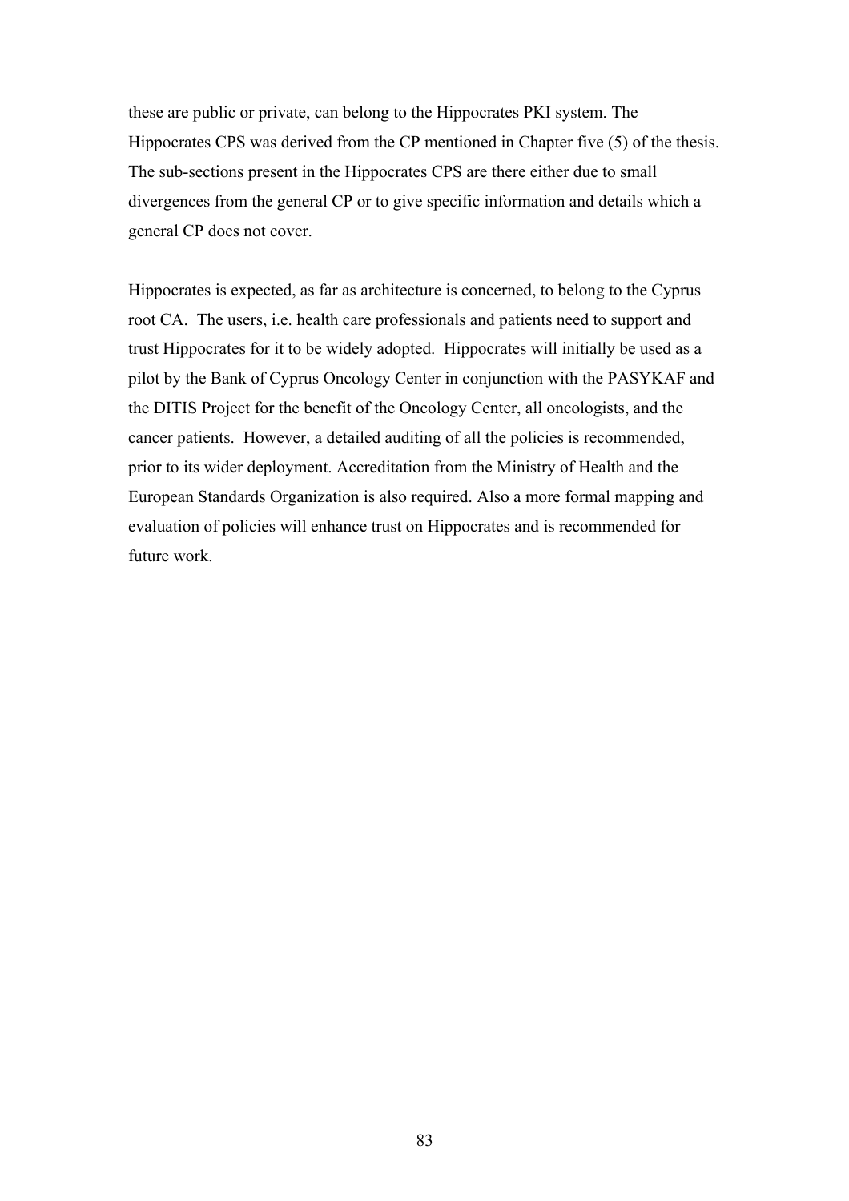these are public or private, can belong to the Hippocrates PKI system. The Hippocrates CPS was derived from the CP mentioned in Chapter five (5) of the thesis. The sub-sections present in the Hippocrates CPS are there either due to small divergences from the general CP or to give specific information and details which a general CP does not cover.

Hippocrates is expected, as far as architecture is concerned, to belong to the Cyprus root CA. The users, i.e. health care professionals and patients need to support and trust Hippocrates for it to be widely adopted. Hippocrates will initially be used as a pilot by the Bank of Cyprus Oncology Center in conjunction with the PASYKAF and the DITIS Project for the benefit of the Oncology Center, all oncologists, and the cancer patients. However, a detailed auditing of all the policies is recommended, prior to its wider deployment. Accreditation from the Ministry of Health and the European Standards Organization is also required. Also a more formal mapping and evaluation of policies will enhance trust on Hippocrates and is recommended for future work.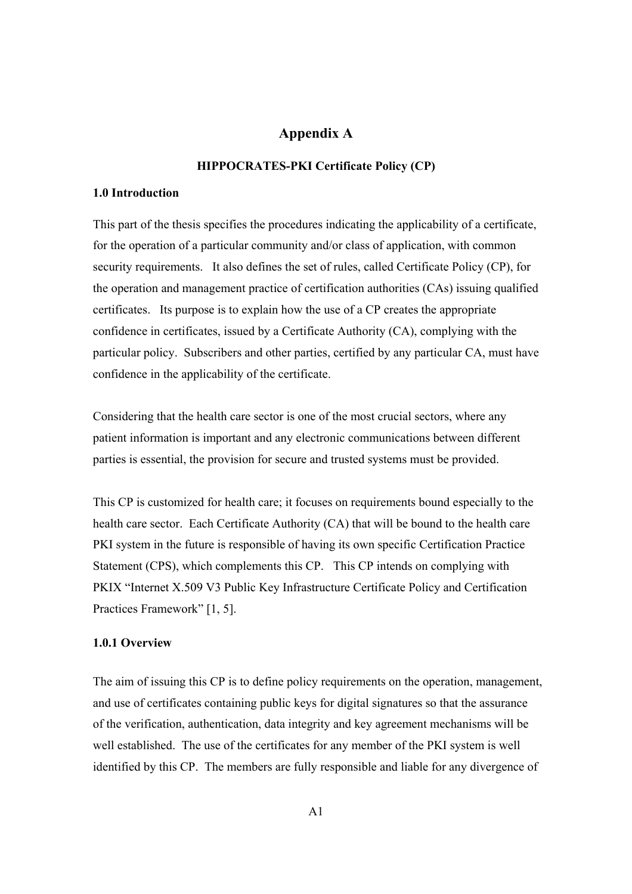# Appendix A

## HIPPOCRATES-PKI Certificate Policy (CP)

### 1.0 Introduction

This part of the thesis specifies the procedures indicating the applicability of a certificate, for the operation of a particular community and/or class of application, with common security requirements. It also defines the set of rules, called Certificate Policy (CP), for the operation and management practice of certification authorities (CAs) issuing qualified certificates. Its purpose is to explain how the use of a CP creates the appropriate confidence in certificates, issued by a Certificate Authority (CA), complying with the particular policy. Subscribers and other parties, certified by any particular CA, must have confidence in the applicability of the certificate.

Considering that the health care sector is one of the most crucial sectors, where any patient information is important and any electronic communications between different parties is essential, the provision for secure and trusted systems must be provided.

This CP is customized for health care; it focuses on requirements bound especially to the health care sector. Each Certificate Authority (CA) that will be bound to the health care PKI system in the future is responsible of having its own specific Certification Practice Statement (CPS), which complements this CP. This CP intends on complying with PKIX "Internet X.509 V3 Public Key Infrastructure Certificate Policy and Certification Practices Framework" [1, 5].

#### 1.0.1 Overview

The aim of issuing this CP is to define policy requirements on the operation, management, and use of certificates containing public keys for digital signatures so that the assurance of the verification, authentication, data integrity and key agreement mechanisms will be well established. The use of the certificates for any member of the PKI system is well identified by this CP. The members are fully responsible and liable for any divergence of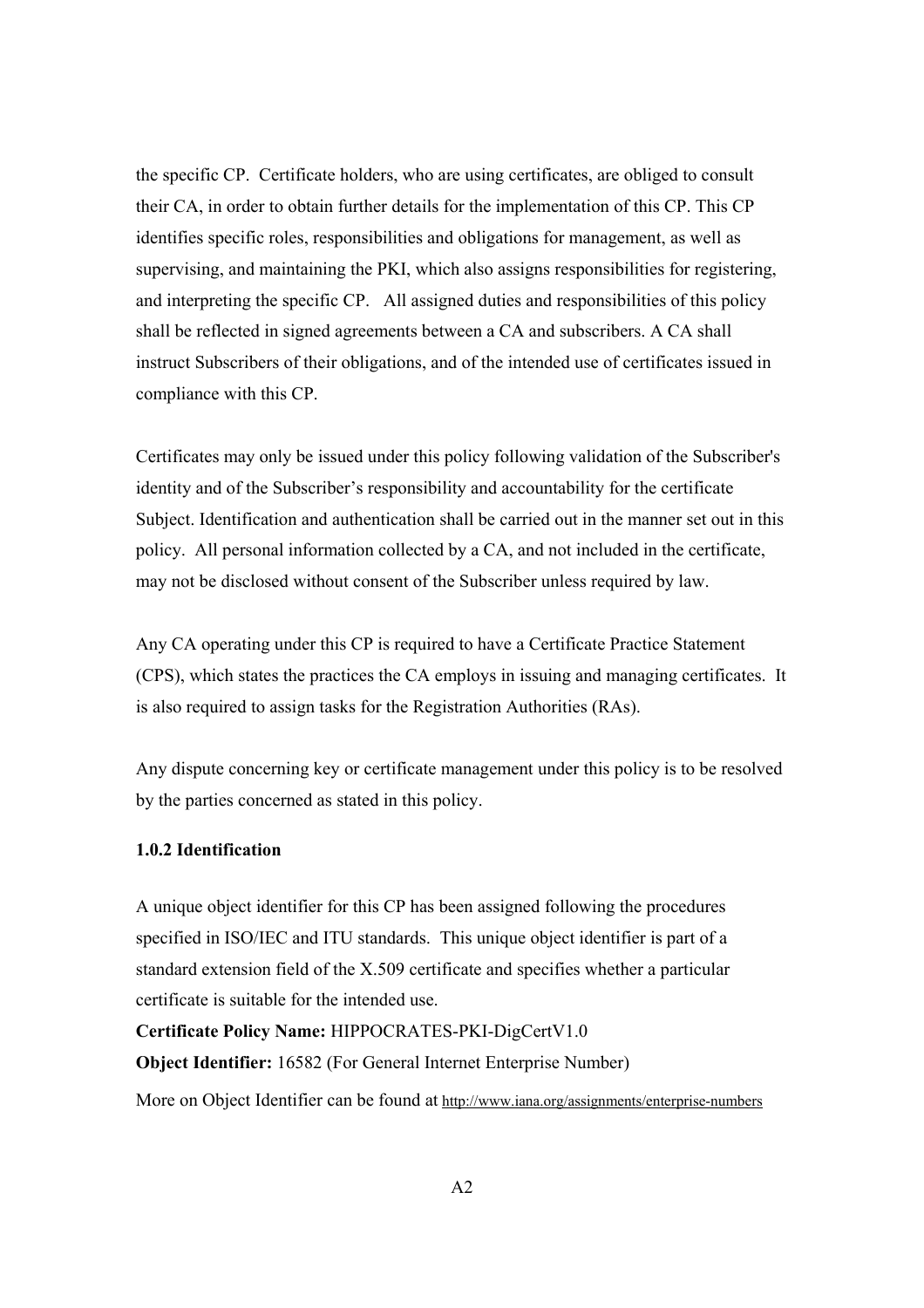the specific CP. Certificate holders, who are using certificates, are obliged to consult their CA, in order to obtain further details for the implementation of this CP. This CP identifies specific roles, responsibilities and obligations for management, as well as supervising, and maintaining the PKI, which also assigns responsibilities for registering, and interpreting the specific CP. All assigned duties and responsibilities of this policy shall be reflected in signed agreements between a CA and subscribers. A CA shall instruct Subscribers of their obligations, and of the intended use of certificates issued in compliance with this CP.

Certificates may only be issued under this policy following validation of the Subscriber's identity and of the Subscriber's responsibility and accountability for the certificate Subject. Identification and authentication shall be carried out in the manner set out in this policy. All personal information collected by a CA, and not included in the certificate, may not be disclosed without consent of the Subscriber unless required by law.

Any CA operating under this CP is required to have a Certificate Practice Statement (CPS), which states the practices the CA employs in issuing and managing certificates. It is also required to assign tasks for the Registration Authorities (RAs).

Any dispute concerning key or certificate management under this policy is to be resolved by the parties concerned as stated in this policy.

### 1.0.2 Identification

A unique object identifier for this CP has been assigned following the procedures specified in ISO/IEC and ITU standards. This unique object identifier is part of a standard extension field of the X.509 certificate and specifies whether a particular certificate is suitable for the intended use.

**Certificate Policy Name:** HIPPOCRATES-PKI-DigCertV1.0

**Object Identifier:** 16582 (For General Internet Enterprise Number)

More on Object Identifier can be found at http://www.iana.org/assignments/enterprise-numbers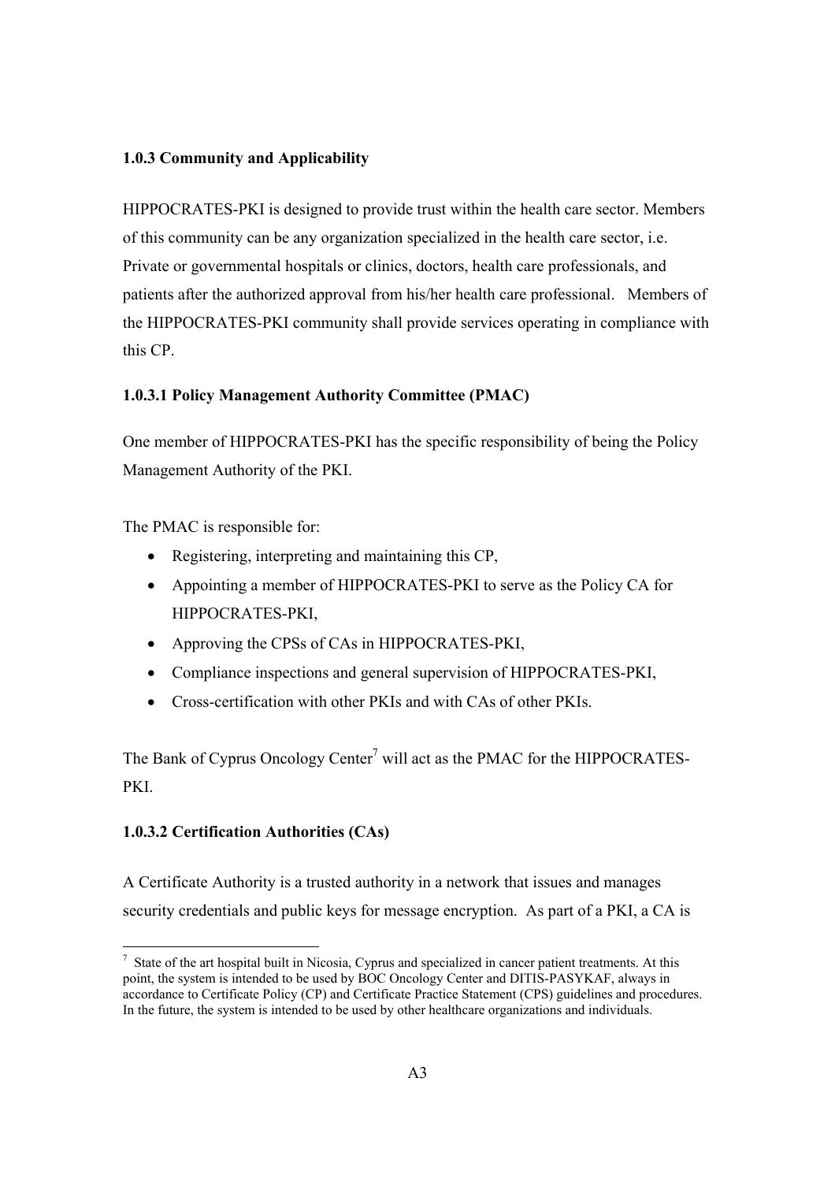#### 1.0.3 Community and Applicability

HIPPOCRATES-PKI is designed to provide trust within the health care sector. Members of this community can be any organization specialized in the health care sector, i.e. Private or governmental hospitals or clinics, doctors, health care professionals, and patients after the authorized approval from his/her health care professional.   Members of the HIPPOCRATES-PKI community shall provide services operating in compliance with this CP.

#### 1.0.3.1 Policy Management Authority Committee (PMAC)

One member of HIPPOCRATES-PKI has the specific responsibility of being the Policy Management Authority of the PKI.

The PMAC is responsible for:

- Registering, interpreting and maintaining this CP,
- Appointing a member of HIPPOCRATES-PKI to serve as the Policy CA for HIPPOCRATES-PKI,
- Approving the CPSs of CAs in HIPPOCRATES-PKI,
- Compliance inspections and general supervision of HIPPOCRATES-PKI,
- Cross-certification with other PKIs and with CAs of other PKIs.

The Bank of Cyprus Oncology Center[7] will act as the PMAC for the HIPPOCRATES-PKI.

#### 1.0.3.2 Certification Authorities (CAs)

A Certificate Authority is a trusted authority in a network that issues and manages security credentials and public keys for message encryption.  As part of a PKI, a CA is

---

[7] State of the art hospital built in Nicosia, Cyprus and specialized in cancer patient treatments. At this point, the system is intended to be used by BOC Oncology Center and DITIS-PASYKAF, always in accordance to Certificate Policy (CP) and Certificate Practice Statement (CPS) guidelines and procedures. In the future, the system is intended to be used by other healthcare organizations and individuals.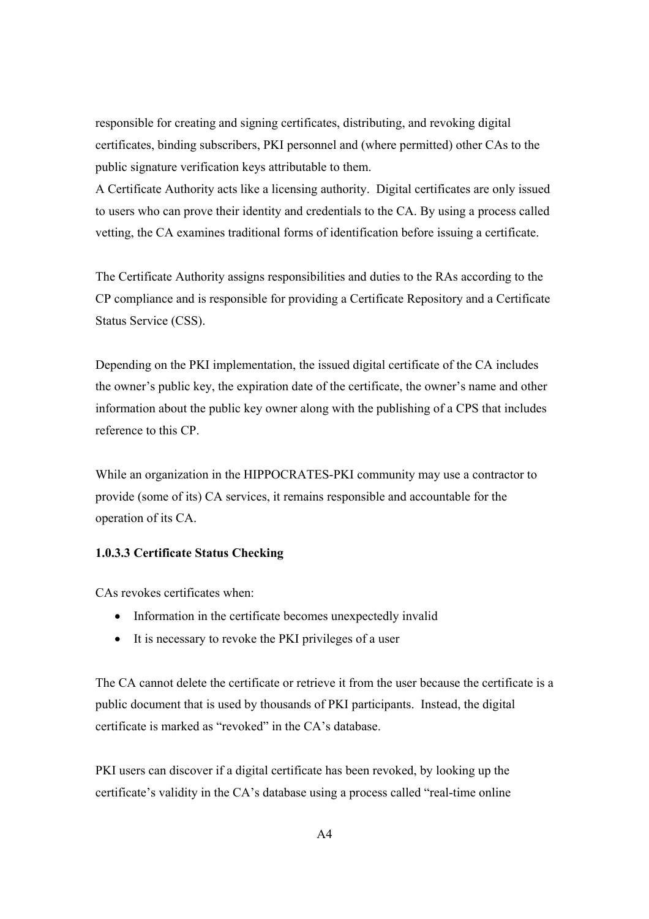responsible for creating and signing certificates, distributing, and revoking digital certificates, binding subscribers, PKI personnel and (where permitted) other CAs to the public signature verification keys attributable to them.
A Certificate Authority acts like a licensing authority. Digital certificates are only issued to users who can prove their identity and credentials to the CA. By using a process called vetting, the CA examines traditional forms of identification before issuing a certificate.

The Certificate Authority assigns responsibilities and duties to the RAs according to the CP compliance and is responsible for providing a Certificate Repository and a Certificate Status Service (CSS).

Depending on the PKI implementation, the issued digital certificate of the CA includes the owner's public key, the expiration date of the certificate, the owner's name and other information about the public key owner along with the publishing of a CPS that includes reference to this CP.

While an organization in the HIPPOCRATES-PKI community may use a contractor to provide (some of its) CA services, it remains responsible and accountable for the operation of its CA.

#### 1.0.3.3 Certificate Status Checking

CAs revokes certificates when:

- Information in the certificate becomes unexpectedly invalid
- It is necessary to revoke the PKI privileges of a user

The CA cannot delete the certificate or retrieve it from the user because the certificate is a public document that is used by thousands of PKI participants. Instead, the digital certificate is marked as "revoked" in the CA's database.

PKI users can discover if a digital certificate has been revoked, by looking up the certificate's validity in the CA's database using a process called "real-time online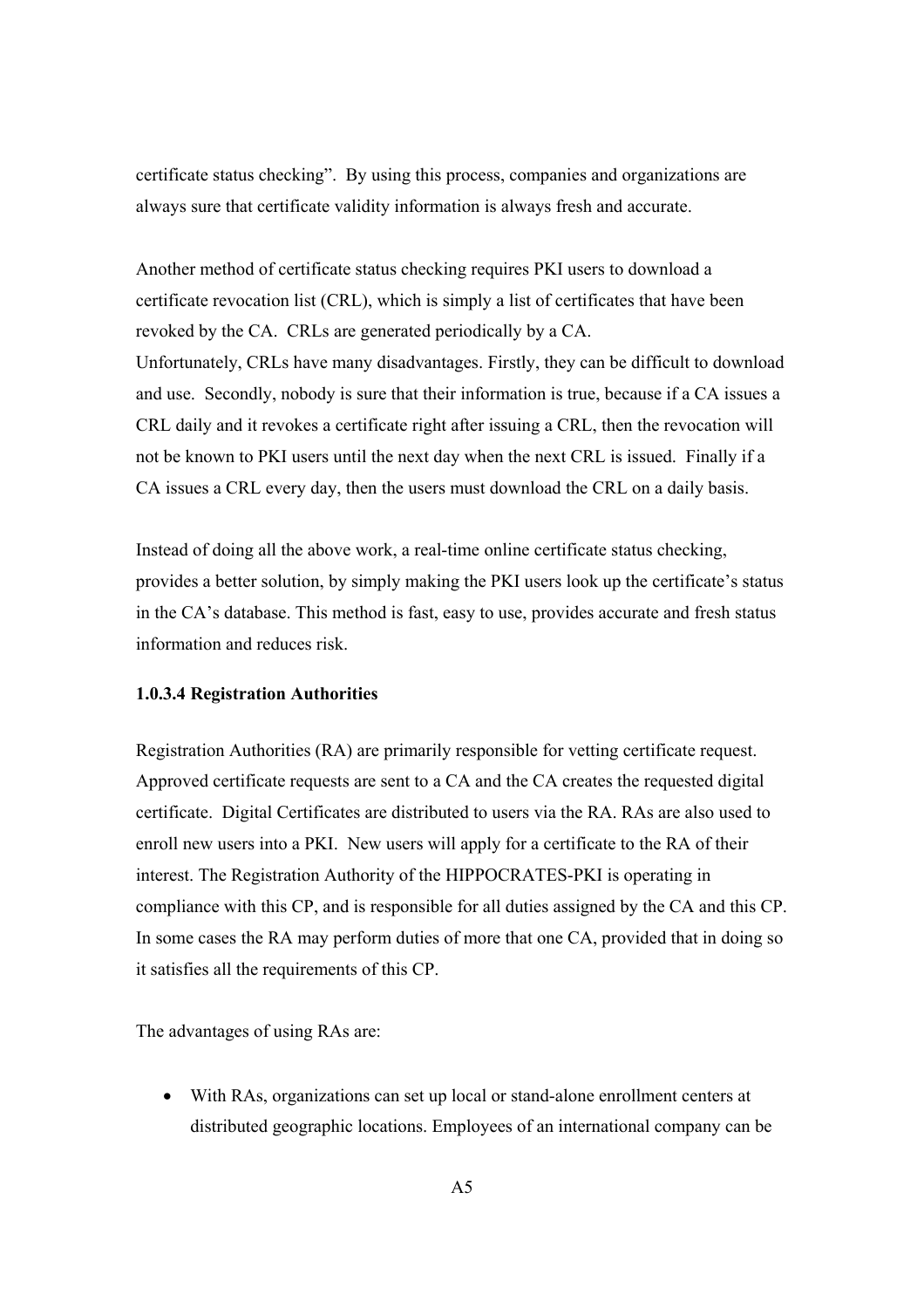certificate status checking". By using this process, companies and organizations are always sure that certificate validity information is always fresh and accurate.

Another method of certificate status checking requires PKI users to download a certificate revocation list (CRL), which is simply a list of certificates that have been revoked by the CA. CRLs are generated periodically by a CA.
Unfortunately, CRLs have many disadvantages. Firstly, they can be difficult to download and use. Secondly, nobody is sure that their information is true, because if a CA issues a CRL daily and it revokes a certificate right after issuing a CRL, then the revocation will not be known to PKI users until the next day when the next CRL is issued. Finally if a CA issues a CRL every day, then the users must download the CRL on a daily basis.

Instead of doing all the above work, a real-time online certificate status checking, provides a better solution, by simply making the PKI users look up the certificate's status in the CA's database. This method is fast, easy to use, provides accurate and fresh status information and reduces risk.

#### 1.0.3.4 Registration Authorities

Registration Authorities (RA) are primarily responsible for vetting certificate request. Approved certificate requests are sent to a CA and the CA creates the requested digital certificate. Digital Certificates are distributed to users via the RA. RAs are also used to enroll new users into a PKI. New users will apply for a certificate to the RA of their interest. The Registration Authority of the HIPPOCRATES-PKI is operating in compliance with this CP, and is responsible for all duties assigned by the CA and this CP. In some cases the RA may perform duties of more that one CA, provided that in doing so it satisfies all the requirements of this CP.

The advantages of using RAs are:

- With RAs, organizations can set up local or stand-alone enrollment centers at distributed geographic locations. Employees of an international company can be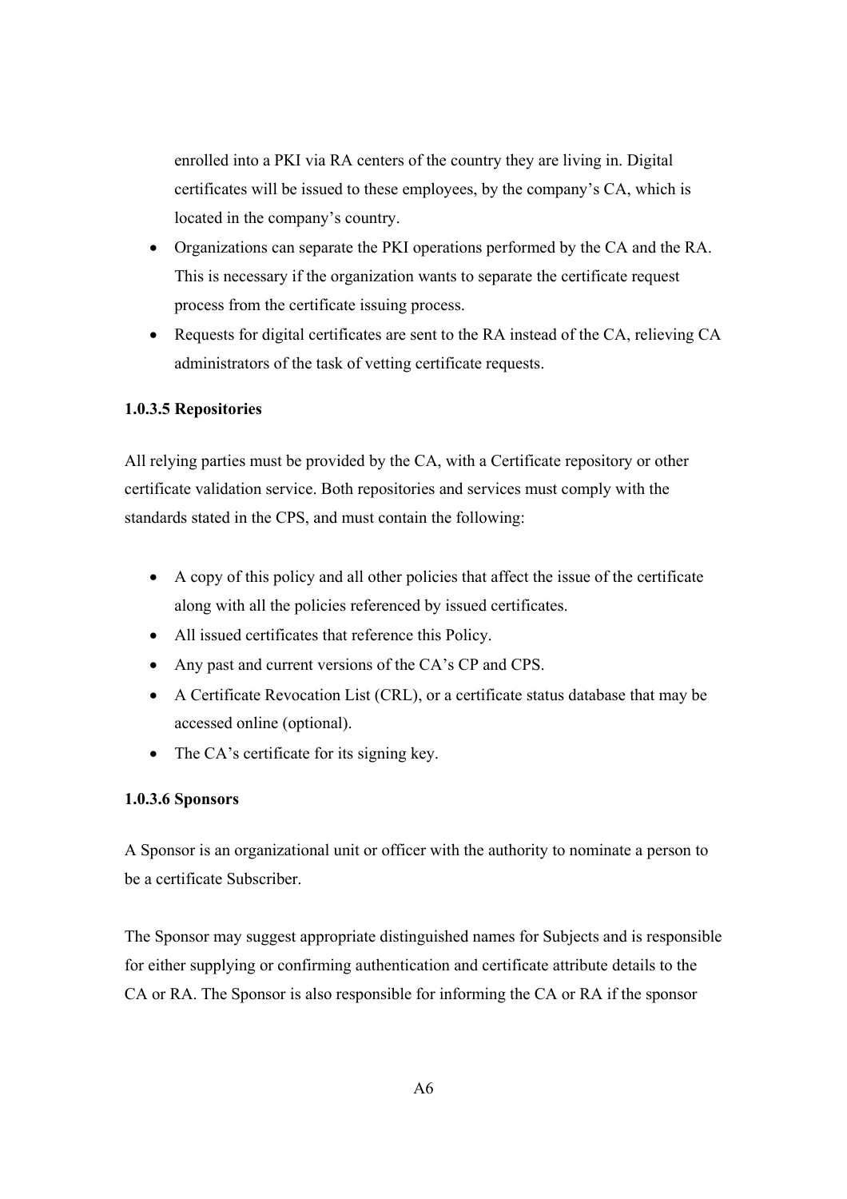enrolled into a PKI via RA centers of the country they are living in. Digital certificates will be issued to these employees, by the company's CA, which is located in the company's country.

- Organizations can separate the PKI operations performed by the CA and the RA. This is necessary if the organization wants to separate the certificate request process from the certificate issuing process.
- Requests for digital certificates are sent to the RA instead of the CA, relieving CA administrators of the task of vetting certificate requests.

**1.0.3.5 Repositories**

All relying parties must be provided by the CA, with a Certificate repository or other certificate validation service. Both repositories and services must comply with the standards stated in the CPS, and must contain the following:

- A copy of this policy and all other policies that affect the issue of the certificate along with all the policies referenced by issued certificates.
- All issued certificates that reference this Policy.
- Any past and current versions of the CA's CP and CPS.
- A Certificate Revocation List (CRL), or a certificate status database that may be accessed online (optional).
- The CA's certificate for its signing key.

**1.0.3.6 Sponsors**

A Sponsor is an organizational unit or officer with the authority to nominate a person to be a certificate Subscriber.

The Sponsor may suggest appropriate distinguished names for Subjects and is responsible for either supplying or confirming authentication and certificate attribute details to the CA or RA. The Sponsor is also responsible for informing the CA or RA if the sponsor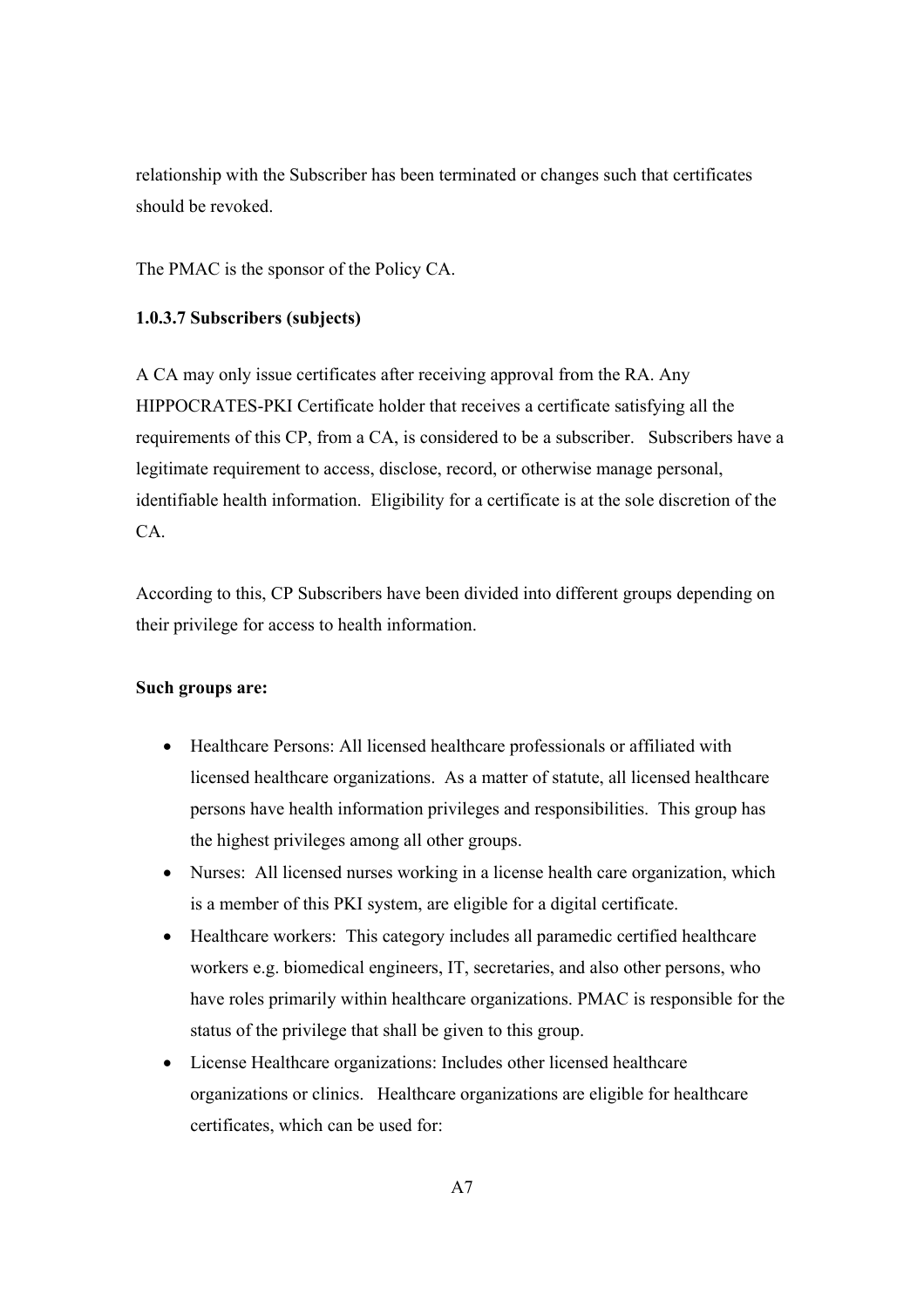relationship with the Subscriber has been terminated or changes such that certificates should be revoked.

The PMAC is the sponsor of the Policy CA.

**1.0.3.7 Subscribers (subjects)**

A CA may only issue certificates after receiving approval from the RA. Any HIPPOCRATES-PKI Certificate holder that receives a certificate satisfying all the requirements of this CP, from a CA, is considered to be a subscriber. Subscribers have a legitimate requirement to access, disclose, record, or otherwise manage personal, identifiable health information. Eligibility for a certificate is at the sole discretion of the CA.

According to this, CP Subscribers have been divided into different groups depending on their privilege for access to health information.

**Such groups are:**

- Healthcare Persons: All licensed healthcare professionals or affiliated with licensed healthcare organizations. As a matter of statute, all licensed healthcare persons have health information privileges and responsibilities. This group has the highest privileges among all other groups.
- Nurses: All licensed nurses working in a license health care organization, which is a member of this PKI system, are eligible for a digital certificate.
- Healthcare workers: This category includes all paramedic certified healthcare workers e.g. biomedical engineers, IT, secretaries, and also other persons, who have roles primarily within healthcare organizations. PMAC is responsible for the status of the privilege that shall be given to this group.
- License Healthcare organizations: Includes other licensed healthcare organizations or clinics. Healthcare organizations are eligible for healthcare certificates, which can be used for: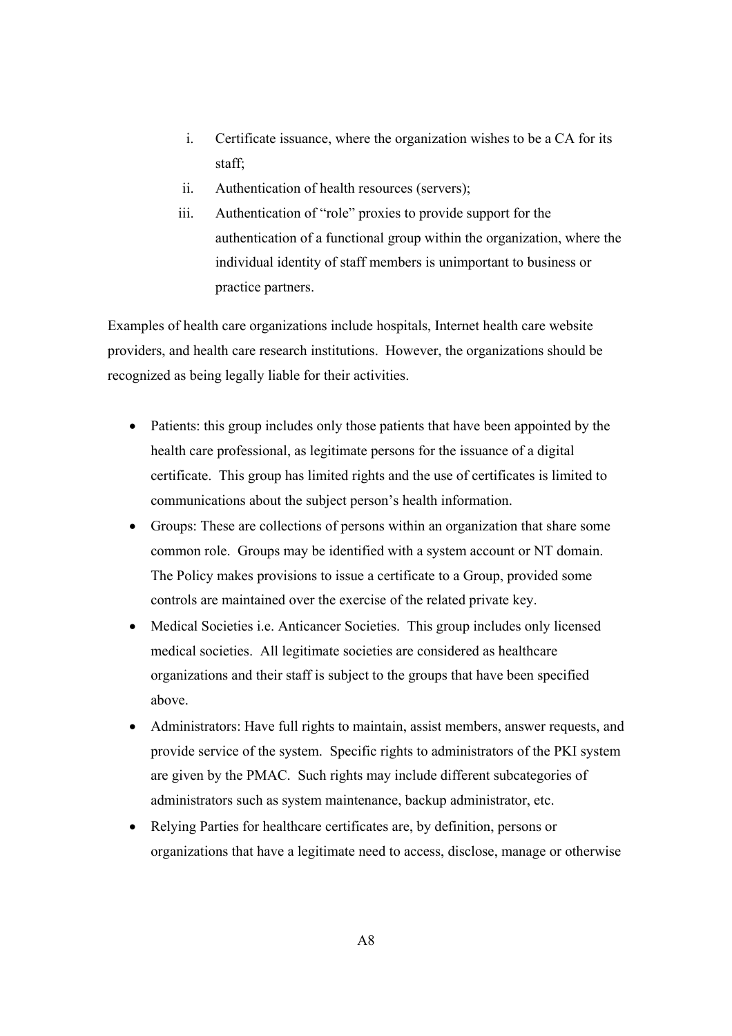i. Certificate issuance, where the organization wishes to be a CA for its staff;
ii. Authentication of health resources (servers);
iii. Authentication of "role" proxies to provide support for the authentication of a functional group within the organization, where the individual identity of staff members is unimportant to business or practice partners.

Examples of health care organizations include hospitals, Internet health care website providers, and health care research institutions. However, the organizations should be recognized as being legally liable for their activities.

- Patients: this group includes only those patients that have been appointed by the health care professional, as legitimate persons for the issuance of a digital certificate. This group has limited rights and the use of certificates is limited to communications about the subject person's health information.
- Groups: These are collections of persons within an organization that share some common role. Groups may be identified with a system account or NT domain. The Policy makes provisions to issue a certificate to a Group, provided some controls are maintained over the exercise of the related private key.
- Medical Societies i.e. Anticancer Societies. This group includes only licensed medical societies. All legitimate societies are considered as healthcare organizations and their staff is subject to the groups that have been specified above.
- Administrators: Have full rights to maintain, assist members, answer requests, and provide service of the system. Specific rights to administrators of the PKI system are given by the PMAC. Such rights may include different subcategories of administrators such as system maintenance, backup administrator, etc.
- Relying Parties for healthcare certificates are, by definition, persons or organizations that have a legitimate need to access, disclose, manage or otherwise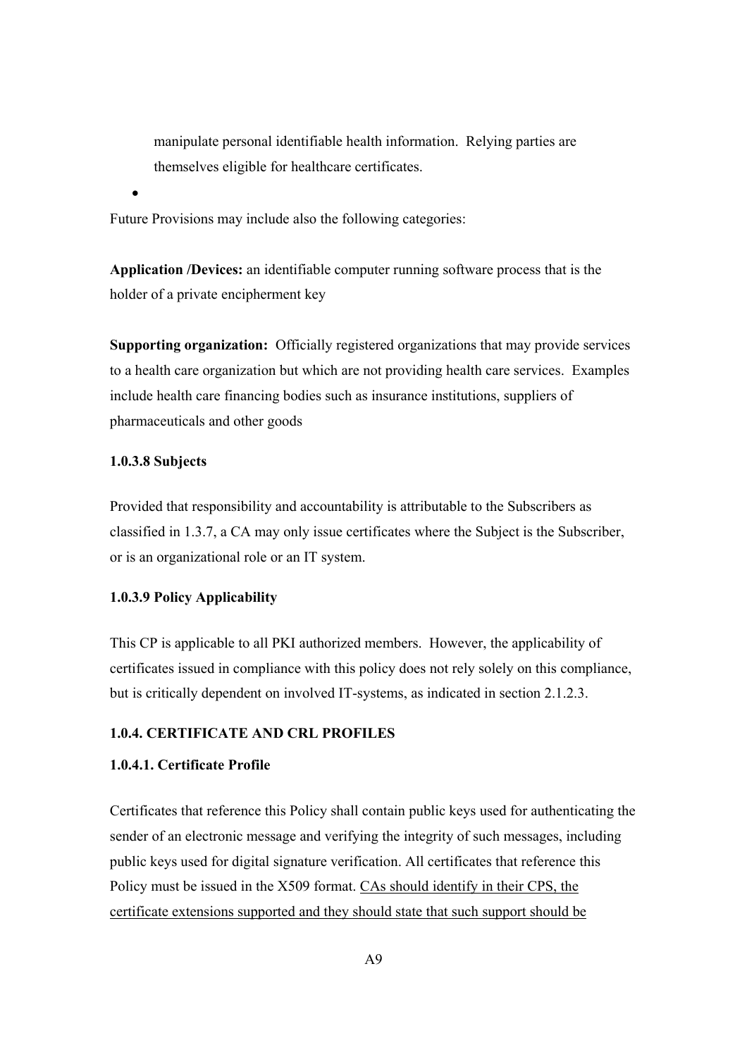manipulate personal identifiable health information. Relying parties are themselves eligible for healthcare certificates.

- 

Future Provisions may include also the following categories:

**Application /Devices:** an identifiable computer running software process that is the holder of a private encipherment key

**Supporting organization:** Officially registered organizations that may provide services to a health care organization but which are not providing health care services. Examples include health care financing bodies such as insurance institutions, suppliers of pharmaceuticals and other goods

**1.0.3.8 Subjects**

Provided that responsibility and accountability is attributable to the Subscribers as classified in 1.3.7, a CA may only issue certificates where the Subject is the Subscriber, or is an organizational role or an IT system.

**1.0.3.9 Policy Applicability**

This CP is applicable to all PKI authorized members. However, the applicability of certificates issued in compliance with this policy does not rely solely on this compliance, but is critically dependent on involved IT-systems, as indicated in section 2.1.2.3.

**1.0.4. CERTIFICATE AND CRL PROFILES**

**1.0.4.1. Certificate Profile**

Certificates that reference this Policy shall contain public keys used for authenticating the sender of an electronic message and verifying the integrity of such messages, including public keys used for digital signature verification. All certificates that reference this Policy must be issued in the X509 format. <u>CAs should identify in their CPS, the certificate extensions supported and they should state that such support should be</u>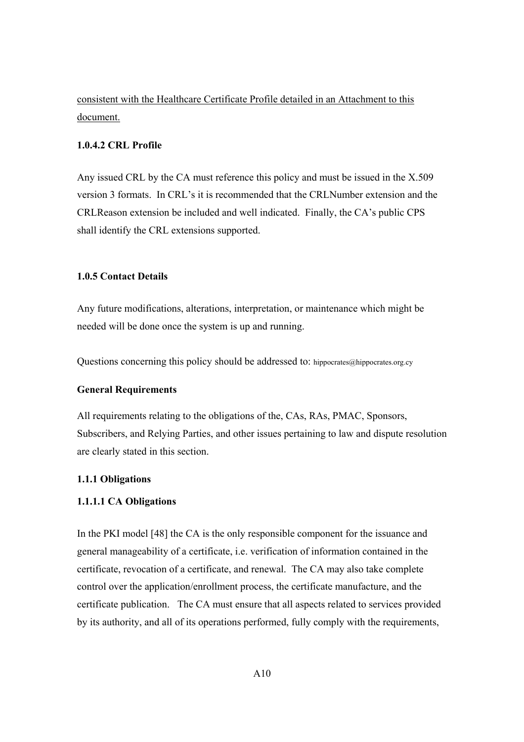consistent with the Healthcare Certificate Profile detailed in an Attachment to this document.

#### 1.0.4.2 CRL Profile

Any issued CRL by the CA must reference this policy and must be issued in the X.509 version 3 formats. In CRL's it is recommended that the CRLNumber extension and the CRLReason extension be included and well indicated. Finally, the CA's public CPS shall identify the CRL extensions supported.

### 1.0.5 Contact Details

Any future modifications, alterations, interpretation, or maintenance which might be needed will be done once the system is up and running.

Questions concerning this policy should be addressed to: hippocrates@hippocrates.org.cy

## General Requirements

All requirements relating to the obligations of the, CAs, RAs, PMAC, Sponsors, Subscribers, and Relying Parties, and other issues pertaining to law and dispute resolution are clearly stated in this section.

### 1.1.1 Obligations

#### 1.1.1.1 CA Obligations

In the PKI model [48] the CA is the only responsible component for the issuance and general manageability of a certificate, i.e. verification of information contained in the certificate, revocation of a certificate, and renewal. The CA may also take complete control over the application/enrollment process, the certificate manufacture, and the certificate publication. The CA must ensure that all aspects related to services provided by its authority, and all of its operations performed, fully comply with the requirements,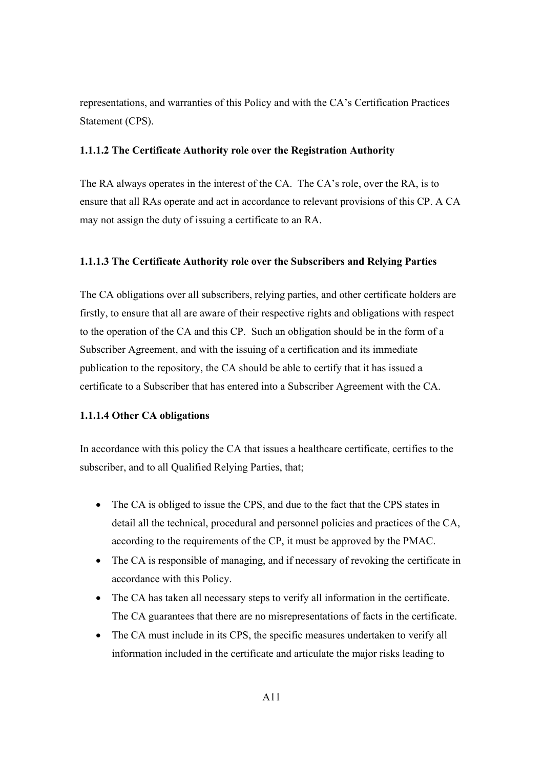representations, and warranties of this Policy and with the CA's Certification Practices Statement (CPS).

#### 1.1.1.2 The Certificate Authority role over the Registration Authority

The RA always operates in the interest of the CA. The CA's role, over the RA, is to ensure that all RAs operate and act in accordance to relevant provisions of this CP. A CA may not assign the duty of issuing a certificate to an RA.

#### 1.1.1.3 The Certificate Authority role over the Subscribers and Relying Parties

The CA obligations over all subscribers, relying parties, and other certificate holders are firstly, to ensure that all are aware of their respective rights and obligations with respect to the operation of the CA and this CP. Such an obligation should be in the form of a Subscriber Agreement, and with the issuing of a certification and its immediate publication to the repository, the CA should be able to certify that it has issued a certificate to a Subscriber that has entered into a Subscriber Agreement with the CA.

#### 1.1.1.4 Other CA obligations

In accordance with this policy the CA that issues a healthcare certificate, certifies to the subscriber, and to all Qualified Relying Parties, that;

- The CA is obliged to issue the CPS, and due to the fact that the CPS states in detail all the technical, procedural and personnel policies and practices of the CA, according to the requirements of the CP, it must be approved by the PMAC.
- The CA is responsible of managing, and if necessary of revoking the certificate in accordance with this Policy.
- The CA has taken all necessary steps to verify all information in the certificate. The CA guarantees that there are no misrepresentations of facts in the certificate.
- The CA must include in its CPS, the specific measures undertaken to verify all information included in the certificate and articulate the major risks leading to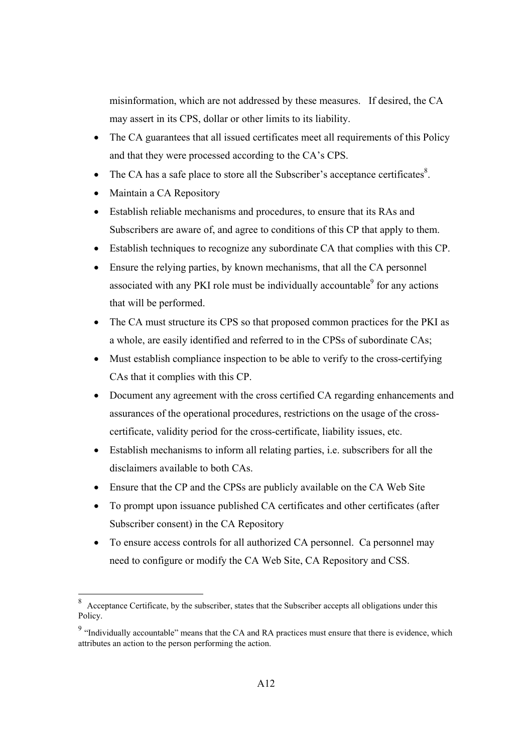misinformation, which are not addressed by these measures. If desired, the CA may assert in its CPS, dollar or other limits to its liability.

- The CA guarantees that all issued certificates meet all requirements of this Policy and that they were processed according to the CA's CPS.
- The CA has a safe place to store all the Subscriber's acceptance certificates[8].
- Maintain a CA Repository
- Establish reliable mechanisms and procedures, to ensure that its RAs and Subscribers are aware of, and agree to conditions of this CP that apply to them.
- Establish techniques to recognize any subordinate CA that complies with this CP.
- Ensure the relying parties, by known mechanisms, that all the CA personnel associated with any PKI role must be individually accountable[9] for any actions that will be performed.
- The CA must structure its CPS so that proposed common practices for the PKI as a whole, are easily identified and referred to in the CPSs of subordinate CAs;
- Must establish compliance inspection to be able to verify to the cross-certifying CAs that it complies with this CP.
- Document any agreement with the cross certified CA regarding enhancements and assurances of the operational procedures, restrictions on the usage of the cross-certificate, validity period for the cross-certificate, liability issues, etc.
- Establish mechanisms to inform all relating parties, i.e. subscribers for all the disclaimers available to both CAs.
- Ensure that the CP and the CPSs are publicly available on the CA Web Site
- To prompt upon issuance published CA certificates and other certificates (after Subscriber consent) in the CA Repository
- To ensure access controls for all authorized CA personnel. Ca personnel may need to configure or modify the CA Web Site, CA Repository and CSS.

[8] Acceptance Certificate, by the subscriber, states that the Subscriber accepts all obligations under this Policy.

[9] "Individually accountable" means that the CA and RA practices must ensure that there is evidence, which attributes an action to the person performing the action.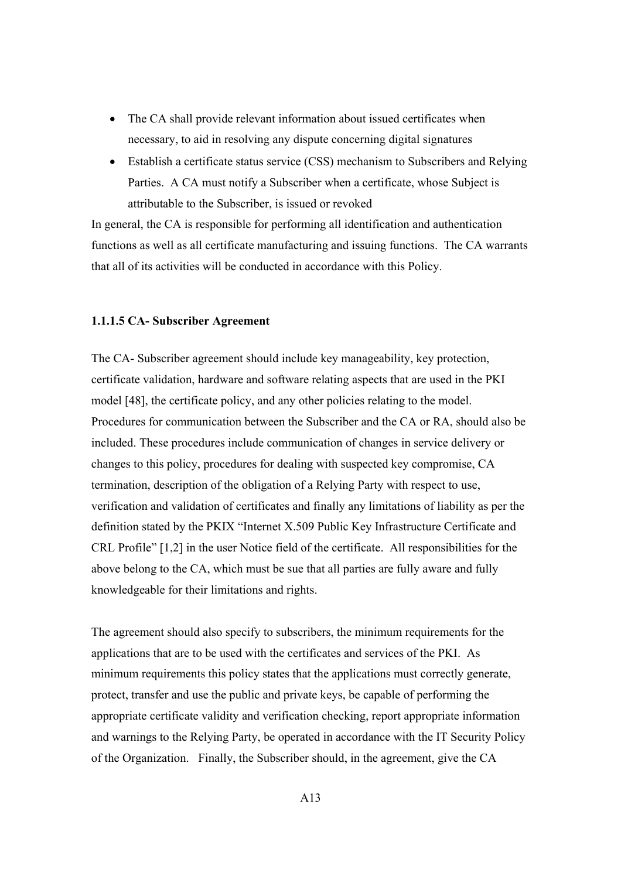- The CA shall provide relevant information about issued certificates when necessary, to aid in resolving any dispute concerning digital signatures
- Establish a certificate status service (CSS) mechanism to Subscribers and Relying Parties. A CA must notify a Subscriber when a certificate, whose Subject is attributable to the Subscriber, is issued or revoked

In general, the CA is responsible for performing all identification and authentication functions as well as all certificate manufacturing and issuing functions. The CA warrants that all of its activities will be conducted in accordance with this Policy.

#### 1.1.1.5 CA- Subscriber Agreement

The CA- Subscriber agreement should include key manageability, key protection, certificate validation, hardware and software relating aspects that are used in the PKI model [48], the certificate policy, and any other policies relating to the model. Procedures for communication between the Subscriber and the CA or RA, should also be included. These procedures include communication of changes in service delivery or changes to this policy, procedures for dealing with suspected key compromise, CA termination, description of the obligation of a Relying Party with respect to use, verification and validation of certificates and finally any limitations of liability as per the definition stated by the PKIX "Internet X.509 Public Key Infrastructure Certificate and CRL Profile" [1,2] in the user Notice field of the certificate. All responsibilities for the above belong to the CA, which must be sue that all parties are fully aware and fully knowledgeable for their limitations and rights.

The agreement should also specify to subscribers, the minimum requirements for the applications that are to be used with the certificates and services of the PKI. As minimum requirements this policy states that the applications must correctly generate, protect, transfer and use the public and private keys, be capable of performing the appropriate certificate validity and verification checking, report appropriate information and warnings to the Relying Party, be operated in accordance with the IT Security Policy of the Organization. Finally, the Subscriber should, in the agreement, give the CA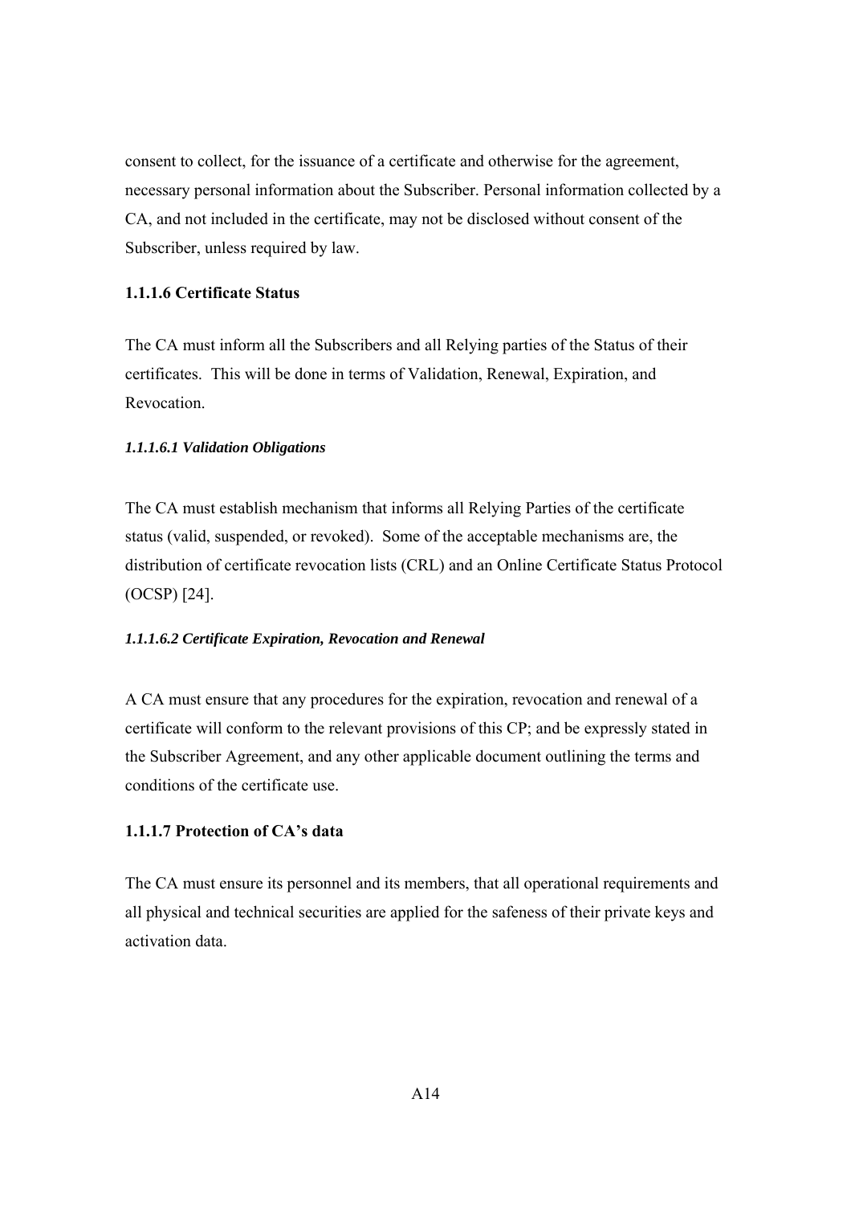consent to collect, for the issuance of a certificate and otherwise for the agreement, necessary personal information about the Subscriber. Personal information collected by a CA, and not included in the certificate, may not be disclosed without consent of the Subscriber, unless required by law.

#### 1.1.1.6 Certificate Status

The CA must inform all the Subscribers and all Relying parties of the Status of their certificates. This will be done in terms of Validation, Renewal, Expiration, and Revocation.

##### *1.1.1.6.1 Validation Obligations*

The CA must establish mechanism that informs all Relying Parties of the certificate status (valid, suspended, or revoked). Some of the acceptable mechanisms are, the distribution of certificate revocation lists (CRL) and an Online Certificate Status Protocol (OCSP) [24].

##### *1.1.1.6.2 Certificate Expiration, Revocation and Renewal*

A CA must ensure that any procedures for the expiration, revocation and renewal of a certificate will conform to the relevant provisions of this CP; and be expressly stated in the Subscriber Agreement, and any other applicable document outlining the terms and conditions of the certificate use.

#### 1.1.1.7 Protection of CA's data

The CA must ensure its personnel and its members, that all operational requirements and all physical and technical securities are applied for the safeness of their private keys and activation data.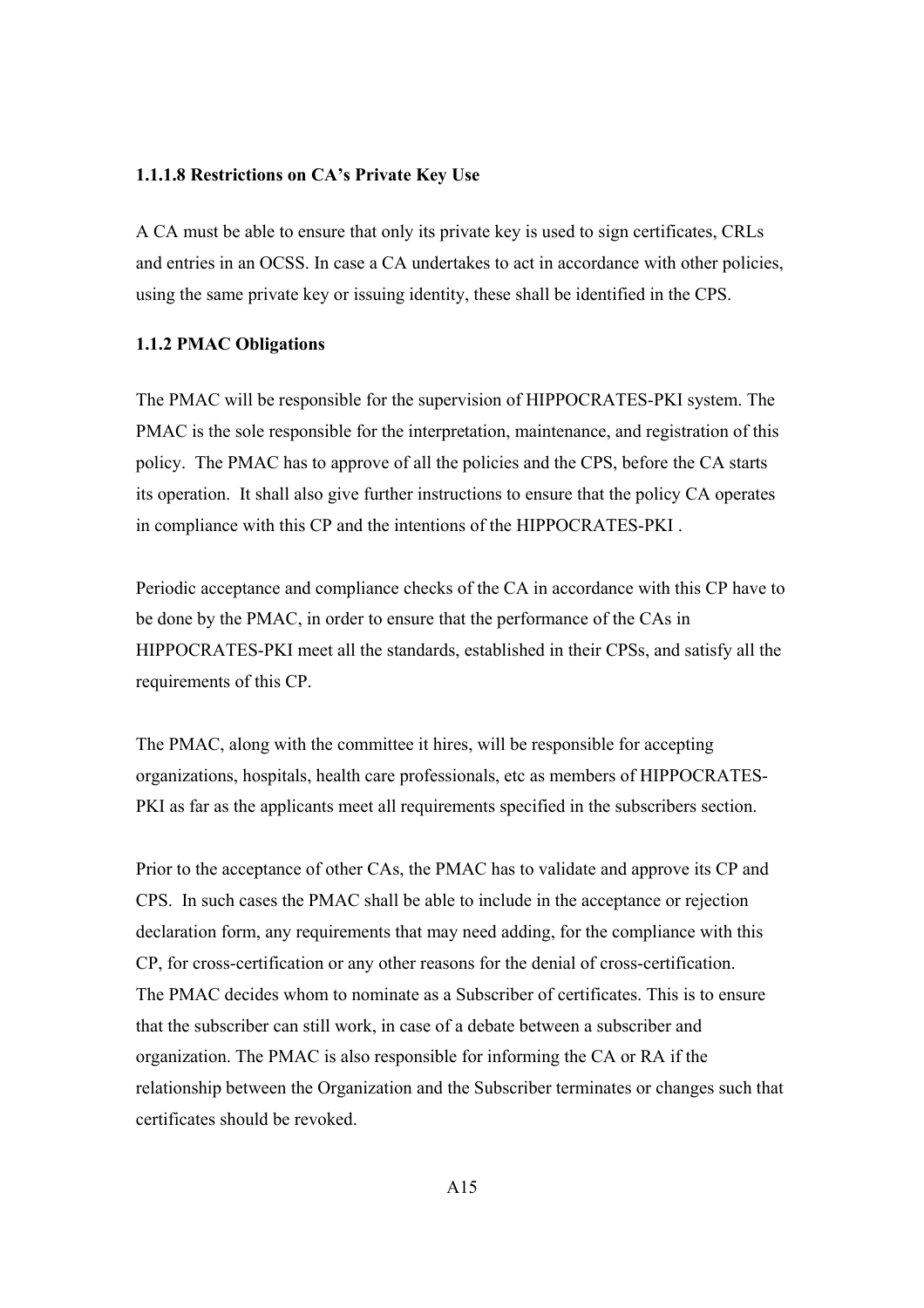#### 1.1.1.8 Restrictions on CA's Private Key Use

A CA must be able to ensure that only its private key is used to sign certificates, CRLs and entries in an OCSS. In case a CA undertakes to act in accordance with other policies, using the same private key or issuing identity, these shall be identified in the CPS.

### 1.1.2 PMAC Obligations

The PMAC will be responsible for the supervision of HIPPOCRATES-PKI system. The PMAC is the sole responsible for the interpretation, maintenance, and registration of this policy. The PMAC has to approve of all the policies and the CPS, before the CA starts its operation. It shall also give further instructions to ensure that the policy CA operates in compliance with this CP and the intentions of the HIPPOCRATES-PKI .

Periodic acceptance and compliance checks of the CA in accordance with this CP have to be done by the PMAC, in order to ensure that the performance of the CAs in HIPPOCRATES-PKI meet all the standards, established in their CPSs, and satisfy all the requirements of this CP.

The PMAC, along with the committee it hires, will be responsible for accepting organizations, hospitals, health care professionals, etc as members of HIPPOCRATES-PKI as far as the applicants meet all requirements specified in the subscribers section.

Prior to the acceptance of other CAs, the PMAC has to validate and approve its CP and CPS. In such cases the PMAC shall be able to include in the acceptance or rejection declaration form, any requirements that may need adding, for the compliance with this CP, for cross-certification or any other reasons for the denial of cross-certification. The PMAC decides whom to nominate as a Subscriber of certificates. This is to ensure that the subscriber can still work, in case of a debate between a subscriber and organization. The PMAC is also responsible for informing the CA or RA if the relationship between the Organization and the Subscriber terminates or changes such that certificates should be revoked.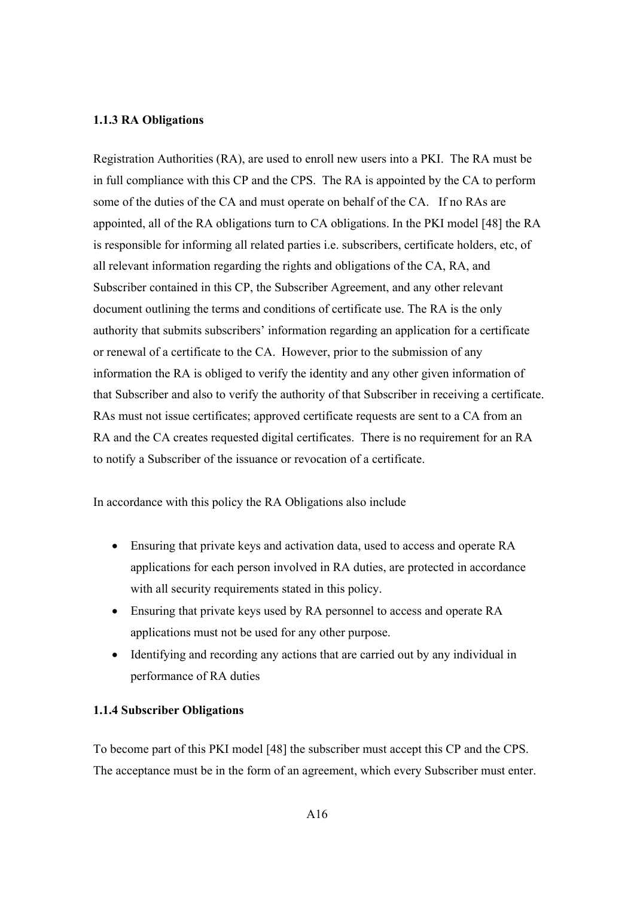### 1.1.3 RA Obligations

Registration Authorities (RA), are used to enroll new users into a PKI. The RA must be in full compliance with this CP and the CPS. The RA is appointed by the CA to perform some of the duties of the CA and must operate on behalf of the CA. If no RAs are appointed, all of the RA obligations turn to CA obligations. In the PKI model [48] the RA is responsible for informing all related parties i.e. subscribers, certificate holders, etc, of all relevant information regarding the rights and obligations of the CA, RA, and Subscriber contained in this CP, the Subscriber Agreement, and any other relevant document outlining the terms and conditions of certificate use. The RA is the only authority that submits subscribers' information regarding an application for a certificate or renewal of a certificate to the CA. However, prior to the submission of any information the RA is obliged to verify the identity and any other given information of that Subscriber and also to verify the authority of that Subscriber in receiving a certificate. RAs must not issue certificates; approved certificate requests are sent to a CA from an RA and the CA creates requested digital certificates. There is no requirement for an RA to notify a Subscriber of the issuance or revocation of a certificate.

In accordance with this policy the RA Obligations also include

- Ensuring that private keys and activation data, used to access and operate RA applications for each person involved in RA duties, are protected in accordance with all security requirements stated in this policy.
- Ensuring that private keys used by RA personnel to access and operate RA applications must not be used for any other purpose.
- Identifying and recording any actions that are carried out by any individual in performance of RA duties

### 1.1.4 Subscriber Obligations

To become part of this PKI model [48] the subscriber must accept this CP and the CPS. The acceptance must be in the form of an agreement, which every Subscriber must enter.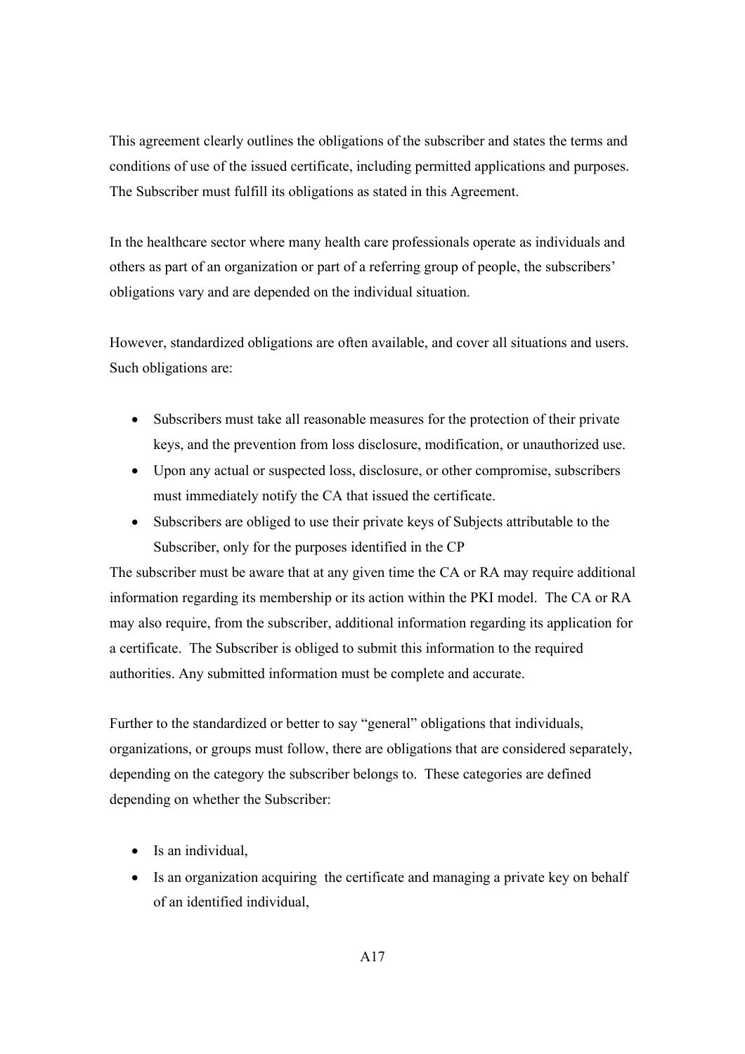This agreement clearly outlines the obligations of the subscriber and states the terms and conditions of use of the issued certificate, including permitted applications and purposes. The Subscriber must fulfill its obligations as stated in this Agreement.

In the healthcare sector where many health care professionals operate as individuals and others as part of an organization or part of a referring group of people, the subscribers' obligations vary and are depended on the individual situation.

However, standardized obligations are often available, and cover all situations and users. Such obligations are:

- Subscribers must take all reasonable measures for the protection of their private keys, and the prevention from loss disclosure, modification, or unauthorized use.
- Upon any actual or suspected loss, disclosure, or other compromise, subscribers must immediately notify the CA that issued the certificate.
- Subscribers are obliged to use their private keys of Subjects attributable to the Subscriber, only for the purposes identified in the CP

The subscriber must be aware that at any given time the CA or RA may require additional information regarding its membership or its action within the PKI model. The CA or RA may also require, from the subscriber, additional information regarding its application for a certificate. The Subscriber is obliged to submit this information to the required authorities. Any submitted information must be complete and accurate.

Further to the standardized or better to say "general" obligations that individuals, organizations, or groups must follow, there are obligations that are considered separately, depending on the category the subscriber belongs to. These categories are defined depending on whether the Subscriber:

- Is an individual,
- Is an organization acquiring the certificate and managing a private key on behalf of an identified individual,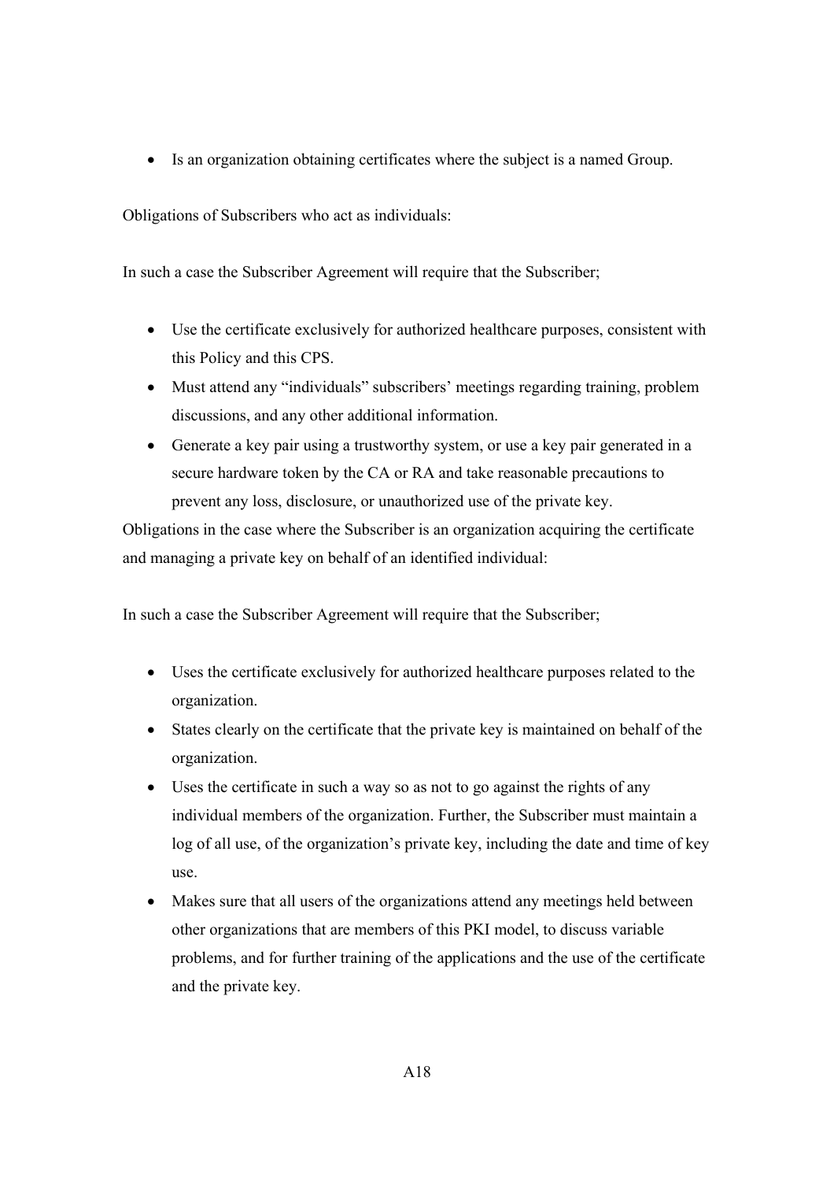- Is an organization obtaining certificates where the subject is a named Group.

Obligations of Subscribers who act as individuals:

In such a case the Subscriber Agreement will require that the Subscriber;

- Use the certificate exclusively for authorized healthcare purposes, consistent with this Policy and this CPS.
- Must attend any "individuals" subscribers' meetings regarding training, problem discussions, and any other additional information.
- Generate a key pair using a trustworthy system, or use a key pair generated in a secure hardware token by the CA or RA and take reasonable precautions to prevent any loss, disclosure, or unauthorized use of the private key.

Obligations in the case where the Subscriber is an organization acquiring the certificate and managing a private key on behalf of an identified individual:

In such a case the Subscriber Agreement will require that the Subscriber;

- Uses the certificate exclusively for authorized healthcare purposes related to the organization.
- States clearly on the certificate that the private key is maintained on behalf of the organization.
- Uses the certificate in such a way so as not to go against the rights of any individual members of the organization. Further, the Subscriber must maintain a log of all use, of the organization's private key, including the date and time of key use.
- Makes sure that all users of the organizations attend any meetings held between other organizations that are members of this PKI model, to discuss variable problems, and for further training of the applications and the use of the certificate and the private key.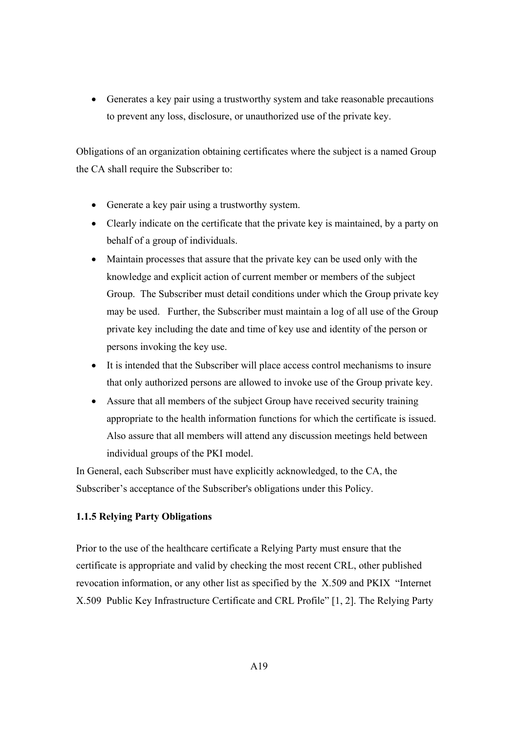- Generates a key pair using a trustworthy system and take reasonable precautions to prevent any loss, disclosure, or unauthorized use of the private key.

Obligations of an organization obtaining certificates where the subject is a named Group the CA shall require the Subscriber to:

- Generate a key pair using a trustworthy system.
- Clearly indicate on the certificate that the private key is maintained, by a party on behalf of a group of individuals.
- Maintain processes that assure that the private key can be used only with the knowledge and explicit action of current member or members of the subject Group. The Subscriber must detail conditions under which the Group private key may be used. Further, the Subscriber must maintain a log of all use of the Group private key including the date and time of key use and identity of the person or persons invoking the key use.
- It is intended that the Subscriber will place access control mechanisms to insure that only authorized persons are allowed to invoke use of the Group private key.
- Assure that all members of the subject Group have received security training appropriate to the health information functions for which the certificate is issued. Also assure that all members will attend any discussion meetings held between individual groups of the PKI model.

In General, each Subscriber must have explicitly acknowledged, to the CA, the Subscriber's acceptance of the Subscriber's obligations under this Policy.

**1.1.5 Relying Party Obligations**

Prior to the use of the healthcare certificate a Relying Party must ensure that the certificate is appropriate and valid by checking the most recent CRL, other published revocation information, or any other list as specified by the X.509 and PKIX "Internet X.509 Public Key Infrastructure Certificate and CRL Profile" [1, 2]. The Relying Party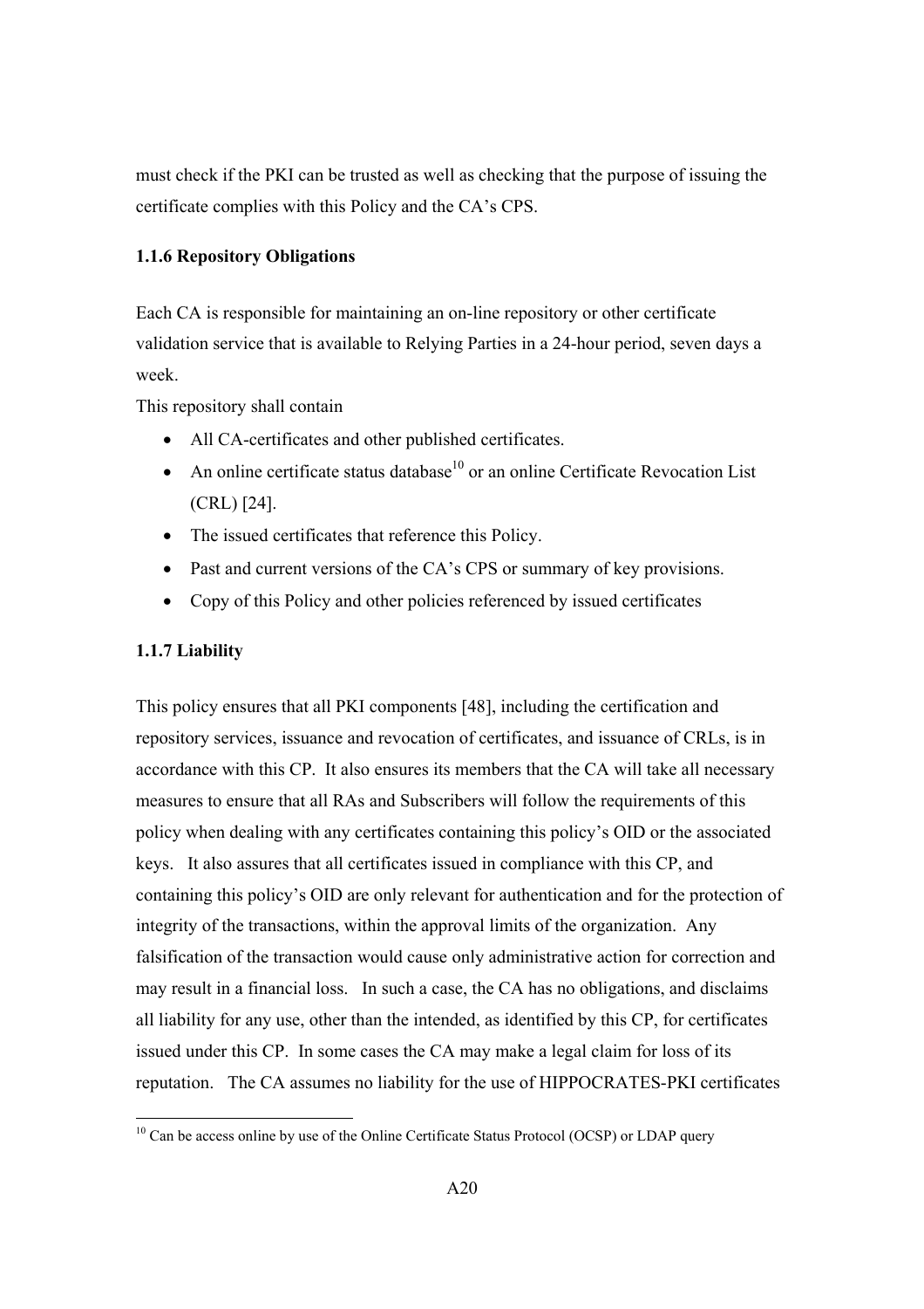must check if the PKI can be trusted as well as checking that the purpose of issuing the certificate complies with this Policy and the CA's CPS.

### 1.1.6 Repository Obligations

Each CA is responsible for maintaining an on-line repository or other certificate validation service that is available to Relying Parties in a 24-hour period, seven days a week.

This repository shall contain

- All CA-certificates and other published certificates.
- An online certificate status database[10] or an online Certificate Revocation List (CRL) [24].
- The issued certificates that reference this Policy.
- Past and current versions of the CA's CPS or summary of key provisions.
- Copy of this Policy and other policies referenced by issued certificates

### 1.1.7 Liability

This policy ensures that all PKI components [48], including the certification and repository services, issuance and revocation of certificates, and issuance of CRLs, is in accordance with this CP. It also ensures its members that the CA will take all necessary measures to ensure that all RAs and Subscribers will follow the requirements of this policy when dealing with any certificates containing this policy's OID or the associated keys. It also assures that all certificates issued in compliance with this CP, and containing this policy's OID are only relevant for authentication and for the protection of integrity of the transactions, within the approval limits of the organization. Any falsification of the transaction would cause only administrative action for correction and may result in a financial loss. In such a case, the CA has no obligations, and disclaims all liability for any use, other than the intended, as identified by this CP, for certificates issued under this CP. In some cases the CA may make a legal claim for loss of its reputation. The CA assumes no liability for the use of HIPPOCRATES-PKI certificates

[10] Can be access online by use of the Online Certificate Status Protocol (OCSP) or LDAP query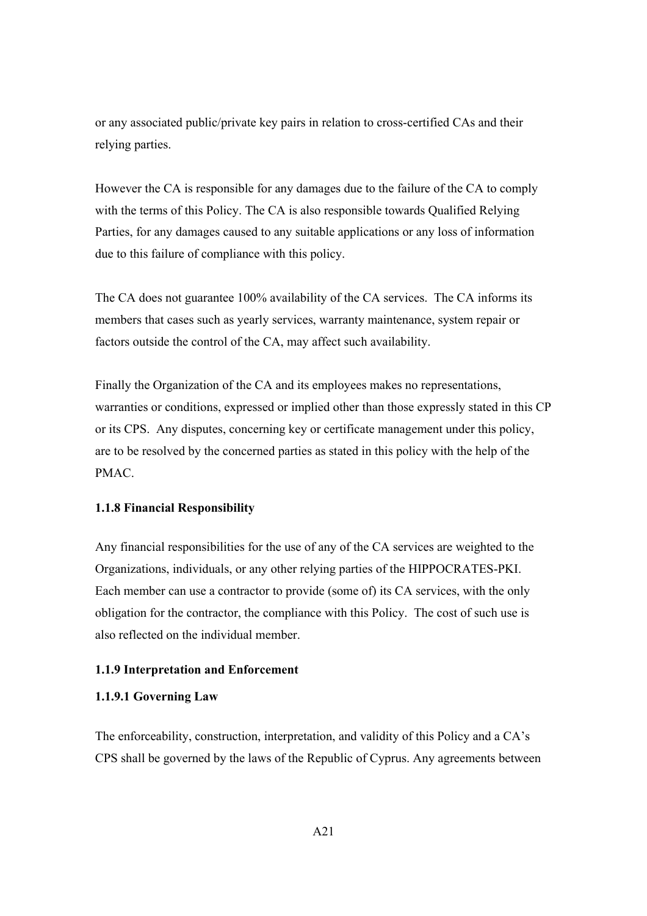or any associated public/private key pairs in relation to cross-certified CAs and their relying parties.

However the CA is responsible for any damages due to the failure of the CA to comply with the terms of this Policy. The CA is also responsible towards Qualified Relying Parties, for any damages caused to any suitable applications or any loss of information due to this failure of compliance with this policy.

The CA does not guarantee 100% availability of the CA services. The CA informs its members that cases such as yearly services, warranty maintenance, system repair or factors outside the control of the CA, may affect such availability.

Finally the Organization of the CA and its employees makes no representations, warranties or conditions, expressed or implied other than those expressly stated in this CP or its CPS. Any disputes, concerning key or certificate management under this policy, are to be resolved by the concerned parties as stated in this policy with the help of the PMAC.

#### 1.1.8 Financial Responsibility

Any financial responsibilities for the use of any of the CA services are weighted to the Organizations, individuals, or any other relying parties of the HIPPOCRATES-PKI. Each member can use a contractor to provide (some of) its CA services, with the only obligation for the contractor, the compliance with this Policy. The cost of such use is also reflected on the individual member.

#### 1.1.9 Interpretation and Enforcement

##### 1.1.9.1 Governing Law

The enforceability, construction, interpretation, and validity of this Policy and a CA's CPS shall be governed by the laws of the Republic of Cyprus. Any agreements between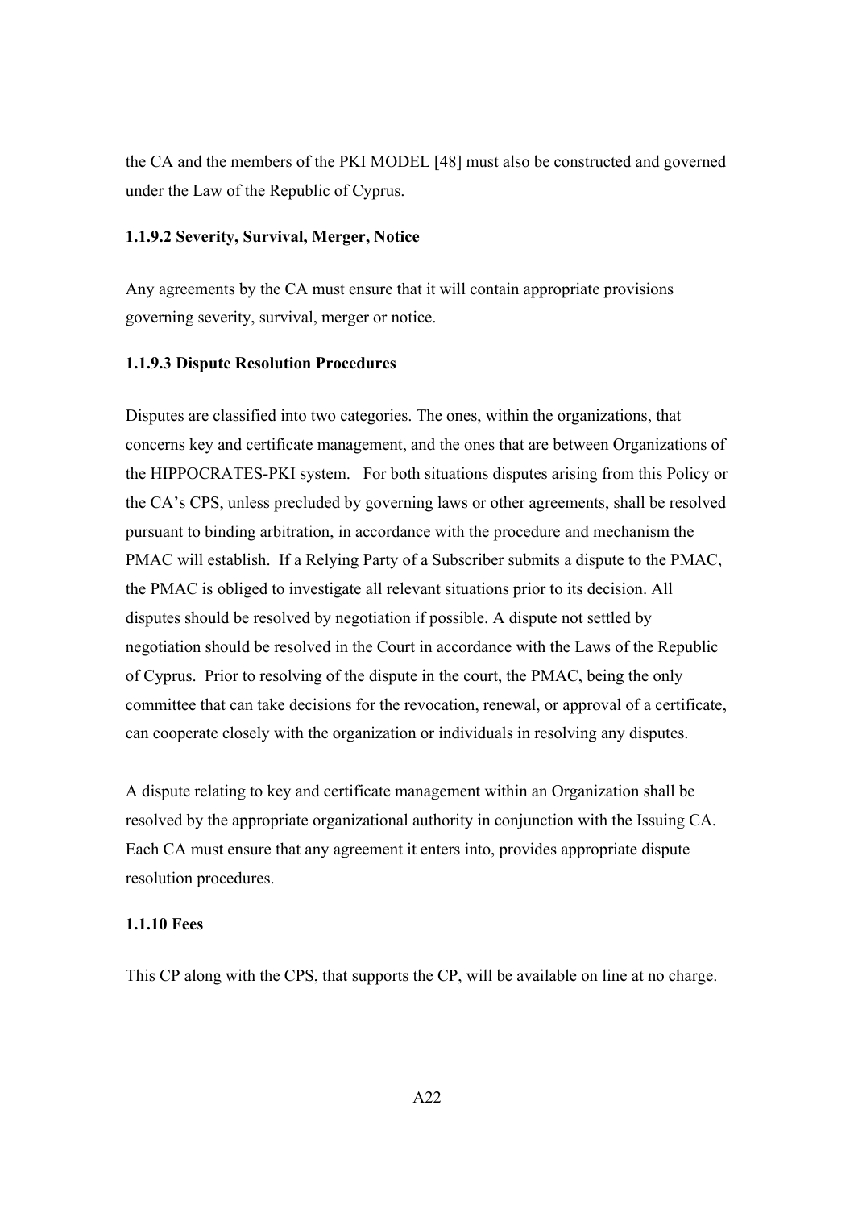the CA and the members of the PKI MODEL [48] must also be constructed and governed under the Law of the Republic of Cyprus.

#### 1.1.9.2 Severity, Survival, Merger, Notice

Any agreements by the CA must ensure that it will contain appropriate provisions governing severity, survival, merger or notice.

#### 1.1.9.3 Dispute Resolution Procedures

Disputes are classified into two categories. The ones, within the organizations, that concerns key and certificate management, and the ones that are between Organizations of the HIPPOCRATES-PKI system. For both situations disputes arising from this Policy or the CA's CPS, unless precluded by governing laws or other agreements, shall be resolved pursuant to binding arbitration, in accordance with the procedure and mechanism the PMAC will establish. If a Relying Party of a Subscriber submits a dispute to the PMAC, the PMAC is obliged to investigate all relevant situations prior to its decision. All disputes should be resolved by negotiation if possible. A dispute not settled by negotiation should be resolved in the Court in accordance with the Laws of the Republic of Cyprus. Prior to resolving of the dispute in the court, the PMAC, being the only committee that can take decisions for the revocation, renewal, or approval of a certificate, can cooperate closely with the organization or individuals in resolving any disputes.

A dispute relating to key and certificate management within an Organization shall be resolved by the appropriate organizational authority in conjunction with the Issuing CA. Each CA must ensure that any agreement it enters into, provides appropriate dispute resolution procedures.

### 1.1.10 Fees

This CP along with the CPS, that supports the CP, will be available on line at no charge.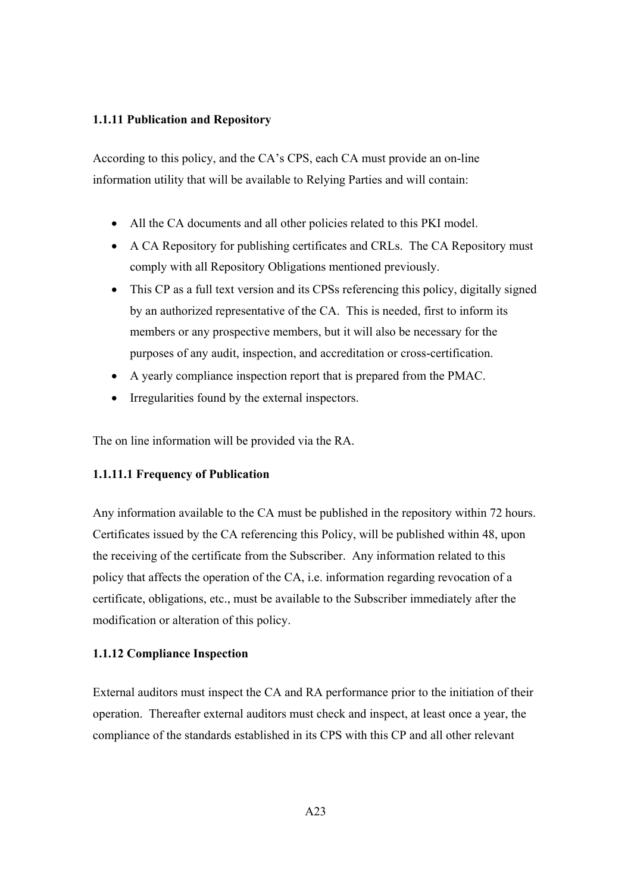### 1.1.11 Publication and Repository

According to this policy, and the CA's CPS, each CA must provide an on-line information utility that will be available to Relying Parties and will contain:

- All the CA documents and all other policies related to this PKI model.
- A CA Repository for publishing certificates and CRLs. The CA Repository must comply with all Repository Obligations mentioned previously.
- This CP as a full text version and its CPSs referencing this policy, digitally signed by an authorized representative of the CA. This is needed, first to inform its members or any prospective members, but it will also be necessary for the purposes of any audit, inspection, and accreditation or cross-certification.
- A yearly compliance inspection report that is prepared from the PMAC.
- Irregularities found by the external inspectors.

The on line information will be provided via the RA.

#### 1.1.11.1 Frequency of Publication

Any information available to the CA must be published in the repository within 72 hours. Certificates issued by the CA referencing this Policy, will be published within 48, upon the receiving of the certificate from the Subscriber. Any information related to this policy that affects the operation of the CA, i.e. information regarding revocation of a certificate, obligations, etc., must be available to the Subscriber immediately after the modification or alteration of this policy.

### 1.1.12 Compliance Inspection

External auditors must inspect the CA and RA performance prior to the initiation of their operation. Thereafter external auditors must check and inspect, at least once a year, the compliance of the standards established in its CPS with this CP and all other relevant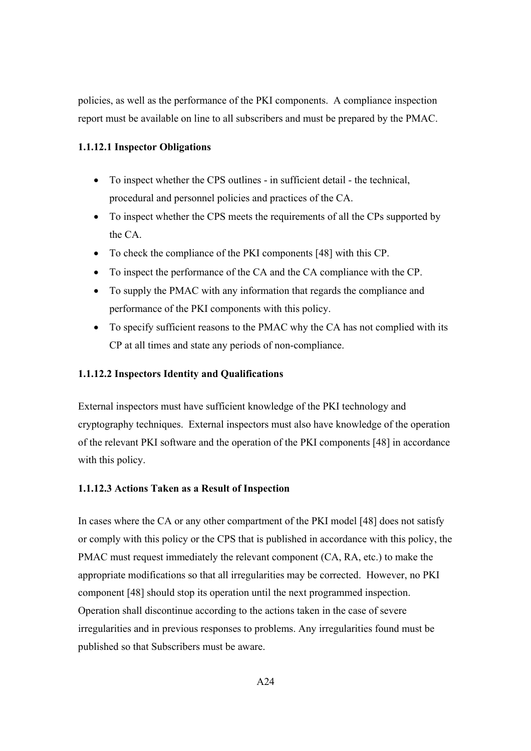policies, as well as the performance of the PKI components. A compliance inspection report must be available on line to all subscribers and must be prepared by the PMAC.

#### 1.1.12.1 Inspector Obligations

- To inspect whether the CPS outlines - in sufficient detail - the technical, procedural and personnel policies and practices of the CA.
- To inspect whether the CPS meets the requirements of all the CPs supported by the CA.
- To check the compliance of the PKI components [48] with this CP.
- To inspect the performance of the CA and the CA compliance with the CP.
- To supply the PMAC with any information that regards the compliance and performance of the PKI components with this policy.
- To specify sufficient reasons to the PMAC why the CA has not complied with its CP at all times and state any periods of non-compliance.

#### 1.1.12.2 Inspectors Identity and Qualifications

External inspectors must have sufficient knowledge of the PKI technology and cryptography techniques. External inspectors must also have knowledge of the operation of the relevant PKI software and the operation of the PKI components [48] in accordance with this policy.

#### 1.1.12.3 Actions Taken as a Result of Inspection

In cases where the CA or any other compartment of the PKI model [48] does not satisfy or comply with this policy or the CPS that is published in accordance with this policy, the PMAC must request immediately the relevant component (CA, RA, etc.) to make the appropriate modifications so that all irregularities may be corrected. However, no PKI component [48] should stop its operation until the next programmed inspection. Operation shall discontinue according to the actions taken in the case of severe irregularities and in previous responses to problems. Any irregularities found must be published so that Subscribers must be aware.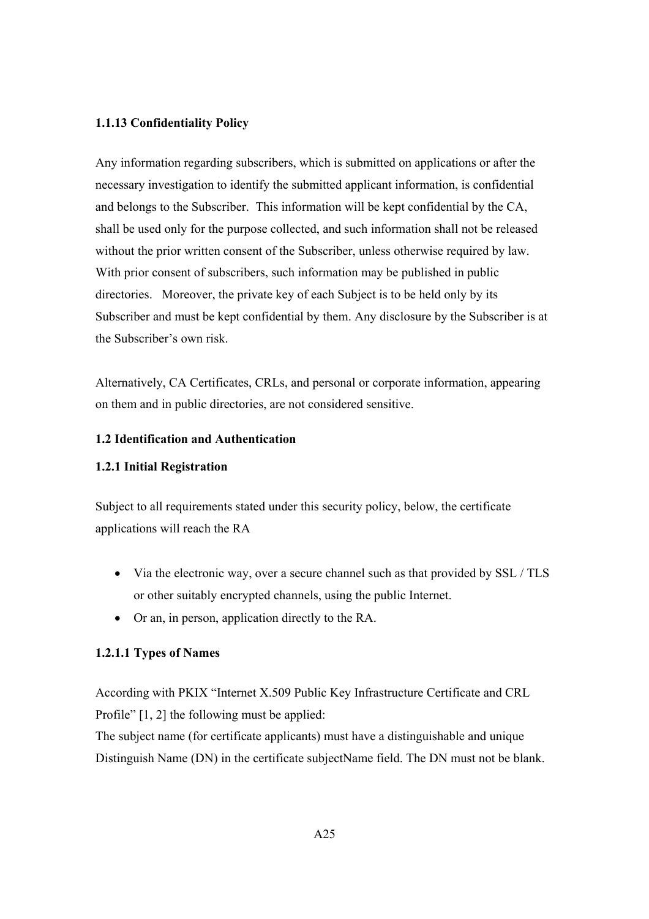**1.1.13 Confidentiality Policy**

Any information regarding subscribers, which is submitted on applications or after the necessary investigation to identify the submitted applicant information, is confidential and belongs to the Subscriber. This information will be kept confidential by the CA, shall be used only for the purpose collected, and such information shall not be released without the prior written consent of the Subscriber, unless otherwise required by law. With prior consent of subscribers, such information may be published in public directories. Moreover, the private key of each Subject is to be held only by its Subscriber and must be kept confidential by them. Any disclosure by the Subscriber is at the Subscriber's own risk.

Alternatively, CA Certificates, CRLs, and personal or corporate information, appearing on them and in public directories, are not considered sensitive.

**1.2 Identification and Authentication**

**1.2.1 Initial Registration**

Subject to all requirements stated under this security policy, below, the certificate applications will reach the RA

- Via the electronic way, over a secure channel such as that provided by SSL / TLS or other suitably encrypted channels, using the public Internet.
- Or an, in person, application directly to the RA.

**1.2.1.1 Types of Names**

According with PKIX "Internet X.509 Public Key Infrastructure Certificate and CRL Profile" [1, 2] the following must be applied:
The subject name (for certificate applicants) must have a distinguishable and unique Distinguish Name (DN) in the certificate subjectName field. The DN must not be blank.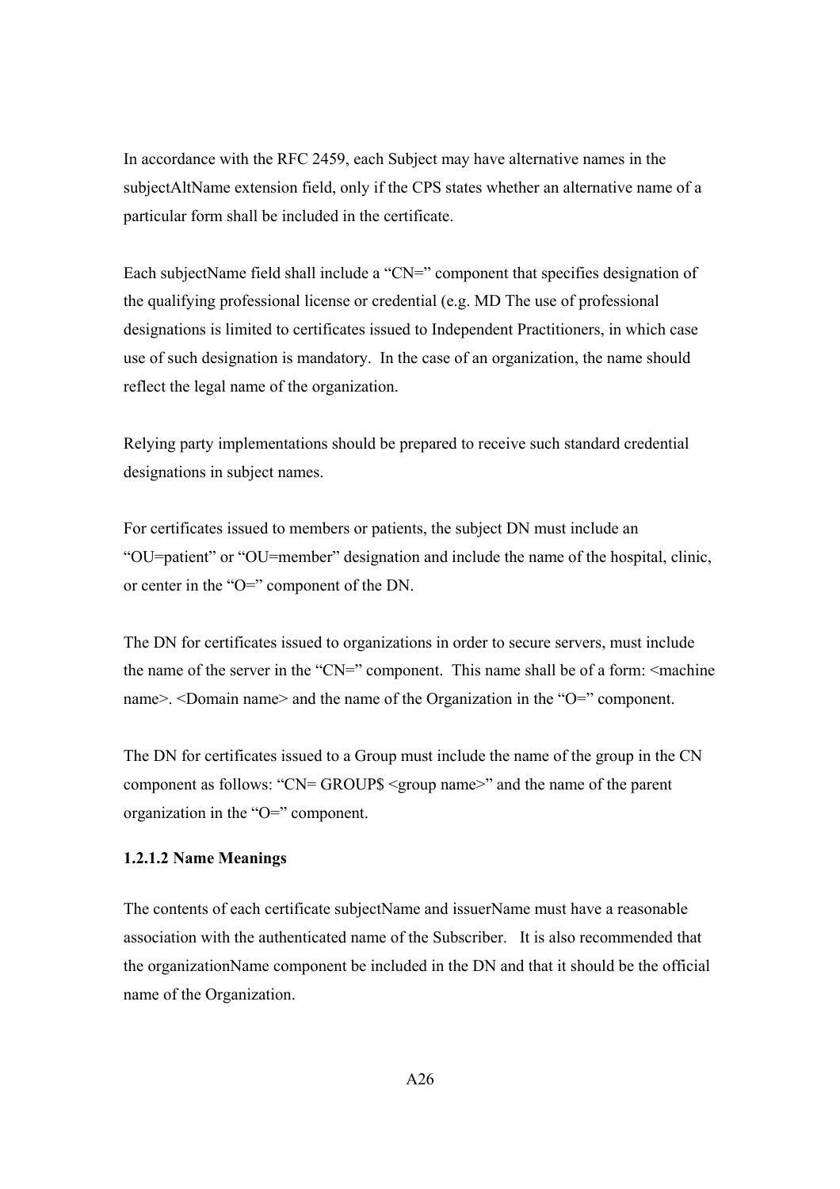In accordance with the RFC 2459, each Subject may have alternative names in the subjectAltName extension field, only if the CPS states whether an alternative name of a particular form shall be included in the certificate.

Each subjectName field shall include a “CN=” component that specifies designation of the qualifying professional license or credential (e.g. MD The use of professional designations is limited to certificates issued to Independent Practitioners, in which case use of such designation is mandatory. In the case of an organization, the name should reflect the legal name of the organization.

Relying party implementations should be prepared to receive such standard credential designations in subject names.

For certificates issued to members or patients, the subject DN must include an “OU=patient” or “OU=member” designation and include the name of the hospital, clinic, or center in the “O=” component of the DN.

The DN for certificates issued to organizations in order to secure servers, must include the name of the server in the “CN=” component. This name shall be of a form: <machine name>. <Domain name> and the name of the Organization in the “O=” component.

The DN for certificates issued to a Group must include the name of the group in the CN component as follows: “CN= GROUP$ <group name>” and the name of the parent organization in the “O=” component.

**1.2.1.2 Name Meanings**

The contents of each certificate subjectName and issuerName must have a reasonable association with the authenticated name of the Subscriber. It is also recommended that the organizationName component be included in the DN and that it should be the official name of the Organization.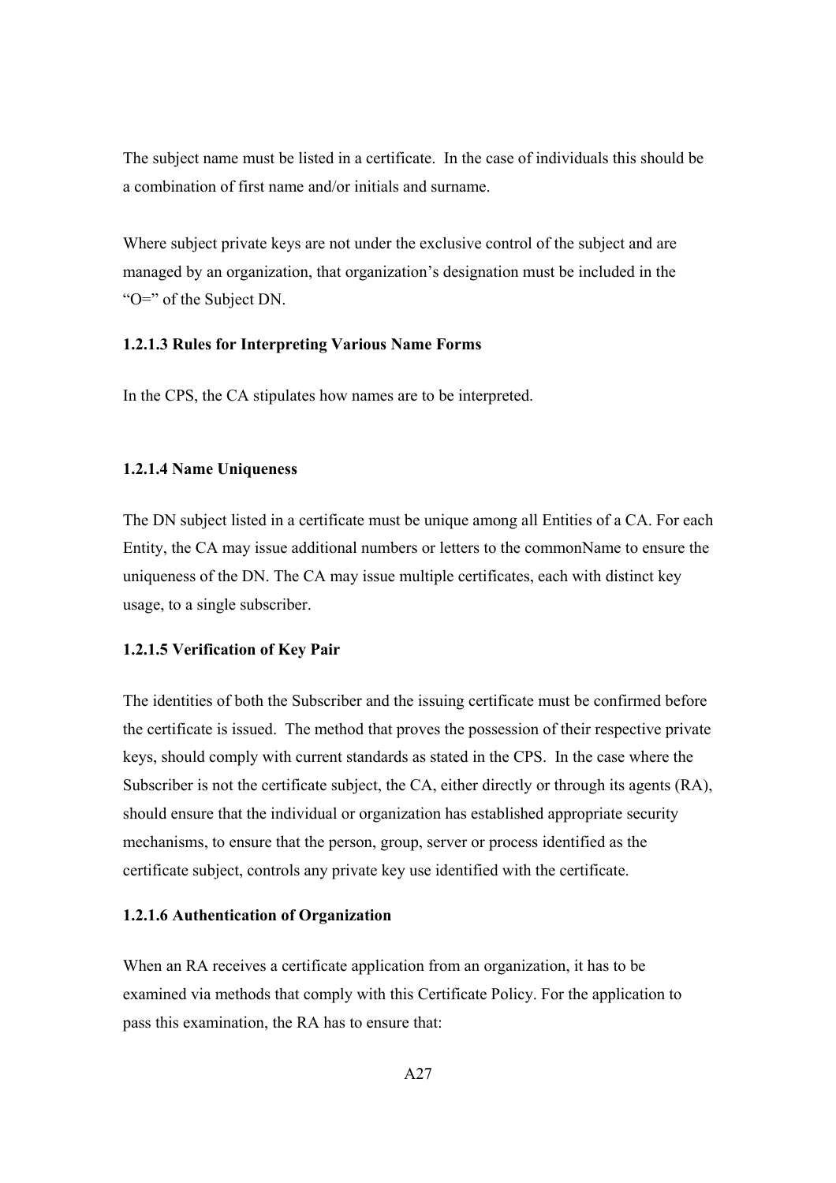The subject name must be listed in a certificate. In the case of individuals this should be a combination of first name and/or initials and surname.

Where subject private keys are not under the exclusive control of the subject and are managed by an organization, that organization's designation must be included in the "O=" of the Subject DN.

#### 1.2.1.3 Rules for Interpreting Various Name Forms

In the CPS, the CA stipulates how names are to be interpreted.

#### 1.2.1.4 Name Uniqueness

The DN subject listed in a certificate must be unique among all Entities of a CA. For each Entity, the CA may issue additional numbers or letters to the commonName to ensure the uniqueness of the DN. The CA may issue multiple certificates, each with distinct key usage, to a single subscriber.

#### 1.2.1.5 Verification of Key Pair

The identities of both the Subscriber and the issuing certificate must be confirmed before the certificate is issued. The method that proves the possession of their respective private keys, should comply with current standards as stated in the CPS. In the case where the Subscriber is not the certificate subject, the CA, either directly or through its agents (RA), should ensure that the individual or organization has established appropriate security mechanisms, to ensure that the person, group, server or process identified as the certificate subject, controls any private key use identified with the certificate.

#### 1.2.1.6 Authentication of Organization

When an RA receives a certificate application from an organization, it has to be examined via methods that comply with this Certificate Policy. For the application to pass this examination, the RA has to ensure that: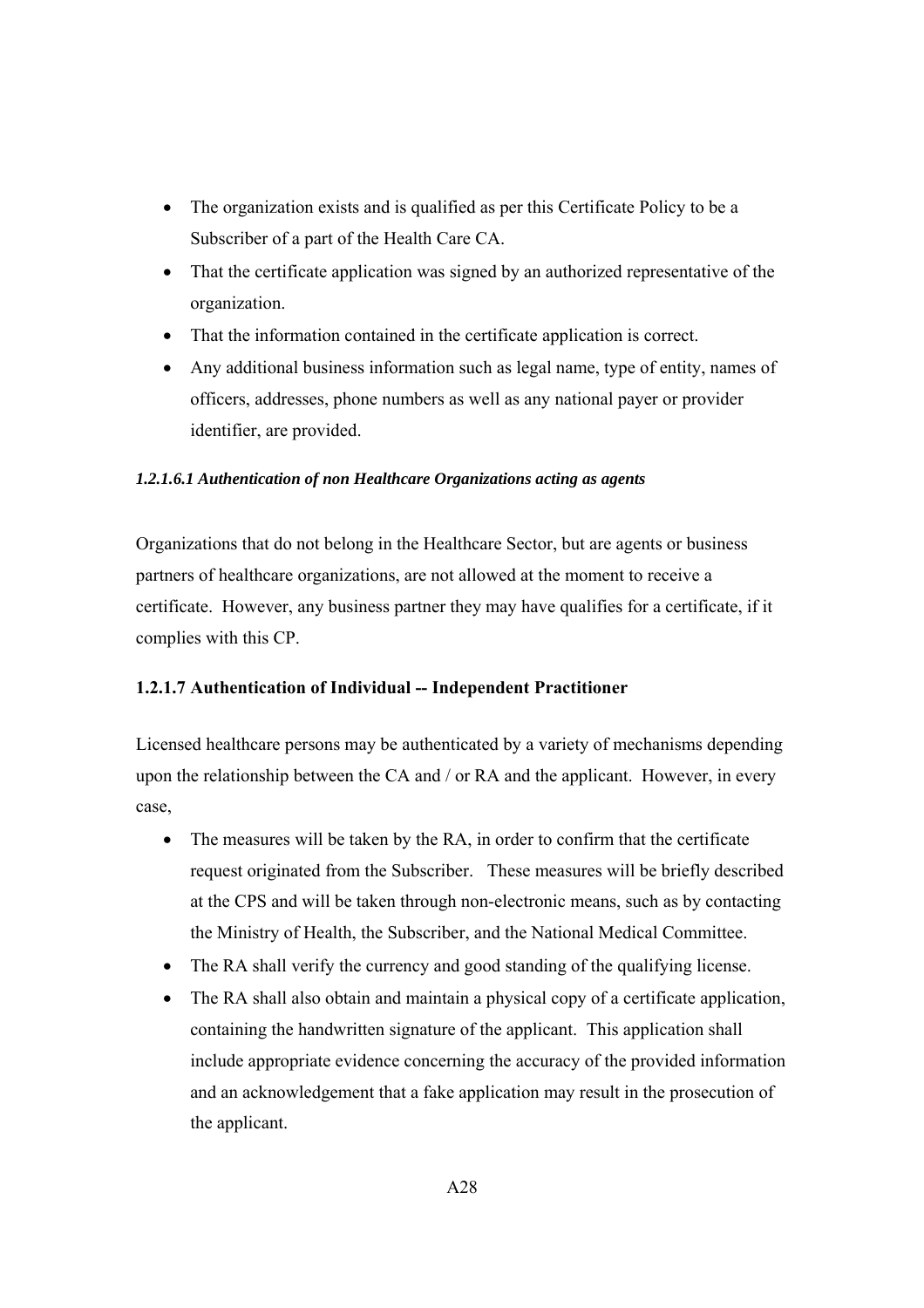- The organization exists and is qualified as per this Certificate Policy to be a Subscriber of a part of the Health Care CA.
- That the certificate application was signed by an authorized representative of the organization.
- That the information contained in the certificate application is correct.
- Any additional business information such as legal name, type of entity, names of officers, addresses, phone numbers as well as any national payer or provider identifier, are provided.

##### *1.2.1.6.1 Authentication of non Healthcare Organizations acting as agents*

Organizations that do not belong in the Healthcare Sector, but are agents or business partners of healthcare organizations, are not allowed at the moment to receive a certificate. However, any business partner they may have qualifies for a certificate, if it complies with this CP.

#### 1.2.1.7 Authentication of Individual -- Independent Practitioner

Licensed healthcare persons may be authenticated by a variety of mechanisms depending upon the relationship between the CA and / or RA and the applicant. However, in every case,

- The measures will be taken by the RA, in order to confirm that the certificate request originated from the Subscriber. These measures will be briefly described at the CPS and will be taken through non-electronic means, such as by contacting the Ministry of Health, the Subscriber, and the National Medical Committee.
- The RA shall verify the currency and good standing of the qualifying license.
- The RA shall also obtain and maintain a physical copy of a certificate application, containing the handwritten signature of the applicant. This application shall include appropriate evidence concerning the accuracy of the provided information and an acknowledgement that a fake application may result in the prosecution of the applicant.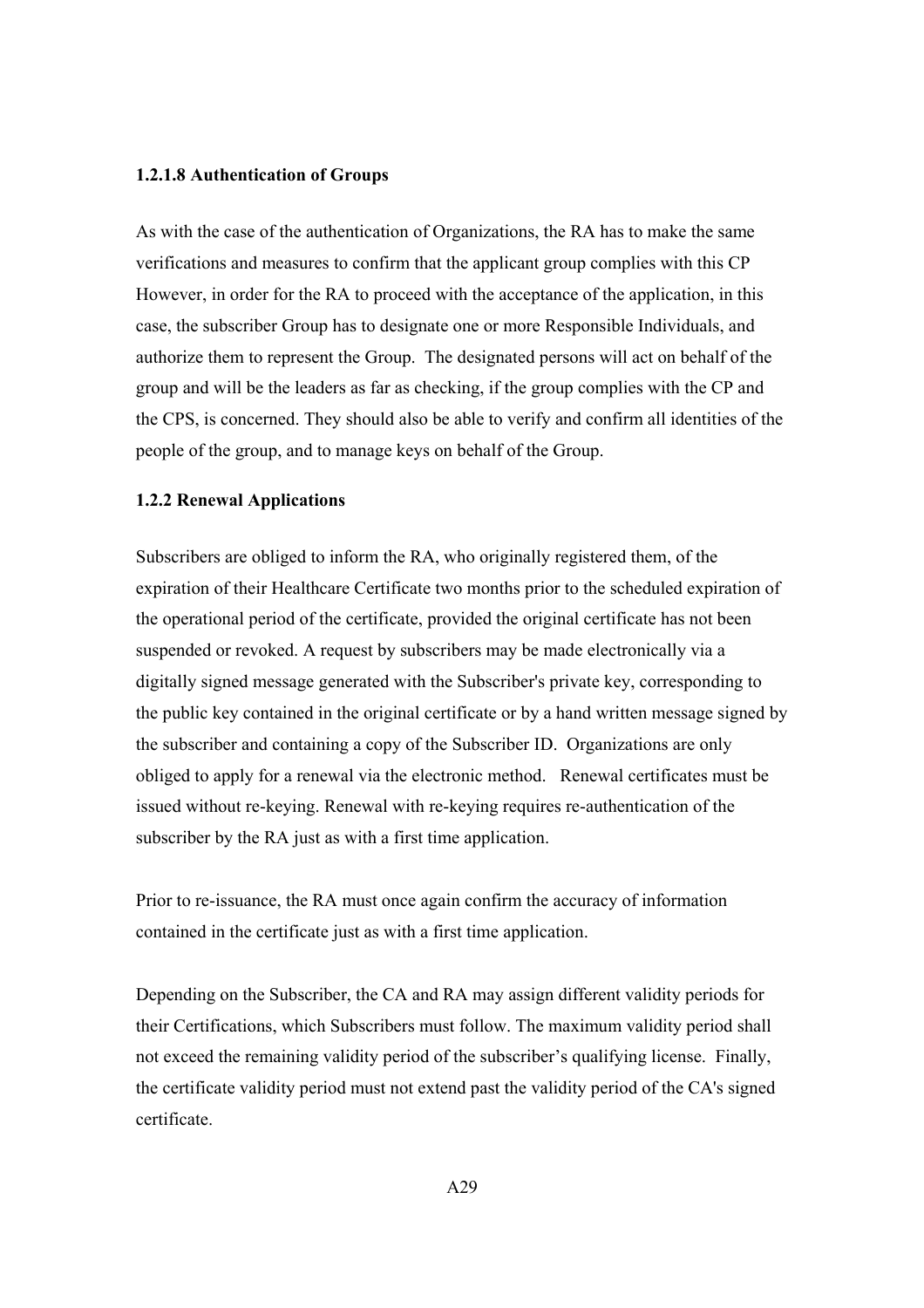#### 1.2.1.8 Authentication of Groups

As with the case of the authentication of Organizations, the RA has to make the same verifications and measures to confirm that the applicant group complies with this CP However, in order for the RA to proceed with the acceptance of the application, in this case, the subscriber Group has to designate one or more Responsible Individuals, and authorize them to represent the Group. The designated persons will act on behalf of the group and will be the leaders as far as checking, if the group complies with the CP and the CPS, is concerned. They should also be able to verify and confirm all identities of the people of the group, and to manage keys on behalf of the Group.

### 1.2.2 Renewal Applications

Subscribers are obliged to inform the RA, who originally registered them, of the expiration of their Healthcare Certificate two months prior to the scheduled expiration of the operational period of the certificate, provided the original certificate has not been suspended or revoked. A request by subscribers may be made electronically via a digitally signed message generated with the Subscriber's private key, corresponding to the public key contained in the original certificate or by a hand written message signed by the subscriber and containing a copy of the Subscriber ID. Organizations are only obliged to apply for a renewal via the electronic method. Renewal certificates must be issued without re-keying. Renewal with re-keying requires re-authentication of the subscriber by the RA just as with a first time application.

Prior to re-issuance, the RA must once again confirm the accuracy of information contained in the certificate just as with a first time application.

Depending on the Subscriber, the CA and RA may assign different validity periods for their Certifications, which Subscribers must follow. The maximum validity period shall not exceed the remaining validity period of the subscriber's qualifying license. Finally, the certificate validity period must not extend past the validity period of the CA's signed certificate.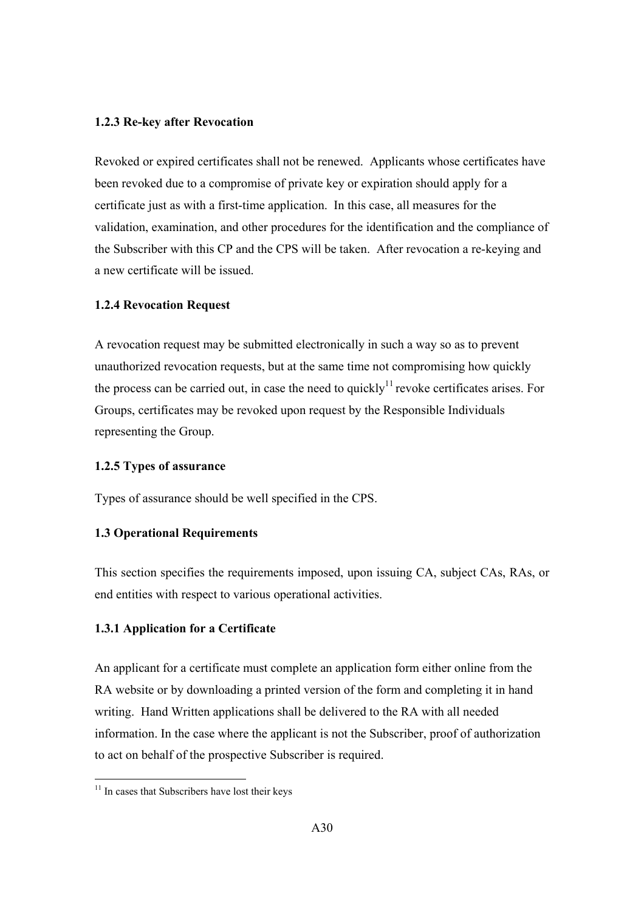### 1.2.3 Re-key after Revocation

Revoked or expired certificates shall not be renewed. Applicants whose certificates have been revoked due to a compromise of private key or expiration should apply for a certificate just as with a first-time application. In this case, all measures for the validation, examination, and other procedures for the identification and the compliance of the Subscriber with this CP and the CPS will be taken. After revocation a re-keying and a new certificate will be issued.

### 1.2.4 Revocation Request

A revocation request may be submitted electronically in such a way so as to prevent unauthorized revocation requests, but at the same time not compromising how quickly the process can be carried out, in case the need to quickly[11] revoke certificates arises. For Groups, certificates may be revoked upon request by the Responsible Individuals representing the Group.

### 1.2.5 Types of assurance

Types of assurance should be well specified in the CPS.

## 1.3 Operational Requirements

This section specifies the requirements imposed, upon issuing CA, subject CAs, RAs, or end entities with respect to various operational activities.

### 1.3.1 Application for a Certificate

An applicant for a certificate must complete an application form either online from the RA website or by downloading a printed version of the form and completing it in hand writing. Hand Written applications shall be delivered to the RA with all needed information. In the case where the applicant is not the Subscriber, proof of authorization to act on behalf of the prospective Subscriber is required.

[11] In cases that Subscribers have lost their keys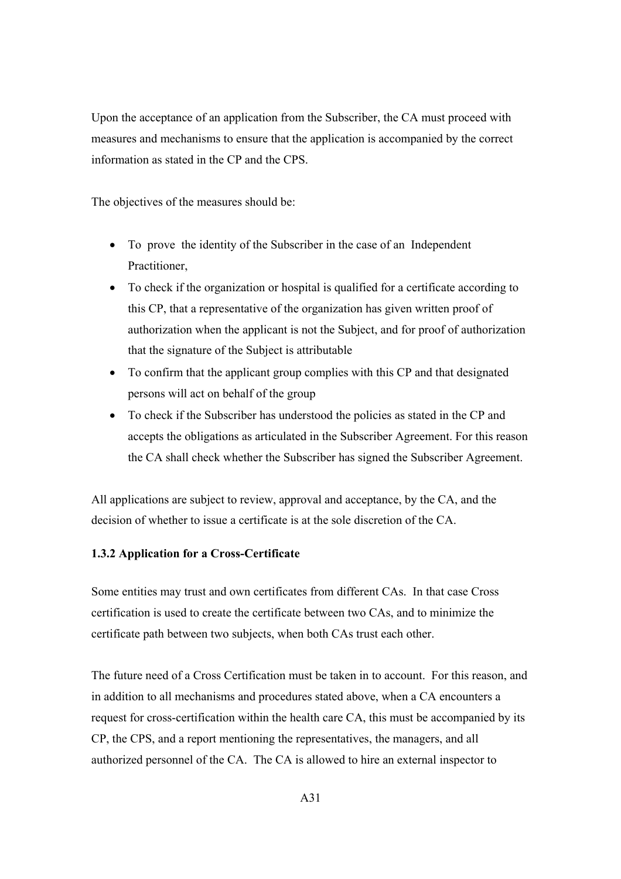Upon the acceptance of an application from the Subscriber, the CA must proceed with measures and mechanisms to ensure that the application is accompanied by the correct information as stated in the CP and the CPS.

The objectives of the measures should be:

- To prove the identity of the Subscriber in the case of an Independent Practitioner,
- To check if the organization or hospital is qualified for a certificate according to this CP, that a representative of the organization has given written proof of authorization when the applicant is not the Subject, and for proof of authorization that the signature of the Subject is attributable
- To confirm that the applicant group complies with this CP and that designated persons will act on behalf of the group
- To check if the Subscriber has understood the policies as stated in the CP and accepts the obligations as articulated in the Subscriber Agreement. For this reason the CA shall check whether the Subscriber has signed the Subscriber Agreement.

All applications are subject to review, approval and acceptance, by the CA, and the decision of whether to issue a certificate is at the sole discretion of the CA.

**1.3.2 Application for a Cross-Certificate**

Some entities may trust and own certificates from different CAs. In that case Cross certification is used to create the certificate between two CAs, and to minimize the certificate path between two subjects, when both CAs trust each other.

The future need of a Cross Certification must be taken in to account. For this reason, and in addition to all mechanisms and procedures stated above, when a CA encounters a request for cross-certification within the health care CA, this must be accompanied by its CP, the CPS, and a report mentioning the representatives, the managers, and all authorized personnel of the CA. The CA is allowed to hire an external inspector to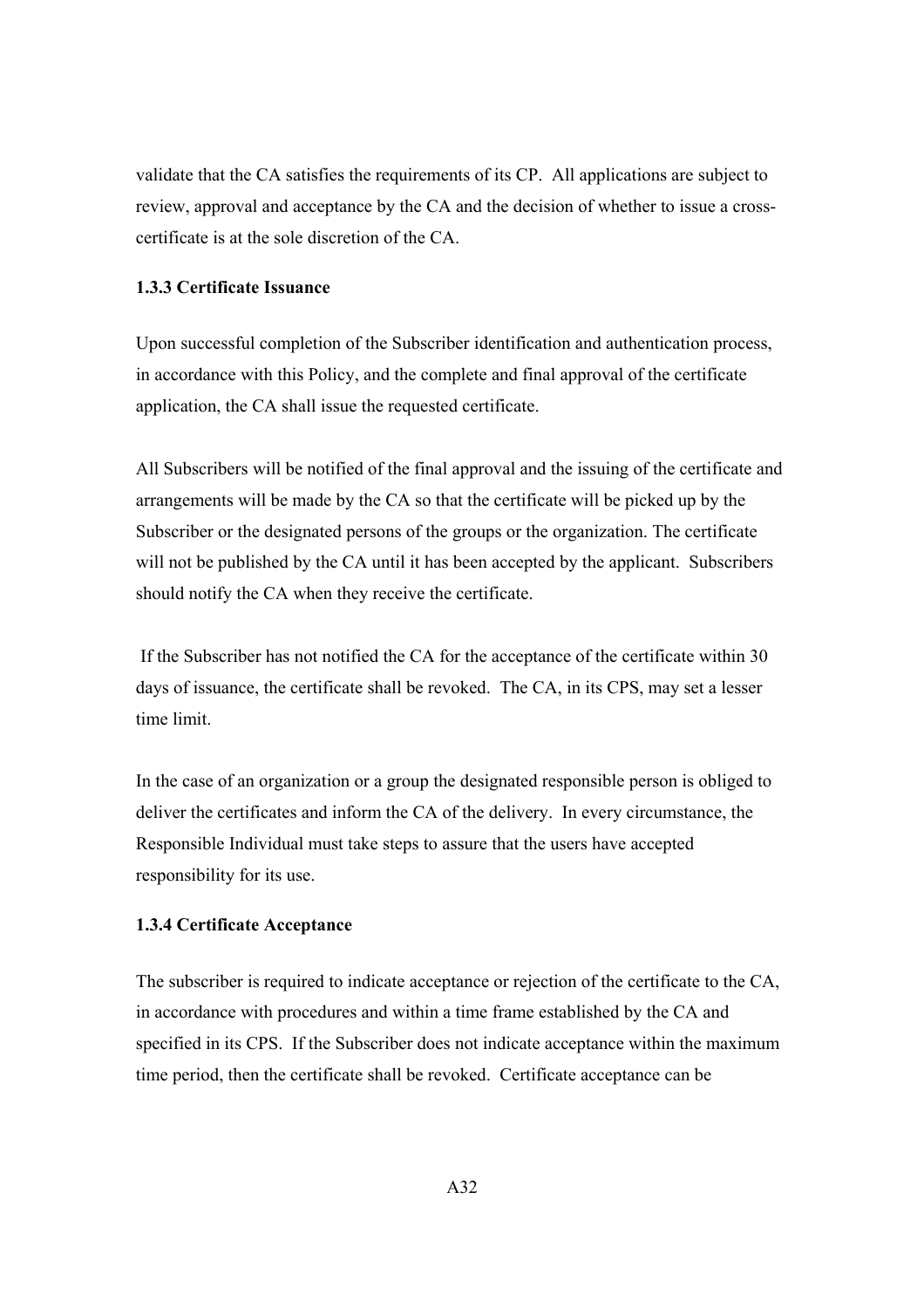validate that the CA satisfies the requirements of its CP. All applications are subject to review, approval and acceptance by the CA and the decision of whether to issue a cross-certificate is at the sole discretion of the CA.

**1.3.3 Certificate Issuance**

Upon successful completion of the Subscriber identification and authentication process, in accordance with this Policy, and the complete and final approval of the certificate application, the CA shall issue the requested certificate.

All Subscribers will be notified of the final approval and the issuing of the certificate and arrangements will be made by the CA so that the certificate will be picked up by the Subscriber or the designated persons of the groups or the organization. The certificate will not be published by the CA until it has been accepted by the applicant. Subscribers should notify the CA when they receive the certificate.

If the Subscriber has not notified the CA for the acceptance of the certificate within 30 days of issuance, the certificate shall be revoked. The CA, in its CPS, may set a lesser time limit.

In the case of an organization or a group the designated responsible person is obliged to deliver the certificates and inform the CA of the delivery. In every circumstance, the Responsible Individual must take steps to assure that the users have accepted responsibility for its use.

**1.3.4 Certificate Acceptance**

The subscriber is required to indicate acceptance or rejection of the certificate to the CA, in accordance with procedures and within a time frame established by the CA and specified in its CPS. If the Subscriber does not indicate acceptance within the maximum time period, then the certificate shall be revoked. Certificate acceptance can be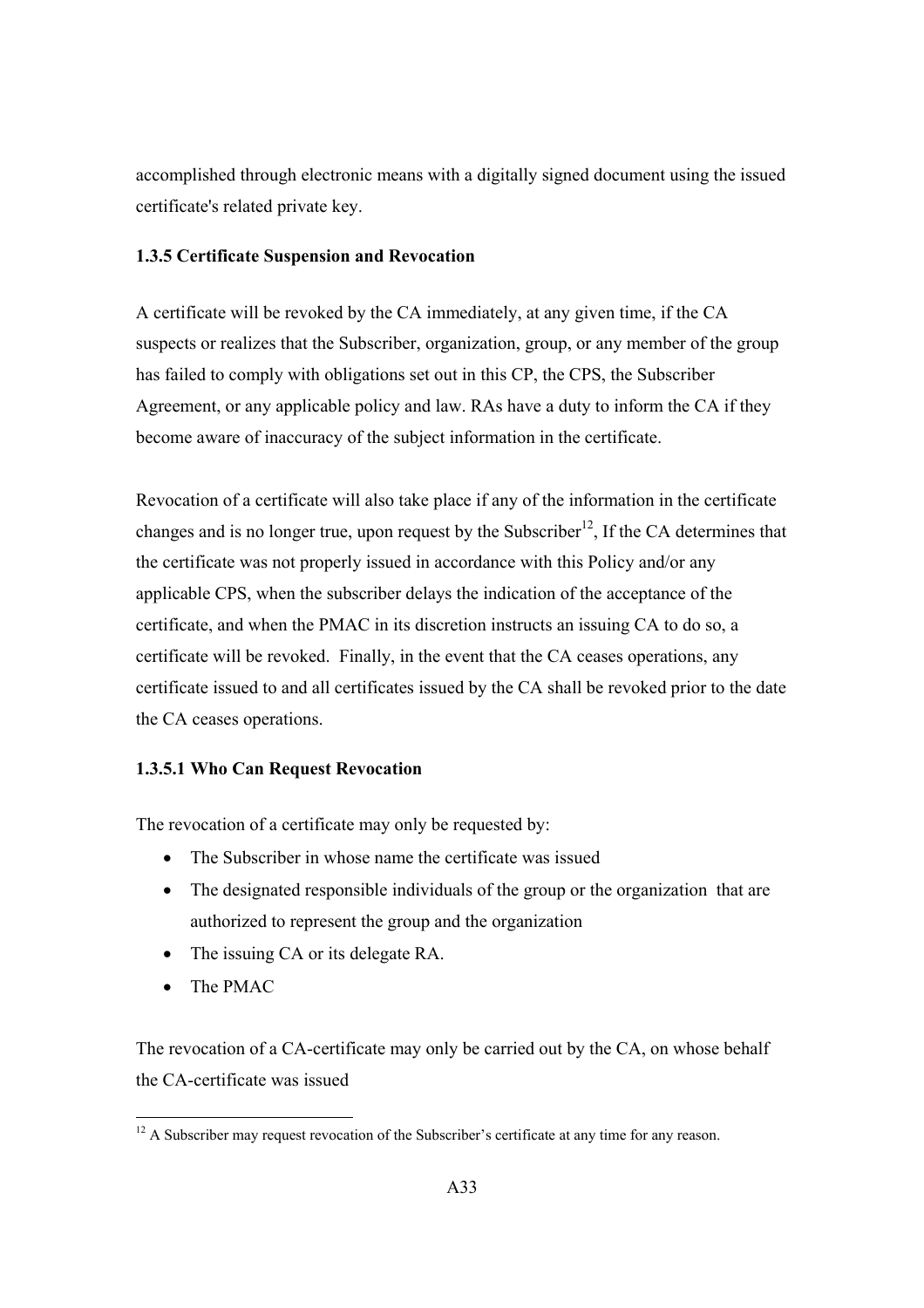accomplished through electronic means with a digitally signed document using the issued certificate's related private key.

### 1.3.5 Certificate Suspension and Revocation

A certificate will be revoked by the CA immediately, at any given time, if the CA suspects or realizes that the Subscriber, organization, group, or any member of the group has failed to comply with obligations set out in this CP, the CPS, the Subscriber Agreement, or any applicable policy and law. RAs have a duty to inform the CA if they become aware of inaccuracy of the subject information in the certificate.

Revocation of a certificate will also take place if any of the information in the certificate changes and is no longer true, upon request by the Subscriber[12], If the CA determines that the certificate was not properly issued in accordance with this Policy and/or any applicable CPS, when the subscriber delays the indication of the acceptance of the certificate, and when the PMAC in its discretion instructs an issuing CA to do so, a certificate will be revoked. Finally, in the event that the CA ceases operations, any certificate issued to and all certificates issued by the CA shall be revoked prior to the date the CA ceases operations.

#### 1.3.5.1 Who Can Request Revocation

The revocation of a certificate may only be requested by:

- The Subscriber in whose name the certificate was issued
- The designated responsible individuals of the group or the organization that are authorized to represent the group and the organization
- The issuing CA or its delegate RA.
- The PMAC

The revocation of a CA-certificate may only be carried out by the CA, on whose behalf the CA-certificate was issued

[12] A Subscriber may request revocation of the Subscriber's certificate at any time for any reason.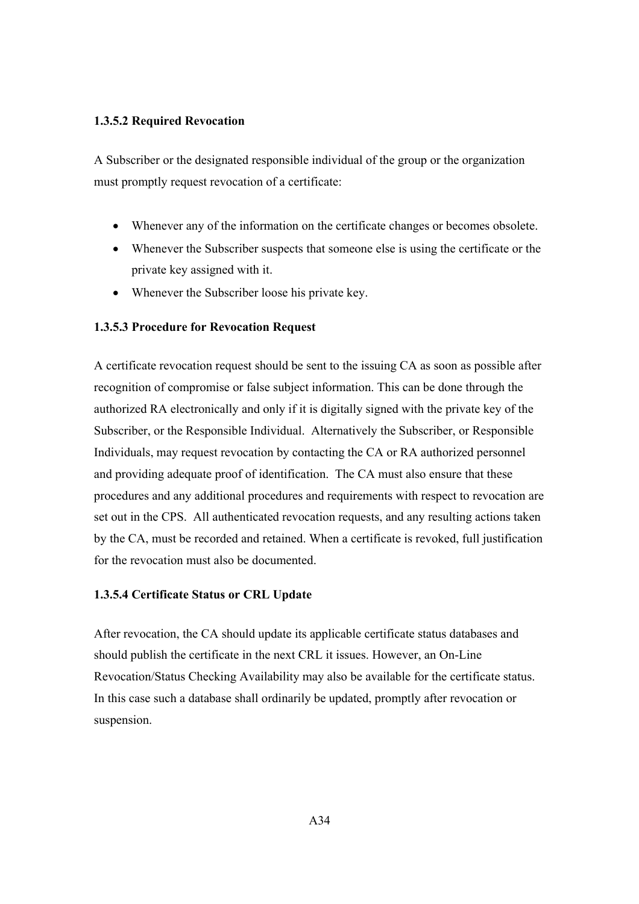#### 1.3.5.2 Required Revocation

A Subscriber or the designated responsible individual of the group or the organization must promptly request revocation of a certificate:

- Whenever any of the information on the certificate changes or becomes obsolete.
- Whenever the Subscriber suspects that someone else is using the certificate or the private key assigned with it.
- Whenever the Subscriber loose his private key.

#### 1.3.5.3 Procedure for Revocation Request

A certificate revocation request should be sent to the issuing CA as soon as possible after recognition of compromise or false subject information. This can be done through the authorized RA electronically and only if it is digitally signed with the private key of the Subscriber, or the Responsible Individual. Alternatively the Subscriber, or Responsible Individuals, may request revocation by contacting the CA or RA authorized personnel and providing adequate proof of identification. The CA must also ensure that these procedures and any additional procedures and requirements with respect to revocation are set out in the CPS. All authenticated revocation requests, and any resulting actions taken by the CA, must be recorded and retained. When a certificate is revoked, full justification for the revocation must also be documented.

#### 1.3.5.4 Certificate Status or CRL Update

After revocation, the CA should update its applicable certificate status databases and should publish the certificate in the next CRL it issues. However, an On-Line Revocation/Status Checking Availability may also be available for the certificate status. In this case such a database shall ordinarily be updated, promptly after revocation or suspension.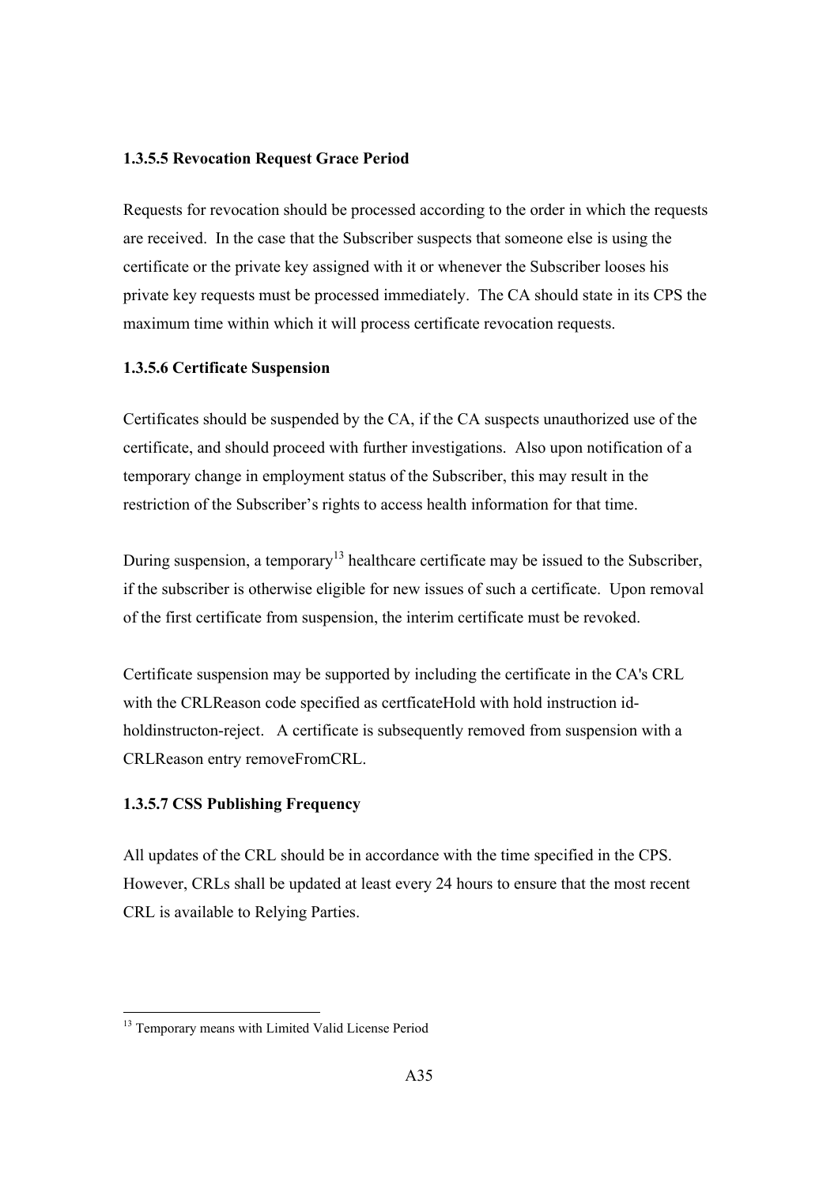#### 1.3.5.5 Revocation Request Grace Period

Requests for revocation should be processed according to the order in which the requests are received. In the case that the Subscriber suspects that someone else is using the certificate or the private key assigned with it or whenever the Subscriber looses his private key requests must be processed immediately. The CA should state in its CPS the maximum time within which it will process certificate revocation requests.

#### 1.3.5.6 Certificate Suspension

Certificates should be suspended by the CA, if the CA suspects unauthorized use of the certificate, and should proceed with further investigations. Also upon notification of a temporary change in employment status of the Subscriber, this may result in the restriction of the Subscriber's rights to access health information for that time.

During suspension, a temporary[13] healthcare certificate may be issued to the Subscriber, if the subscriber is otherwise eligible for new issues of such a certificate. Upon removal of the first certificate from suspension, the interim certificate must be revoked.

Certificate suspension may be supported by including the certificate in the CA's CRL with the CRLReason code specified as certficateHold with hold instruction id-holdinstructon-reject. A certificate is subsequently removed from suspension with a CRLReason entry removeFromCRL.

#### 1.3.5.7 CSS Publishing Frequency

All updates of the CRL should be in accordance with the time specified in the CPS. However, CRLs shall be updated at least every 24 hours to ensure that the most recent CRL is available to Relying Parties.

---

[13] Temporary means with Limited Valid License Period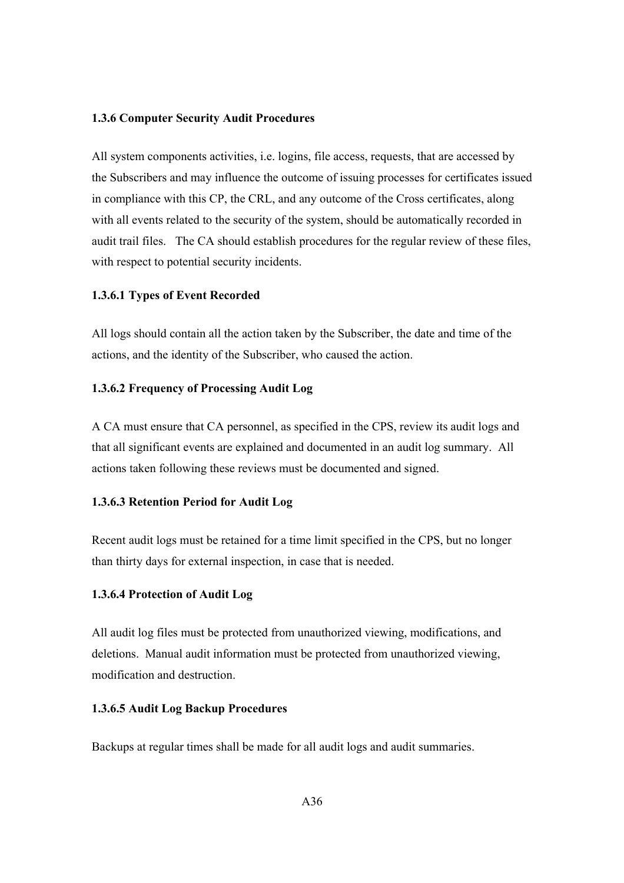### 1.3.6 Computer Security Audit Procedures

All system components activities, i.e. logins, file access, requests, that are accessed by the Subscribers and may influence the outcome of issuing processes for certificates issued in compliance with this CP, the CRL, and any outcome of the Cross certificates, along with all events related to the security of the system, should be automatically recorded in audit trail files. The CA should establish procedures for the regular review of these files, with respect to potential security incidents.

#### 1.3.6.1 Types of Event Recorded

All logs should contain all the action taken by the Subscriber, the date and time of the actions, and the identity of the Subscriber, who caused the action.

#### 1.3.6.2 Frequency of Processing Audit Log

A CA must ensure that CA personnel, as specified in the CPS, review its audit logs and that all significant events are explained and documented in an audit log summary. All actions taken following these reviews must be documented and signed.

#### 1.3.6.3 Retention Period for Audit Log

Recent audit logs must be retained for a time limit specified in the CPS, but no longer than thirty days for external inspection, in case that is needed.

#### 1.3.6.4 Protection of Audit Log

All audit log files must be protected from unauthorized viewing, modifications, and deletions. Manual audit information must be protected from unauthorized viewing, modification and destruction.

#### 1.3.6.5 Audit Log Backup Procedures

Backups at regular times shall be made for all audit logs and audit summaries.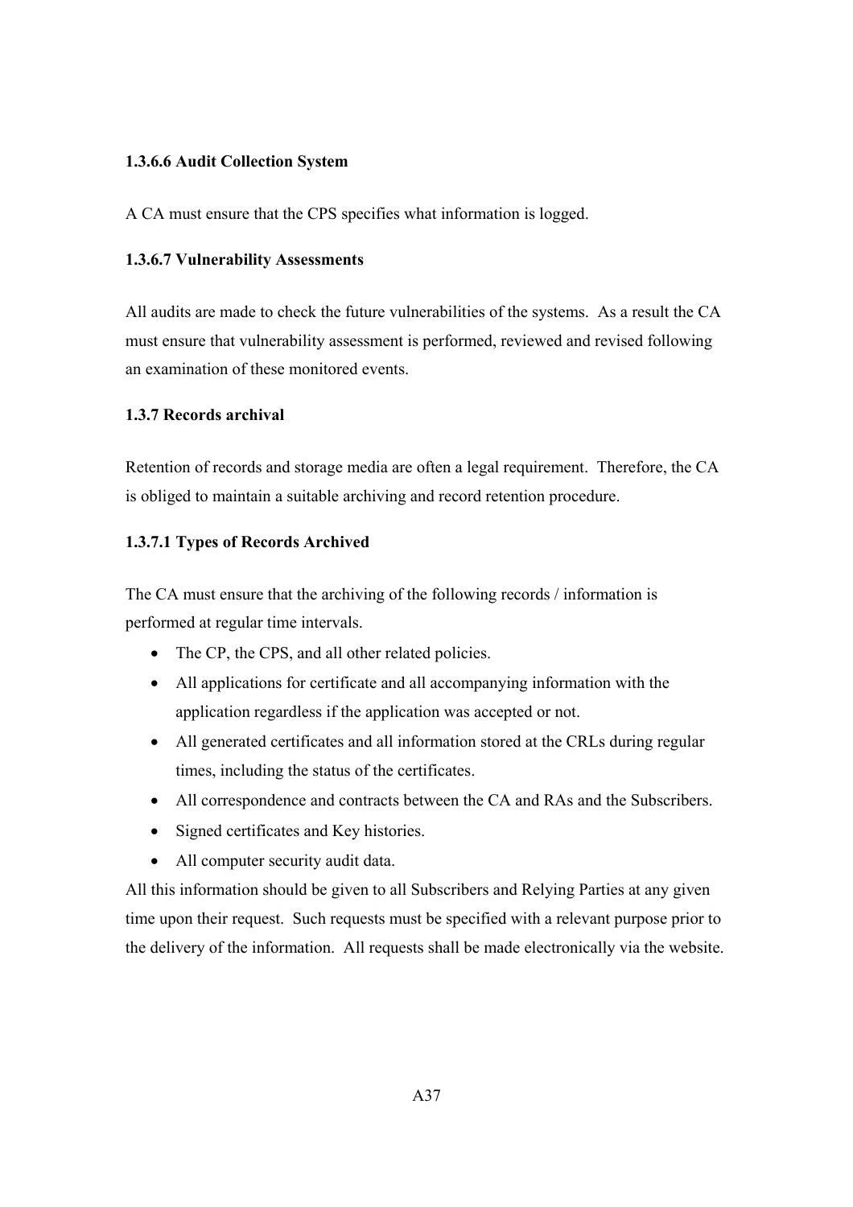#### 1.3.6.6 Audit Collection System

A CA must ensure that the CPS specifies what information is logged.

#### 1.3.6.7 Vulnerability Assessments

All audits are made to check the future vulnerabilities of the systems. As a result the CA must ensure that vulnerability assessment is performed, reviewed and revised following an examination of these monitored events.

### 1.3.7 Records archival

Retention of records and storage media are often a legal requirement. Therefore, the CA is obliged to maintain a suitable archiving and record retention procedure.

#### 1.3.7.1 Types of Records Archived

The CA must ensure that the archiving of the following records / information is performed at regular time intervals.

- The CP, the CPS, and all other related policies.
- All applications for certificate and all accompanying information with the application regardless if the application was accepted or not.
- All generated certificates and all information stored at the CRLs during regular times, including the status of the certificates.
- All correspondence and contracts between the CA and RAs and the Subscribers.
- Signed certificates and Key histories.
- All computer security audit data.

All this information should be given to all Subscribers and Relying Parties at any given time upon their request. Such requests must be specified with a relevant purpose prior to the delivery of the information. All requests shall be made electronically via the website.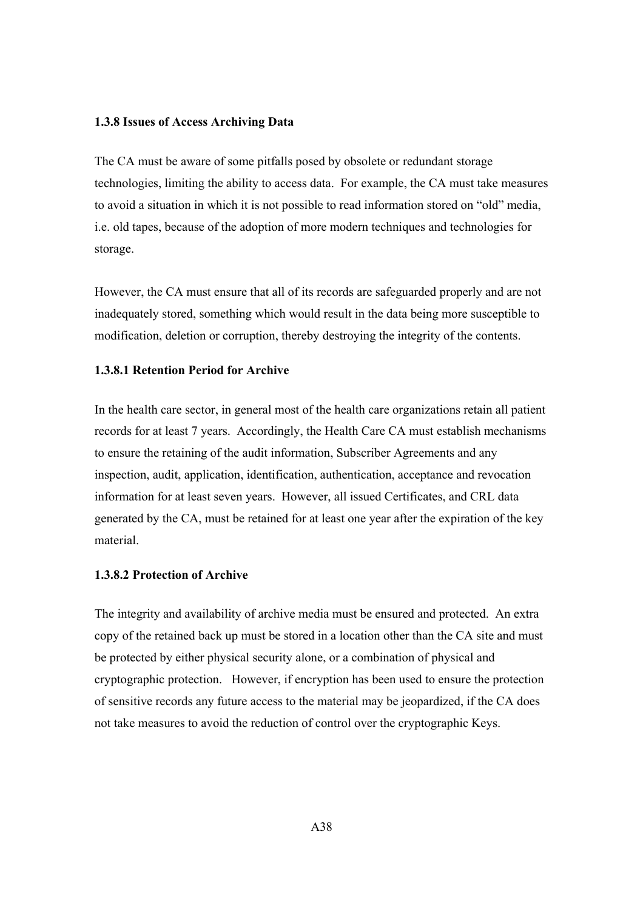### 1.3.8 Issues of Access Archiving Data

The CA must be aware of some pitfalls posed by obsolete or redundant storage technologies, limiting the ability to access data. For example, the CA must take measures to avoid a situation in which it is not possible to read information stored on "old" media, i.e. old tapes, because of the adoption of more modern techniques and technologies for storage.

However, the CA must ensure that all of its records are safeguarded properly and are not inadequately stored, something which would result in the data being more susceptible to modification, deletion or corruption, thereby destroying the integrity of the contents.

#### 1.3.8.1 Retention Period for Archive

In the health care sector, in general most of the health care organizations retain all patient records for at least 7 years. Accordingly, the Health Care CA must establish mechanisms to ensure the retaining of the audit information, Subscriber Agreements and any inspection, audit, application, identification, authentication, acceptance and revocation information for at least seven years. However, all issued Certificates, and CRL data generated by the CA, must be retained for at least one year after the expiration of the key material.

#### 1.3.8.2 Protection of Archive

The integrity and availability of archive media must be ensured and protected. An extra copy of the retained back up must be stored in a location other than the CA site and must be protected by either physical security alone, or a combination of physical and cryptographic protection. However, if encryption has been used to ensure the protection of sensitive records any future access to the material may be jeopardized, if the CA does not take measures to avoid the reduction of control over the cryptographic Keys.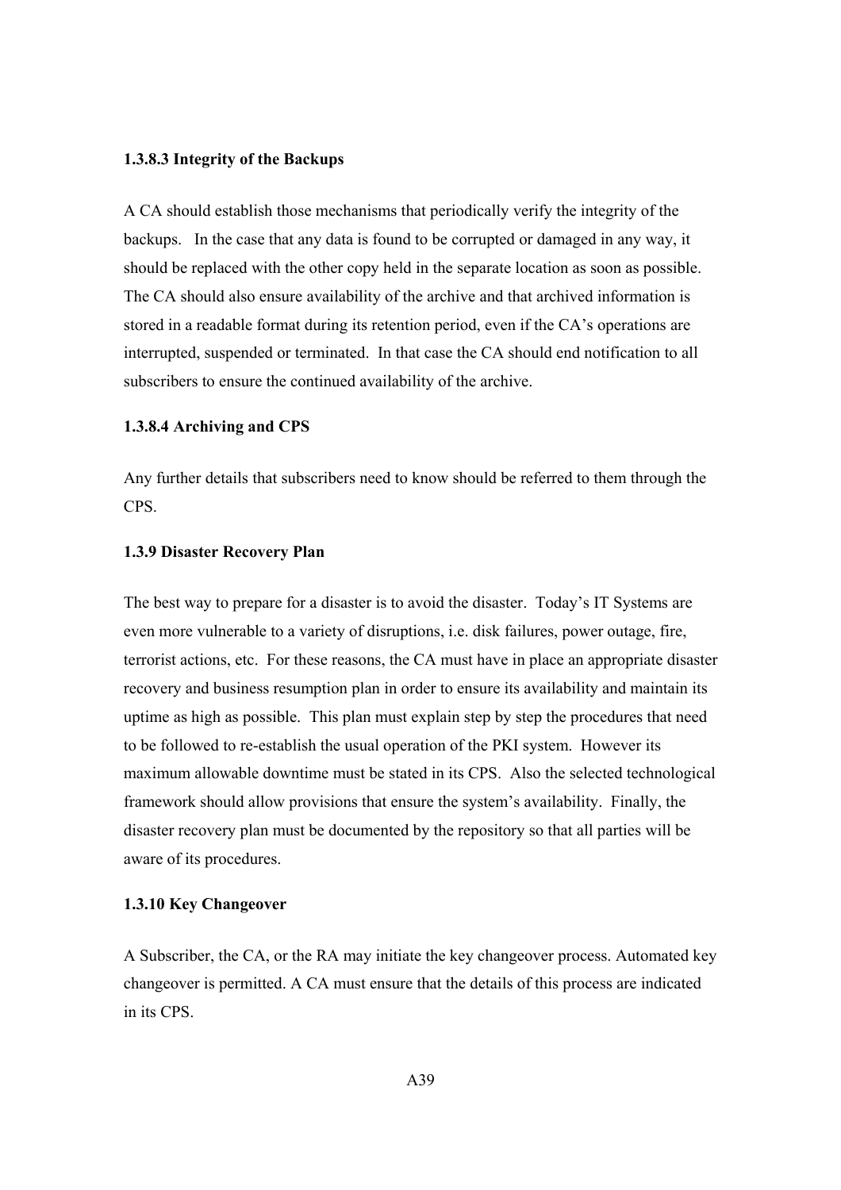#### 1.3.8.3 Integrity of the Backups

A CA should establish those mechanisms that periodically verify the integrity of the backups. In the case that any data is found to be corrupted or damaged in any way, it should be replaced with the other copy held in the separate location as soon as possible. The CA should also ensure availability of the archive and that archived information is stored in a readable format during its retention period, even if the CA's operations are interrupted, suspended or terminated. In that case the CA should end notification to all subscribers to ensure the continued availability of the archive.

#### 1.3.8.4 Archiving and CPS

Any further details that subscribers need to know should be referred to them through the CPS.

### 1.3.9 Disaster Recovery Plan

The best way to prepare for a disaster is to avoid the disaster. Today's IT Systems are even more vulnerable to a variety of disruptions, i.e. disk failures, power outage, fire, terrorist actions, etc. For these reasons, the CA must have in place an appropriate disaster recovery and business resumption plan in order to ensure its availability and maintain its uptime as high as possible. This plan must explain step by step the procedures that need to be followed to re-establish the usual operation of the PKI system. However its maximum allowable downtime must be stated in its CPS. Also the selected technological framework should allow provisions that ensure the system's availability. Finally, the disaster recovery plan must be documented by the repository so that all parties will be aware of its procedures.

### 1.3.10 Key Changeover

A Subscriber, the CA, or the RA may initiate the key changeover process. Automated key changeover is permitted. A CA must ensure that the details of this process are indicated in its CPS.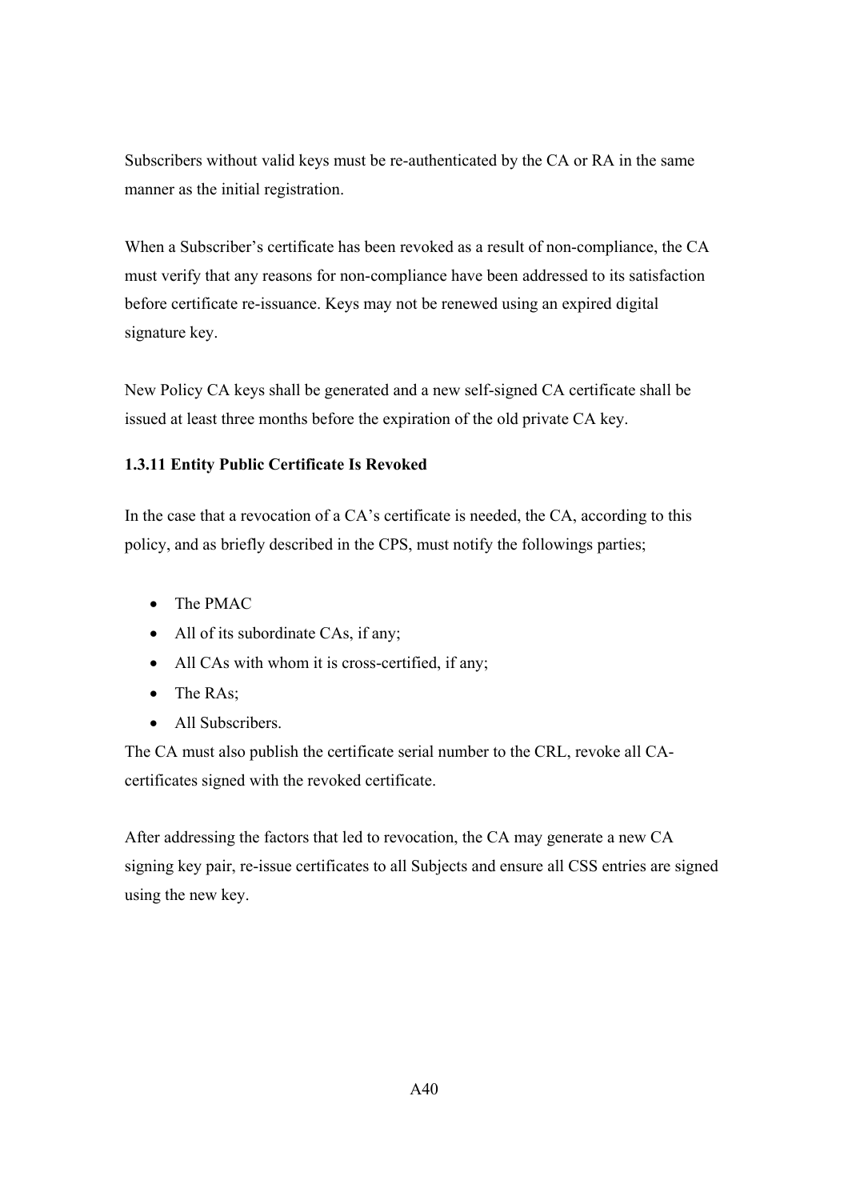Subscribers without valid keys must be re-authenticated by the CA or RA in the same manner as the initial registration.

When a Subscriber's certificate has been revoked as a result of non-compliance, the CA must verify that any reasons for non-compliance have been addressed to its satisfaction before certificate re-issuance. Keys may not be renewed using an expired digital signature key.

New Policy CA keys shall be generated and a new self-signed CA certificate shall be issued at least three months before the expiration of the old private CA key.

#### 1.3.11 Entity Public Certificate Is Revoked

In the case that a revocation of a CA's certificate is needed, the CA, according to this policy, and as briefly described in the CPS, must notify the followings parties;

- The PMAC
- All of its subordinate CAs, if any;
- All CAs with whom it is cross-certified, if any;
- The RAs;
- All Subscribers.

The CA must also publish the certificate serial number to the CRL, revoke all CA-certificates signed with the revoked certificate.

After addressing the factors that led to revocation, the CA may generate a new CA signing key pair, re-issue certificates to all Subjects and ensure all CSS entries are signed using the new key.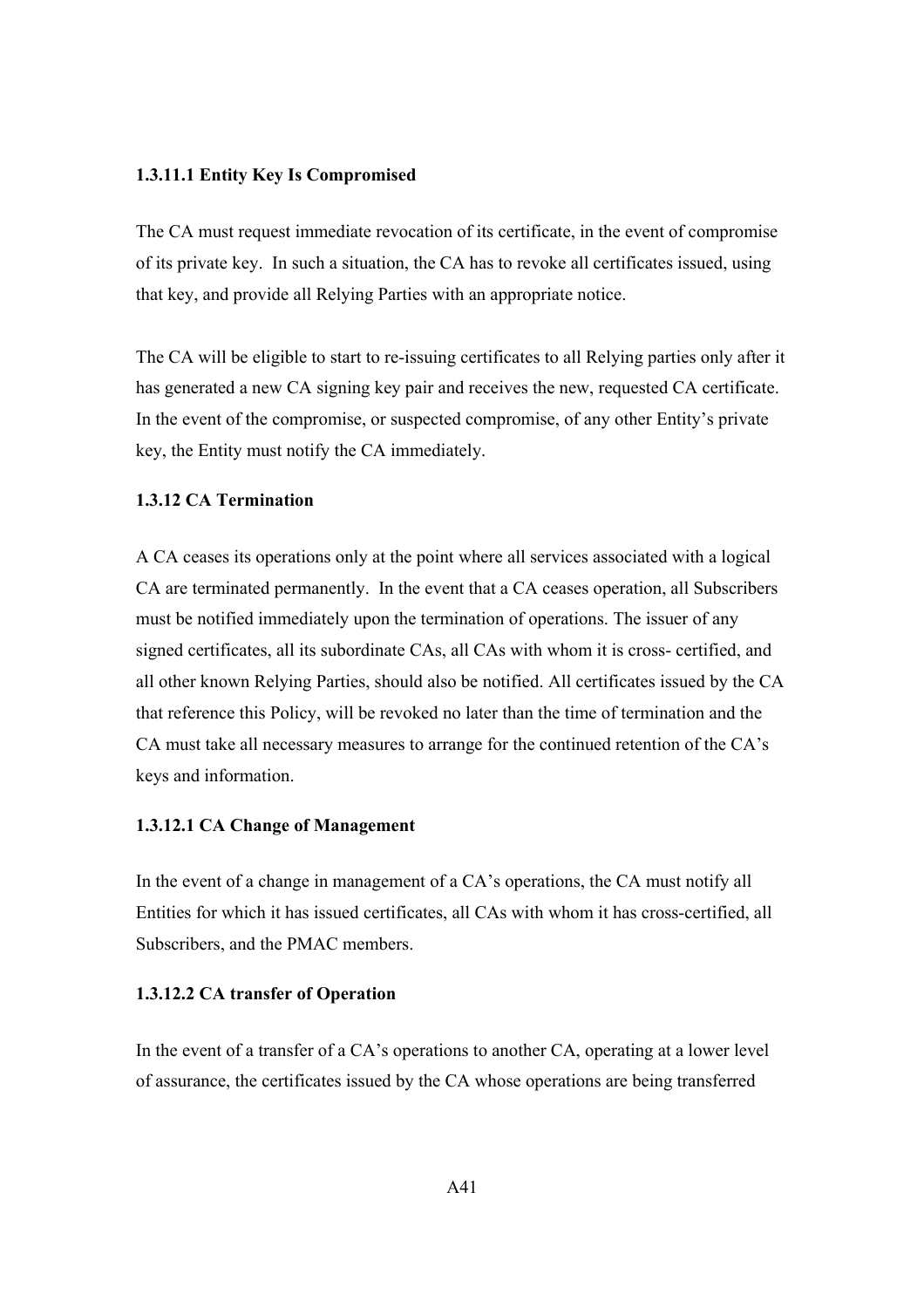#### 1.3.11.1 Entity Key Is Compromised

The CA must request immediate revocation of its certificate, in the event of compromise of its private key. In such a situation, the CA has to revoke all certificates issued, using that key, and provide all Relying Parties with an appropriate notice.

The CA will be eligible to start to re-issuing certificates to all Relying parties only after it has generated a new CA signing key pair and receives the new, requested CA certificate. In the event of the compromise, or suspected compromise, of any other Entity's private key, the Entity must notify the CA immediately.

### 1.3.12 CA Termination

A CA ceases its operations only at the point where all services associated with a logical CA are terminated permanently. In the event that a CA ceases operation, all Subscribers must be notified immediately upon the termination of operations. The issuer of any signed certificates, all its subordinate CAs, all CAs with whom it is cross- certified, and all other known Relying Parties, should also be notified. All certificates issued by the CA that reference this Policy, will be revoked no later than the time of termination and the CA must take all necessary measures to arrange for the continued retention of the CA's keys and information.

#### 1.3.12.1 CA Change of Management

In the event of a change in management of a CA's operations, the CA must notify all Entities for which it has issued certificates, all CAs with whom it has cross-certified, all Subscribers, and the PMAC members.

#### 1.3.12.2 CA transfer of Operation

In the event of a transfer of a CA's operations to another CA, operating at a lower level of assurance, the certificates issued by the CA whose operations are being transferred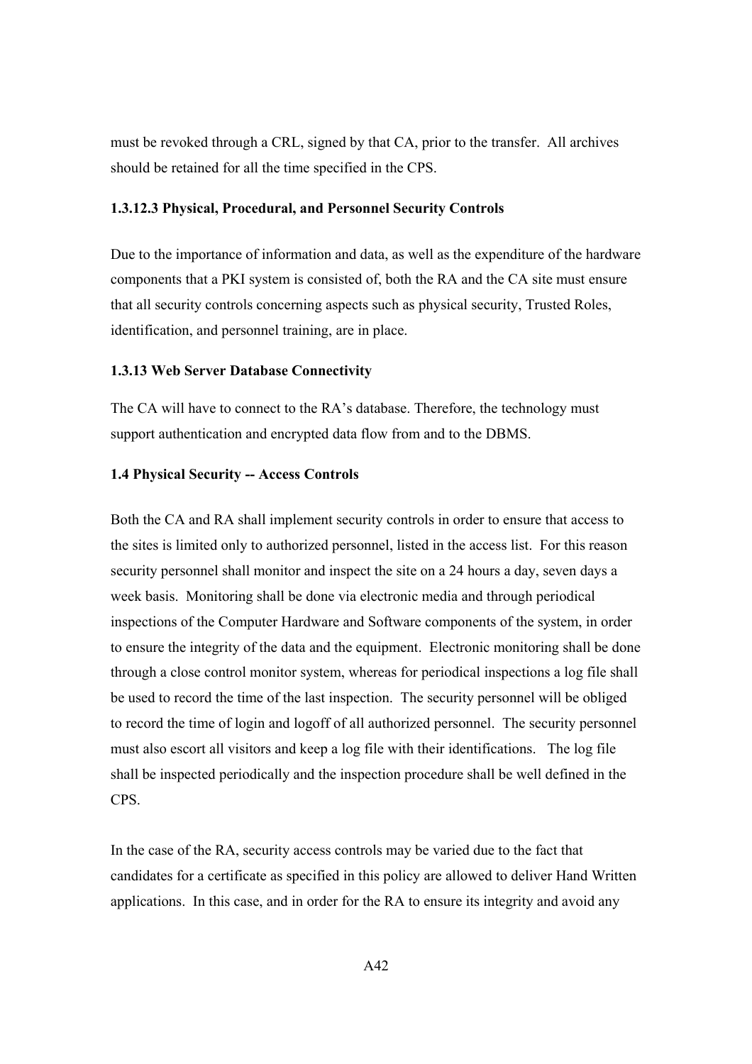must be revoked through a CRL, signed by that CA, prior to the transfer. All archives should be retained for all the time specified in the CPS.

#### 1.3.12.3 Physical, Procedural, and Personnel Security Controls

Due to the importance of information and data, as well as the expenditure of the hardware components that a PKI system is consisted of, both the RA and the CA site must ensure that all security controls concerning aspects such as physical security, Trusted Roles, identification, and personnel training, are in place.

### 1.3.13 Web Server Database Connectivity

The CA will have to connect to the RA's database. Therefore, the technology must support authentication and encrypted data flow from and to the DBMS.

## 1.4 Physical Security -- Access Controls

Both the CA and RA shall implement security controls in order to ensure that access to the sites is limited only to authorized personnel, listed in the access list. For this reason security personnel shall monitor and inspect the site on a 24 hours a day, seven days a week basis. Monitoring shall be done via electronic media and through periodical inspections of the Computer Hardware and Software components of the system, in order to ensure the integrity of the data and the equipment. Electronic monitoring shall be done through a close control monitor system, whereas for periodical inspections a log file shall be used to record the time of the last inspection. The security personnel will be obliged to record the time of login and logoff of all authorized personnel. The security personnel must also escort all visitors and keep a log file with their identifications. The log file shall be inspected periodically and the inspection procedure shall be well defined in the CPS.

In the case of the RA, security access controls may be varied due to the fact that candidates for a certificate as specified in this policy are allowed to deliver Hand Written applications. In this case, and in order for the RA to ensure its integrity and avoid any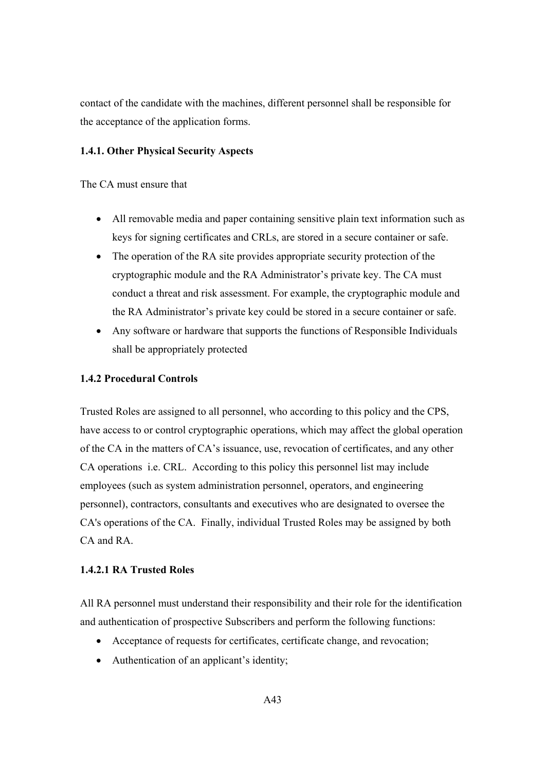contact of the candidate with the machines, different personnel shall be responsible for the acceptance of the application forms.

#### 1.4.1. Other Physical Security Aspects

The CA must ensure that

- All removable media and paper containing sensitive plain text information such as keys for signing certificates and CRLs, are stored in a secure container or safe.
- The operation of the RA site provides appropriate security protection of the cryptographic module and the RA Administrator's private key. The CA must conduct a threat and risk assessment. For example, the cryptographic module and the RA Administrator's private key could be stored in a secure container or safe.
- Any software or hardware that supports the functions of Responsible Individuals shall be appropriately protected

#### 1.4.2 Procedural Controls

Trusted Roles are assigned to all personnel, who according to this policy and the CPS, have access to or control cryptographic operations, which may affect the global operation of the CA in the matters of CA's issuance, use, revocation of certificates, and any other CA operations i.e. CRL. According to this policy this personnel list may include employees (such as system administration personnel, operators, and engineering personnel), contractors, consultants and executives who are designated to oversee the CA's operations of the CA. Finally, individual Trusted Roles may be assigned by both CA and RA.

##### 1.4.2.1 RA Trusted Roles

All RA personnel must understand their responsibility and their role for the identification and authentication of prospective Subscribers and perform the following functions:

- Acceptance of requests for certificates, certificate change, and revocation;
- Authentication of an applicant's identity;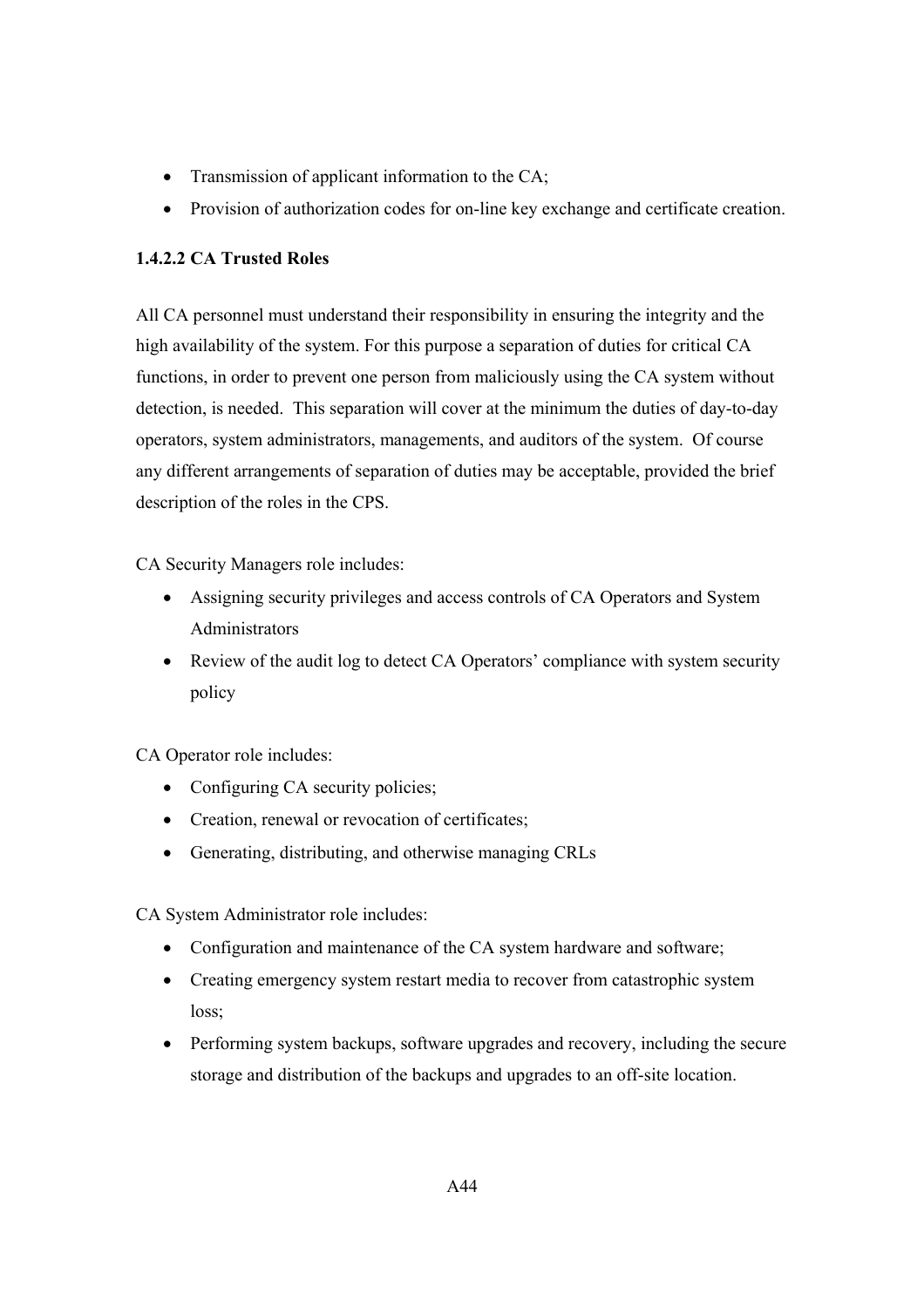- Transmission of applicant information to the CA;
- Provision of authorization codes for on-line key exchange and certificate creation.

**1.4.2.2 CA Trusted Roles**

All CA personnel must understand their responsibility in ensuring the integrity and the high availability of the system. For this purpose a separation of duties for critical CA functions, in order to prevent one person from maliciously using the CA system without detection, is needed. This separation will cover at the minimum the duties of day-to-day operators, system administrators, managements, and auditors of the system. Of course any different arrangements of separation of duties may be acceptable, provided the brief description of the roles in the CPS.

CA Security Managers role includes:

- Assigning security privileges and access controls of CA Operators and System Administrators
- Review of the audit log to detect CA Operators' compliance with system security policy

CA Operator role includes:

- Configuring CA security policies;
- Creation, renewal or revocation of certificates;
- Generating, distributing, and otherwise managing CRLs

CA System Administrator role includes:

- Configuration and maintenance of the CA system hardware and software;
- Creating emergency system restart media to recover from catastrophic system loss;
- Performing system backups, software upgrades and recovery, including the secure storage and distribution of the backups and upgrades to an off-site location.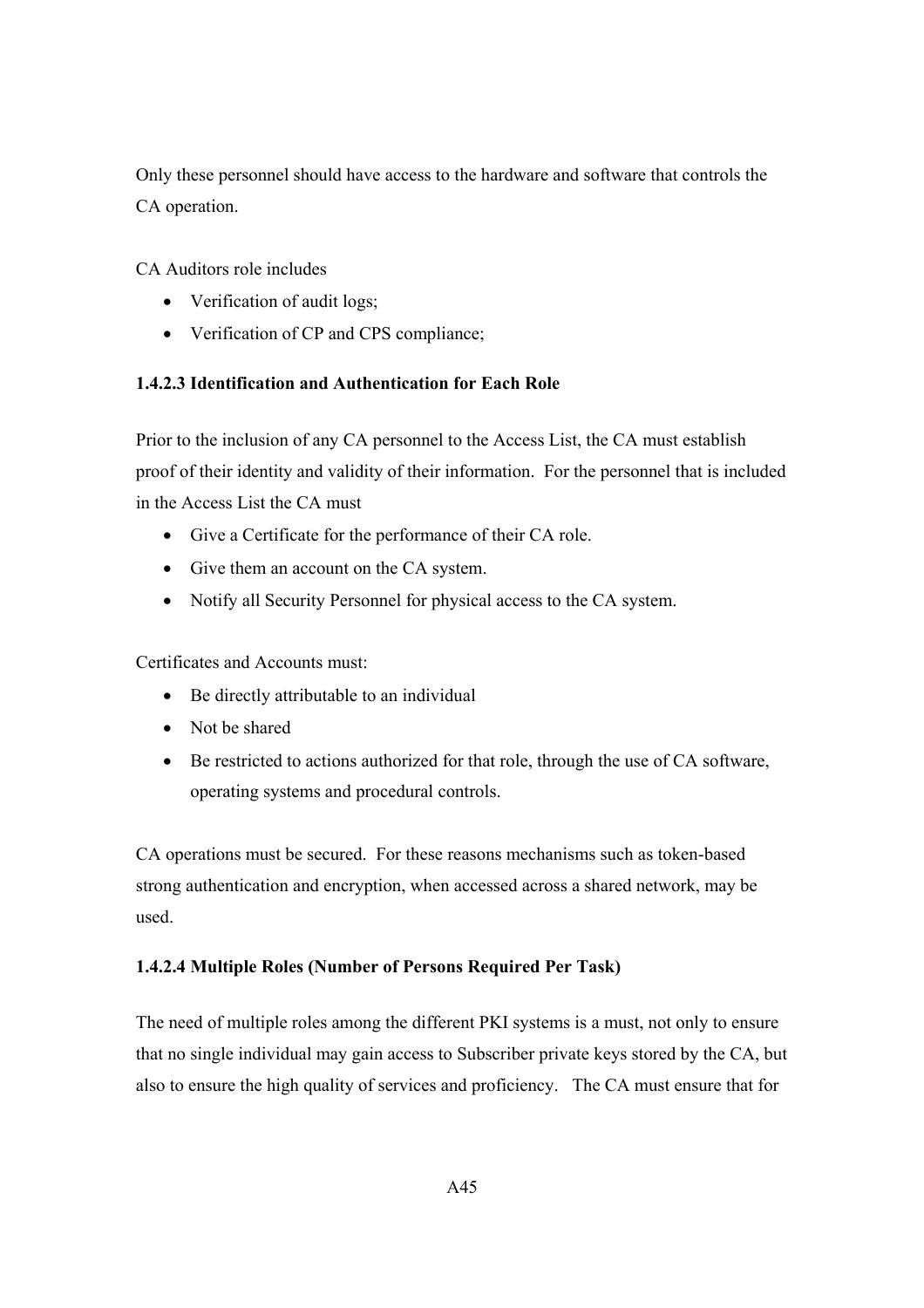Only these personnel should have access to the hardware and software that controls the CA operation.

CA Auditors role includes

- Verification of audit logs;
- Verification of CP and CPS compliance;

#### 1.4.2.3 Identification and Authentication for Each Role

Prior to the inclusion of any CA personnel to the Access List, the CA must establish proof of their identity and validity of their information. For the personnel that is included in the Access List the CA must

- Give a Certificate for the performance of their CA role.
- Give them an account on the CA system.
- Notify all Security Personnel for physical access to the CA system.

Certificates and Accounts must:

- Be directly attributable to an individual
- Not be shared
- Be restricted to actions authorized for that role, through the use of CA software, operating systems and procedural controls.

CA operations must be secured. For these reasons mechanisms such as token-based strong authentication and encryption, when accessed across a shared network, may be used.

#### 1.4.2.4 Multiple Roles (Number of Persons Required Per Task)

The need of multiple roles among the different PKI systems is a must, not only to ensure that no single individual may gain access to Subscriber private keys stored by the CA, but also to ensure the high quality of services and proficiency. The CA must ensure that for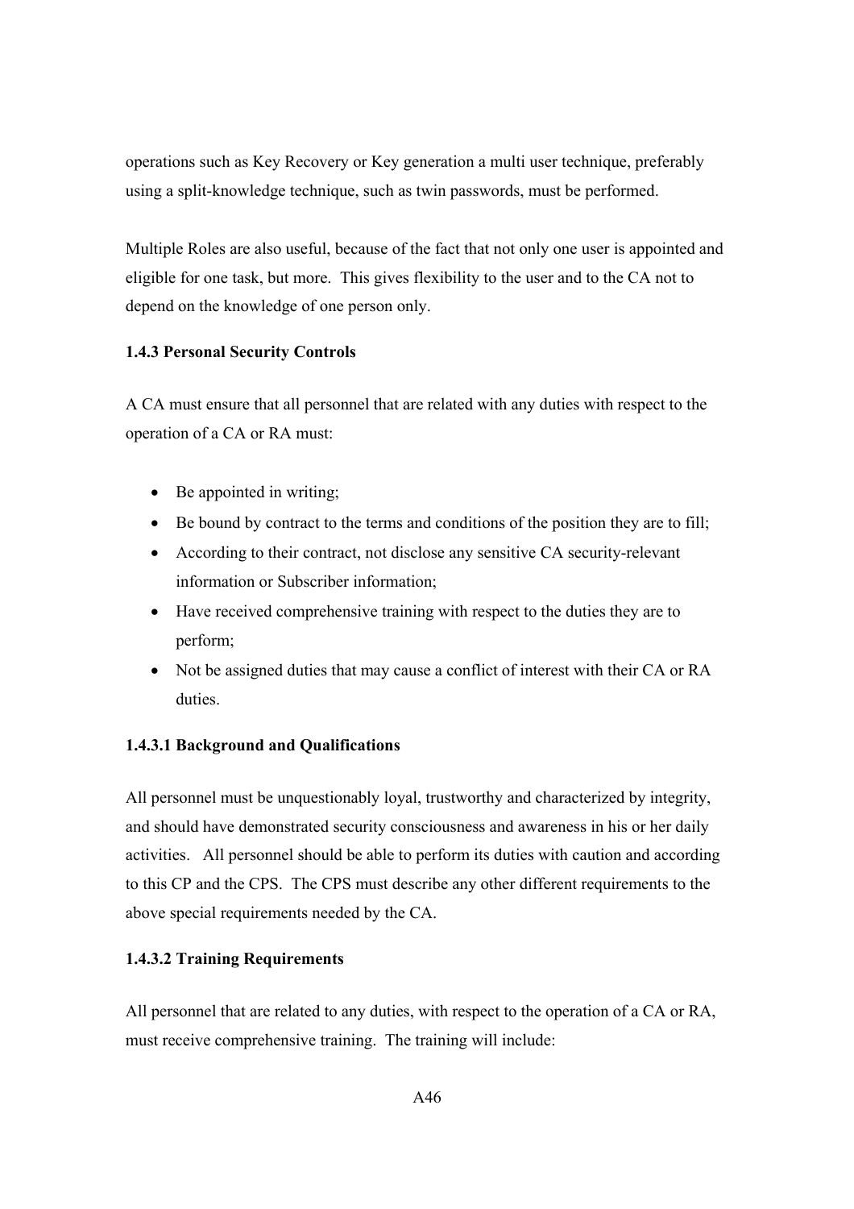operations such as Key Recovery or Key generation a multi user technique, preferably using a split-knowledge technique, such as twin passwords, must be performed.

Multiple Roles are also useful, because of the fact that not only one user is appointed and eligible for one task, but more. This gives flexibility to the user and to the CA not to depend on the knowledge of one person only.

#### 1.4.3 Personal Security Controls

A CA must ensure that all personnel that are related with any duties with respect to the operation of a CA or RA must:

- Be appointed in writing;
- Be bound by contract to the terms and conditions of the position they are to fill;
- According to their contract, not disclose any sensitive CA security-relevant information or Subscriber information;
- Have received comprehensive training with respect to the duties they are to perform;
- Not be assigned duties that may cause a conflict of interest with their CA or RA duties.

##### 1.4.3.1 Background and Qualifications

All personnel must be unquestionably loyal, trustworthy and characterized by integrity, and should have demonstrated security consciousness and awareness in his or her daily activities. All personnel should be able to perform its duties with caution and according to this CP and the CPS. The CPS must describe any other different requirements to the above special requirements needed by the CA.

##### 1.4.3.2 Training Requirements

All personnel that are related to any duties, with respect to the operation of a CA or RA, must receive comprehensive training. The training will include: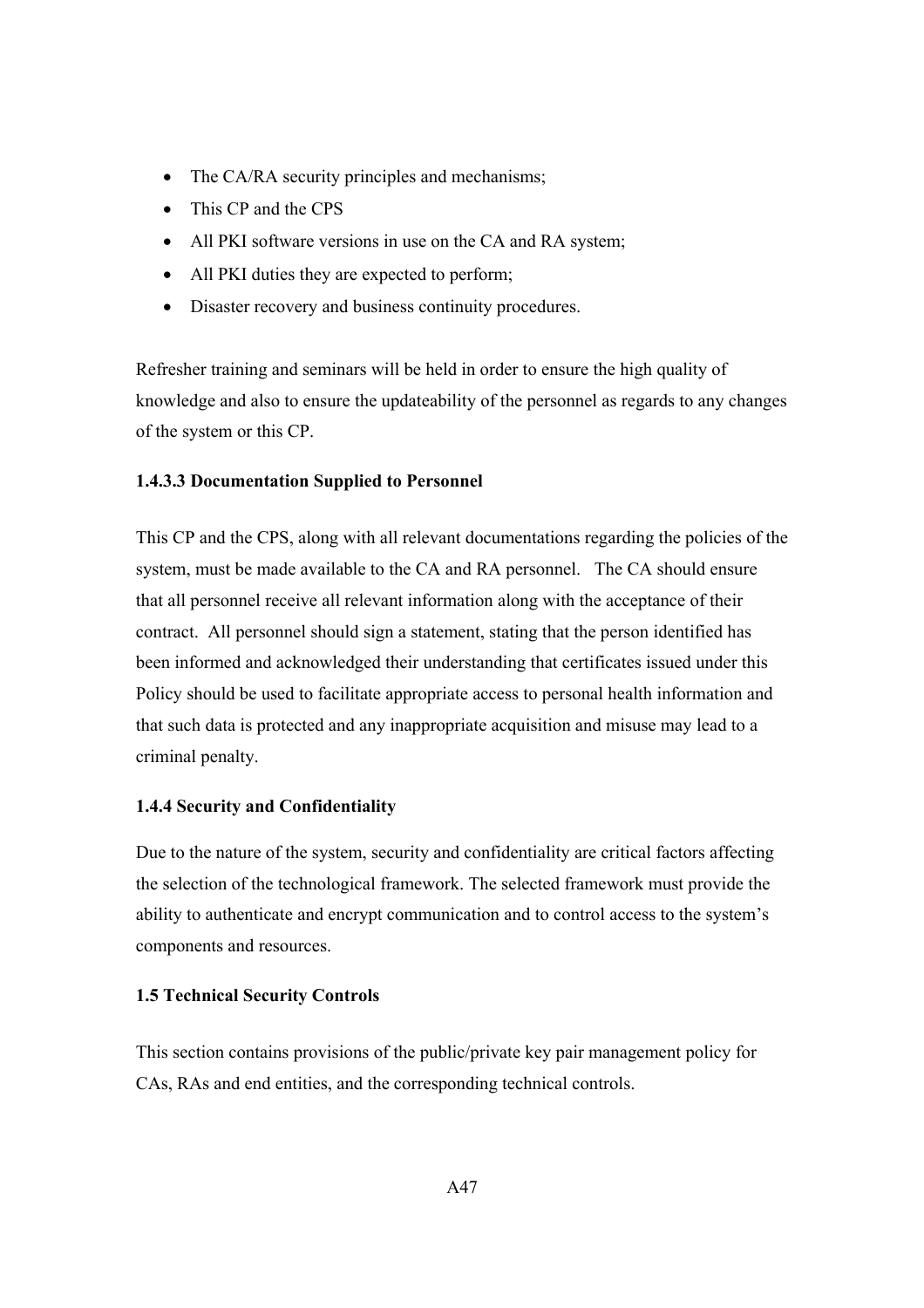- The CA/RA security principles and mechanisms;
- This CP and the CPS
- All PKI software versions in use on the CA and RA system;
- All PKI duties they are expected to perform;
- Disaster recovery and business continuity procedures.

Refresher training and seminars will be held in order to ensure the high quality of knowledge and also to ensure the updateability of the personnel as regards to any changes of the system or this CP.

#### 1.4.3.3 Documentation Supplied to Personnel

This CP and the CPS, along with all relevant documentations regarding the policies of the system, must be made available to the CA and RA personnel. The CA should ensure that all personnel receive all relevant information along with the acceptance of their contract. All personnel should sign a statement, stating that the person identified has been informed and acknowledged their understanding that certificates issued under this Policy should be used to facilitate appropriate access to personal health information and that such data is protected and any inappropriate acquisition and misuse may lead to a criminal penalty.

### 1.4.4 Security and Confidentiality

Due to the nature of the system, security and confidentiality are critical factors affecting the selection of the technological framework. The selected framework must provide the ability to authenticate and encrypt communication and to control access to the system's components and resources.

## 1.5 Technical Security Controls

This section contains provisions of the public/private key pair management policy for CAs, RAs and end entities, and the corresponding technical controls.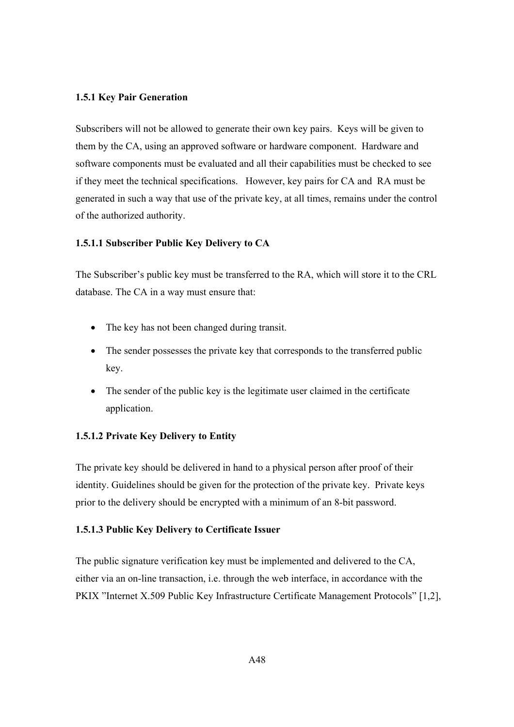### 1.5.1 Key Pair Generation

Subscribers will not be allowed to generate their own key pairs. Keys will be given to them by the CA, using an approved software or hardware component. Hardware and software components must be evaluated and all their capabilities must be checked to see if they meet the technical specifications. However, key pairs for CA and RA must be generated in such a way that use of the private key, at all times, remains under the control of the authorized authority.

#### 1.5.1.1 Subscriber Public Key Delivery to CA

The Subscriber's public key must be transferred to the RA, which will store it to the CRL database. The CA in a way must ensure that:

- The key has not been changed during transit.
- The sender possesses the private key that corresponds to the transferred public key.
- The sender of the public key is the legitimate user claimed in the certificate application.

#### 1.5.1.2 Private Key Delivery to Entity

The private key should be delivered in hand to a physical person after proof of their identity. Guidelines should be given for the protection of the private key. Private keys prior to the delivery should be encrypted with a minimum of an 8-bit password.

#### 1.5.1.3 Public Key Delivery to Certificate Issuer

The public signature verification key must be implemented and delivered to the CA, either via an on-line transaction, i.e. through the web interface, in accordance with the PKIX "Internet X.509 Public Key Infrastructure Certificate Management Protocols" [1,2],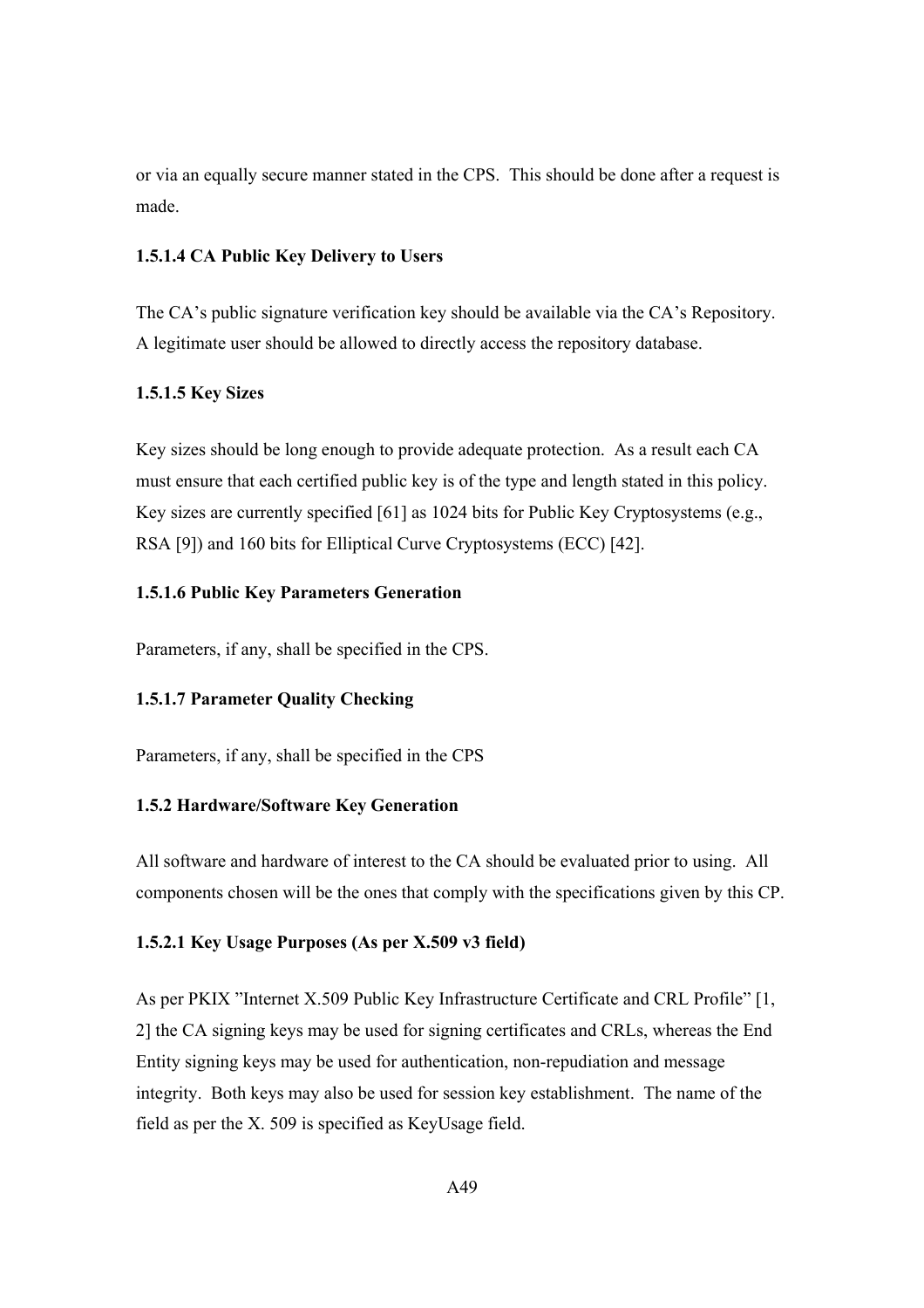or via an equally secure manner stated in the CPS. This should be done after a request is made.

#### 1.5.1.4 CA Public Key Delivery to Users

The CA's public signature verification key should be available via the CA's Repository. A legitimate user should be allowed to directly access the repository database.

#### 1.5.1.5 Key Sizes

Key sizes should be long enough to provide adequate protection. As a result each CA must ensure that each certified public key is of the type and length stated in this policy. Key sizes are currently specified [61] as 1024 bits for Public Key Cryptosystems (e.g., RSA [9]) and 160 bits for Elliptical Curve Cryptosystems (ECC) [42].

#### 1.5.1.6 Public Key Parameters Generation

Parameters, if any, shall be specified in the CPS.

#### 1.5.1.7 Parameter Quality Checking

Parameters, if any, shall be specified in the CPS

### 1.5.2 Hardware/Software Key Generation

All software and hardware of interest to the CA should be evaluated prior to using. All components chosen will be the ones that comply with the specifications given by this CP.

#### 1.5.2.1 Key Usage Purposes (As per X.509 v3 field)

As per PKIX "Internet X.509 Public Key Infrastructure Certificate and CRL Profile" [1, 2] the CA signing keys may be used for signing certificates and CRLs, whereas the End Entity signing keys may be used for authentication, non-repudiation and message integrity. Both keys may also be used for session key establishment. The name of the field as per the X. 509 is specified as KeyUsage field.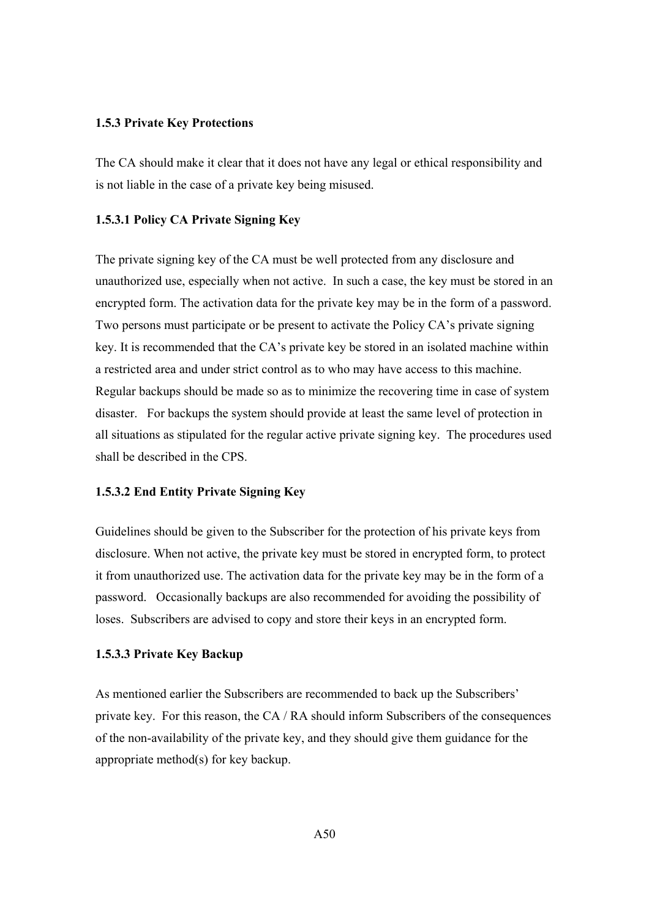### 1.5.3 Private Key Protections

The CA should make it clear that it does not have any legal or ethical responsibility and is not liable in the case of a private key being misused.

#### 1.5.3.1 Policy CA Private Signing Key

The private signing key of the CA must be well protected from any disclosure and unauthorized use, especially when not active. In such a case, the key must be stored in an encrypted form. The activation data for the private key may be in the form of a password. Two persons must participate or be present to activate the Policy CA's private signing key. It is recommended that the CA's private key be stored in an isolated machine within a restricted area and under strict control as to who may have access to this machine. Regular backups should be made so as to minimize the recovering time in case of system disaster. For backups the system should provide at least the same level of protection in all situations as stipulated for the regular active private signing key. The procedures used shall be described in the CPS.

#### 1.5.3.2 End Entity Private Signing Key

Guidelines should be given to the Subscriber for the protection of his private keys from disclosure. When not active, the private key must be stored in encrypted form, to protect it from unauthorized use. The activation data for the private key may be in the form of a password. Occasionally backups are also recommended for avoiding the possibility of loses. Subscribers are advised to copy and store their keys in an encrypted form.

#### 1.5.3.3 Private Key Backup

As mentioned earlier the Subscribers are recommended to back up the Subscribers' private key. For this reason, the CA / RA should inform Subscribers of the consequences of the non-availability of the private key, and they should give them guidance for the appropriate method(s) for key backup.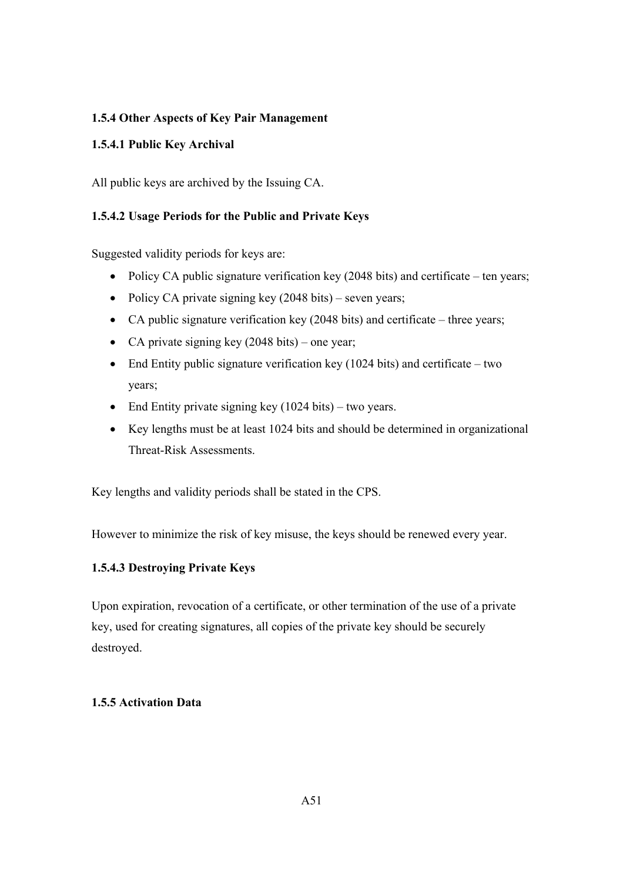### 1.5.4 Other Aspects of Key Pair Management

#### 1.5.4.1 Public Key Archival

All public keys are archived by the Issuing CA.

#### 1.5.4.2 Usage Periods for the Public and Private Keys

Suggested validity periods for keys are:

- Policy CA public signature verification key (2048 bits) and certificate – ten years;
- Policy CA private signing key (2048 bits) – seven years;
- CA public signature verification key (2048 bits) and certificate – three years;
- CA private signing key (2048 bits) – one year;
- End Entity public signature verification key (1024 bits) and certificate – two years;
- End Entity private signing key (1024 bits) – two years.
- Key lengths must be at least 1024 bits and should be determined in organizational Threat-Risk Assessments.

Key lengths and validity periods shall be stated in the CPS.

However to minimize the risk of key misuse, the keys should be renewed every year.

#### 1.5.4.3 Destroying Private Keys

Upon expiration, revocation of a certificate, or other termination of the use of a private key, used for creating signatures, all copies of the private key should be securely destroyed.

### 1.5.5 Activation Data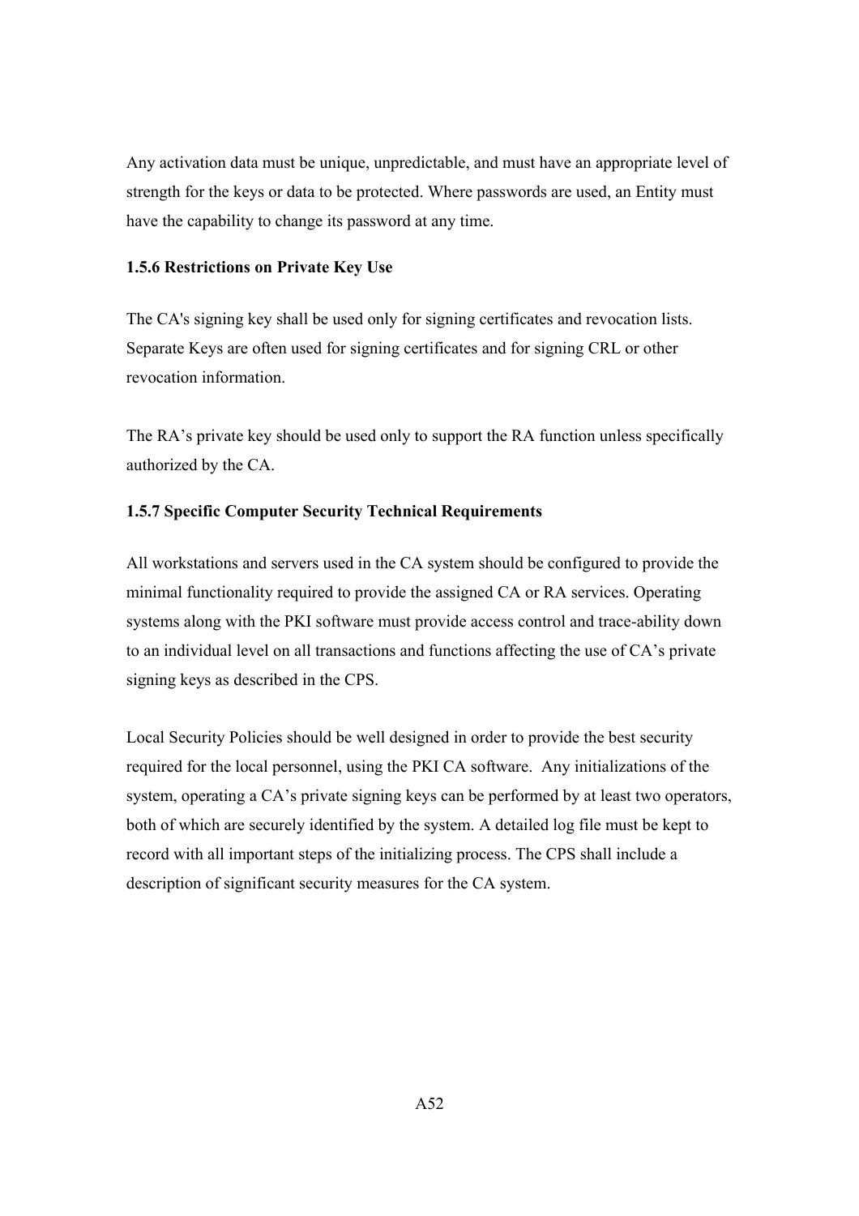Any activation data must be unique, unpredictable, and must have an appropriate level of strength for the keys or data to be protected. Where passwords are used, an Entity must have the capability to change its password at any time.

### 1.5.6 Restrictions on Private Key Use

The CA's signing key shall be used only for signing certificates and revocation lists. Separate Keys are often used for signing certificates and for signing CRL or other revocation information.

The RA's private key should be used only to support the RA function unless specifically authorized by the CA.

### 1.5.7 Specific Computer Security Technical Requirements

All workstations and servers used in the CA system should be configured to provide the minimal functionality required to provide the assigned CA or RA services. Operating systems along with the PKI software must provide access control and trace-ability down to an individual level on all transactions and functions affecting the use of CA's private signing keys as described in the CPS.

Local Security Policies should be well designed in order to provide the best security required for the local personnel, using the PKI CA software.  Any initializations of the system, operating a CA's private signing keys can be performed by at least two operators, both of which are securely identified by the system. A detailed log file must be kept to record with all important steps of the initializing process. The CPS shall include a description of significant security measures for the CA system.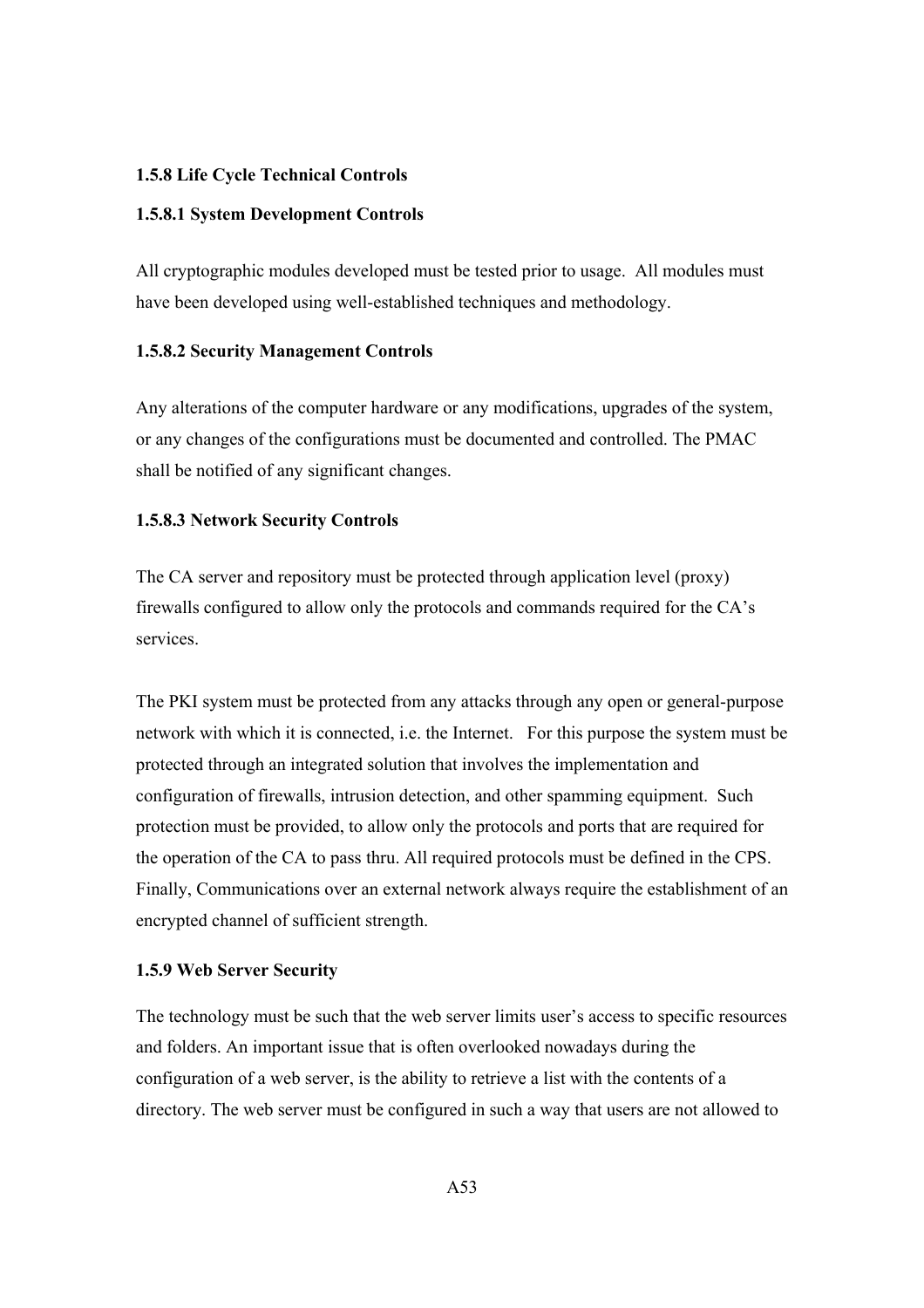### 1.5.8 Life Cycle Technical Controls

#### 1.5.8.1 System Development Controls

All cryptographic modules developed must be tested prior to usage. All modules must have been developed using well-established techniques and methodology.

#### 1.5.8.2 Security Management Controls

Any alterations of the computer hardware or any modifications, upgrades of the system, or any changes of the configurations must be documented and controlled. The PMAC shall be notified of any significant changes.

#### 1.5.8.3 Network Security Controls

The CA server and repository must be protected through application level (proxy) firewalls configured to allow only the protocols and commands required for the CA's services.

The PKI system must be protected from any attacks through any open or general-purpose network with which it is connected, i.e. the Internet. For this purpose the system must be protected through an integrated solution that involves the implementation and configuration of firewalls, intrusion detection, and other spamming equipment. Such protection must be provided, to allow only the protocols and ports that are required for the operation of the CA to pass thru. All required protocols must be defined in the CPS. Finally, Communications over an external network always require the establishment of an encrypted channel of sufficient strength.

### 1.5.9 Web Server Security

The technology must be such that the web server limits user's access to specific resources and folders. An important issue that is often overlooked nowadays during the configuration of a web server, is the ability to retrieve a list with the contents of a directory. The web server must be configured in such a way that users are not allowed to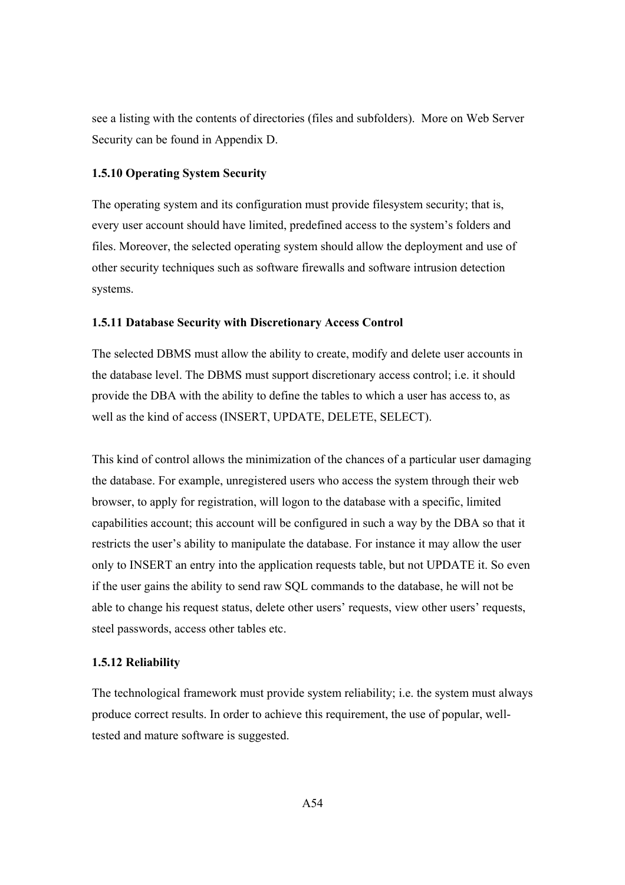see a listing with the contents of directories (files and subfolders). More on Web Server Security can be found in Appendix D.

### 1.5.10 Operating System Security

The operating system and its configuration must provide filesystem security; that is, every user account should have limited, predefined access to the system's folders and files. Moreover, the selected operating system should allow the deployment and use of other security techniques such as software firewalls and software intrusion detection systems.

### 1.5.11 Database Security with Discretionary Access Control

The selected DBMS must allow the ability to create, modify and delete user accounts in the database level. The DBMS must support discretionary access control; i.e. it should provide the DBA with the ability to define the tables to which a user has access to, as well as the kind of access (INSERT, UPDATE, DELETE, SELECT).

This kind of control allows the minimization of the chances of a particular user damaging the database. For example, unregistered users who access the system through their web browser, to apply for registration, will logon to the database with a specific, limited capabilities account; this account will be configured in such a way by the DBA so that it restricts the user's ability to manipulate the database. For instance it may allow the user only to INSERT an entry into the application requests table, but not UPDATE it. So even if the user gains the ability to send raw SQL commands to the database, he will not be able to change his request status, delete other users' requests, view other users' requests, steel passwords, access other tables etc.

### 1.5.12 Reliability

The technological framework must provide system reliability; i.e. the system must always produce correct results. In order to achieve this requirement, the use of popular, well-tested and mature software is suggested.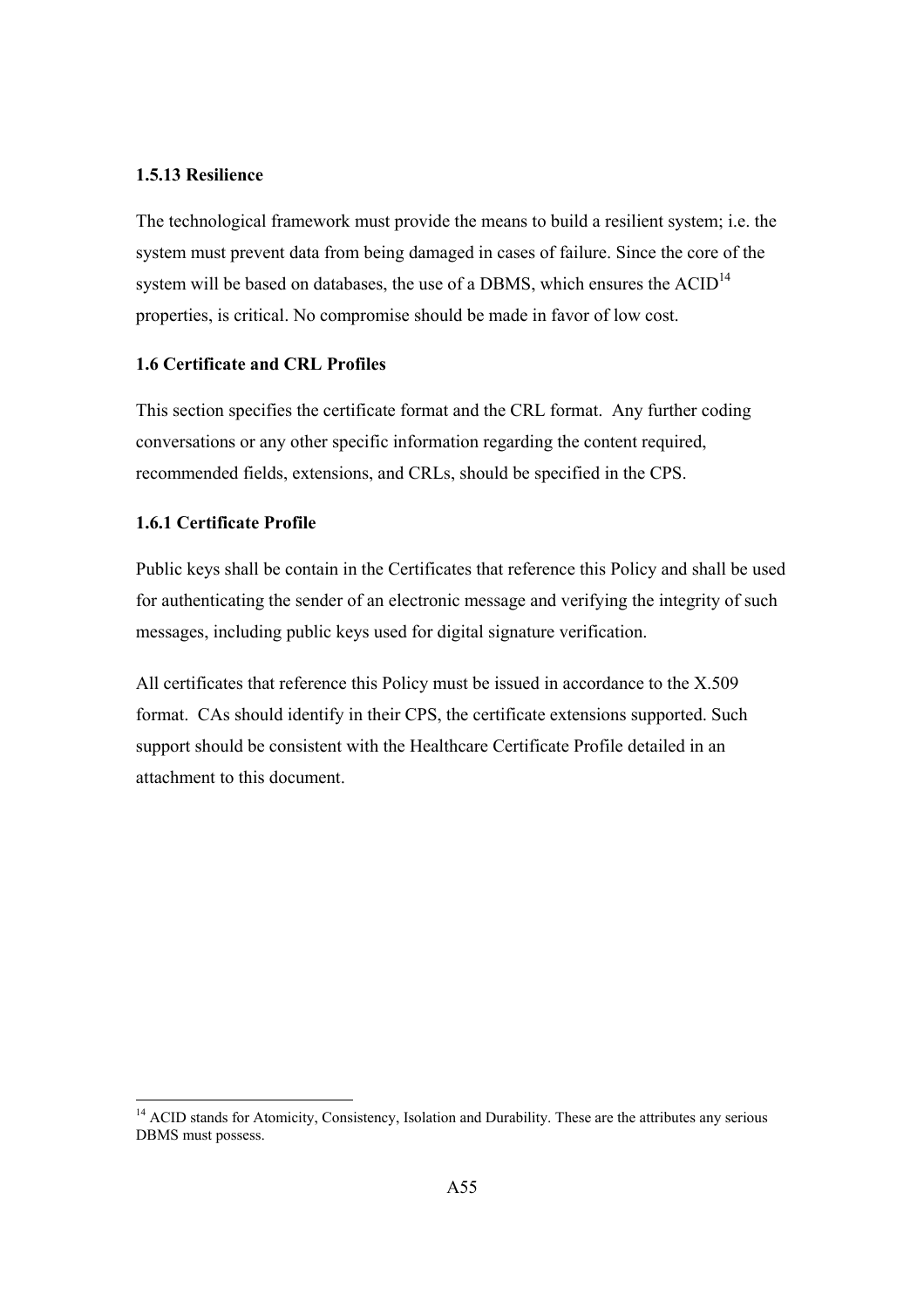### 1.5.13 Resilience

The technological framework must provide the means to build a resilient system; i.e. the system must prevent data from being damaged in cases of failure. Since the core of the system will be based on databases, the use of a DBMS, which ensures the ACID[14] properties, is critical. No compromise should be made in favor of low cost.

## 1.6 Certificate and CRL Profiles

This section specifies the certificate format and the CRL format. Any further coding conversations or any other specific information regarding the content required, recommended fields, extensions, and CRLs, should be specified in the CPS.

### 1.6.1 Certificate Profile

Public keys shall be contain in the Certificates that reference this Policy and shall be used for authenticating the sender of an electronic message and verifying the integrity of such messages, including public keys used for digital signature verification.

All certificates that reference this Policy must be issued in accordance to the X.509 format. CAs should identify in their CPS, the certificate extensions supported. Such support should be consistent with the Healthcare Certificate Profile detailed in an attachment to this document.

[14] ACID stands for Atomicity, Consistency, Isolation and Durability. These are the attributes any serious DBMS must possess.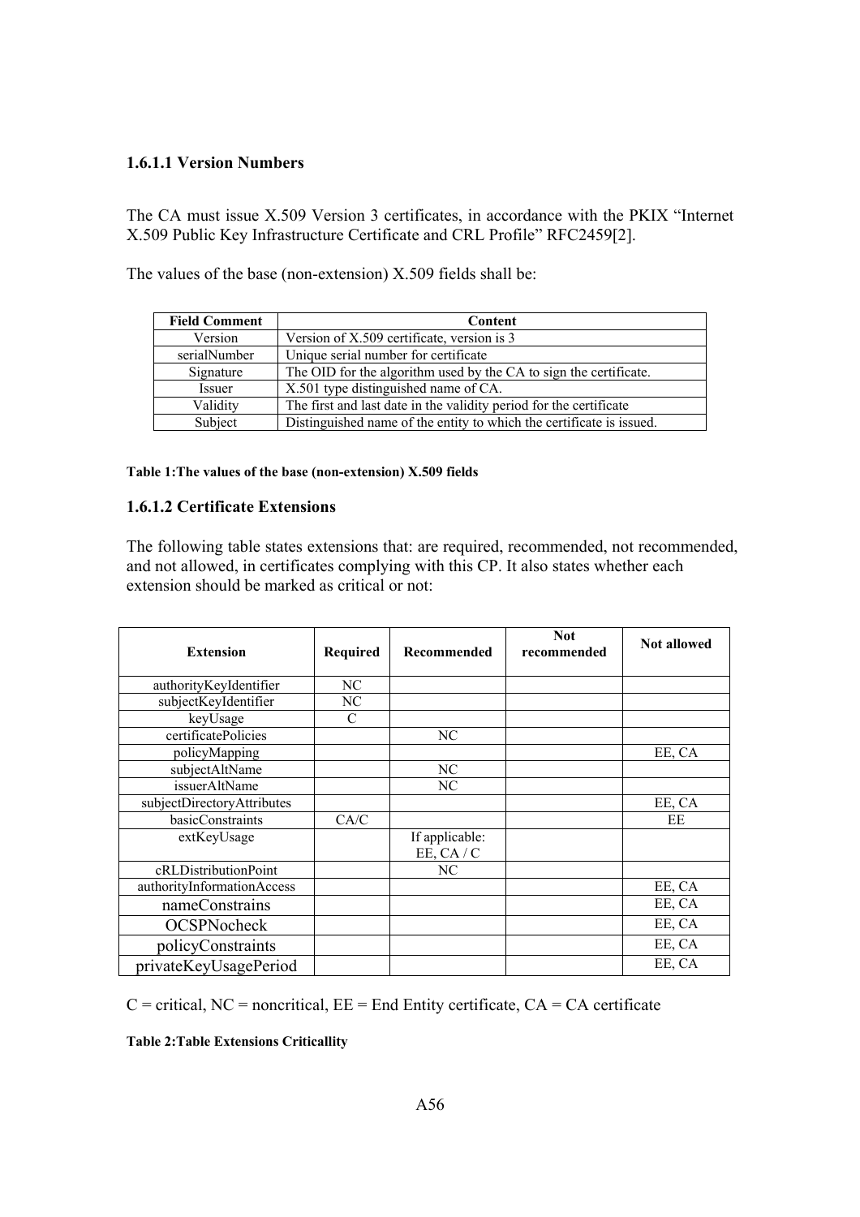### 1.6.1.1 Version Numbers

The CA must issue X.509 Version 3 certificates, in accordance with the PKIX "Internet X.509 Public Key Infrastructure Certificate and CRL Profile" RFC2459[2].

The values of the base (non-extension) X.509 fields shall be:

| Field Comment | Content |
|---|---|
| Version | Version of X.509 certificate, version is 3 |
| serialNumber | Unique serial number for certificate |
| Signature | The OID for the algorithm used by the CA to sign the certificate. |
| Issuer | X.501 type distinguished name of CA. |
| Validity | The first and last date in the validity period for the certificate |
| Subject | Distinguished name of the entity to which the certificate is issued. |

**Table 1:The values of the base (non-extension) X.509 fields**

### 1.6.1.2 Certificate Extensions

The following table states extensions that: are required, recommended, not recommended, and not allowed, in certificates complying with this CP. It also states whether each extension should be marked as critical or not:

| Extension | Required | Recommended | Not recommended | Not allowed |
|---|---|---|---|---|
| authorityKeyIdentifier | NC | | | |
| subjectKeyIdentifier | NC | | | |
| keyUsage | C | | | |
| certificatePolicies | | NC | | |
| policyMapping | | | | EE, CA |
| subjectAltName | | NC | | |
| issuerAltName | | NC | | |
| subjectDirectoryAttributes | | | | EE, CA |
| basicConstraints | CA/C | | | EE |
| extKeyUsage | | If applicable: EE, CA / C | | |
| cRLDistributionPoint | | NC | | |
| authorityInformationAccess | | | | EE, CA |
| nameConstrains | | | | EE, CA |
| OCSPNocheck | | | | EE, CA |
| policyConstraints | | | | EE, CA |
| privateKeyUsagePeriod | | | | EE, CA |

C = critical, NC = noncritical, EE = End Entity certificate, CA = CA certificate

**Table 2:Table Extensions Criticallity**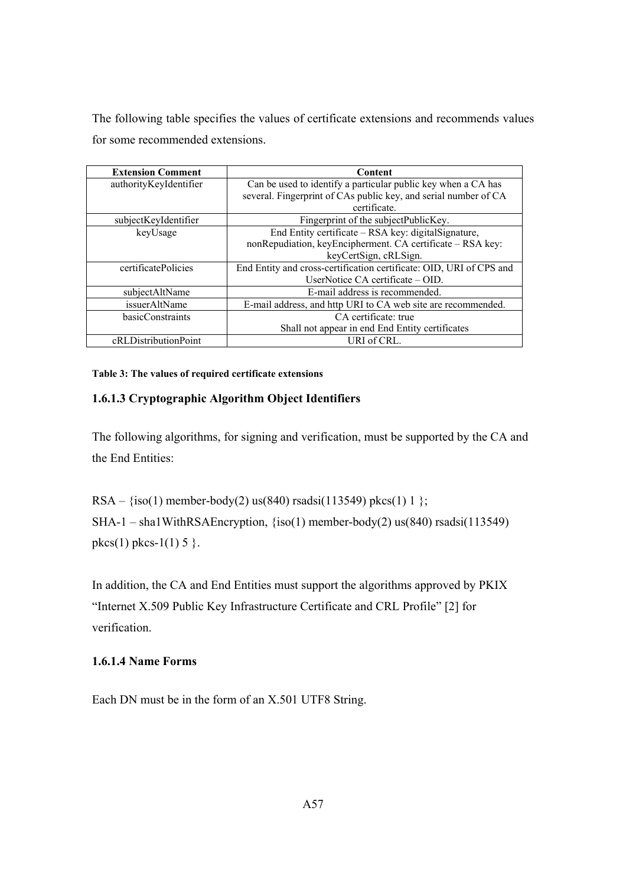The following table specifies the values of certificate extensions and recommends values for some recommended extensions.

| Extension Comment | Content |
|---|---|
| authorityKeyIdentifier | Can be used to identify a particular public key when a CA has several. Fingerprint of CAs public key, and serial number of CA certificate. |
| subjectKeyIdentifier | Fingerprint of the subjectPublicKey. |
| keyUsage | End Entity certificate – RSA key: digitalSignature, nonRepudiation, keyEncipherment. CA certificate – RSA key: keyCertSign, cRLSign. |
| certificatePolicies | End Entity and cross-certification certificate: OID, URI of CPS and UserNotice CA certificate – OID. |
| subjectAltName | E-mail address is recommended. |
| issuerAltName | E-mail address, and http URI to CA web site are recommended. |
| basicConstraints | CA certificate: true<br>Shall not appear in end End Entity certificates |
| cRLDistributionPoint | URI of CRL. |

**Table 3: The values of required certificate extensions**

### 1.6.1.3 Cryptographic Algorithm Object Identifiers

The following algorithms, for signing and verification, must be supported by the CA and the End Entities:

RSA – {iso(1) member-body(2) us(840) rsadsi(113549) pkcs(1) 1 };
SHA-1 – sha1WithRSAEncryption, {iso(1) member-body(2) us(840) rsadsi(113549) pkcs(1) pkcs-1(1) 5 }.

In addition, the CA and End Entities must support the algorithms approved by PKIX "Internet X.509 Public Key Infrastructure Certificate and CRL Profile" [2] for verification.

### 1.6.1.4 Name Forms

Each DN must be in the form of an X.501 UTF8 String.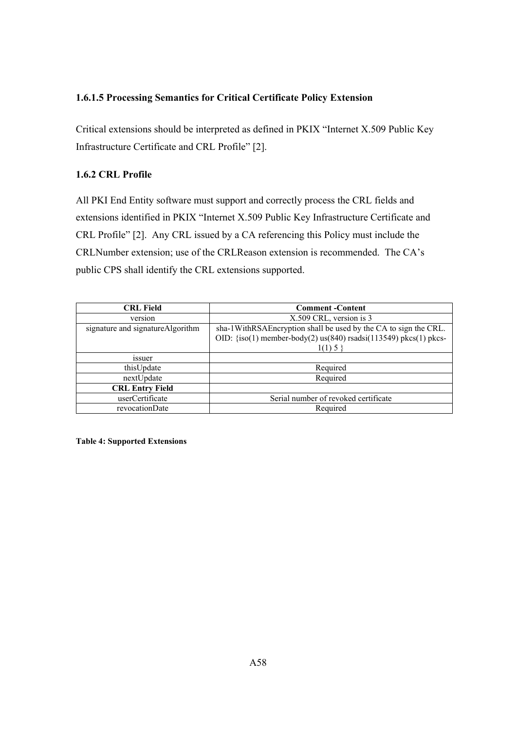#### 1.6.1.5 Processing Semantics for Critical Certificate Policy Extension

Critical extensions should be interpreted as defined in PKIX "Internet X.509 Public Key Infrastructure Certificate and CRL Profile" [2].

### 1.6.2 CRL Profile

All PKI End Entity software must support and correctly process the CRL fields and extensions identified in PKIX "Internet X.509 Public Key Infrastructure Certificate and CRL Profile" [2]. Any CRL issued by a CA referencing this Policy must include the CRLNumber extension; use of the CRLReason extension is recommended. The CA's public CPS shall identify the CRL extensions supported.

| CRL Field | Comment -Content |
|---|---|
| version | X.509 CRL, version is 3 |
| signature and signatureAlgorithm | sha-1WithRSAEncryption shall be used by the CA to sign the CRL. OID: {iso(1) member-body(2) us(840) rsadsi(113549) pkcs(1) pkcs-1(1) 5 } |
| issuer | |
| thisUpdate | Required |
| nextUpdate | Required |
| **CRL Entry Field** | |
| userCertificate | Serial number of revoked certificate |
| revocationDate | Required |

**Table 4: Supported Extensions**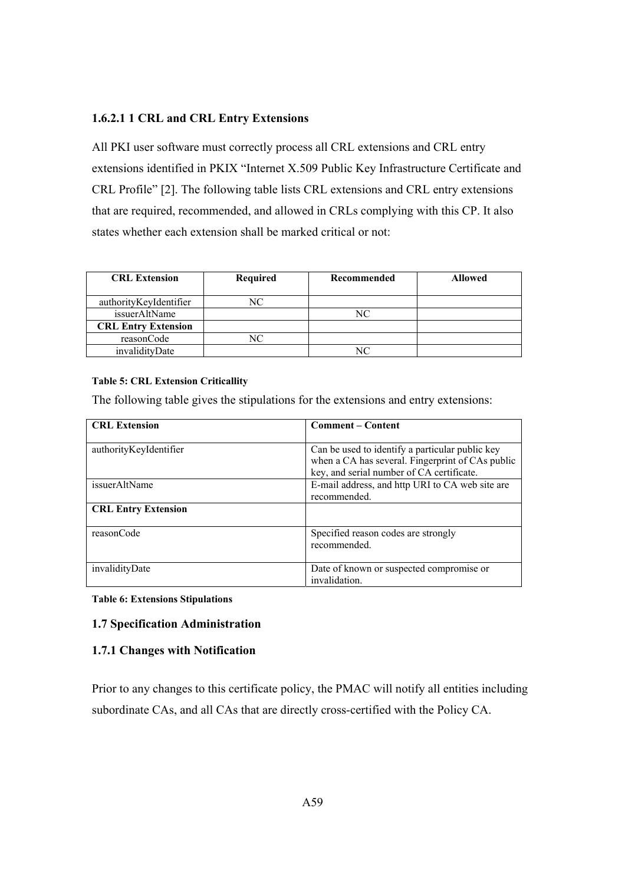#### 1.6.2.1 1 CRL and CRL Entry Extensions

All PKI user software must correctly process all CRL extensions and CRL entry extensions identified in PKIX "Internet X.509 Public Key Infrastructure Certificate and CRL Profile" [2]. The following table lists CRL extensions and CRL entry extensions that are required, recommended, and allowed in CRLs complying with this CP. It also states whether each extension shall be marked critical or not:

| CRL Extension | Required | Recommended | Allowed |
|---|---|---|---|
| authorityKeyIdentifier | NC | | |
| issuerAltName | | NC | |
| **CRL Entry Extension** | | | |
| reasonCode | NC | | |
| invalidityDate | | NC | |

**Table 5: CRL Extension Criticallity**

The following table gives the stipulations for the extensions and entry extensions:

| CRL Extension | Comment – Content |
|---|---|
| authorityKeyIdentifier | Can be used to identify a particular public key when a CA has several. Fingerprint of CAs public key, and serial number of CA certificate. |
| issuerAltName | E-mail address, and http URI to CA web site are recommended. |
| **CRL Entry Extension** | |
| reasonCode | Specified reason codes are strongly recommended. |
| invalidityDate | Date of known or suspected compromise or invalidation. |

**Table 6: Extensions Stipulations**

### 1.7 Specification Administration

#### 1.7.1 Changes with Notification

Prior to any changes to this certificate policy, the PMAC will notify all entities including subordinate CAs, and all CAs that are directly cross-certified with the Policy CA.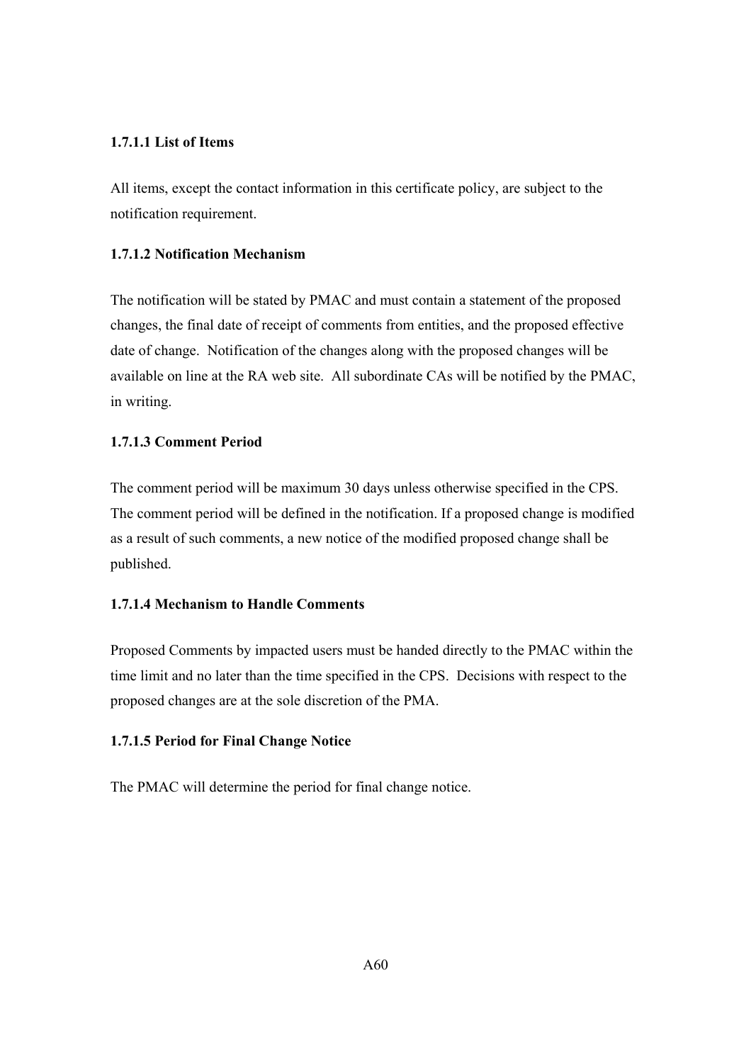#### 1.7.1.1 List of Items

All items, except the contact information in this certificate policy, are subject to the notification requirement.

#### 1.7.1.2 Notification Mechanism

The notification will be stated by PMAC and must contain a statement of the proposed changes, the final date of receipt of comments from entities, and the proposed effective date of change. Notification of the changes along with the proposed changes will be available on line at the RA web site. All subordinate CAs will be notified by the PMAC, in writing.

#### 1.7.1.3 Comment Period

The comment period will be maximum 30 days unless otherwise specified in the CPS. The comment period will be defined in the notification. If a proposed change is modified as a result of such comments, a new notice of the modified proposed change shall be published.

#### 1.7.1.4 Mechanism to Handle Comments

Proposed Comments by impacted users must be handed directly to the PMAC within the time limit and no later than the time specified in the CPS. Decisions with respect to the proposed changes are at the sole discretion of the PMA.

#### 1.7.1.5 Period for Final Change Notice

The PMAC will determine the period for final change notice.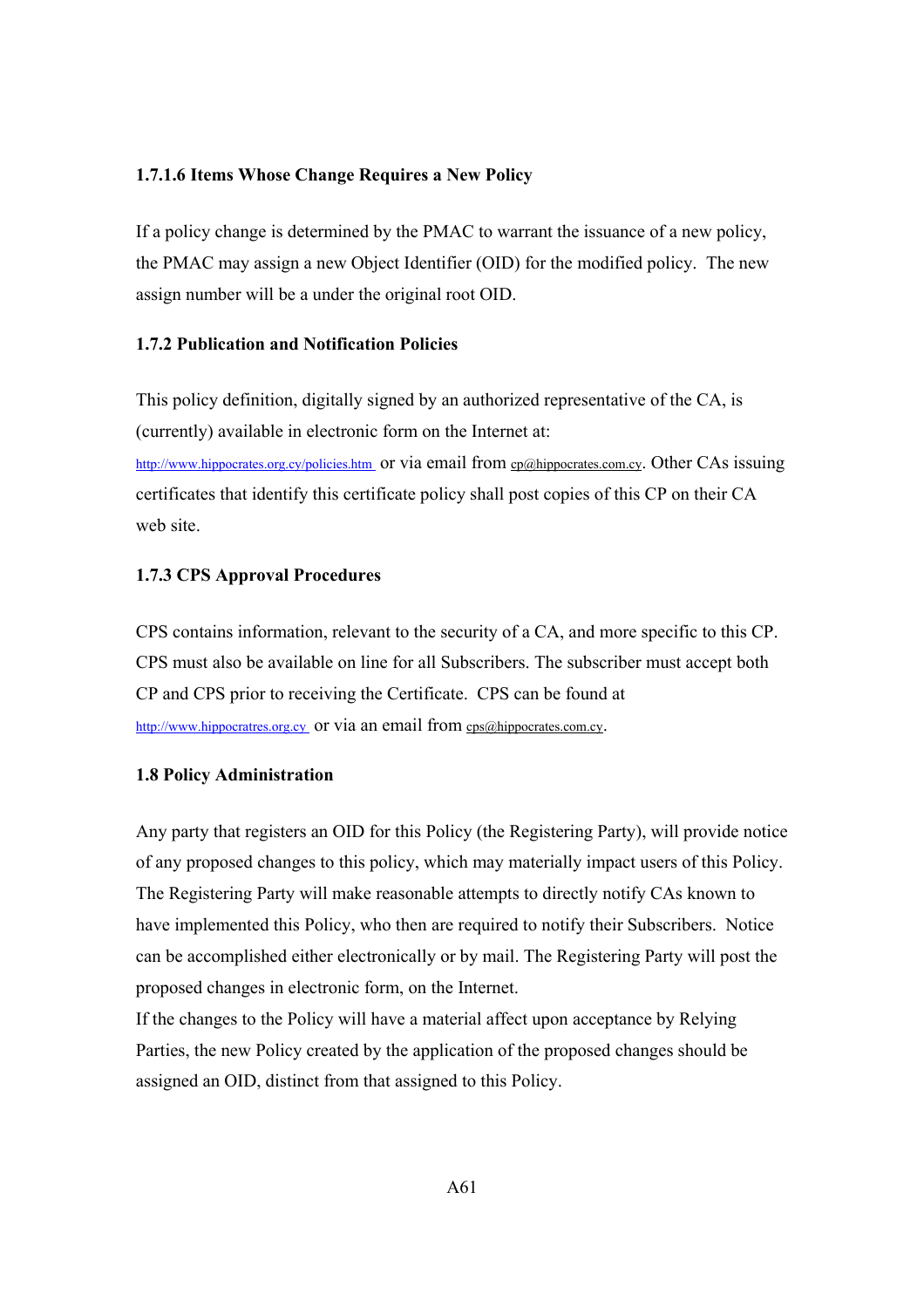#### 1.7.1.6 Items Whose Change Requires a New Policy

If a policy change is determined by the PMAC to warrant the issuance of a new policy, the PMAC may assign a new Object Identifier (OID) for the modified policy. The new assign number will be a under the original root OID.

### 1.7.2 Publication and Notification Policies

This policy definition, digitally signed by an authorized representative of the CA, is (currently) available in electronic form on the Internet at: http://www.hippocrates.org.cy/policies.htm or via email from cp@hippocrates.com.cy. Other CAs issuing certificates that identify this certificate policy shall post copies of this CP on their CA web site.

### 1.7.3 CPS Approval Procedures

CPS contains information, relevant to the security of a CA, and more specific to this CP. CPS must also be available on line for all Subscribers. The subscriber must accept both CP and CPS prior to receiving the Certificate. CPS can be found at http://www.hippocratres.org.cy or via an email from cps@hippocrates.com.cy.

## 1.8 Policy Administration

Any party that registers an OID for this Policy (the Registering Party), will provide notice of any proposed changes to this policy, which may materially impact users of this Policy. The Registering Party will make reasonable attempts to directly notify CAs known to have implemented this Policy, who then are required to notify their Subscribers. Notice can be accomplished either electronically or by mail. The Registering Party will post the proposed changes in electronic form, on the Internet.

If the changes to the Policy will have a material affect upon acceptance by Relying Parties, the new Policy created by the application of the proposed changes should be assigned an OID, distinct from that assigned to this Policy.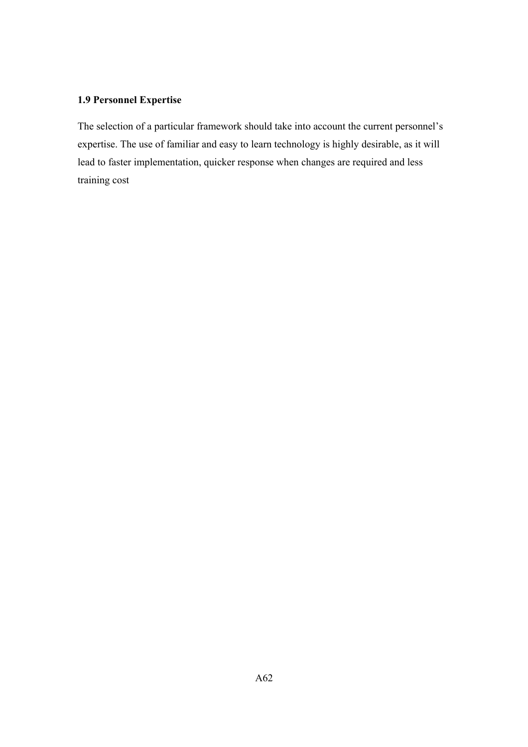### 1.9 Personnel Expertise

The selection of a particular framework should take into account the current personnel's expertise. The use of familiar and easy to learn technology is highly desirable, as it will lead to faster implementation, quicker response when changes are required and less training cost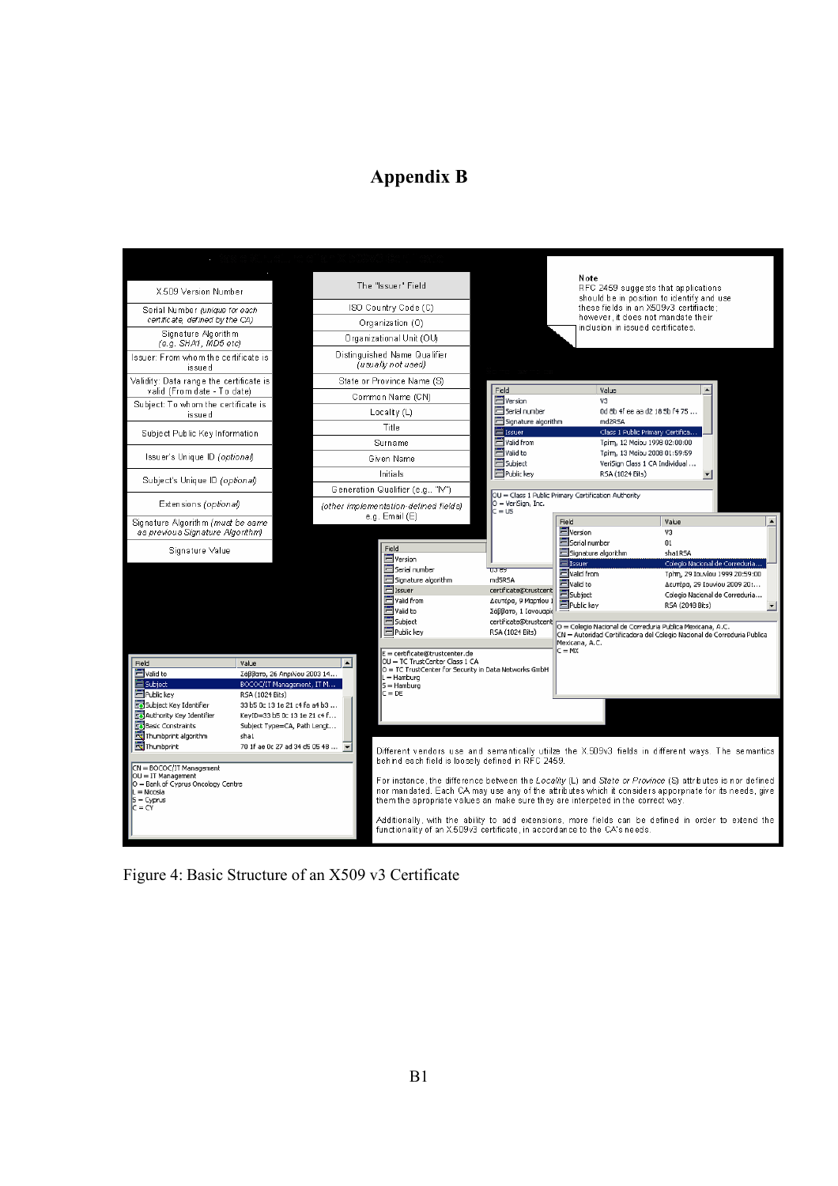# Appendix B

| X509 Version Number |
|---|
| Serial Number *(unique for each certificate, defined by the CA)* |
| Signature Algorithm *(e.g. SHA1, MD5 etc)* |
| Issuer: From whom the certificate is issued |
| Validity: Data range the certificate is valid (From date - To date) |
| Subject: To whom the certificate is issued |
| Subject Public Key Information |
| Issuer's Unique ID *(optional)* |
| Subject's Unique ID *(optional)* |
| Extensions *(optional)* |
| Signature Algorithm *(must be same as previous Signature Algorithm)* |
| Signature Value |

| The "Issuer" Field |
|---|
| ISO Country Code (C) |
| Organization (O) |
| Organizational Unit (OU) |
| Distinguished Name Qualifier *(usually not used)* |
| State or Province Name (S) |
| Common Name (CN) |
| Locality (L) |
| Title |
| Surname |
| Given Name |
| Initials |
| Generation Qualifier (e.g. "IV") |
| *(other implementation-defined fields)* e.g. Email (E) |

**Note**
RFC 2459 suggests that applications should be in position to identify and use these fields in an X509v3 certificate; however, it does not mandate their inclusion in issued certificates.

Different vendors use and semantically utilize the X.509v3 fields in different ways. The semantics behind each field is loosely defined in RFC 2459.

For instance, the difference between the *Locality* (L) and *State or Province* (S) attributes is nor defined nor mandated. Each CA may use any of the attributes which it considers appropriate for its needs, give them the apropriate values an make sure they are interpeted in the correct way.

Additionally, with the ability to add extensions, more fields can be defined in order to extend the functionality of an X.509v3 certificate, in accordance to the CA's needs.

Figure 4: Basic Structure of an X509 v3 Certificate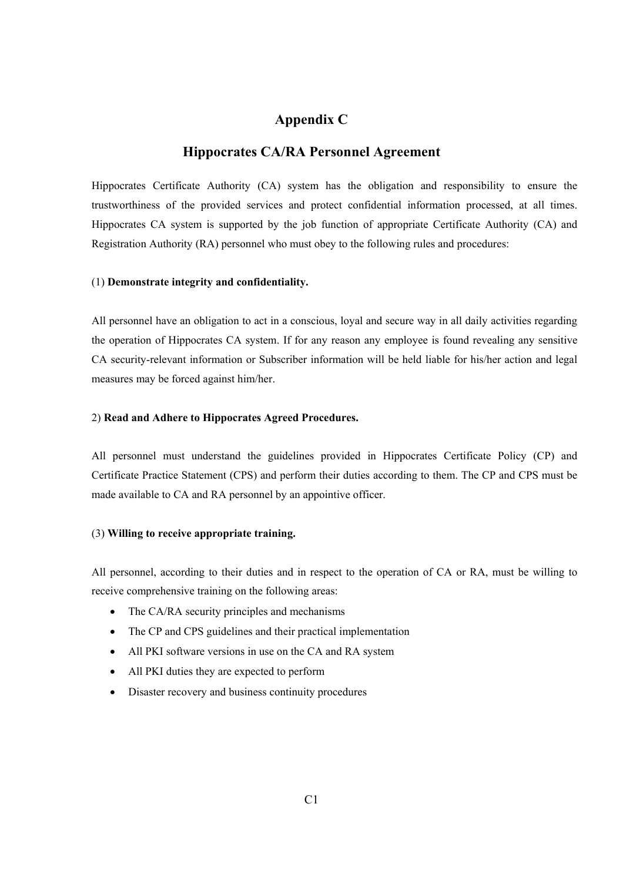# Appendix C

## Hippocrates CA/RA Personnel Agreement

Hippocrates Certificate Authority (CA) system has the obligation and responsibility to ensure the trustworthiness of the provided services and protect confidential information processed, at all times. Hippocrates CA system is supported by the job function of appropriate Certificate Authority (CA) and Registration Authority (RA) personnel who must obey to the following rules and procedures:

(1) **Demonstrate integrity and confidentiality.**

All personnel have an obligation to act in a conscious, loyal and secure way in all daily activities regarding the operation of Hippocrates CA system. If for any reason any employee is found revealing any sensitive CA security-relevant information or Subscriber information will be held liable for his/her action and legal measures may be forced against him/her.

2) **Read and Adhere to Hippocrates Agreed Procedures.**

All personnel must understand the guidelines provided in Hippocrates Certificate Policy (CP) and Certificate Practice Statement (CPS) and perform their duties according to them. The CP and CPS must be made available to CA and RA personnel by an appointive officer.

(3) **Willing to receive appropriate training.**

All personnel, according to their duties and in respect to the operation of CA or RA, must be willing to receive comprehensive training on the following areas:

- The CA/RA security principles and mechanisms
- The CP and CPS guidelines and their practical implementation
- All PKI software versions in use on the CA and RA system
- All PKI duties they are expected to perform
- Disaster recovery and business continuity procedures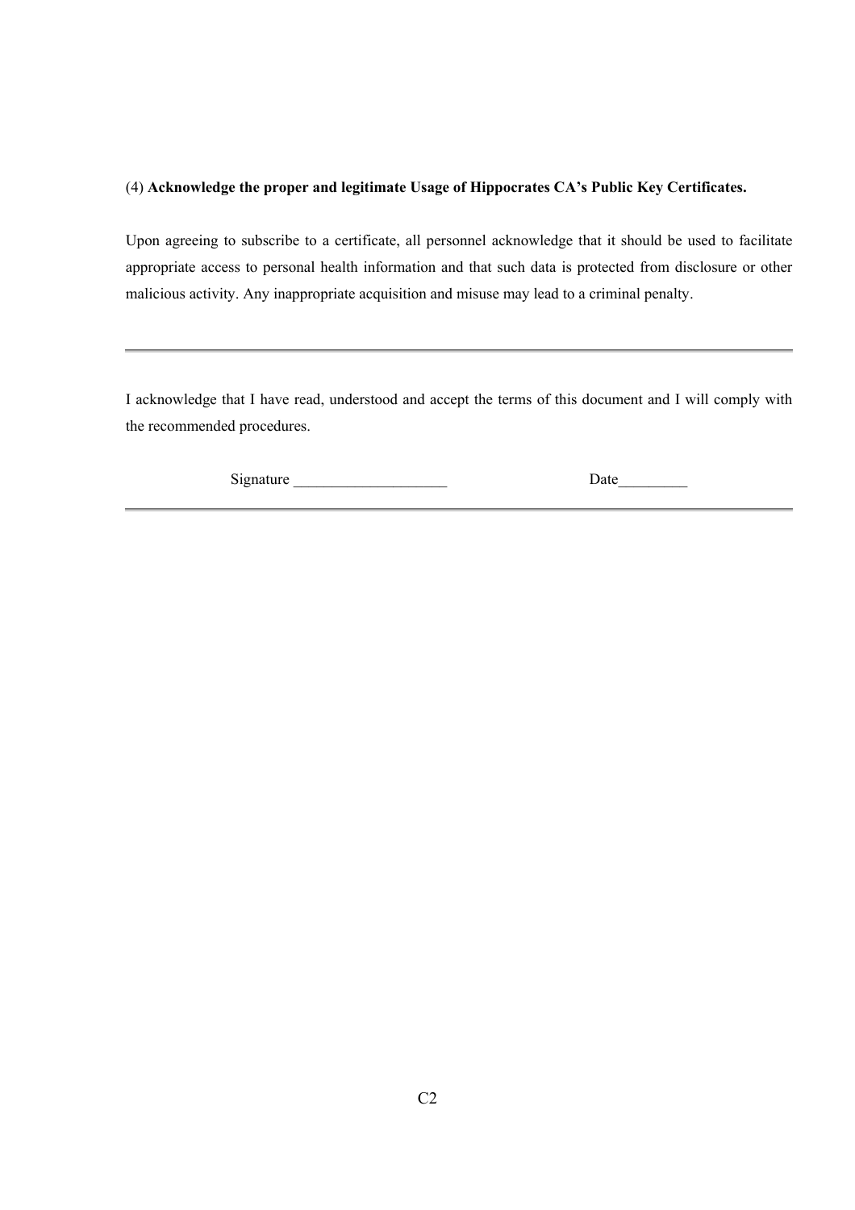(4) **Acknowledge the proper and legitimate Usage of Hippocrates CA's Public Key Certificates.**

Upon agreeing to subscribe to a certificate, all personnel acknowledge that it should be used to facilitate appropriate access to personal health information and that such data is protected from disclosure or other malicious activity. Any inappropriate acquisition and misuse may lead to a criminal penalty.

---

I acknowledge that I have read, understood and accept the terms of this document and I will comply with the recommended procedures.

Signature ____________________ Date_________

---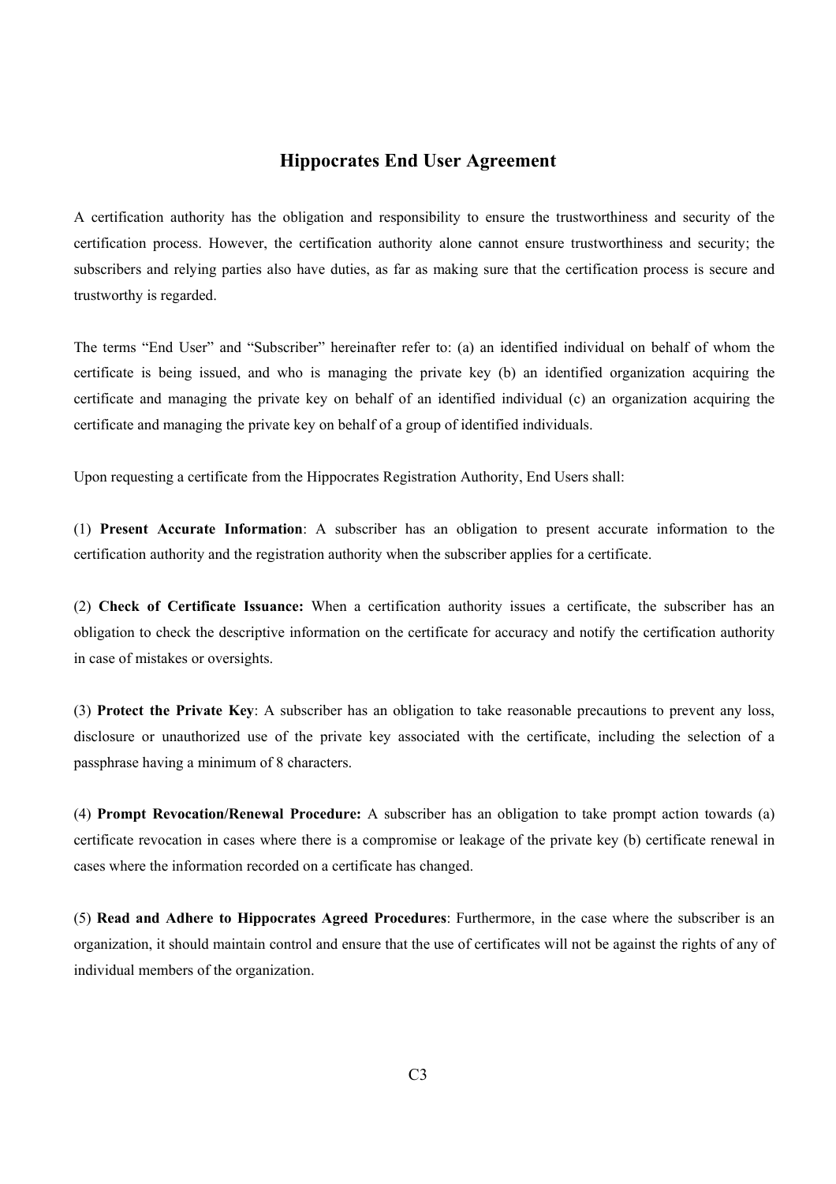# Hippocrates End User Agreement

A certification authority has the obligation and responsibility to ensure the trustworthiness and security of the certification process. However, the certification authority alone cannot ensure trustworthiness and security; the subscribers and relying parties also have duties, as far as making sure that the certification process is secure and trustworthy is regarded.

The terms "End User" and "Subscriber" hereinafter refer to: (a) an identified individual on behalf of whom the certificate is being issued, and who is managing the private key (b) an identified organization acquiring the certificate and managing the private key on behalf of an identified individual (c) an organization acquiring the certificate and managing the private key on behalf of a group of identified individuals.

Upon requesting a certificate from the Hippocrates Registration Authority, End Users shall:

(1) **Present Accurate Information**: A subscriber has an obligation to present accurate information to the certification authority and the registration authority when the subscriber applies for a certificate.

(2) **Check of Certificate Issuance:** When a certification authority issues a certificate, the subscriber has an obligation to check the descriptive information on the certificate for accuracy and notify the certification authority in case of mistakes or oversights.

(3) **Protect the Private Key**: A subscriber has an obligation to take reasonable precautions to prevent any loss, disclosure or unauthorized use of the private key associated with the certificate, including the selection of a passphrase having a minimum of 8 characters.

(4) **Prompt Revocation/Renewal Procedure:** A subscriber has an obligation to take prompt action towards (a) certificate revocation in cases where there is a compromise or leakage of the private key (b) certificate renewal in cases where the information recorded on a certificate has changed.

(5) **Read and Adhere to Hippocrates Agreed Procedures**: Furthermore, in the case where the subscriber is an organization, it should maintain control and ensure that the use of certificates will not be against the rights of any of individual members of the organization.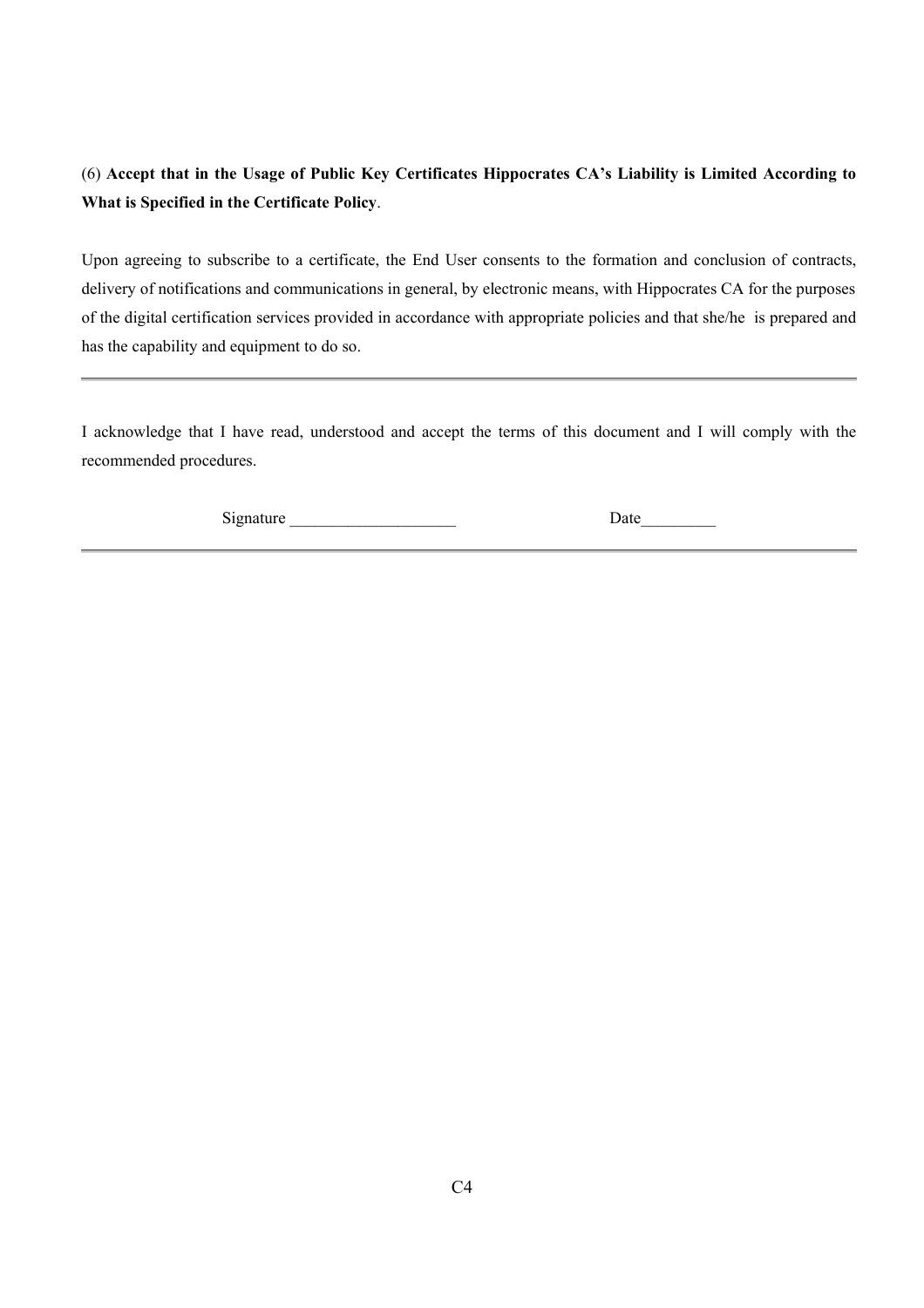(6) **Accept that in the Usage of Public Key Certificates Hippocrates CA's Liability is Limited According to What is Specified in the Certificate Policy**.

Upon agreeing to subscribe to a certificate, the End User consents to the formation and conclusion of contracts, delivery of notifications and communications in general, by electronic means, with Hippocrates CA for the purposes of the digital certification services provided in accordance with appropriate policies and that she/he is prepared and has the capability and equipment to do so.

---

I acknowledge that I have read, understood and accept the terms of this document and I will comply with the recommended procedures.

Signature ____________________ Date_________

---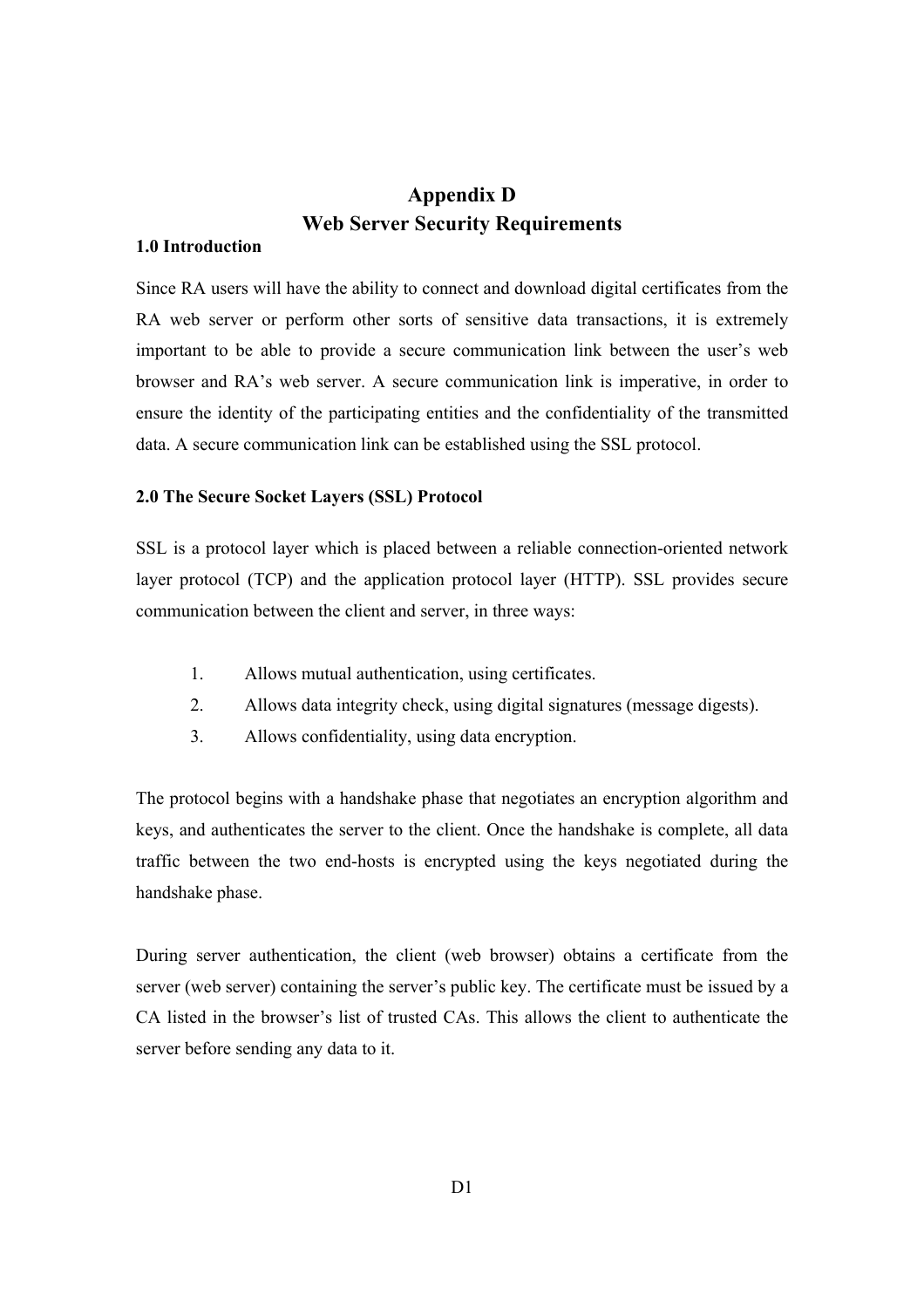# Appendix D
# Web Server Security Requirements

### 1.0 Introduction

Since RA users will have the ability to connect and download digital certificates from the RA web server or perform other sorts of sensitive data transactions, it is extremely important to be able to provide a secure communication link between the user's web browser and RA's web server. A secure communication link is imperative, in order to ensure the identity of the participating entities and the confidentiality of the transmitted data. A secure communication link can be established using the SSL protocol.

### 2.0 The Secure Socket Layers (SSL) Protocol

SSL is a protocol layer which is placed between a reliable connection-oriented network layer protocol (TCP) and the application protocol layer (HTTP). SSL provides secure communication between the client and server, in three ways:

1. Allows mutual authentication, using certificates.
2. Allows data integrity check, using digital signatures (message digests).
3. Allows confidentiality, using data encryption.

The protocol begins with a handshake phase that negotiates an encryption algorithm and keys, and authenticates the server to the client. Once the handshake is complete, all data traffic between the two end-hosts is encrypted using the keys negotiated during the handshake phase.

During server authentication, the client (web browser) obtains a certificate from the server (web server) containing the server's public key. The certificate must be issued by a CA listed in the browser's list of trusted CAs. This allows the client to authenticate the server before sending any data to it.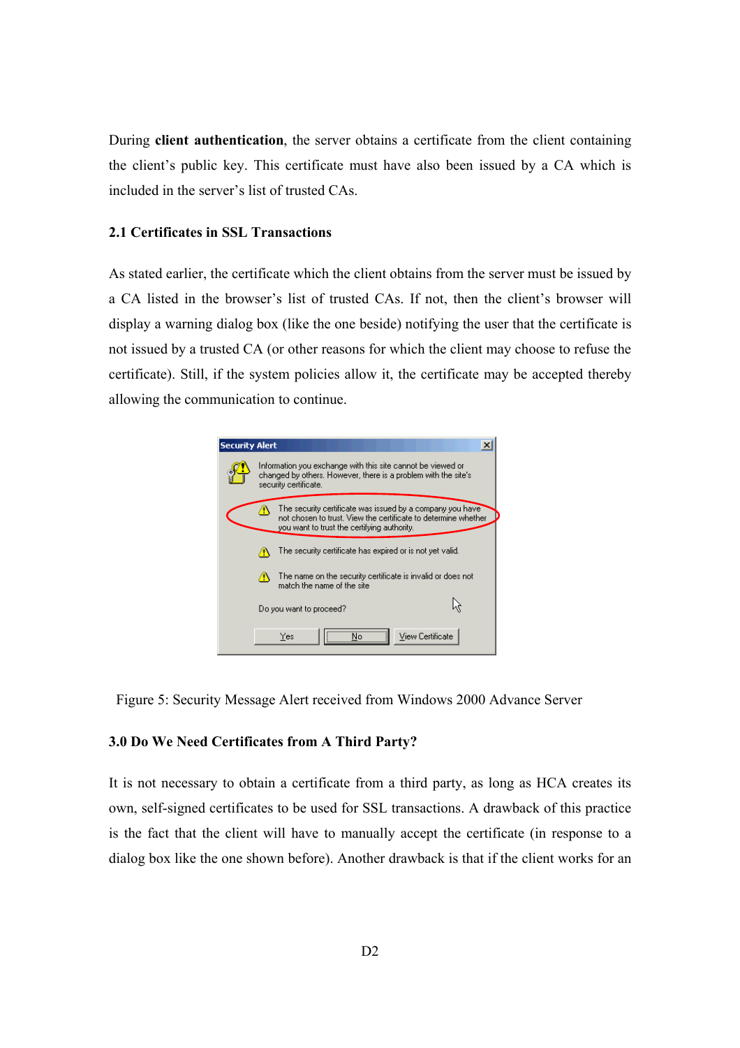During **client authentication**, the server obtains a certificate from the client containing the client's public key. This certificate must have also been issued by a CA which is included in the server's list of trusted CAs.

### 2.1 Certificates in SSL Transactions

As stated earlier, the certificate which the client obtains from the server must be issued by a CA listed in the browser's list of trusted CAs. If not, then the client's browser will display a warning dialog box (like the one beside) notifying the user that the certificate is not issued by a trusted CA (or other reasons for which the client may choose to refuse the certificate). Still, if the system policies allow it, the certificate may be accepted thereby allowing the communication to continue.

Figure 5: Security Message Alert received from Windows 2000 Advance Server

## 3.0 Do We Need Certificates from A Third Party?

It is not necessary to obtain a certificate from a third party, as long as HCA creates its own, self-signed certificates to be used for SSL transactions. A drawback of this practice is the fact that the client will have to manually accept the certificate (in response to a dialog box like the one shown before). Another drawback is that if the client works for an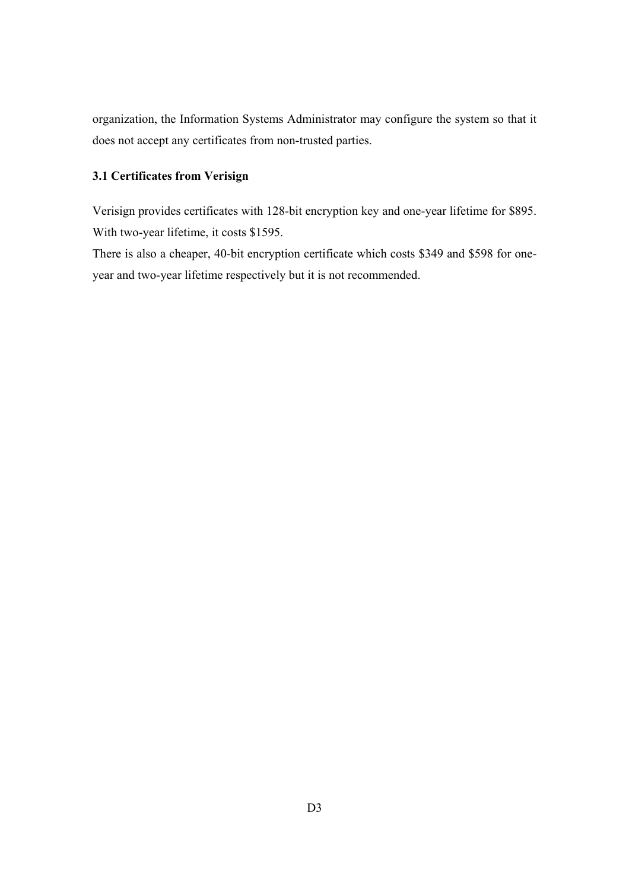organization, the Information Systems Administrator may configure the system so that it does not accept any certificates from non-trusted parties.

### 3.1 Certificates from Verisign

Verisign provides certificates with 128-bit encryption key and one-year lifetime for $895. With two-year lifetime, it costs $1595.

There is also a cheaper, 40-bit encryption certificate which costs $349 and $598 for one-year and two-year lifetime respectively but it is not recommended.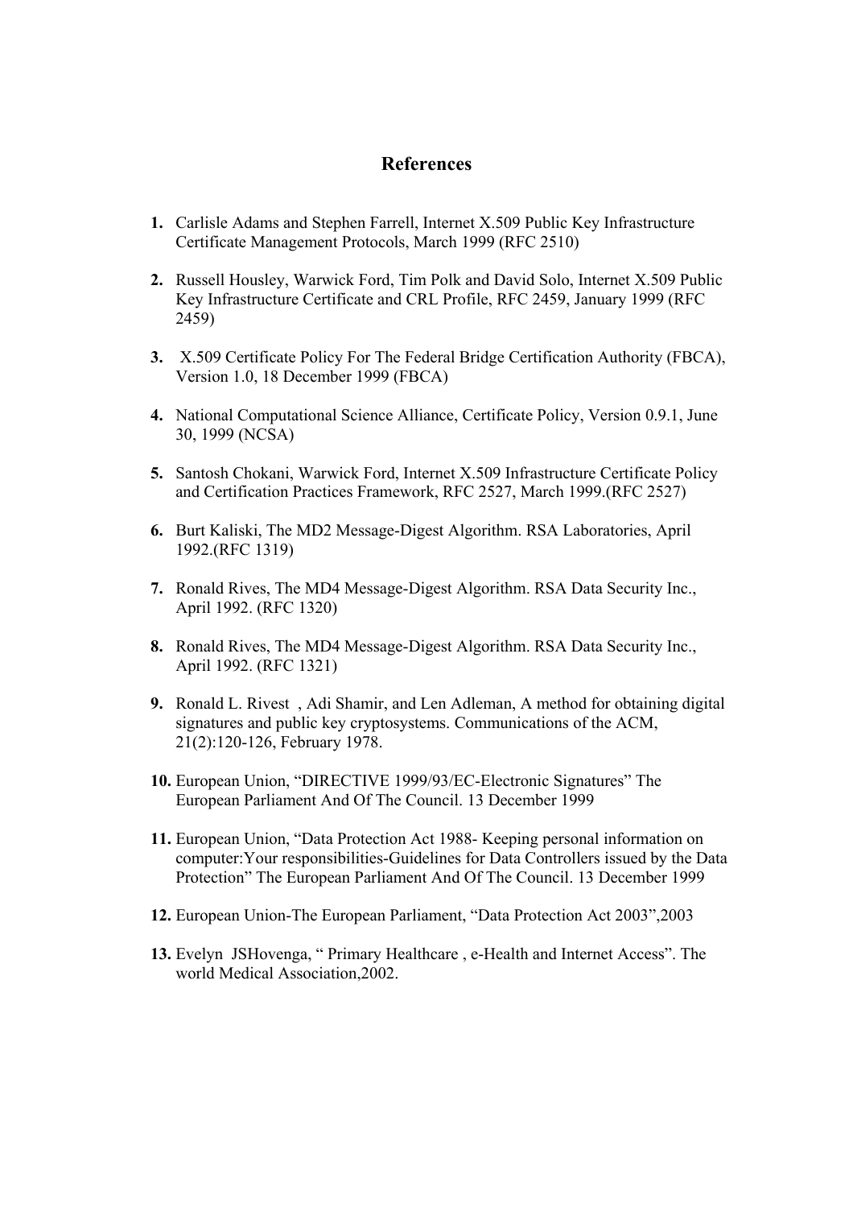## References

1. Carlisle Adams and Stephen Farrell, Internet X.509 Public Key Infrastructure Certificate Management Protocols, March 1999 (RFC 2510)

2. Russell Housley, Warwick Ford, Tim Polk and David Solo, Internet X.509 Public Key Infrastructure Certificate and CRL Profile, RFC 2459, January 1999 (RFC 2459)

3. X.509 Certificate Policy For The Federal Bridge Certification Authority (FBCA), Version 1.0, 18 December 1999 (FBCA)

4. National Computational Science Alliance, Certificate Policy, Version 0.9.1, June 30, 1999 (NCSA)

5. Santosh Chokani, Warwick Ford, Internet X.509 Infrastructure Certificate Policy and Certification Practices Framework, RFC 2527, March 1999.(RFC 2527)

6. Burt Kaliski, The MD2 Message-Digest Algorithm. RSA Laboratories, April 1992.(RFC 1319)

7. Ronald Rives, The MD4 Message-Digest Algorithm. RSA Data Security Inc., April 1992. (RFC 1320)

8. Ronald Rives, The MD4 Message-Digest Algorithm. RSA Data Security Inc., April 1992. (RFC 1321)

9. Ronald L. Rivest , Adi Shamir, and Len Adleman, A method for obtaining digital signatures and public key cryptosystems. Communications of the ACM, 21(2):120-126, February 1978.

10. European Union, "DIRECTIVE 1999/93/EC-Electronic Signatures" The European Parliament And Of The Council. 13 December 1999

11. European Union, "Data Protection Act 1988- Keeping personal information on computer:Your responsibilities-Guidelines for Data Controllers issued by the Data Protection" The European Parliament And Of The Council. 13 December 1999

12. European Union-The European Parliament, "Data Protection Act 2003",2003

13. Evelyn JSHovenga, " Primary Healthcare , e-Health and Internet Access". The world Medical Association,2002.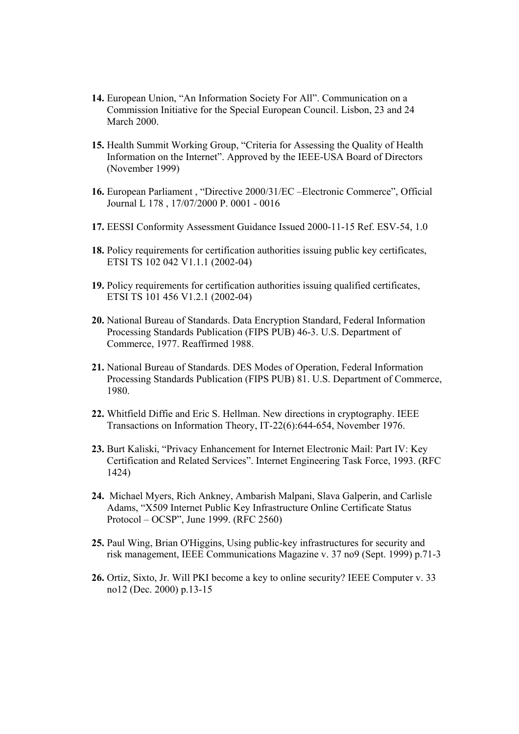**14.** European Union, “An Information Society For All”. Communication on a Commission Initiative for the Special European Council. Lisbon, 23 and 24 March 2000.

**15.** Health Summit Working Group, “Criteria for Assessing the Quality of Health Information on the Internet”. Approved by the IEEE-USA Board of Directors (November 1999)

**16.** European Parliament , “Directive 2000/31/EC –Electronic Commerce”, Official Journal L 178 , 17/07/2000 P. 0001 - 0016

**17.** EESSI Conformity Assessment Guidance Issued 2000-11-15 Ref. ESV-54, 1.0

**18.** Policy requirements for certification authorities issuing public key certificates, ETSI TS 102 042 V1.1.1 (2002-04)

**19.** Policy requirements for certification authorities issuing qualified certificates, ETSI TS 101 456 V1.2.1 (2002-04)

**20.** National Bureau of Standards. Data Encryption Standard, Federal Information Processing Standards Publication (FIPS PUB) 46-3. U.S. Department of Commerce, 1977. Reaffirmed 1988.

**21.** National Bureau of Standards. DES Modes of Operation, Federal Information Processing Standards Publication (FIPS PUB) 81. U.S. Department of Commerce, 1980.

**22.** Whitfield Diffie and Eric S. Hellman. New directions in cryptography. IEEE Transactions on Information Theory, IT-22(6):644-654, November 1976.

**23.** Burt Kaliski, “Privacy Enhancement for Internet Electronic Mail: Part IV: Key Certification and Related Services”. Internet Engineering Task Force, 1993. (RFC 1424)

**24.** Michael Myers, Rich Ankney, Ambarish Malpani, Slava Galperin, and Carlisle Adams, “X509 Internet Public Key Infrastructure Online Certificate Status Protocol – OCSP”, June 1999. (RFC 2560)

**25.** Paul Wing, Brian O'Higgins, Using public-key infrastructures for security and risk management, IEEE Communications Magazine v. 37 no9 (Sept. 1999) p.71-3

**26.** Ortiz, Sixto, Jr. Will PKI become a key to online security? IEEE Computer v. 33 no12 (Dec. 2000) p.13-15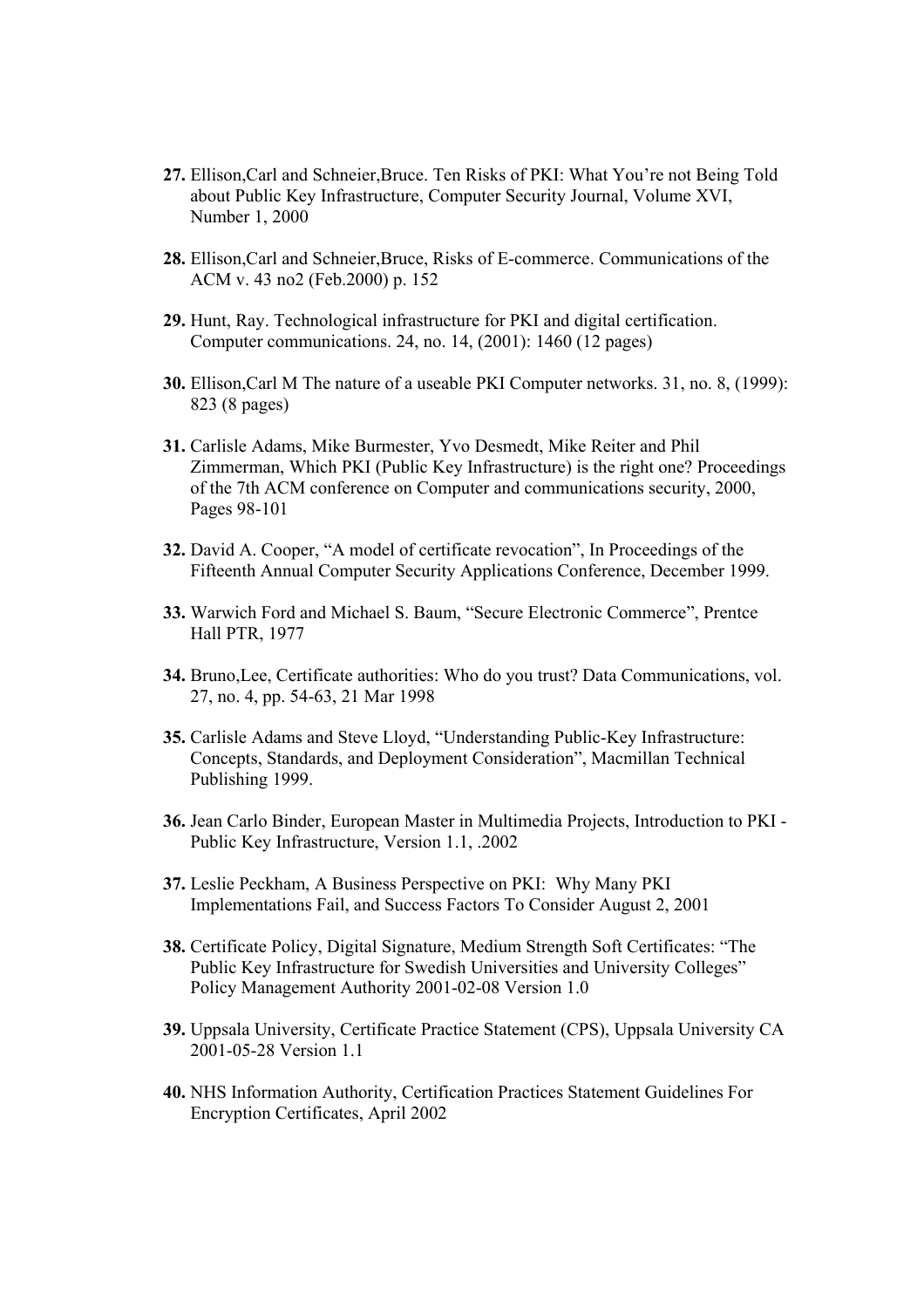**27.** Ellison,Carl and Schneier,Bruce. Ten Risks of PKI: What You're not Being Told about Public Key Infrastructure, Computer Security Journal, Volume XVI, Number 1, 2000

**28.** Ellison,Carl and Schneier,Bruce, Risks of E-commerce. Communications of the ACM v. 43 no2 (Feb.2000) p. 152

**29.** Hunt, Ray. Technological infrastructure for PKI and digital certification. Computer communications. 24, no. 14, (2001): 1460 (12 pages)

**30.** Ellison,Carl M The nature of a useable PKI Computer networks. 31, no. 8, (1999): 823 (8 pages)

**31.** Carlisle Adams, Mike Burmester, Yvo Desmedt, Mike Reiter and Phil Zimmerman, Which PKI (Public Key Infrastructure) is the right one? Proceedings of the 7th ACM conference on Computer and communications security, 2000, Pages 98-101

**32.** David A. Cooper, "A model of certificate revocation", In Proceedings of the Fifteenth Annual Computer Security Applications Conference, December 1999.

**33.** Warwich Ford and Michael S. Baum, "Secure Electronic Commerce", Prentce Hall PTR, 1977

**34.** Bruno,Lee, Certificate authorities: Who do you trust? Data Communications, vol. 27, no. 4, pp. 54-63, 21 Mar 1998

**35.** Carlisle Adams and Steve Lloyd, "Understanding Public-Key Infrastructure: Concepts, Standards, and Deployment Consideration", Macmillan Technical Publishing 1999.

**36.** Jean Carlo Binder, European Master in Multimedia Projects, Introduction to PKI - Public Key Infrastructure, Version 1.1, .2002

**37.** Leslie Peckham, A Business Perspective on PKI: Why Many PKI Implementations Fail, and Success Factors To Consider August 2, 2001

**38.** Certificate Policy, Digital Signature, Medium Strength Soft Certificates: "The Public Key Infrastructure for Swedish Universities and University Colleges" Policy Management Authority 2001-02-08 Version 1.0

**39.** Uppsala University, Certificate Practice Statement (CPS), Uppsala University CA 2001-05-28 Version 1.1

**40.** NHS Information Authority, Certification Practices Statement Guidelines For Encryption Certificates, April 2002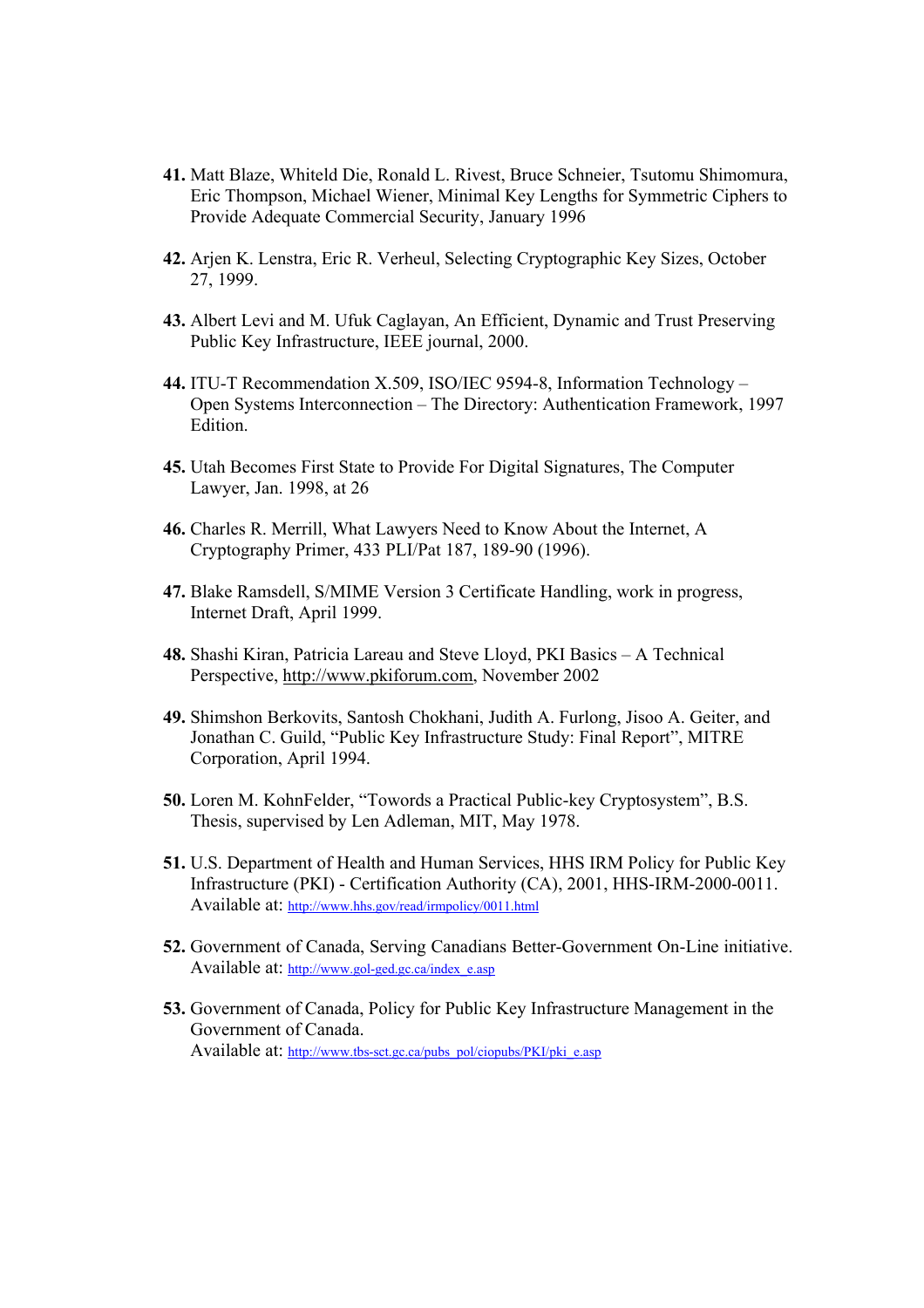**41.** Matt Blaze, Whiteld Die, Ronald L. Rivest, Bruce Schneier, Tsutomu Shimomura, Eric Thompson, Michael Wiener, Minimal Key Lengths for Symmetric Ciphers to Provide Adequate Commercial Security, January 1996

**42.** Arjen K. Lenstra, Eric R. Verheul, Selecting Cryptographic Key Sizes, October 27, 1999.

**43.** Albert Levi and M. Ufuk Caglayan, An Efficient, Dynamic and Trust Preserving Public Key Infrastructure, IEEE journal, 2000.

**44.** ITU-T Recommendation X.509, ISO/IEC 9594-8, Information Technology – Open Systems Interconnection – The Directory: Authentication Framework, 1997 Edition.

**45.** Utah Becomes First State to Provide For Digital Signatures, The Computer Lawyer, Jan. 1998, at 26

**46.** Charles R. Merrill, What Lawyers Need to Know About the Internet, A Cryptography Primer, 433 PLI/Pat 187, 189-90 (1996).

**47.** Blake Ramsdell, S/MIME Version 3 Certificate Handling, work in progress, Internet Draft, April 1999.

**48.** Shashi Kiran, Patricia Lareau and Steve Lloyd, PKI Basics – A Technical Perspective, http://www.pkiforum.com, November 2002

**49.** Shimshon Berkovits, Santosh Chokhani, Judith A. Furlong, Jisoo A. Geiter, and Jonathan C. Guild, "Public Key Infrastructure Study: Final Report", MITRE Corporation, April 1994.

**50.** Loren M. KohnFelder, "Towords a Practical Public-key Cryptosystem", B.S. Thesis, supervised by Len Adleman, MIT, May 1978.

**51.** U.S. Department of Health and Human Services, HHS IRM Policy for Public Key Infrastructure (PKI) - Certification Authority (CA), 2001, HHS-IRM-2000-0011. Available at: http://www.hhs.gov/read/irmpolicy/0011.html

**52.** Government of Canada, Serving Canadians Better-Government On-Line initiative. Available at: http://www.gol-ged.gc.ca/index_e.asp

**53.** Government of Canada, Policy for Public Key Infrastructure Management in the Government of Canada.
Available at: http://www.tbs-sct.gc.ca/pubs_pol/ciopubs/PKI/pki_e.asp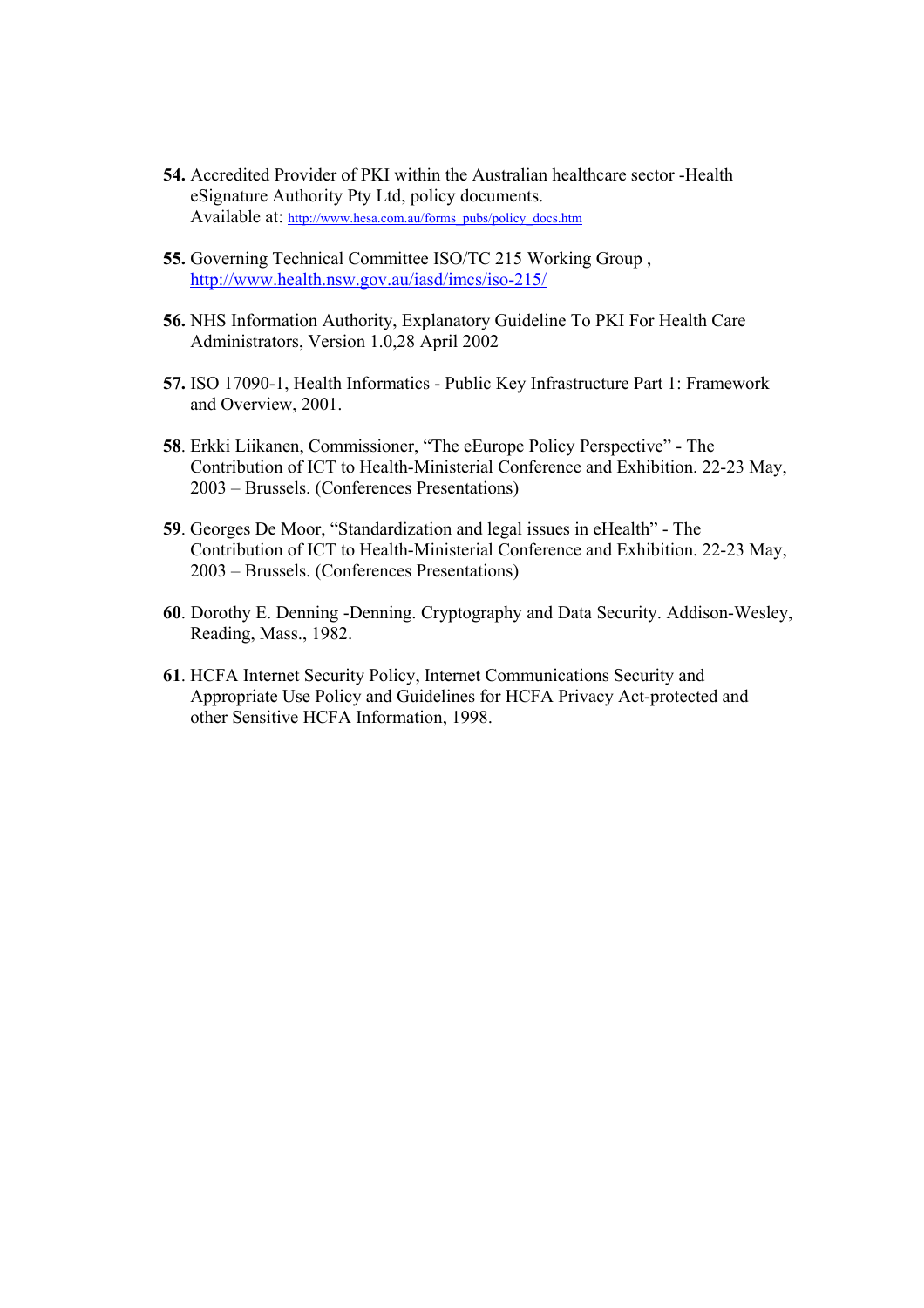**54.** Accredited Provider of PKI within the Australian healthcare sector -Health eSignature Authority Pty Ltd, policy documents.
Available at: http://www.hesa.com.au/forms_pubs/policy_docs.htm

**55.** Governing Technical Committee ISO/TC 215 Working Group , http://www.health.nsw.gov.au/iasd/imcs/iso-215/

**56.** NHS Information Authority, Explanatory Guideline To PKI For Health Care Administrators, Version 1.0,28 April 2002

**57.** ISO 17090-1, Health Informatics - Public Key Infrastructure Part 1: Framework and Overview, 2001.

**58**. Erkki Liikanen, Commissioner, "The eEurope Policy Perspective" - The Contribution of ICT to Health-Ministerial Conference and Exhibition. 22-23 May, 2003 – Brussels. (Conferences Presentations)

**59**. Georges De Moor, "Standardization and legal issues in eHealth" - The Contribution of ICT to Health-Ministerial Conference and Exhibition. 22-23 May, 2003 – Brussels. (Conferences Presentations)

**60**. Dorothy E. Denning -Denning. Cryptography and Data Security. Addison-Wesley, Reading, Mass., 1982.

**61**. HCFA Internet Security Policy, Internet Communications Security and Appropriate Use Policy and Guidelines for HCFA Privacy Act-protected and other Sensitive HCFA Information, 1998.